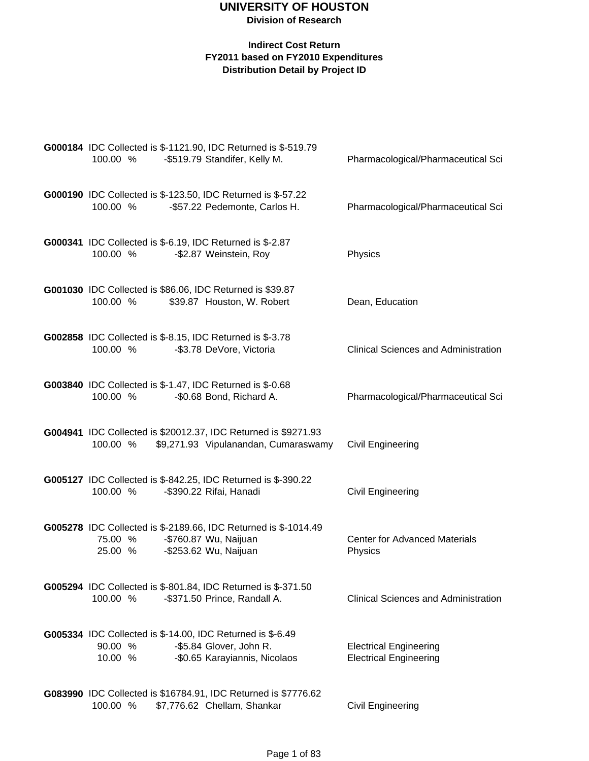# UNIVERSITY OF HOUSTON

## Division of Research

### Indirect Cost Return
### FY2011 based on FY2010 Expenditures
### Distribution Detail by Project ID

**G000184** IDC Collected is $-1121.90, IDC Returned is $-519.79

| Percent | Amount | Name | Department |
|---|---|---|---|
| 100.00 % | -$519.79 | Standifer, Kelly M. | Pharmacological/Pharmaceutical Sci |

**G000190** IDC Collected is $-123.50, IDC Returned is $-57.22

| Percent | Amount | Name | Department |
|---|---|---|---|
| 100.00 % | -$57.22 | Pedemonte, Carlos H. | Pharmacological/Pharmaceutical Sci |

**G000341** IDC Collected is $-6.19, IDC Returned is $-2.87

| Percent | Amount | Name | Department |
|---|---|---|---|
| 100.00 % | -$2.87 | Weinstein, Roy | Physics |

**G001030** IDC Collected is $86.06, IDC Returned is $39.87

| Percent | Amount | Name | Department |
|---|---|---|---|
| 100.00 % | $39.87 | Houston, W. Robert | Dean, Education |

**G002858** IDC Collected is $-8.15, IDC Returned is $-3.78

| Percent | Amount | Name | Department |
|---|---|---|---|
| 100.00 % | -$3.78 | DeVore, Victoria | Clinical Sciences and Administration |

**G003840** IDC Collected is $-1.47, IDC Returned is $-0.68

| Percent | Amount | Name | Department |
|---|---|---|---|
| 100.00 % | -$0.68 | Bond, Richard A. | Pharmacological/Pharmaceutical Sci |

**G004941** IDC Collected is $20012.37, IDC Returned is $9271.93

| Percent | Amount | Name | Department |
|---|---|---|---|
| 100.00 % | $9,271.93 | Vipulanandan, Cumaraswamy | Civil Engineering |

**G005127** IDC Collected is $-842.25, IDC Returned is $-390.22

| Percent | Amount | Name | Department |
|---|---|---|---|
| 100.00 % | -$390.22 | Rifai, Hanadi | Civil Engineering |

**G005278** IDC Collected is $-2189.66, IDC Returned is $-1014.49

| Percent | Amount | Name | Department |
|---|---|---|---|
| 75.00 % | -$760.87 | Wu, Naijuan | Center for Advanced Materials |
| 25.00 % | -$253.62 | Wu, Naijuan | Physics |

**G005294** IDC Collected is $-801.84, IDC Returned is $-371.50

| Percent | Amount | Name | Department |
|---|---|---|---|
| 100.00 % | -$371.50 | Prince, Randall A. | Clinical Sciences and Administration |

**G005334** IDC Collected is $-14.00, IDC Returned is $-6.49

| Percent | Amount | Name | Department |
|---|---|---|---|
| 90.00 % | -$5.84 | Glover, John R. | Electrical Engineering |
| 10.00 % | -$0.65 | Karayiannis, Nicolaos | Electrical Engineering |

**G083990** IDC Collected is $16784.91, IDC Returned is $7776.62

| Percent | Amount | Name | Department |
|---|---|---|---|
| 100.00 % | $7,776.62 | Chellam, Shankar | Civil Engineering |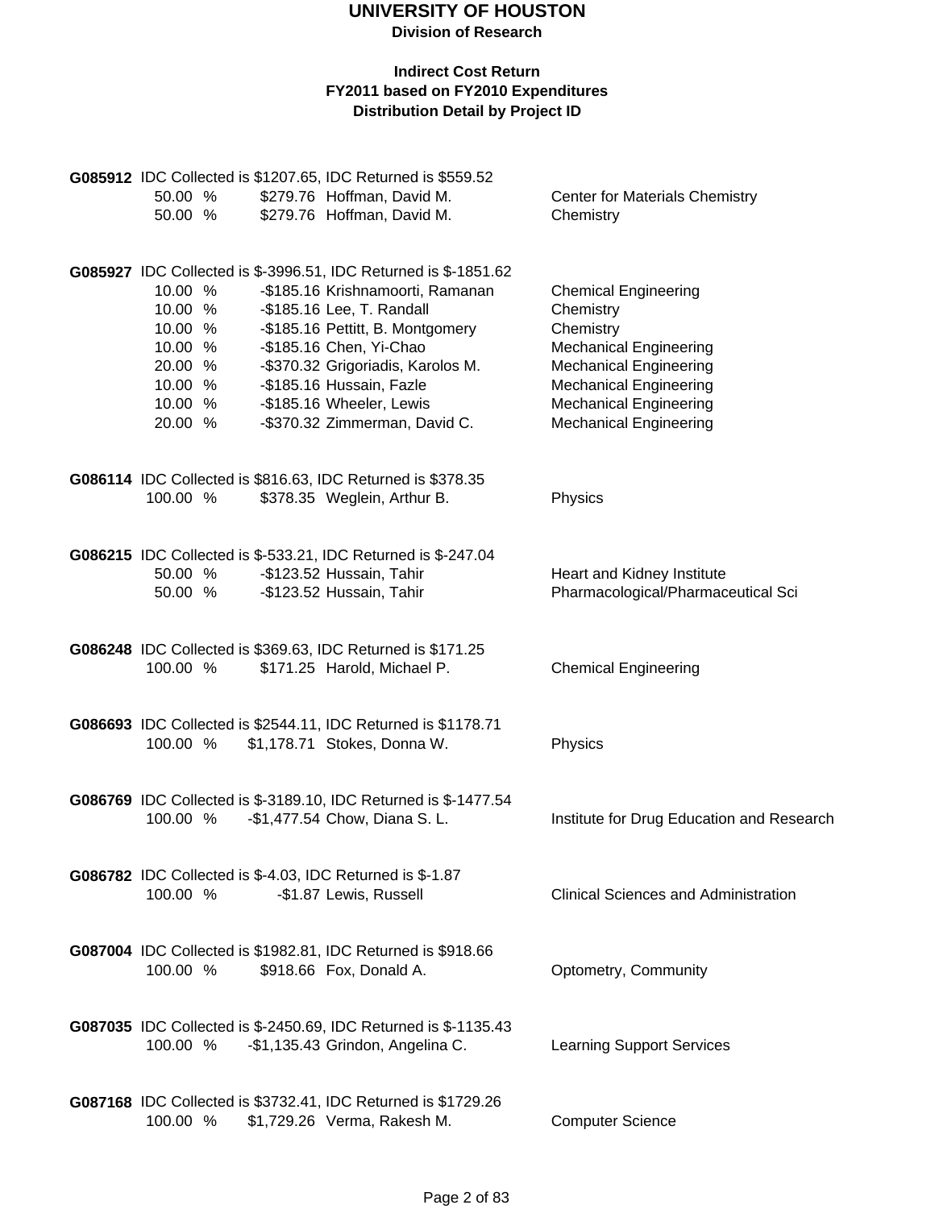# UNIVERSITY OF HOUSTON

**Division of Research**

**Indirect Cost Return**
**FY2011 based on FY2010 Expenditures**
**Distribution Detail by Project ID**

**G085912** IDC Collected is $1207.65, IDC Returned is $559.52

| Percent | Amount | Name | Department |
|---|---|---|---|
| 50.00 % | $279.76 | Hoffman, David M. | Center for Materials Chemistry |
| 50.00 % | $279.76 | Hoffman, David M. | Chemistry |

**G085927** IDC Collected is $-3996.51, IDC Returned is $-1851.62

| Percent | Amount | Name | Department |
|---|---|---|---|
| 10.00 % | -$185.16 | Krishnamoorti, Ramanan | Chemical Engineering |
| 10.00 % | -$185.16 | Lee, T. Randall | Chemistry |
| 10.00 % | -$185.16 | Pettitt, B. Montgomery | Chemistry |
| 10.00 % | -$185.16 | Chen, Yi-Chao | Mechanical Engineering |
| 20.00 % | -$370.32 | Grigoriadis, Karolos M. | Mechanical Engineering |
| 10.00 % | -$185.16 | Hussain, Fazle | Mechanical Engineering |
| 10.00 % | -$185.16 | Wheeler, Lewis | Mechanical Engineering |
| 20.00 % | -$370.32 | Zimmerman, David C. | Mechanical Engineering |

**G086114** IDC Collected is $816.63, IDC Returned is $378.35

| Percent | Amount | Name | Department |
|---|---|---|---|
| 100.00 % | $378.35 | Weglein, Arthur B. | Physics |

**G086215** IDC Collected is $-533.21, IDC Returned is $-247.04

| Percent | Amount | Name | Department |
|---|---|---|---|
| 50.00 % | -$123.52 | Hussain, Tahir | Heart and Kidney Institute |
| 50.00 % | -$123.52 | Hussain, Tahir | Pharmacological/Pharmaceutical Sci |

**G086248** IDC Collected is $369.63, IDC Returned is $171.25

| Percent | Amount | Name | Department |
|---|---|---|---|
| 100.00 % | $171.25 | Harold, Michael P. | Chemical Engineering |

**G086693** IDC Collected is $2544.11, IDC Returned is $1178.71

| Percent | Amount | Name | Department |
|---|---|---|---|
| 100.00 % | $1,178.71 | Stokes, Donna W. | Physics |

**G086769** IDC Collected is $-3189.10, IDC Returned is $-1477.54

| Percent | Amount | Name | Department |
|---|---|---|---|
| 100.00 % | -$1,477.54 | Chow, Diana S. L. | Institute for Drug Education and Research |

**G086782** IDC Collected is $-4.03, IDC Returned is $-1.87

| Percent | Amount | Name | Department |
|---|---|---|---|
| 100.00 % | -$1.87 | Lewis, Russell | Clinical Sciences and Administration |

**G087004** IDC Collected is $1982.81, IDC Returned is $918.66

| Percent | Amount | Name | Department |
|---|---|---|---|
| 100.00 % | $918.66 | Fox, Donald A. | Optometry, Community |

**G087035** IDC Collected is $-2450.69, IDC Returned is $-1135.43

| Percent | Amount | Name | Department |
|---|---|---|---|
| 100.00 % | -$1,135.43 | Grindon, Angelina C. | Learning Support Services |

**G087168** IDC Collected is $3732.41, IDC Returned is $1729.26

| Percent | Amount | Name | Department |
|---|---|---|---|
| 100.00 % | $1,729.26 | Verma, Rakesh M. | Computer Science |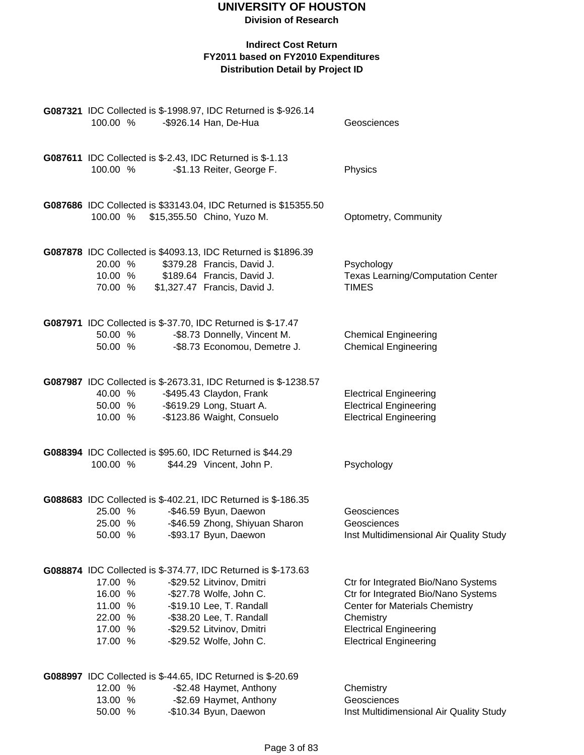# UNIVERSITY OF HOUSTON

**Division of Research**

**Indirect Cost Return**
**FY2011 based on FY2010 Expenditures**
**Distribution Detail by Project ID**

**G087321** IDC Collected is $-1998.97, IDC Returned is $-926.14

| % | Amount | Name | Department |
|---|---|---|---|
| 100.00 % | -$926.14 | Han, De-Hua | Geosciences |

**G087611** IDC Collected is $-2.43, IDC Returned is $-1.13

| % | Amount | Name | Department |
|---|---|---|---|
| 100.00 % | -$1.13 | Reiter, George F. | Physics |

**G087686** IDC Collected is $33143.04, IDC Returned is $15355.50

| % | Amount | Name | Department |
|---|---|---|---|
| 100.00 % | $15,355.50 | Chino, Yuzo M. | Optometry, Community |

**G087878** IDC Collected is $4093.13, IDC Returned is $1896.39

| % | Amount | Name | Department |
|---|---|---|---|
| 20.00 % | $379.28 | Francis, David J. | Psychology |
| 10.00 % | $189.64 | Francis, David J. | Texas Learning/Computation Center |
| 70.00 % | $1,327.47 | Francis, David J. | TIMES |

**G087971** IDC Collected is $-37.70, IDC Returned is $-17.47

| % | Amount | Name | Department |
|---|---|---|---|
| 50.00 % | -$8.73 | Donnelly, Vincent M. | Chemical Engineering |
| 50.00 % | -$8.73 | Economou, Demetre J. | Chemical Engineering |

**G087987** IDC Collected is $-2673.31, IDC Returned is $-1238.57

| % | Amount | Name | Department |
|---|---|---|---|
| 40.00 % | -$495.43 | Claydon, Frank | Electrical Engineering |
| 50.00 % | -$619.29 | Long, Stuart A. | Electrical Engineering |
| 10.00 % | -$123.86 | Waight, Consuelo | Electrical Engineering |

**G088394** IDC Collected is $95.60, IDC Returned is $44.29

| % | Amount | Name | Department |
|---|---|---|---|
| 100.00 % | $44.29 | Vincent, John P. | Psychology |

**G088683** IDC Collected is $-402.21, IDC Returned is $-186.35

| % | Amount | Name | Department |
|---|---|---|---|
| 25.00 % | -$46.59 | Byun, Daewon | Geosciences |
| 25.00 % | -$46.59 | Zhong, Shiyuan Sharon | Geosciences |
| 50.00 % | -$93.17 | Byun, Daewon | Inst Multidimensional Air Quality Study |

**G088874** IDC Collected is $-374.77, IDC Returned is $-173.63

| % | Amount | Name | Department |
|---|---|---|---|
| 17.00 % | -$29.52 | Litvinov, Dmitri | Ctr for Integrated Bio/Nano Systems |
| 16.00 % | -$27.78 | Wolfe, John C. | Ctr for Integrated Bio/Nano Systems |
| 11.00 % | -$19.10 | Lee, T. Randall | Center for Materials Chemistry |
| 22.00 % | -$38.20 | Lee, T. Randall | Chemistry |
| 17.00 % | -$29.52 | Litvinov, Dmitri | Electrical Engineering |
| 17.00 % | -$29.52 | Wolfe, John C. | Electrical Engineering |

**G088997** IDC Collected is $-44.65, IDC Returned is $-20.69

| % | Amount | Name | Department |
|---|---|---|---|
| 12.00 % | -$2.48 | Haymet, Anthony | Chemistry |
| 13.00 % | -$2.69 | Haymet, Anthony | Geosciences |
| 50.00 % | -$10.34 | Byun, Daewon | Inst Multidimensional Air Quality Study |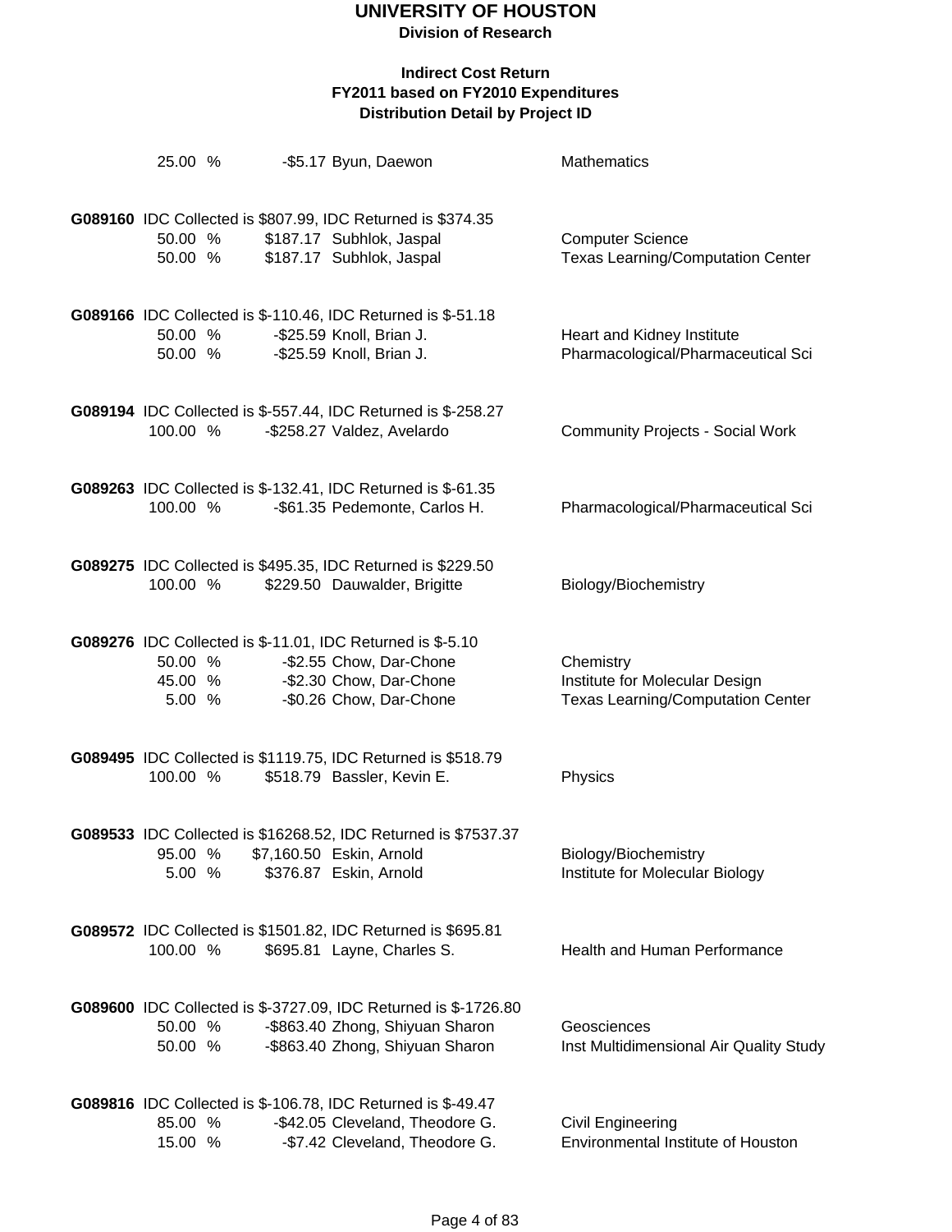# UNIVERSITY OF HOUSTON

**Division of Research**

**Indirect Cost Return**
**FY2011 based on FY2010 Expenditures**
**Distribution Detail by Project ID**

| | | | |
|---|---|---|---|
| 25.00 % | -$5.17 | Byun, Daewon | Mathematics |

**G089160** IDC Collected is $807.99, IDC Returned is $374.35

| | | | |
|---|---|---|---|
| 50.00 % | $187.17 | Subhlok, Jaspal | Computer Science |
| 50.00 % | $187.17 | Subhlok, Jaspal | Texas Learning/Computation Center |

**G089166** IDC Collected is $-110.46, IDC Returned is $-51.18

| | | | |
|---|---|---|---|
| 50.00 % | -$25.59 | Knoll, Brian J. | Heart and Kidney Institute |
| 50.00 % | -$25.59 | Knoll, Brian J. | Pharmacological/Pharmaceutical Sci |

**G089194** IDC Collected is $-557.44, IDC Returned is $-258.27

| | | | |
|---|---|---|---|
| 100.00 % | -$258.27 | Valdez, Avelardo | Community Projects - Social Work |

**G089263** IDC Collected is $-132.41, IDC Returned is $-61.35

| | | | |
|---|---|---|---|
| 100.00 % | -$61.35 | Pedemonte, Carlos H. | Pharmacological/Pharmaceutical Sci |

**G089275** IDC Collected is $495.35, IDC Returned is $229.50

| | | | |
|---|---|---|---|
| 100.00 % | $229.50 | Dauwalder, Brigitte | Biology/Biochemistry |

**G089276** IDC Collected is $-11.01, IDC Returned is $-5.10

| | | | |
|---|---|---|---|
| 50.00 % | -$2.55 | Chow, Dar-Chone | Chemistry |
| 45.00 % | -$2.30 | Chow, Dar-Chone | Institute for Molecular Design |
| 5.00 % | -$0.26 | Chow, Dar-Chone | Texas Learning/Computation Center |

**G089495** IDC Collected is $1119.75, IDC Returned is $518.79

| | | | |
|---|---|---|---|
| 100.00 % | $518.79 | Bassler, Kevin E. | Physics |

**G089533** IDC Collected is $16268.52, IDC Returned is $7537.37

| | | | |
|---|---|---|---|
| 95.00 % | $7,160.50 | Eskin, Arnold | Biology/Biochemistry |
| 5.00 % | $376.87 | Eskin, Arnold | Institute for Molecular Biology |

**G089572** IDC Collected is $1501.82, IDC Returned is $695.81

| | | | |
|---|---|---|---|
| 100.00 % | $695.81 | Layne, Charles S. | Health and Human Performance |

**G089600** IDC Collected is $-3727.09, IDC Returned is $-1726.80

| | | | |
|---|---|---|---|
| 50.00 % | -$863.40 | Zhong, Shiyuan Sharon | Geosciences |
| 50.00 % | -$863.40 | Zhong, Shiyuan Sharon | Inst Multidimensional Air Quality Study |

**G089816** IDC Collected is $-106.78, IDC Returned is $-49.47

| | | | |
|---|---|---|---|
| 85.00 % | -$42.05 | Cleveland, Theodore G. | Civil Engineering |
| 15.00 % | -$7.42 | Cleveland, Theodore G. | Environmental Institute of Houston |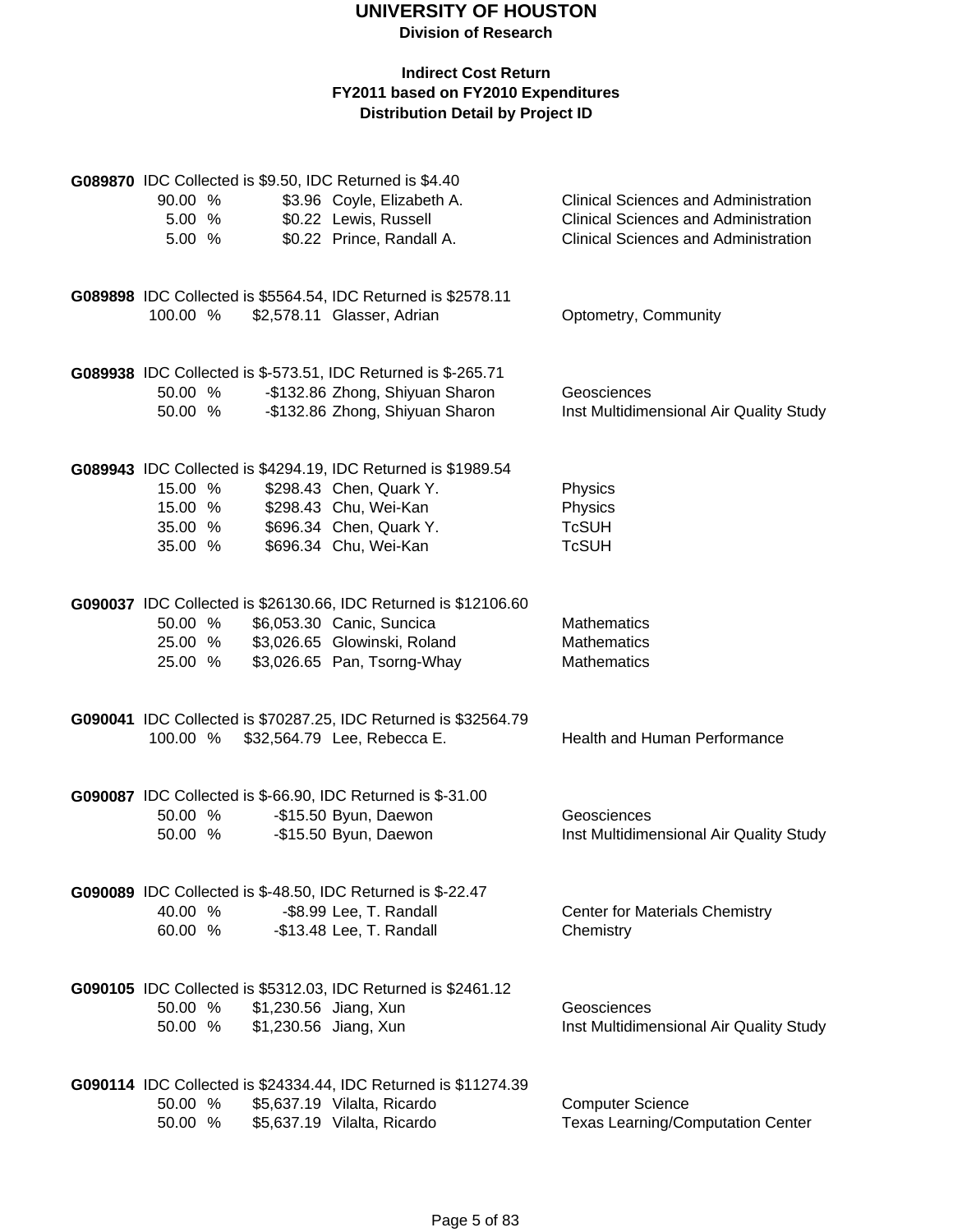# UNIVERSITY OF HOUSTON

**Division of Research**

**Indirect Cost Return**
**FY2011 based on FY2010 Expenditures**
**Distribution Detail by Project ID**

**G089870** IDC Collected is $9.50, IDC Returned is $4.40

| % | Amount | Name | Department |
|---|---|---|---|
| 90.00 % | $3.96 | Coyle, Elizabeth A. | Clinical Sciences and Administration |
| 5.00 % | $0.22 | Lewis, Russell | Clinical Sciences and Administration |
| 5.00 % | $0.22 | Prince, Randall A. | Clinical Sciences and Administration |

**G089898** IDC Collected is $5564.54, IDC Returned is $2578.11

| % | Amount | Name | Department |
|---|---|---|---|
| 100.00 % | $2,578.11 | Glasser, Adrian | Optometry, Community |

**G089938** IDC Collected is $-573.51, IDC Returned is $-265.71

| % | Amount | Name | Department |
|---|---|---|---|
| 50.00 % | -$132.86 | Zhong, Shiyuan Sharon | Geosciences |
| 50.00 % | -$132.86 | Zhong, Shiyuan Sharon | Inst Multidimensional Air Quality Study |

**G089943** IDC Collected is $4294.19, IDC Returned is $1989.54

| % | Amount | Name | Department |
|---|---|---|---|
| 15.00 % | $298.43 | Chen, Quark Y. | Physics |
| 15.00 % | $298.43 | Chu, Wei-Kan | Physics |
| 35.00 % | $696.34 | Chen, Quark Y. | TcSUH |
| 35.00 % | $696.34 | Chu, Wei-Kan | TcSUH |

**G090037** IDC Collected is $26130.66, IDC Returned is $12106.60

| % | Amount | Name | Department |
|---|---|---|---|
| 50.00 % | $6,053.30 | Canic, Suncica | Mathematics |
| 25.00 % | $3,026.65 | Glowinski, Roland | Mathematics |
| 25.00 % | $3,026.65 | Pan, Tsorng-Whay | Mathematics |

**G090041** IDC Collected is $70287.25, IDC Returned is $32564.79

| % | Amount | Name | Department |
|---|---|---|---|
| 100.00 % | $32,564.79 | Lee, Rebecca E. | Health and Human Performance |

**G090087** IDC Collected is $-66.90, IDC Returned is $-31.00

| % | Amount | Name | Department |
|---|---|---|---|
| 50.00 % | -$15.50 | Byun, Daewon | Geosciences |
| 50.00 % | -$15.50 | Byun, Daewon | Inst Multidimensional Air Quality Study |

**G090089** IDC Collected is $-48.50, IDC Returned is $-22.47

| % | Amount | Name | Department |
|---|---|---|---|
| 40.00 % | -$8.99 | Lee, T. Randall | Center for Materials Chemistry |
| 60.00 % | -$13.48 | Lee, T. Randall | Chemistry |

**G090105** IDC Collected is $5312.03, IDC Returned is $2461.12

| % | Amount | Name | Department |
|---|---|---|---|
| 50.00 % | $1,230.56 | Jiang, Xun | Geosciences |
| 50.00 % | $1,230.56 | Jiang, Xun | Inst Multidimensional Air Quality Study |

**G090114** IDC Collected is $24334.44, IDC Returned is $11274.39

| % | Amount | Name | Department |
|---|---|---|---|
| 50.00 % | $5,637.19 | Vilalta, Ricardo | Computer Science |
| 50.00 % | $5,637.19 | Vilalta, Ricardo | Texas Learning/Computation Center |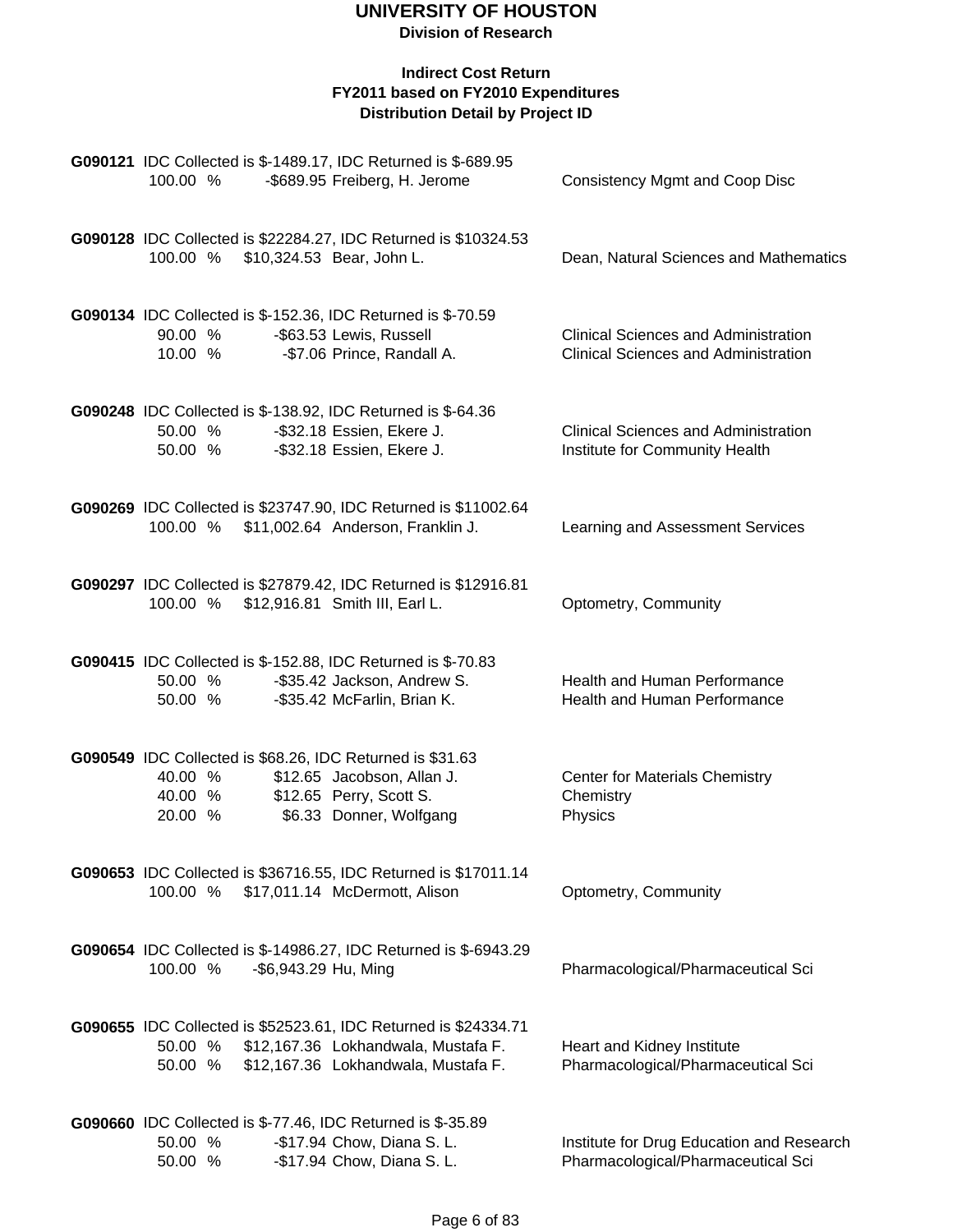# UNIVERSITY OF HOUSTON

**Division of Research**

### Indirect Cost Return
### FY2011 based on FY2010 Expenditures
### Distribution Detail by Project ID

**G090121** IDC Collected is $-1489.17, IDC Returned is $-689.95

| | | | |
|---|---|---|---|
| 100.00 % | -$689.95 | Freiberg, H. Jerome | Consistency Mgmt and Coop Disc |

**G090128** IDC Collected is $22284.27, IDC Returned is $10324.53

| | | | |
|---|---|---|---|
| 100.00 % | $10,324.53 | Bear, John L. | Dean, Natural Sciences and Mathematics |

**G090134** IDC Collected is $-152.36, IDC Returned is $-70.59

| | | | |
|---|---|---|---|
| 90.00 % | -$63.53 | Lewis, Russell | Clinical Sciences and Administration |
| 10.00 % | -$7.06 | Prince, Randall A. | Clinical Sciences and Administration |

**G090248** IDC Collected is $-138.92, IDC Returned is $-64.36

| | | | |
|---|---|---|---|
| 50.00 % | -$32.18 | Essien, Ekere J. | Clinical Sciences and Administration |
| 50.00 % | -$32.18 | Essien, Ekere J. | Institute for Community Health |

**G090269** IDC Collected is $23747.90, IDC Returned is $11002.64

| | | | |
|---|---|---|---|
| 100.00 % | $11,002.64 | Anderson, Franklin J. | Learning and Assessment Services |

**G090297** IDC Collected is $27879.42, IDC Returned is $12916.81

| | | | |
|---|---|---|---|
| 100.00 % | $12,916.81 | Smith III, Earl L. | Optometry, Community |

**G090415** IDC Collected is $-152.88, IDC Returned is $-70.83

| | | | |
|---|---|---|---|
| 50.00 % | -$35.42 | Jackson, Andrew S. | Health and Human Performance |
| 50.00 % | -$35.42 | McFarlin, Brian K. | Health and Human Performance |

**G090549** IDC Collected is $68.26, IDC Returned is $31.63

| | | | |
|---|---|---|---|
| 40.00 % | $12.65 | Jacobson, Allan J. | Center for Materials Chemistry |
| 40.00 % | $12.65 | Perry, Scott S. | Chemistry |
| 20.00 % | $6.33 | Donner, Wolfgang | Physics |

**G090653** IDC Collected is $36716.55, IDC Returned is $17011.14

| | | | |
|---|---|---|---|
| 100.00 % | $17,011.14 | McDermott, Alison | Optometry, Community |

**G090654** IDC Collected is $-14986.27, IDC Returned is $-6943.29

| | | | |
|---|---|---|---|
| 100.00 % | -$6,943.29 | Hu, Ming | Pharmacological/Pharmaceutical Sci |

**G090655** IDC Collected is $52523.61, IDC Returned is $24334.71

| | | | |
|---|---|---|---|
| 50.00 % | $12,167.36 | Lokhandwala, Mustafa F. | Heart and Kidney Institute |
| 50.00 % | $12,167.36 | Lokhandwala, Mustafa F. | Pharmacological/Pharmaceutical Sci |

**G090660** IDC Collected is $-77.46, IDC Returned is $-35.89

| | | | |
|---|---|---|---|
| 50.00 % | -$17.94 | Chow, Diana S. L. | Institute for Drug Education and Research |
| 50.00 % | -$17.94 | Chow, Diana S. L. | Pharmacological/Pharmaceutical Sci |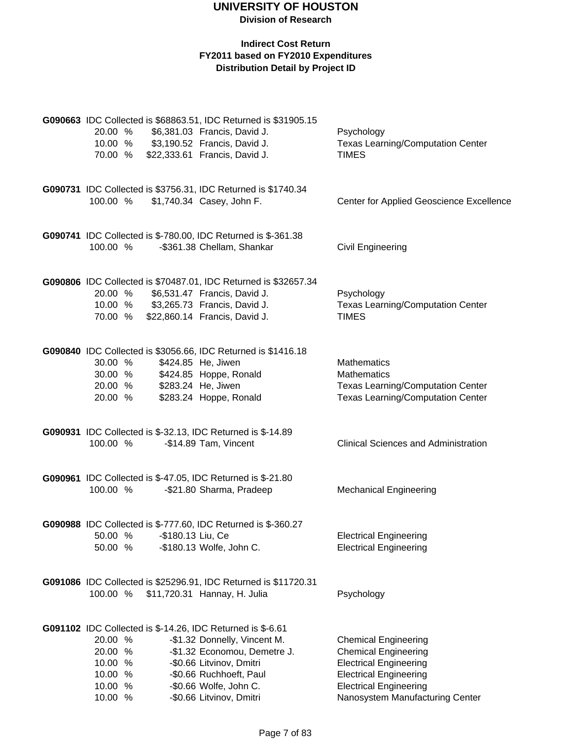# UNIVERSITY OF HOUSTON

**Division of Research**

**Indirect Cost Return**
**FY2011 based on FY2010 Expenditures**
**Distribution Detail by Project ID**

**G090663** IDC Collected is $68863.51, IDC Returned is $31905.15

| % | Amount | Name | Department |
|---|---|---|---|
| 20.00 % | $6,381.03 | Francis, David J. | Psychology |
| 10.00 % | $3,190.52 | Francis, David J. | Texas Learning/Computation Center |
| 70.00 % | $22,333.61 | Francis, David J. | TIMES |

**G090731** IDC Collected is $3756.31, IDC Returned is $1740.34

| % | Amount | Name | Department |
|---|---|---|---|
| 100.00 % | $1,740.34 | Casey, John F. | Center for Applied Geoscience Excellence |

**G090741** IDC Collected is $-780.00, IDC Returned is $-361.38

| % | Amount | Name | Department |
|---|---|---|---|
| 100.00 % | -$361.38 | Chellam, Shankar | Civil Engineering |

**G090806** IDC Collected is $70487.01, IDC Returned is $32657.34

| % | Amount | Name | Department |
|---|---|---|---|
| 20.00 % | $6,531.47 | Francis, David J. | Psychology |
| 10.00 % | $3,265.73 | Francis, David J. | Texas Learning/Computation Center |
| 70.00 % | $22,860.14 | Francis, David J. | TIMES |

**G090840** IDC Collected is $3056.66, IDC Returned is $1416.18

| % | Amount | Name | Department |
|---|---|---|---|
| 30.00 % | $424.85 | He, Jiwen | Mathematics |
| 30.00 % | $424.85 | Hoppe, Ronald | Mathematics |
| 20.00 % | $283.24 | He, Jiwen | Texas Learning/Computation Center |
| 20.00 % | $283.24 | Hoppe, Ronald | Texas Learning/Computation Center |

**G090931** IDC Collected is $-32.13, IDC Returned is $-14.89

| % | Amount | Name | Department |
|---|---|---|---|
| 100.00 % | -$14.89 | Tam, Vincent | Clinical Sciences and Administration |

**G090961** IDC Collected is $-47.05, IDC Returned is $-21.80

| % | Amount | Name | Department |
|---|---|---|---|
| 100.00 % | -$21.80 | Sharma, Pradeep | Mechanical Engineering |

**G090988** IDC Collected is $-777.60, IDC Returned is $-360.27

| % | Amount | Name | Department |
|---|---|---|---|
| 50.00 % | -$180.13 | Liu, Ce | Electrical Engineering |
| 50.00 % | -$180.13 | Wolfe, John C. | Electrical Engineering |

**G091086** IDC Collected is $25296.91, IDC Returned is $11720.31

| % | Amount | Name | Department |
|---|---|---|---|
| 100.00 % | $11,720.31 | Hannay, H. Julia | Psychology |

**G091102** IDC Collected is $-14.26, IDC Returned is $-6.61

| % | Amount | Name | Department |
|---|---|---|---|
| 20.00 % | -$1.32 | Donnelly, Vincent M. | Chemical Engineering |
| 20.00 % | -$1.32 | Economou, Demetre J. | Chemical Engineering |
| 10.00 % | -$0.66 | Litvinov, Dmitri | Electrical Engineering |
| 10.00 % | -$0.66 | Ruchhoeft, Paul | Electrical Engineering |
| 10.00 % | -$0.66 | Wolfe, John C. | Electrical Engineering |
| 10.00 % | -$0.66 | Litvinov, Dmitri | Nanosystem Manufacturing Center |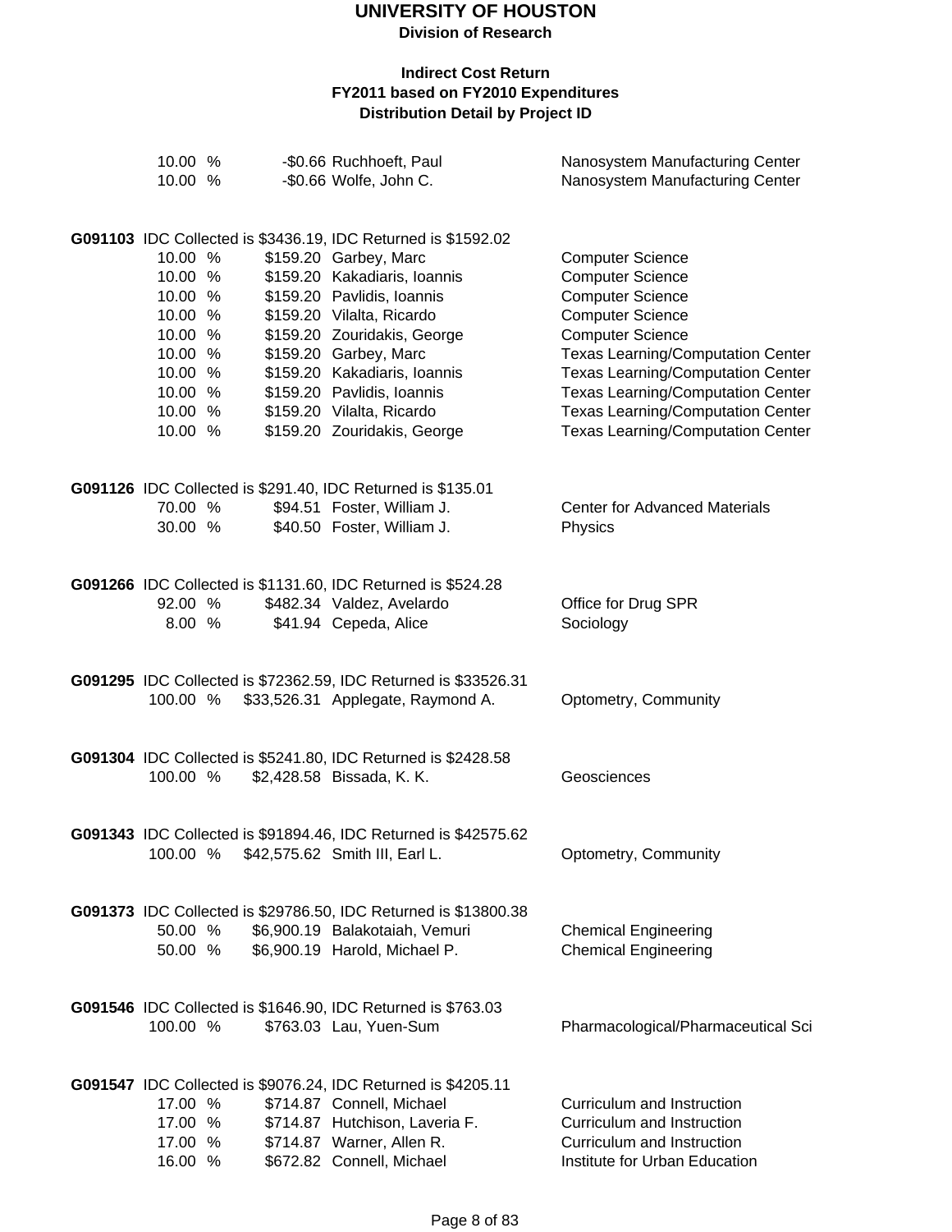# UNIVERSITY OF HOUSTON

**Division of Research**

**Indirect Cost Return**
**FY2011 based on FY2010 Expenditures**
**Distribution Detail by Project ID**

| | Percent | Amount | Name | Department |
|---|---|---|---|---|
| | 10.00 % | -$0.66 | Ruchhoeft, Paul | Nanosystem Manufacturing Center |
| | 10.00 % | -$0.66 | Wolfe, John C. | Nanosystem Manufacturing Center |

**G091103** IDC Collected is $3436.19, IDC Returned is $1592.02

| Percent | Amount | Name | Department |
|---|---|---|---|
| 10.00 % | $159.20 | Garbey, Marc | Computer Science |
| 10.00 % | $159.20 | Kakadiaris, Ioannis | Computer Science |
| 10.00 % | $159.20 | Pavlidis, Ioannis | Computer Science |
| 10.00 % | $159.20 | Vilalta, Ricardo | Computer Science |
| 10.00 % | $159.20 | Zouridakis, George | Computer Science |
| 10.00 % | $159.20 | Garbey, Marc | Texas Learning/Computation Center |
| 10.00 % | $159.20 | Kakadiaris, Ioannis | Texas Learning/Computation Center |
| 10.00 % | $159.20 | Pavlidis, Ioannis | Texas Learning/Computation Center |
| 10.00 % | $159.20 | Vilalta, Ricardo | Texas Learning/Computation Center |
| 10.00 % | $159.20 | Zouridakis, George | Texas Learning/Computation Center |

**G091126** IDC Collected is $291.40, IDC Returned is $135.01

| Percent | Amount | Name | Department |
|---|---|---|---|
| 70.00 % | $94.51 | Foster, William J. | Center for Advanced Materials |
| 30.00 % | $40.50 | Foster, William J. | Physics |

**G091266** IDC Collected is $1131.60, IDC Returned is $524.28

| Percent | Amount | Name | Department |
|---|---|---|---|
| 92.00 % | $482.34 | Valdez, Avelardo | Office for Drug SPR |
| 8.00 % | $41.94 | Cepeda, Alice | Sociology |

**G091295** IDC Collected is $72362.59, IDC Returned is $33526.31

| Percent | Amount | Name | Department |
|---|---|---|---|
| 100.00 % | $33,526.31 | Applegate, Raymond A. | Optometry, Community |

**G091304** IDC Collected is $5241.80, IDC Returned is $2428.58

| Percent | Amount | Name | Department |
|---|---|---|---|
| 100.00 % | $2,428.58 | Bissada, K. K. | Geosciences |

**G091343** IDC Collected is $91894.46, IDC Returned is $42575.62

| Percent | Amount | Name | Department |
|---|---|---|---|
| 100.00 % | $42,575.62 | Smith III, Earl L. | Optometry, Community |

**G091373** IDC Collected is $29786.50, IDC Returned is $13800.38

| Percent | Amount | Name | Department |
|---|---|---|---|
| 50.00 % | $6,900.19 | Balakotaiah, Vemuri | Chemical Engineering |
| 50.00 % | $6,900.19 | Harold, Michael P. | Chemical Engineering |

**G091546** IDC Collected is $1646.90, IDC Returned is $763.03

| Percent | Amount | Name | Department |
|---|---|---|---|
| 100.00 % | $763.03 | Lau, Yuen-Sum | Pharmacological/Pharmaceutical Sci |

**G091547** IDC Collected is $9076.24, IDC Returned is $4205.11

| Percent | Amount | Name | Department |
|---|---|---|---|
| 17.00 % | $714.87 | Connell, Michael | Curriculum and Instruction |
| 17.00 % | $714.87 | Hutchison, Laveria F. | Curriculum and Instruction |
| 17.00 % | $714.87 | Warner, Allen R. | Curriculum and Instruction |
| 16.00 % | $672.82 | Connell, Michael | Institute for Urban Education |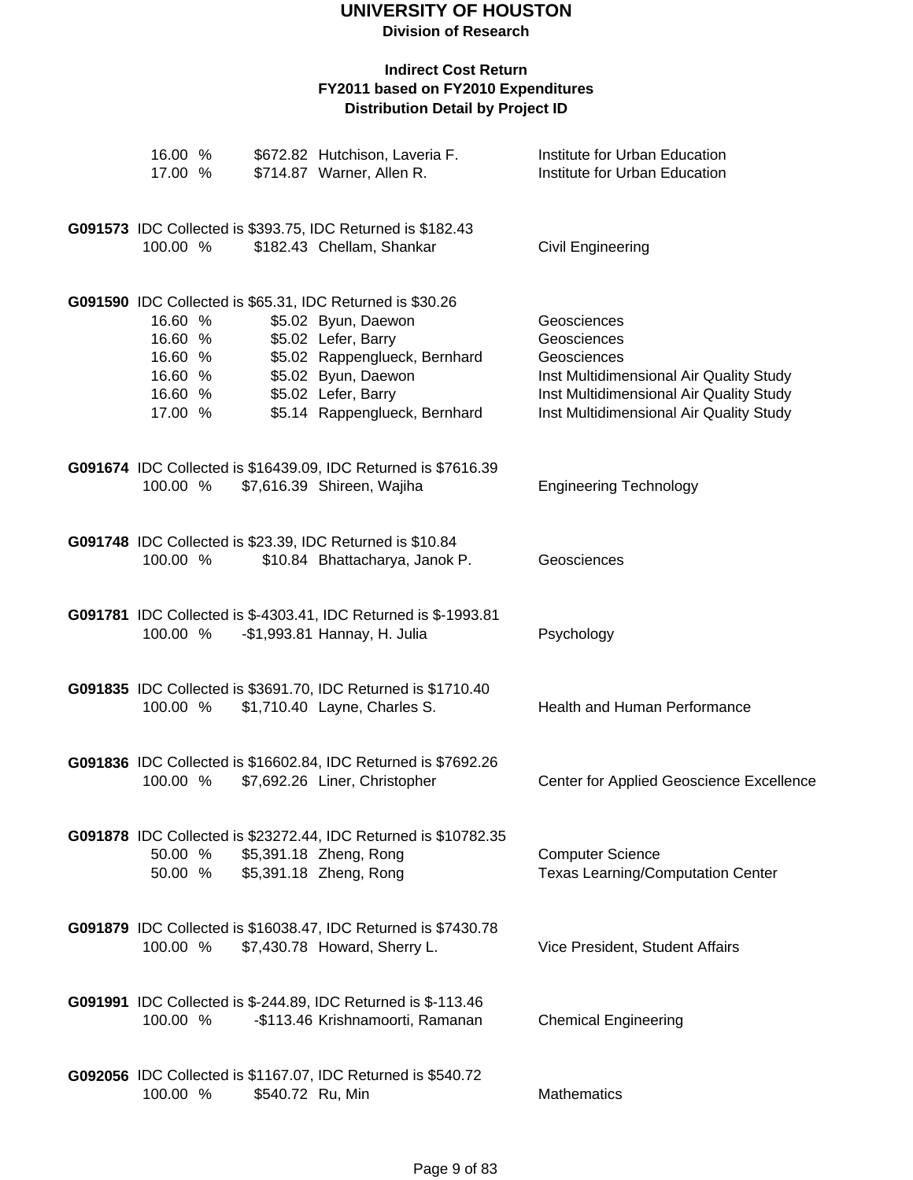# UNIVERSITY OF HOUSTON

**Division of Research**

**Indirect Cost Return**
**FY2011 based on FY2010 Expenditures**
**Distribution Detail by Project ID**

| | | | |
|---|---|---|---|
| 16.00 % | $672.82 | Hutchison, Laveria F. | Institute for Urban Education |
| 17.00 % | $714.87 | Warner, Allen R. | Institute for Urban Education |

**G091573** IDC Collected is $393.75, IDC Returned is $182.43

| | | | |
|---|---|---|---|
| 100.00 % | $182.43 | Chellam, Shankar | Civil Engineering |

**G091590** IDC Collected is $65.31, IDC Returned is $30.26

| | | | |
|---|---|---|---|
| 16.60 % | $5.02 | Byun, Daewon | Geosciences |
| 16.60 % | $5.02 | Lefer, Barry | Geosciences |
| 16.60 % | $5.02 | Rappenglueck, Bernhard | Geosciences |
| 16.60 % | $5.02 | Byun, Daewon | Inst Multidimensional Air Quality Study |
| 16.60 % | $5.02 | Lefer, Barry | Inst Multidimensional Air Quality Study |
| 17.00 % | $5.14 | Rappenglueck, Bernhard | Inst Multidimensional Air Quality Study |

**G091674** IDC Collected is $16439.09, IDC Returned is $7616.39

| | | | |
|---|---|---|---|
| 100.00 % | $7,616.39 | Shireen, Wajiha | Engineering Technology |

**G091748** IDC Collected is $23.39, IDC Returned is $10.84

| | | | |
|---|---|---|---|
| 100.00 % | $10.84 | Bhattacharya, Janok P. | Geosciences |

**G091781** IDC Collected is $-4303.41, IDC Returned is $-1993.81

| | | | |
|---|---|---|---|
| 100.00 % | -$1,993.81 | Hannay, H. Julia | Psychology |

**G091835** IDC Collected is $3691.70, IDC Returned is $1710.40

| | | | |
|---|---|---|---|
| 100.00 % | $1,710.40 | Layne, Charles S. | Health and Human Performance |

**G091836** IDC Collected is $16602.84, IDC Returned is $7692.26

| | | | |
|---|---|---|---|
| 100.00 % | $7,692.26 | Liner, Christopher | Center for Applied Geoscience Excellence |

**G091878** IDC Collected is $23272.44, IDC Returned is $10782.35

| | | | |
|---|---|---|---|
| 50.00 % | $5,391.18 | Zheng, Rong | Computer Science |
| 50.00 % | $5,391.18 | Zheng, Rong | Texas Learning/Computation Center |

**G091879** IDC Collected is $16038.47, IDC Returned is $7430.78

| | | | |
|---|---|---|---|
| 100.00 % | $7,430.78 | Howard, Sherry L. | Vice President, Student Affairs |

**G091991** IDC Collected is $-244.89, IDC Returned is $-113.46

| | | | |
|---|---|---|---|
| 100.00 % | -$113.46 | Krishnamoorti, Ramanan | Chemical Engineering |

**G092056** IDC Collected is $1167.07, IDC Returned is $540.72

| | | | |
|---|---|---|---|
| 100.00 % | $540.72 | Ru, Min | Mathematics |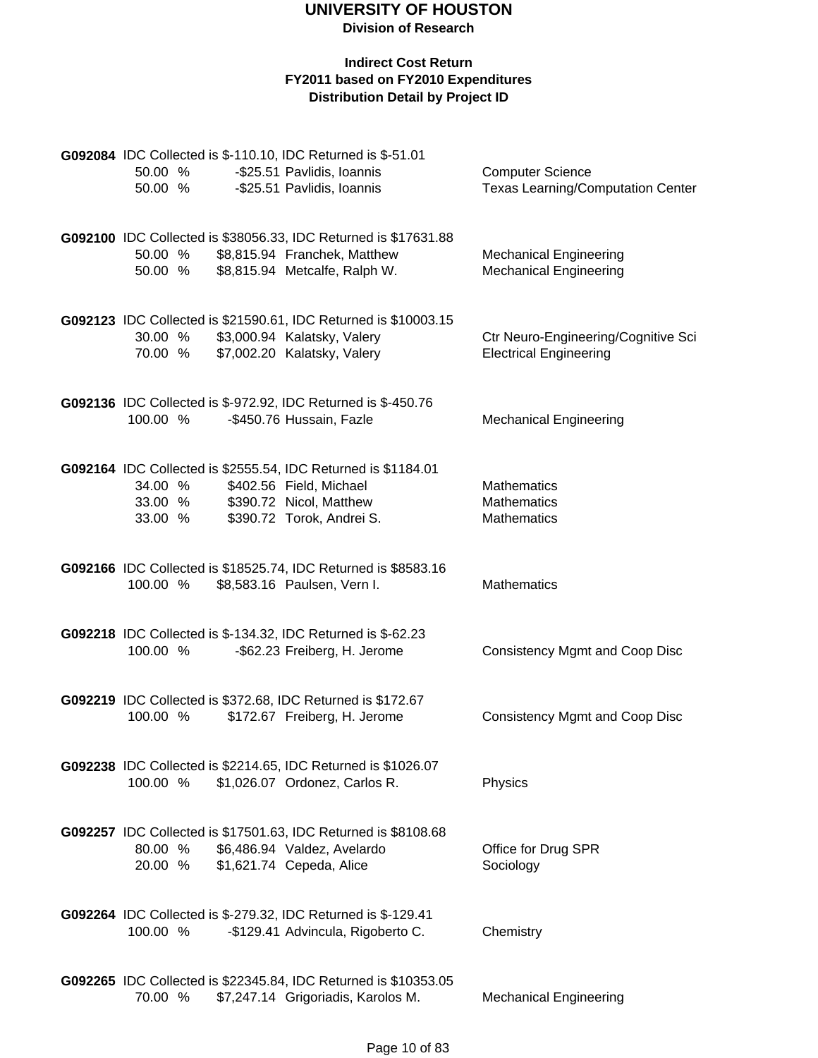# UNIVERSITY OF HOUSTON

**Division of Research**

### Indirect Cost Return
### FY2011 based on FY2010 Expenditures
### Distribution Detail by Project ID

**G092084** IDC Collected is $-110.10, IDC Returned is $-51.01

| % | Amount | Name | Department |
|---|---|---|---|
| 50.00 % | -$25.51 | Pavlidis, Ioannis | Computer Science |
| 50.00 % | -$25.51 | Pavlidis, Ioannis | Texas Learning/Computation Center |

**G092100** IDC Collected is $38056.33, IDC Returned is $17631.88

| % | Amount | Name | Department |
|---|---|---|---|
| 50.00 % | $8,815.94 | Franchek, Matthew | Mechanical Engineering |
| 50.00 % | $8,815.94 | Metcalfe, Ralph W. | Mechanical Engineering |

**G092123** IDC Collected is $21590.61, IDC Returned is $10003.15

| % | Amount | Name | Department |
|---|---|---|---|
| 30.00 % | $3,000.94 | Kalatsky, Valery | Ctr Neuro-Engineering/Cognitive Sci |
| 70.00 % | $7,002.20 | Kalatsky, Valery | Electrical Engineering |

**G092136** IDC Collected is $-972.92, IDC Returned is $-450.76

| % | Amount | Name | Department |
|---|---|---|---|
| 100.00 % | -$450.76 | Hussain, Fazle | Mechanical Engineering |

**G092164** IDC Collected is $2555.54, IDC Returned is $1184.01

| % | Amount | Name | Department |
|---|---|---|---|
| 34.00 % | $402.56 | Field, Michael | Mathematics |
| 33.00 % | $390.72 | Nicol, Matthew | Mathematics |
| 33.00 % | $390.72 | Torok, Andrei S. | Mathematics |

**G092166** IDC Collected is $18525.74, IDC Returned is $8583.16

| % | Amount | Name | Department |
|---|---|---|---|
| 100.00 % | $8,583.16 | Paulsen, Vern I. | Mathematics |

**G092218** IDC Collected is $-134.32, IDC Returned is $-62.23

| % | Amount | Name | Department |
|---|---|---|---|
| 100.00 % | -$62.23 | Freiberg, H. Jerome | Consistency Mgmt and Coop Disc |

**G092219** IDC Collected is $372.68, IDC Returned is $172.67

| % | Amount | Name | Department |
|---|---|---|---|
| 100.00 % | $172.67 | Freiberg, H. Jerome | Consistency Mgmt and Coop Disc |

**G092238** IDC Collected is $2214.65, IDC Returned is $1026.07

| % | Amount | Name | Department |
|---|---|---|---|
| 100.00 % | $1,026.07 | Ordonez, Carlos R. | Physics |

**G092257** IDC Collected is $17501.63, IDC Returned is $8108.68

| % | Amount | Name | Department |
|---|---|---|---|
| 80.00 % | $6,486.94 | Valdez, Avelardo | Office for Drug SPR |
| 20.00 % | $1,621.74 | Cepeda, Alice | Sociology |

**G092264** IDC Collected is $-279.32, IDC Returned is $-129.41

| % | Amount | Name | Department |
|---|---|---|---|
| 100.00 % | -$129.41 | Advincula, Rigoberto C. | Chemistry |

**G092265** IDC Collected is $22345.84, IDC Returned is $10353.05

| % | Amount | Name | Department |
|---|---|---|---|
| 70.00 % | $7,247.14 | Grigoriadis, Karolos M. | Mechanical Engineering |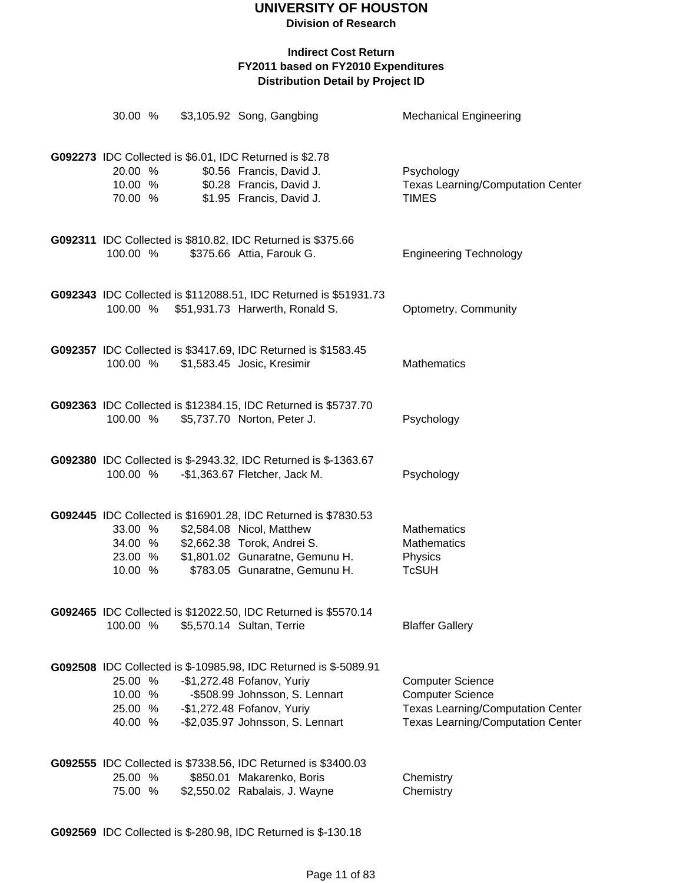# UNIVERSITY OF HOUSTON

**Division of Research**

**Indirect Cost Return**
**FY2011 based on FY2010 Expenditures**
**Distribution Detail by Project ID**

| | | | |
|---|---|---|---|
| 30.00 % | $3,105.92 | Song, Gangbing | Mechanical Engineering |

**G092273** IDC Collected is $6.01, IDC Returned is $2.78

| | | | |
|---|---|---|---|
| 20.00 % | $0.56 | Francis, David J. | Psychology |
| 10.00 % | $0.28 | Francis, David J. | Texas Learning/Computation Center |
| 70.00 % | $1.95 | Francis, David J. | TIMES |

**G092311** IDC Collected is $810.82, IDC Returned is $375.66

| | | | |
|---|---|---|---|
| 100.00 % | $375.66 | Attia, Farouk G. | Engineering Technology |

**G092343** IDC Collected is $112088.51, IDC Returned is $51931.73

| | | | |
|---|---|---|---|
| 100.00 % | $51,931.73 | Harwerth, Ronald S. | Optometry, Community |

**G092357** IDC Collected is $3417.69, IDC Returned is $1583.45

| | | | |
|---|---|---|---|
| 100.00 % | $1,583.45 | Josic, Kresimir | Mathematics |

**G092363** IDC Collected is $12384.15, IDC Returned is $5737.70

| | | | |
|---|---|---|---|
| 100.00 % | $5,737.70 | Norton, Peter J. | Psychology |

**G092380** IDC Collected is $-2943.32, IDC Returned is $-1363.67

| | | | |
|---|---|---|---|
| 100.00 % | -$1,363.67 | Fletcher, Jack M. | Psychology |

**G092445** IDC Collected is $16901.28, IDC Returned is $7830.53

| | | | |
|---|---|---|---|
| 33.00 % | $2,584.08 | Nicol, Matthew | Mathematics |
| 34.00 % | $2,662.38 | Torok, Andrei S. | Mathematics |
| 23.00 % | $1,801.02 | Gunaratne, Gemunu H. | Physics |
| 10.00 % | $783.05 | Gunaratne, Gemunu H. | TcSUH |

**G092465** IDC Collected is $12022.50, IDC Returned is $5570.14

| | | | |
|---|---|---|---|
| 100.00 % | $5,570.14 | Sultan, Terrie | Blaffer Gallery |

**G092508** IDC Collected is $-10985.98, IDC Returned is $-5089.91

| | | | |
|---|---|---|---|
| 25.00 % | -$1,272.48 | Fofanov, Yuriy | Computer Science |
| 10.00 % | -$508.99 | Johnsson, S. Lennart | Computer Science |
| 25.00 % | -$1,272.48 | Fofanov, Yuriy | Texas Learning/Computation Center |
| 40.00 % | -$2,035.97 | Johnsson, S. Lennart | Texas Learning/Computation Center |

**G092555** IDC Collected is $7338.56, IDC Returned is $3400.03

| | | | |
|---|---|---|---|
| 25.00 % | $850.01 | Makarenko, Boris | Chemistry |
| 75.00 % | $2,550.02 | Rabalais, J. Wayne | Chemistry |

**G092569** IDC Collected is $-280.98, IDC Returned is $-130.18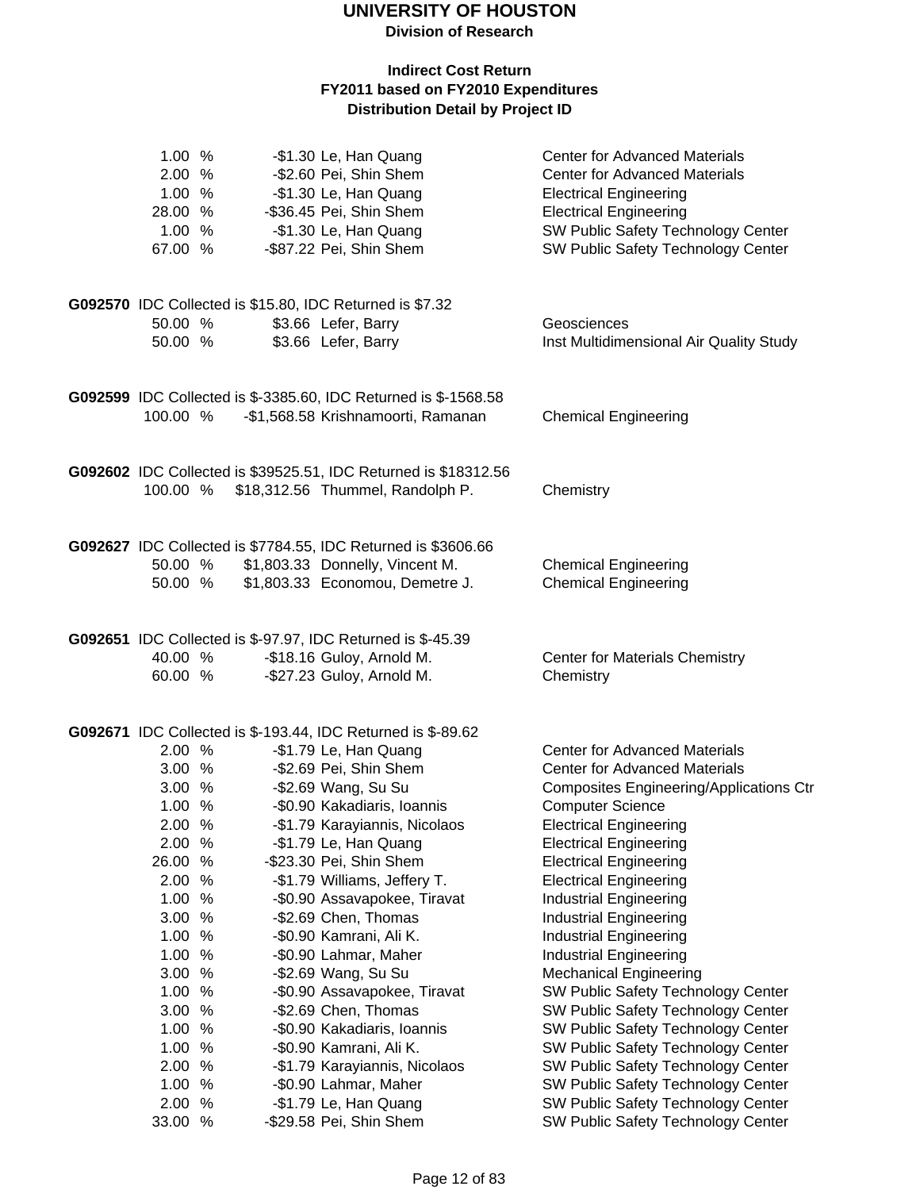# UNIVERSITY OF HOUSTON

**Division of Research**

**Indirect Cost Return**
**FY2011 based on FY2010 Expenditures**
**Distribution Detail by Project ID**

| % | Amount | Name | Department |
|---|---|---|---|
| 1.00 % | -$1.30 | Le, Han Quang | Center for Advanced Materials |
| 2.00 % | -$2.60 | Pei, Shin Shem | Center for Advanced Materials |
| 1.00 % | -$1.30 | Le, Han Quang | Electrical Engineering |
| 28.00 % | -$36.45 | Pei, Shin Shem | Electrical Engineering |
| 1.00 % | -$1.30 | Le, Han Quang | SW Public Safety Technology Center |
| 67.00 % | -$87.22 | Pei, Shin Shem | SW Public Safety Technology Center |

**G092570** IDC Collected is $15.80, IDC Returned is $7.32

| % | Amount | Name | Department |
|---|---|---|---|
| 50.00 % | $3.66 | Lefer, Barry | Geosciences |
| 50.00 % | $3.66 | Lefer, Barry | Inst Multidimensional Air Quality Study |

**G092599** IDC Collected is $-3385.60, IDC Returned is $-1568.58

| % | Amount | Name | Department |
|---|---|---|---|
| 100.00 % | -$1,568.58 | Krishnamoorti, Ramanan | Chemical Engineering |

**G092602** IDC Collected is $39525.51, IDC Returned is $18312.56

| % | Amount | Name | Department |
|---|---|---|---|
| 100.00 % | $18,312.56 | Thummel, Randolph P. | Chemistry |

**G092627** IDC Collected is $7784.55, IDC Returned is $3606.66

| % | Amount | Name | Department |
|---|---|---|---|
| 50.00 % | $1,803.33 | Donnelly, Vincent M. | Chemical Engineering |
| 50.00 % | $1,803.33 | Economou, Demetre J. | Chemical Engineering |

**G092651** IDC Collected is $-97.97, IDC Returned is $-45.39

| % | Amount | Name | Department |
|---|---|---|---|
| 40.00 % | -$18.16 | Guloy, Arnold M. | Center for Materials Chemistry |
| 60.00 % | -$27.23 | Guloy, Arnold M. | Chemistry |

**G092671** IDC Collected is $-193.44, IDC Returned is $-89.62

| % | Amount | Name | Department |
|---|---|---|---|
| 2.00 % | -$1.79 | Le, Han Quang | Center for Advanced Materials |
| 3.00 % | -$2.69 | Pei, Shin Shem | Center for Advanced Materials |
| 3.00 % | -$2.69 | Wang, Su Su | Composites Engineering/Applications Ctr |
| 1.00 % | -$0.90 | Kakadiaris, Ioannis | Computer Science |
| 2.00 % | -$1.79 | Karayiannis, Nicolaos | Electrical Engineering |
| 2.00 % | -$1.79 | Le, Han Quang | Electrical Engineering |
| 26.00 % | -$23.30 | Pei, Shin Shem | Electrical Engineering |
| 2.00 % | -$1.79 | Williams, Jeffery T. | Electrical Engineering |
| 1.00 % | -$0.90 | Assavapokee, Tiravat | Industrial Engineering |
| 3.00 % | -$2.69 | Chen, Thomas | Industrial Engineering |
| 1.00 % | -$0.90 | Kamrani, Ali K. | Industrial Engineering |
| 1.00 % | -$0.90 | Lahmar, Maher | Industrial Engineering |
| 3.00 % | -$2.69 | Wang, Su Su | Mechanical Engineering |
| 1.00 % | -$0.90 | Assavapokee, Tiravat | SW Public Safety Technology Center |
| 3.00 % | -$2.69 | Chen, Thomas | SW Public Safety Technology Center |
| 1.00 % | -$0.90 | Kakadiaris, Ioannis | SW Public Safety Technology Center |
| 1.00 % | -$0.90 | Kamrani, Ali K. | SW Public Safety Technology Center |
| 2.00 % | -$1.79 | Karayiannis, Nicolaos | SW Public Safety Technology Center |
| 1.00 % | -$0.90 | Lahmar, Maher | SW Public Safety Technology Center |
| 2.00 % | -$1.79 | Le, Han Quang | SW Public Safety Technology Center |
| 33.00 % | -$29.58 | Pei, Shin Shem | SW Public Safety Technology Center |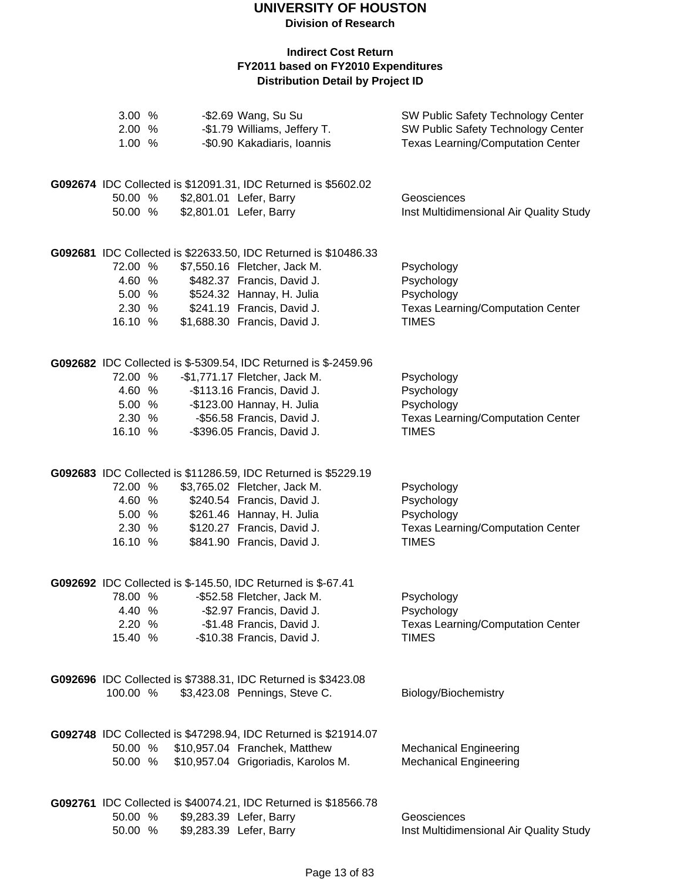# UNIVERSITY OF HOUSTON

**Division of Research**

**Indirect Cost Return**
**FY2011 based on FY2010 Expenditures**
**Distribution Detail by Project ID**

| | | | |
|---|---|---|---|
| 3.00 % | -$2.69 | Wang, Su Su | SW Public Safety Technology Center |
| 2.00 % | -$1.79 | Williams, Jeffery T. | SW Public Safety Technology Center |
| 1.00 % | -$0.90 | Kakadiaris, Ioannis | Texas Learning/Computation Center |

**G092674** IDC Collected is $12091.31, IDC Returned is $5602.02

| | | | |
|---|---|---|---|
| 50.00 % | $2,801.01 | Lefer, Barry | Geosciences |
| 50.00 % | $2,801.01 | Lefer, Barry | Inst Multidimensional Air Quality Study |

**G092681** IDC Collected is $22633.50, IDC Returned is $10486.33

| | | | |
|---|---|---|---|
| 72.00 % | $7,550.16 | Fletcher, Jack M. | Psychology |
| 4.60 % | $482.37 | Francis, David J. | Psychology |
| 5.00 % | $524.32 | Hannay, H. Julia | Psychology |
| 2.30 % | $241.19 | Francis, David J. | Texas Learning/Computation Center |
| 16.10 % | $1,688.30 | Francis, David J. | TIMES |

**G092682** IDC Collected is $-5309.54, IDC Returned is $-2459.96

| | | | |
|---|---|---|---|
| 72.00 % | -$1,771.17 | Fletcher, Jack M. | Psychology |
| 4.60 % | -$113.16 | Francis, David J. | Psychology |
| 5.00 % | -$123.00 | Hannay, H. Julia | Psychology |
| 2.30 % | -$56.58 | Francis, David J. | Texas Learning/Computation Center |
| 16.10 % | -$396.05 | Francis, David J. | TIMES |

**G092683** IDC Collected is $11286.59, IDC Returned is $5229.19

| | | | |
|---|---|---|---|
| 72.00 % | $3,765.02 | Fletcher, Jack M. | Psychology |
| 4.60 % | $240.54 | Francis, David J. | Psychology |
| 5.00 % | $261.46 | Hannay, H. Julia | Psychology |
| 2.30 % | $120.27 | Francis, David J. | Texas Learning/Computation Center |
| 16.10 % | $841.90 | Francis, David J. | TIMES |

**G092692** IDC Collected is $-145.50, IDC Returned is $-67.41

| | | | |
|---|---|---|---|
| 78.00 % | -$52.58 | Fletcher, Jack M. | Psychology |
| 4.40 % | -$2.97 | Francis, David J. | Psychology |
| 2.20 % | -$1.48 | Francis, David J. | Texas Learning/Computation Center |
| 15.40 % | -$10.38 | Francis, David J. | TIMES |

**G092696** IDC Collected is $7388.31, IDC Returned is $3423.08

| | | | |
|---|---|---|---|
| 100.00 % | $3,423.08 | Pennings, Steve C. | Biology/Biochemistry |

**G092748** IDC Collected is $47298.94, IDC Returned is $21914.07

| | | | |
|---|---|---|---|
| 50.00 % | $10,957.04 | Franchek, Matthew | Mechanical Engineering |
| 50.00 % | $10,957.04 | Grigoriadis, Karolos M. | Mechanical Engineering |

**G092761** IDC Collected is $40074.21, IDC Returned is $18566.78

| | | | |
|---|---|---|---|
| 50.00 % | $9,283.39 | Lefer, Barry | Geosciences |
| 50.00 % | $9,283.39 | Lefer, Barry | Inst Multidimensional Air Quality Study |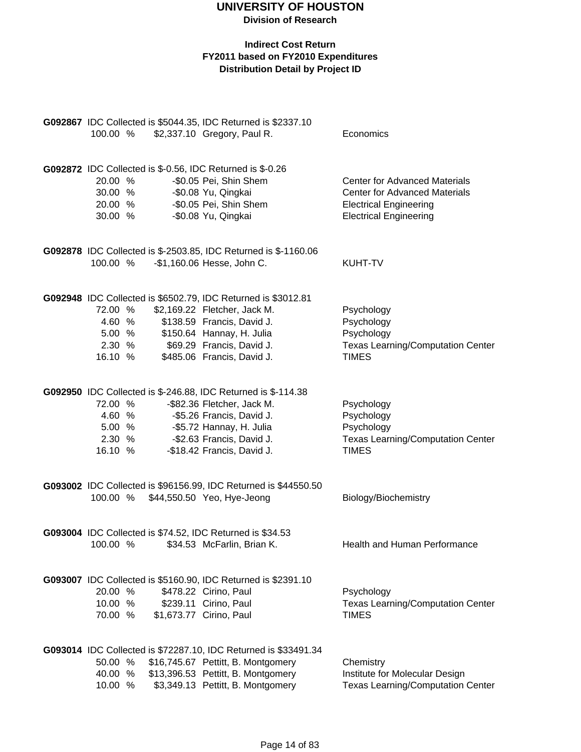# UNIVERSITY OF HOUSTON

**Division of Research**

**Indirect Cost Return**
**FY2011 based on FY2010 Expenditures**
**Distribution Detail by Project ID**

**G092867** IDC Collected is $5044.35, IDC Returned is $2337.10

| % | Amount | Name | Department |
|---|---|---|---|
| 100.00 % | $2,337.10 | Gregory, Paul R. | Economics |

**G092872** IDC Collected is $-0.56, IDC Returned is $-0.26

| % | Amount | Name | Department |
|---|---|---|---|
| 20.00 % | -$0.05 | Pei, Shin Shem | Center for Advanced Materials |
| 30.00 % | -$0.08 | Yu, Qingkai | Center for Advanced Materials |
| 20.00 % | -$0.05 | Pei, Shin Shem | Electrical Engineering |
| 30.00 % | -$0.08 | Yu, Qingkai | Electrical Engineering |

**G092878** IDC Collected is $-2503.85, IDC Returned is $-1160.06

| % | Amount | Name | Department |
|---|---|---|---|
| 100.00 % | -$1,160.06 | Hesse, John C. | KUHT-TV |

**G092948** IDC Collected is $6502.79, IDC Returned is $3012.81

| % | Amount | Name | Department |
|---|---|---|---|
| 72.00 % | $2,169.22 | Fletcher, Jack M. | Psychology |
| 4.60 % | $138.59 | Francis, David J. | Psychology |
| 5.00 % | $150.64 | Hannay, H. Julia | Psychology |
| 2.30 % | $69.29 | Francis, David J. | Texas Learning/Computation Center |
| 16.10 % | $485.06 | Francis, David J. | TIMES |

**G092950** IDC Collected is $-246.88, IDC Returned is $-114.38

| % | Amount | Name | Department |
|---|---|---|---|
| 72.00 % | -$82.36 | Fletcher, Jack M. | Psychology |
| 4.60 % | -$5.26 | Francis, David J. | Psychology |
| 5.00 % | -$5.72 | Hannay, H. Julia | Psychology |
| 2.30 % | -$2.63 | Francis, David J. | Texas Learning/Computation Center |
| 16.10 % | -$18.42 | Francis, David J. | TIMES |

**G093002** IDC Collected is $96156.99, IDC Returned is $44550.50

| % | Amount | Name | Department |
|---|---|---|---|
| 100.00 % | $44,550.50 | Yeo, Hye-Jeong | Biology/Biochemistry |

**G093004** IDC Collected is $74.52, IDC Returned is $34.53

| % | Amount | Name | Department |
|---|---|---|---|
| 100.00 % | $34.53 | McFarlin, Brian K. | Health and Human Performance |

**G093007** IDC Collected is $5160.90, IDC Returned is $2391.10

| % | Amount | Name | Department |
|---|---|---|---|
| 20.00 % | $478.22 | Cirino, Paul | Psychology |
| 10.00 % | $239.11 | Cirino, Paul | Texas Learning/Computation Center |
| 70.00 % | $1,673.77 | Cirino, Paul | TIMES |

**G093014** IDC Collected is $72287.10, IDC Returned is $33491.34

| % | Amount | Name | Department |
|---|---|---|---|
| 50.00 % | $16,745.67 | Pettitt, B. Montgomery | Chemistry |
| 40.00 % | $13,396.53 | Pettitt, B. Montgomery | Institute for Molecular Design |
| 10.00 % | $3,349.13 | Pettitt, B. Montgomery | Texas Learning/Computation Center |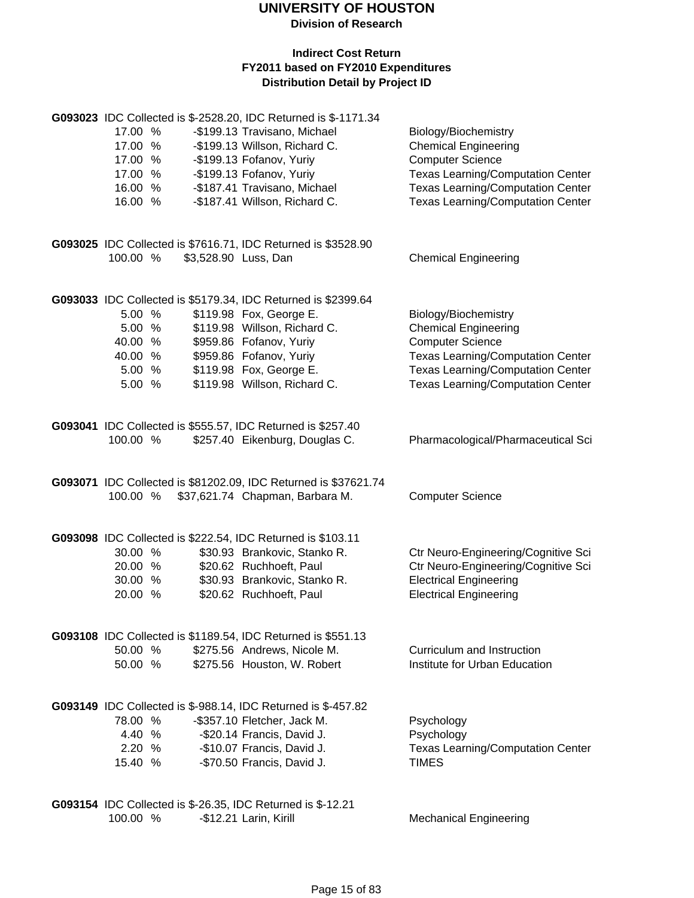# UNIVERSITY OF HOUSTON

**Division of Research**

**Indirect Cost Return**
**FY2011 based on FY2010 Expenditures**
**Distribution Detail by Project ID**

**G093023** IDC Collected is $-2528.20, IDC Returned is $-1171.34

| % | Amount | Name | Department |
|---|---|---|---|
| 17.00 % | -$199.13 | Travisano, Michael | Biology/Biochemistry |
| 17.00 % | -$199.13 | Willson, Richard C. | Chemical Engineering |
| 17.00 % | -$199.13 | Fofanov, Yuriy | Computer Science |
| 17.00 % | -$199.13 | Fofanov, Yuriy | Texas Learning/Computation Center |
| 16.00 % | -$187.41 | Travisano, Michael | Texas Learning/Computation Center |
| 16.00 % | -$187.41 | Willson, Richard C. | Texas Learning/Computation Center |

**G093025** IDC Collected is $7616.71, IDC Returned is $3528.90

| % | Amount | Name | Department |
|---|---|---|---|
| 100.00 % | $3,528.90 | Luss, Dan | Chemical Engineering |

**G093033** IDC Collected is $5179.34, IDC Returned is $2399.64

| % | Amount | Name | Department |
|---|---|---|---|
| 5.00 % | $119.98 | Fox, George E. | Biology/Biochemistry |
| 5.00 % | $119.98 | Willson, Richard C. | Chemical Engineering |
| 40.00 % | $959.86 | Fofanov, Yuriy | Computer Science |
| 40.00 % | $959.86 | Fofanov, Yuriy | Texas Learning/Computation Center |
| 5.00 % | $119.98 | Fox, George E. | Texas Learning/Computation Center |
| 5.00 % | $119.98 | Willson, Richard C. | Texas Learning/Computation Center |

**G093041** IDC Collected is $555.57, IDC Returned is $257.40

| % | Amount | Name | Department |
|---|---|---|---|
| 100.00 % | $257.40 | Eikenburg, Douglas C. | Pharmacological/Pharmaceutical Sci |

**G093071** IDC Collected is $81202.09, IDC Returned is $37621.74

| % | Amount | Name | Department |
|---|---|---|---|
| 100.00 % | $37,621.74 | Chapman, Barbara M. | Computer Science |

**G093098** IDC Collected is $222.54, IDC Returned is $103.11

| % | Amount | Name | Department |
|---|---|---|---|
| 30.00 % | $30.93 | Brankovic, Stanko R. | Ctr Neuro-Engineering/Cognitive Sci |
| 20.00 % | $20.62 | Ruchhoeft, Paul | Ctr Neuro-Engineering/Cognitive Sci |
| 30.00 % | $30.93 | Brankovic, Stanko R. | Electrical Engineering |
| 20.00 % | $20.62 | Ruchhoeft, Paul | Electrical Engineering |

**G093108** IDC Collected is $1189.54, IDC Returned is $551.13

| % | Amount | Name | Department |
|---|---|---|---|
| 50.00 % | $275.56 | Andrews, Nicole M. | Curriculum and Instruction |
| 50.00 % | $275.56 | Houston, W. Robert | Institute for Urban Education |

**G093149** IDC Collected is $-988.14, IDC Returned is $-457.82

| % | Amount | Name | Department |
|---|---|---|---|
| 78.00 % | -$357.10 | Fletcher, Jack M. | Psychology |
| 4.40 % | -$20.14 | Francis, David J. | Psychology |
| 2.20 % | -$10.07 | Francis, David J. | Texas Learning/Computation Center |
| 15.40 % | -$70.50 | Francis, David J. | TIMES |

**G093154** IDC Collected is $-26.35, IDC Returned is $-12.21

| % | Amount | Name | Department |
|---|---|---|---|
| 100.00 % | -$12.21 | Larin, Kirill | Mechanical Engineering |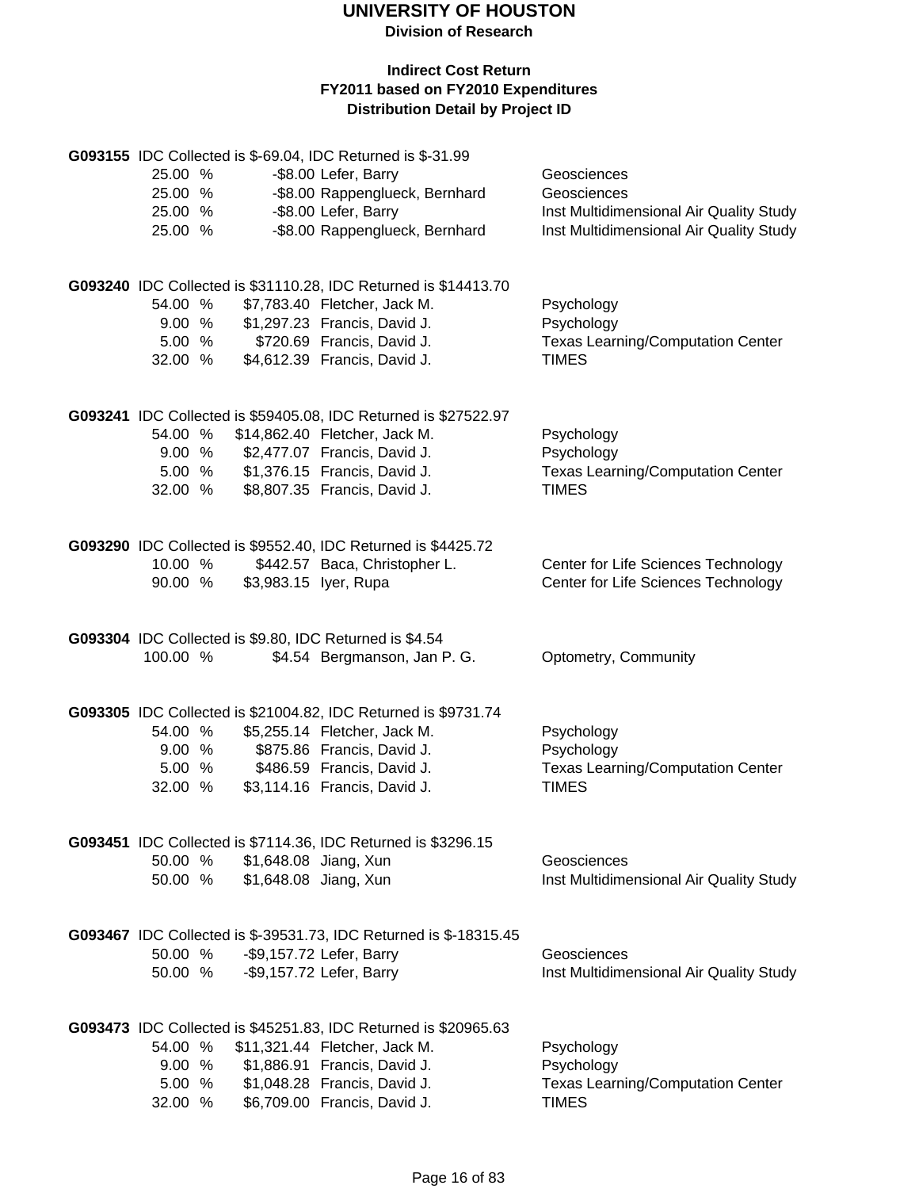# UNIVERSITY OF HOUSTON

**Division of Research**

**Indirect Cost Return**
**FY2011 based on FY2010 Expenditures**
**Distribution Detail by Project ID**

**G093155** IDC Collected is $-69.04, IDC Returned is $-31.99

| Percent | Amount | Name | Department |
|---|---|---|---|
| 25.00 % | -$8.00 | Lefer, Barry | Geosciences |
| 25.00 % | -$8.00 | Rappenglueck, Bernhard | Geosciences |
| 25.00 % | -$8.00 | Lefer, Barry | Inst Multidimensional Air Quality Study |
| 25.00 % | -$8.00 | Rappenglueck, Bernhard | Inst Multidimensional Air Quality Study |

**G093240** IDC Collected is $31110.28, IDC Returned is $14413.70

| Percent | Amount | Name | Department |
|---|---|---|---|
| 54.00 % | $7,783.40 | Fletcher, Jack M. | Psychology |
| 9.00 % | $1,297.23 | Francis, David J. | Psychology |
| 5.00 % | $720.69 | Francis, David J. | Texas Learning/Computation Center |
| 32.00 % | $4,612.39 | Francis, David J. | TIMES |

**G093241** IDC Collected is $59405.08, IDC Returned is $27522.97

| Percent | Amount | Name | Department |
|---|---|---|---|
| 54.00 % | $14,862.40 | Fletcher, Jack M. | Psychology |
| 9.00 % | $2,477.07 | Francis, David J. | Psychology |
| 5.00 % | $1,376.15 | Francis, David J. | Texas Learning/Computation Center |
| 32.00 % | $8,807.35 | Francis, David J. | TIMES |

**G093290** IDC Collected is $9552.40, IDC Returned is $4425.72

| Percent | Amount | Name | Department |
|---|---|---|---|
| 10.00 % | $442.57 | Baca, Christopher L. | Center for Life Sciences Technology |
| 90.00 % | $3,983.15 | Iyer, Rupa | Center for Life Sciences Technology |

**G093304** IDC Collected is $9.80, IDC Returned is $4.54

| Percent | Amount | Name | Department |
|---|---|---|---|
| 100.00 % | $4.54 | Bergmanson, Jan P. G. | Optometry, Community |

**G093305** IDC Collected is $21004.82, IDC Returned is $9731.74

| Percent | Amount | Name | Department |
|---|---|---|---|
| 54.00 % | $5,255.14 | Fletcher, Jack M. | Psychology |
| 9.00 % | $875.86 | Francis, David J. | Psychology |
| 5.00 % | $486.59 | Francis, David J. | Texas Learning/Computation Center |
| 32.00 % | $3,114.16 | Francis, David J. | TIMES |

**G093451** IDC Collected is $7114.36, IDC Returned is $3296.15

| Percent | Amount | Name | Department |
|---|---|---|---|
| 50.00 % | $1,648.08 | Jiang, Xun | Geosciences |
| 50.00 % | $1,648.08 | Jiang, Xun | Inst Multidimensional Air Quality Study |

**G093467** IDC Collected is $-39531.73, IDC Returned is $-18315.45

| Percent | Amount | Name | Department |
|---|---|---|---|
| 50.00 % | -$9,157.72 | Lefer, Barry | Geosciences |
| 50.00 % | -$9,157.72 | Lefer, Barry | Inst Multidimensional Air Quality Study |

**G093473** IDC Collected is $45251.83, IDC Returned is $20965.63

| Percent | Amount | Name | Department |
|---|---|---|---|
| 54.00 % | $11,321.44 | Fletcher, Jack M. | Psychology |
| 9.00 % | $1,886.91 | Francis, David J. | Psychology |
| 5.00 % | $1,048.28 | Francis, David J. | Texas Learning/Computation Center |
| 32.00 % | $6,709.00 | Francis, David J. | TIMES |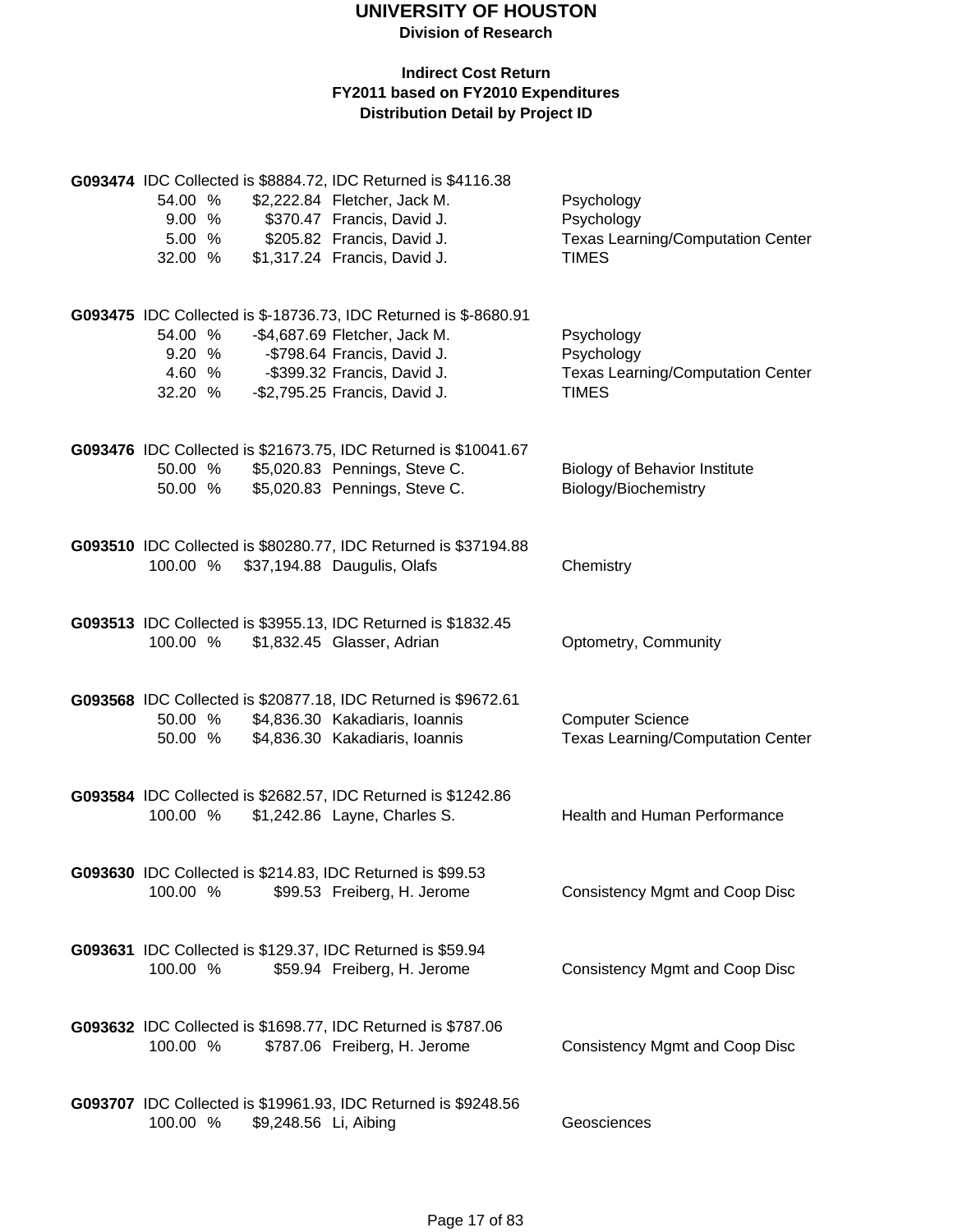# UNIVERSITY OF HOUSTON

**Division of Research**

### Indirect Cost Return
### FY2011 based on FY2010 Expenditures
### Distribution Detail by Project ID

**G093474** IDC Collected is $8884.72, IDC Returned is $4116.38

| | | | |
|---|---|---|---|
| 54.00 % | $2,222.84 | Fletcher, Jack M. | Psychology |
| 9.00 % | $370.47 | Francis, David J. | Psychology |
| 5.00 % | $205.82 | Francis, David J. | Texas Learning/Computation Center |
| 32.00 % | $1,317.24 | Francis, David J. | TIMES |

**G093475** IDC Collected is $-18736.73, IDC Returned is $-8680.91

| | | | |
|---|---|---|---|
| 54.00 % | -$4,687.69 | Fletcher, Jack M. | Psychology |
| 9.20 % | -$798.64 | Francis, David J. | Psychology |
| 4.60 % | -$399.32 | Francis, David J. | Texas Learning/Computation Center |
| 32.20 % | -$2,795.25 | Francis, David J. | TIMES |

**G093476** IDC Collected is $21673.75, IDC Returned is $10041.67

| | | | |
|---|---|---|---|
| 50.00 % | $5,020.83 | Pennings, Steve C. | Biology of Behavior Institute |
| 50.00 % | $5,020.83 | Pennings, Steve C. | Biology/Biochemistry |

**G093510** IDC Collected is $80280.77, IDC Returned is $37194.88

| | | | |
|---|---|---|---|
| 100.00 % | $37,194.88 | Daugulis, Olafs | Chemistry |

**G093513** IDC Collected is $3955.13, IDC Returned is $1832.45

| | | | |
|---|---|---|---|
| 100.00 % | $1,832.45 | Glasser, Adrian | Optometry, Community |

**G093568** IDC Collected is $20877.18, IDC Returned is $9672.61

| | | | |
|---|---|---|---|
| 50.00 % | $4,836.30 | Kakadiaris, Ioannis | Computer Science |
| 50.00 % | $4,836.30 | Kakadiaris, Ioannis | Texas Learning/Computation Center |

**G093584** IDC Collected is $2682.57, IDC Returned is $1242.86

| | | | |
|---|---|---|---|
| 100.00 % | $1,242.86 | Layne, Charles S. | Health and Human Performance |

**G093630** IDC Collected is $214.83, IDC Returned is $99.53

| | | | |
|---|---|---|---|
| 100.00 % | $99.53 | Freiberg, H. Jerome | Consistency Mgmt and Coop Disc |

**G093631** IDC Collected is $129.37, IDC Returned is $59.94

| | | | |
|---|---|---|---|
| 100.00 % | $59.94 | Freiberg, H. Jerome | Consistency Mgmt and Coop Disc |

**G093632** IDC Collected is $1698.77, IDC Returned is $787.06

| | | | |
|---|---|---|---|
| 100.00 % | $787.06 | Freiberg, H. Jerome | Consistency Mgmt and Coop Disc |

**G093707** IDC Collected is $19961.93, IDC Returned is $9248.56

| | | | |
|---|---|---|---|
| 100.00 % | $9,248.56 | Li, Aibing | Geosciences |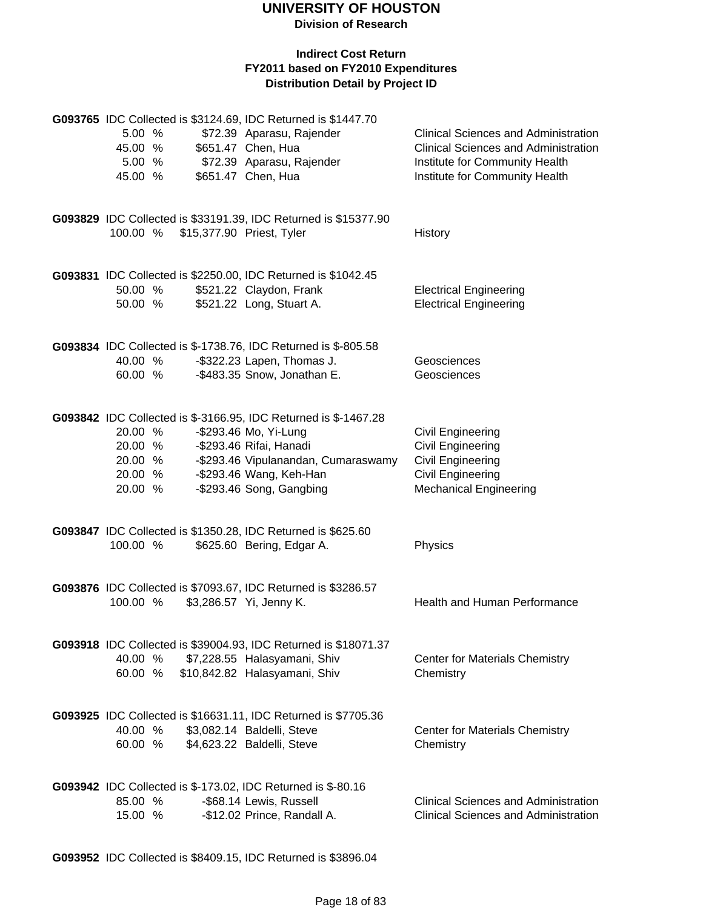# UNIVERSITY OF HOUSTON

**Division of Research**

**Indirect Cost Return**
**FY2011 based on FY2010 Expenditures**
**Distribution Detail by Project ID**

**G093765** IDC Collected is $3124.69, IDC Returned is $1447.70

| | | | |
|---|---|---|---|
| 5.00 % | $72.39 | Aparasu, Rajender | Clinical Sciences and Administration |
| 45.00 % | $651.47 | Chen, Hua | Clinical Sciences and Administration |
| 5.00 % | $72.39 | Aparasu, Rajender | Institute for Community Health |
| 45.00 % | $651.47 | Chen, Hua | Institute for Community Health |

**G093829** IDC Collected is $33191.39, IDC Returned is $15377.90

| | | | |
|---|---|---|---|
| 100.00 % | $15,377.90 | Priest, Tyler | History |

**G093831** IDC Collected is $2250.00, IDC Returned is $1042.45

| | | | |
|---|---|---|---|
| 50.00 % | $521.22 | Claydon, Frank | Electrical Engineering |
| 50.00 % | $521.22 | Long, Stuart A. | Electrical Engineering |

**G093834** IDC Collected is $-1738.76, IDC Returned is $-805.58

| | | | |
|---|---|---|---|
| 40.00 % | -$322.23 | Lapen, Thomas J. | Geosciences |
| 60.00 % | -$483.35 | Snow, Jonathan E. | Geosciences |

**G093842** IDC Collected is $-3166.95, IDC Returned is $-1467.28

| | | | |
|---|---|---|---|
| 20.00 % | -$293.46 | Mo, Yi-Lung | Civil Engineering |
| 20.00 % | -$293.46 | Rifai, Hanadi | Civil Engineering |
| 20.00 % | -$293.46 | Vipulanandan, Cumaraswamy | Civil Engineering |
| 20.00 % | -$293.46 | Wang, Keh-Han | Civil Engineering |
| 20.00 % | -$293.46 | Song, Gangbing | Mechanical Engineering |

**G093847** IDC Collected is $1350.28, IDC Returned is $625.60

| | | | |
|---|---|---|---|
| 100.00 % | $625.60 | Bering, Edgar A. | Physics |

**G093876** IDC Collected is $7093.67, IDC Returned is $3286.57

| | | | |
|---|---|---|---|
| 100.00 % | $3,286.57 | Yi, Jenny K. | Health and Human Performance |

**G093918** IDC Collected is $39004.93, IDC Returned is $18071.37

| | | | |
|---|---|---|---|
| 40.00 % | $7,228.55 | Halasyamani, Shiv | Center for Materials Chemistry |
| 60.00 % | $10,842.82 | Halasyamani, Shiv | Chemistry |

**G093925** IDC Collected is $16631.11, IDC Returned is $7705.36

| | | | |
|---|---|---|---|
| 40.00 % | $3,082.14 | Baldelli, Steve | Center for Materials Chemistry |
| 60.00 % | $4,623.22 | Baldelli, Steve | Chemistry |

**G093942** IDC Collected is $-173.02, IDC Returned is $-80.16

| | | | |
|---|---|---|---|
| 85.00 % | -$68.14 | Lewis, Russell | Clinical Sciences and Administration |
| 15.00 % | -$12.02 | Prince, Randall A. | Clinical Sciences and Administration |

**G093952** IDC Collected is $8409.15, IDC Returned is $3896.04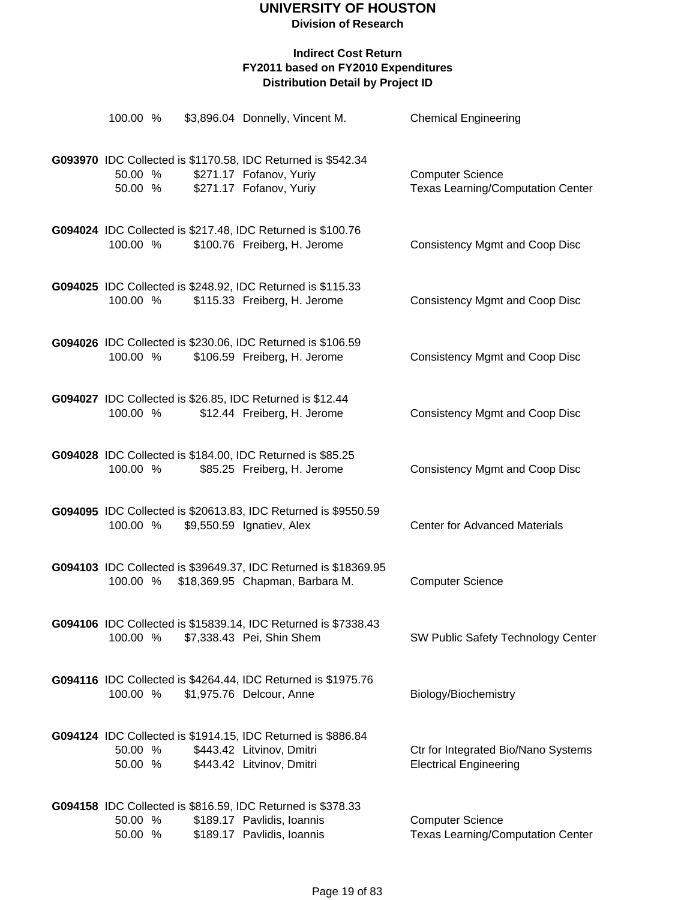# UNIVERSITY OF HOUSTON

**Division of Research**

**Indirect Cost Return**
**FY2011 based on FY2010 Expenditures**
**Distribution Detail by Project ID**

100.00 % $3,896.04 Donnelly, Vincent M. Chemical Engineering

**G093970** IDC Collected is $1170.58, IDC Returned is $542.34

| | | | |
|---|---|---|---|
| 50.00 % | $271.17 | Fofanov, Yuriy | Computer Science |
| 50.00 % | $271.17 | Fofanov, Yuriy | Texas Learning/Computation Center |

**G094024** IDC Collected is $217.48, IDC Returned is $100.76

| | | | |
|---|---|---|---|
| 100.00 % | $100.76 | Freiberg, H. Jerome | Consistency Mgmt and Coop Disc |

**G094025** IDC Collected is $248.92, IDC Returned is $115.33

| | | | |
|---|---|---|---|
| 100.00 % | $115.33 | Freiberg, H. Jerome | Consistency Mgmt and Coop Disc |

**G094026** IDC Collected is $230.06, IDC Returned is $106.59

| | | | |
|---|---|---|---|
| 100.00 % | $106.59 | Freiberg, H. Jerome | Consistency Mgmt and Coop Disc |

**G094027** IDC Collected is $26.85, IDC Returned is $12.44

| | | | |
|---|---|---|---|
| 100.00 % | $12.44 | Freiberg, H. Jerome | Consistency Mgmt and Coop Disc |

**G094028** IDC Collected is $184.00, IDC Returned is $85.25

| | | | |
|---|---|---|---|
| 100.00 % | $85.25 | Freiberg, H. Jerome | Consistency Mgmt and Coop Disc |

**G094095** IDC Collected is $20613.83, IDC Returned is $9550.59

| | | | |
|---|---|---|---|
| 100.00 % | $9,550.59 | Ignatiev, Alex | Center for Advanced Materials |

**G094103** IDC Collected is $39649.37, IDC Returned is $18369.95

| | | | |
|---|---|---|---|
| 100.00 % | $18,369.95 | Chapman, Barbara M. | Computer Science |

**G094106** IDC Collected is $15839.14, IDC Returned is $7338.43

| | | | |
|---|---|---|---|
| 100.00 % | $7,338.43 | Pei, Shin Shem | SW Public Safety Technology Center |

**G094116** IDC Collected is $4264.44, IDC Returned is $1975.76

| | | | |
|---|---|---|---|
| 100.00 % | $1,975.76 | Delcour, Anne | Biology/Biochemistry |

**G094124** IDC Collected is $1914.15, IDC Returned is $886.84

| | | | |
|---|---|---|---|
| 50.00 % | $443.42 | Litvinov, Dmitri | Ctr for Integrated Bio/Nano Systems |
| 50.00 % | $443.42 | Litvinov, Dmitri | Electrical Engineering |

**G094158** IDC Collected is $816.59, IDC Returned is $378.33

| | | | |
|---|---|---|---|
| 50.00 % | $189.17 | Pavlidis, Ioannis | Computer Science |
| 50.00 % | $189.17 | Pavlidis, Ioannis | Texas Learning/Computation Center |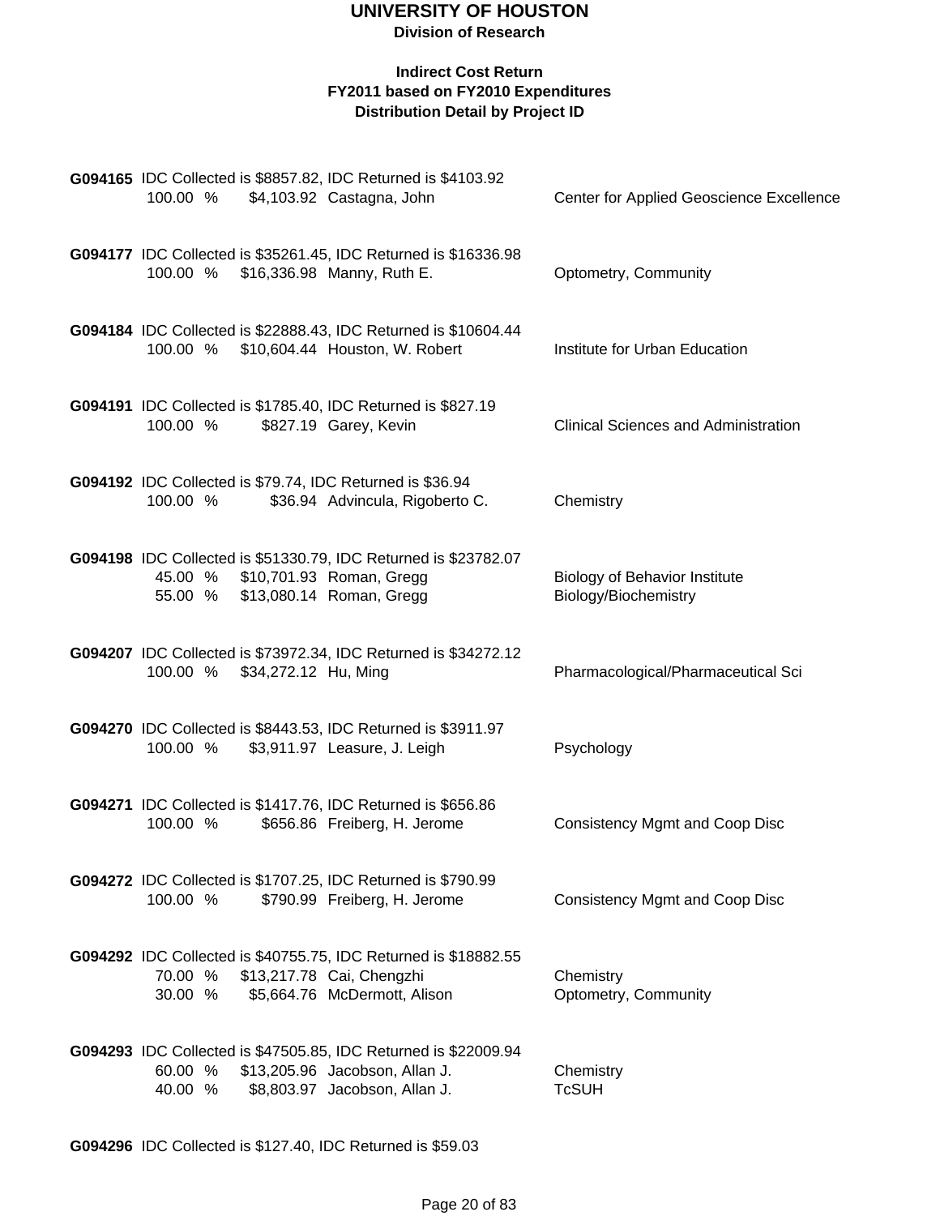# UNIVERSITY OF HOUSTON

**Division of Research**

**Indirect Cost Return**
**FY2011 based on FY2010 Expenditures**
**Distribution Detail by Project ID**

**G094165** IDC Collected is $8857.82, IDC Returned is $4103.92

| % | Amount | Name | Department |
|---|---|---|---|
| 100.00 % | $4,103.92 | Castagna, John | Center for Applied Geoscience Excellence |

**G094177** IDC Collected is $35261.45, IDC Returned is $16336.98

| % | Amount | Name | Department |
|---|---|---|---|
| 100.00 % | $16,336.98 | Manny, Ruth E. | Optometry, Community |

**G094184** IDC Collected is $22888.43, IDC Returned is $10604.44

| % | Amount | Name | Department |
|---|---|---|---|
| 100.00 % | $10,604.44 | Houston, W. Robert | Institute for Urban Education |

**G094191** IDC Collected is $1785.40, IDC Returned is $827.19

| % | Amount | Name | Department |
|---|---|---|---|
| 100.00 % | $827.19 | Garey, Kevin | Clinical Sciences and Administration |

**G094192** IDC Collected is $79.74, IDC Returned is $36.94

| % | Amount | Name | Department |
|---|---|---|---|
| 100.00 % | $36.94 | Advincula, Rigoberto C. | Chemistry |

**G094198** IDC Collected is $51330.79, IDC Returned is $23782.07

| % | Amount | Name | Department |
|---|---|---|---|
| 45.00 % | $10,701.93 | Roman, Gregg | Biology of Behavior Institute |
| 55.00 % | $13,080.14 | Roman, Gregg | Biology/Biochemistry |

**G094207** IDC Collected is $73972.34, IDC Returned is $34272.12

| % | Amount | Name | Department |
|---|---|---|---|
| 100.00 % | $34,272.12 | Hu, Ming | Pharmacological/Pharmaceutical Sci |

**G094270** IDC Collected is $8443.53, IDC Returned is $3911.97

| % | Amount | Name | Department |
|---|---|---|---|
| 100.00 % | $3,911.97 | Leasure, J. Leigh | Psychology |

**G094271** IDC Collected is $1417.76, IDC Returned is $656.86

| % | Amount | Name | Department |
|---|---|---|---|
| 100.00 % | $656.86 | Freiberg, H. Jerome | Consistency Mgmt and Coop Disc |

**G094272** IDC Collected is $1707.25, IDC Returned is $790.99

| % | Amount | Name | Department |
|---|---|---|---|
| 100.00 % | $790.99 | Freiberg, H. Jerome | Consistency Mgmt and Coop Disc |

**G094292** IDC Collected is $40755.75, IDC Returned is $18882.55

| % | Amount | Name | Department |
|---|---|---|---|
| 70.00 % | $13,217.78 | Cai, Chengzhi | Chemistry |
| 30.00 % | $5,664.76 | McDermott, Alison | Optometry, Community |

**G094293** IDC Collected is $47505.85, IDC Returned is $22009.94

| % | Amount | Name | Department |
|---|---|---|---|
| 60.00 % | $13,205.96 | Jacobson, Allan J. | Chemistry |
| 40.00 % | $8,803.97 | Jacobson, Allan J. | TcSUH |

**G094296** IDC Collected is $127.40, IDC Returned is $59.03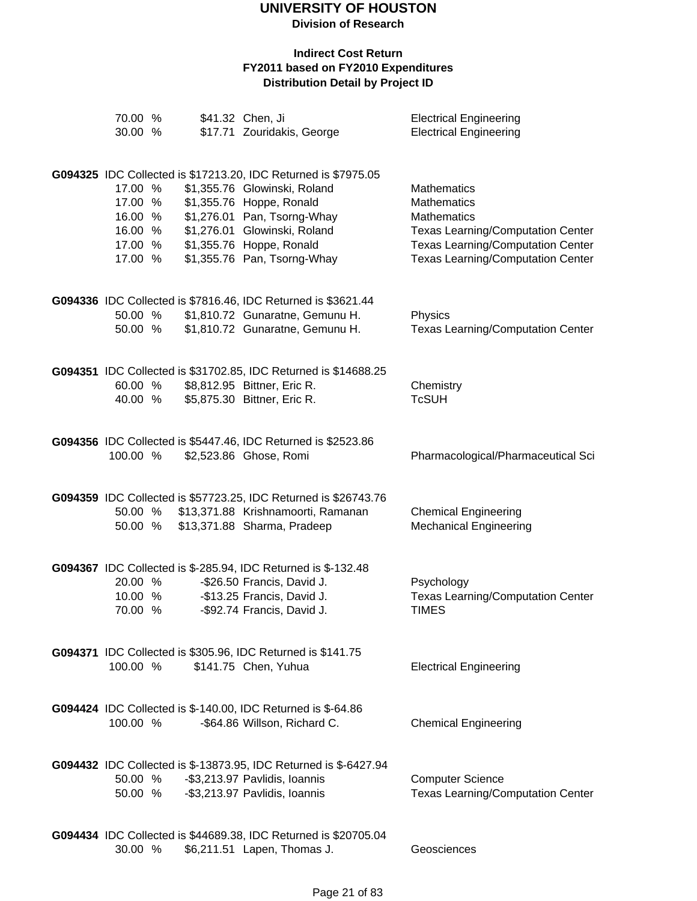# UNIVERSITY OF HOUSTON

**Division of Research**

**Indirect Cost Return**
**FY2011 based on FY2010 Expenditures**
**Distribution Detail by Project ID**

| | | | |
|---|---|---|---|
| 70.00 % | $41.32 | Chen, Ji | Electrical Engineering |
| 30.00 % | $17.71 | Zouridakis, George | Electrical Engineering |

**G094325** IDC Collected is $17213.20, IDC Returned is $7975.05

| | | | |
|---|---|---|---|
| 17.00 % | $1,355.76 | Glowinski, Roland | Mathematics |
| 17.00 % | $1,355.76 | Hoppe, Ronald | Mathematics |
| 16.00 % | $1,276.01 | Pan, Tsorng-Whay | Mathematics |
| 16.00 % | $1,276.01 | Glowinski, Roland | Texas Learning/Computation Center |
| 17.00 % | $1,355.76 | Hoppe, Ronald | Texas Learning/Computation Center |
| 17.00 % | $1,355.76 | Pan, Tsorng-Whay | Texas Learning/Computation Center |

**G094336** IDC Collected is $7816.46, IDC Returned is $3621.44

| | | | |
|---|---|---|---|
| 50.00 % | $1,810.72 | Gunaratne, Gemunu H. | Physics |
| 50.00 % | $1,810.72 | Gunaratne, Gemunu H. | Texas Learning/Computation Center |

**G094351** IDC Collected is $31702.85, IDC Returned is $14688.25

| | | | |
|---|---|---|---|
| 60.00 % | $8,812.95 | Bittner, Eric R. | Chemistry |
| 40.00 % | $5,875.30 | Bittner, Eric R. | TcSUH |

**G094356** IDC Collected is $5447.46, IDC Returned is $2523.86

| | | | |
|---|---|---|---|
| 100.00 % | $2,523.86 | Ghose, Romi | Pharmacological/Pharmaceutical Sci |

**G094359** IDC Collected is $57723.25, IDC Returned is $26743.76

| | | | |
|---|---|---|---|
| 50.00 % | $13,371.88 | Krishnamoorti, Ramanan | Chemical Engineering |
| 50.00 % | $13,371.88 | Sharma, Pradeep | Mechanical Engineering |

**G094367** IDC Collected is $-285.94, IDC Returned is $-132.48

| | | | |
|---|---|---|---|
| 20.00 % | -$26.50 | Francis, David J. | Psychology |
| 10.00 % | -$13.25 | Francis, David J. | Texas Learning/Computation Center |
| 70.00 % | -$92.74 | Francis, David J. | TIMES |

**G094371** IDC Collected is $305.96, IDC Returned is $141.75

| | | | |
|---|---|---|---|
| 100.00 % | $141.75 | Chen, Yuhua | Electrical Engineering |

**G094424** IDC Collected is $-140.00, IDC Returned is $-64.86

| | | | |
|---|---|---|---|
| 100.00 % | -$64.86 | Willson, Richard C. | Chemical Engineering |

**G094432** IDC Collected is $-13873.95, IDC Returned is $-6427.94

| | | | |
|---|---|---|---|
| 50.00 % | -$3,213.97 | Pavlidis, Ioannis | Computer Science |
| 50.00 % | -$3,213.97 | Pavlidis, Ioannis | Texas Learning/Computation Center |

**G094434** IDC Collected is $44689.38, IDC Returned is $20705.04

| | | | |
|---|---|---|---|
| 30.00 % | $6,211.51 | Lapen, Thomas J. | Geosciences |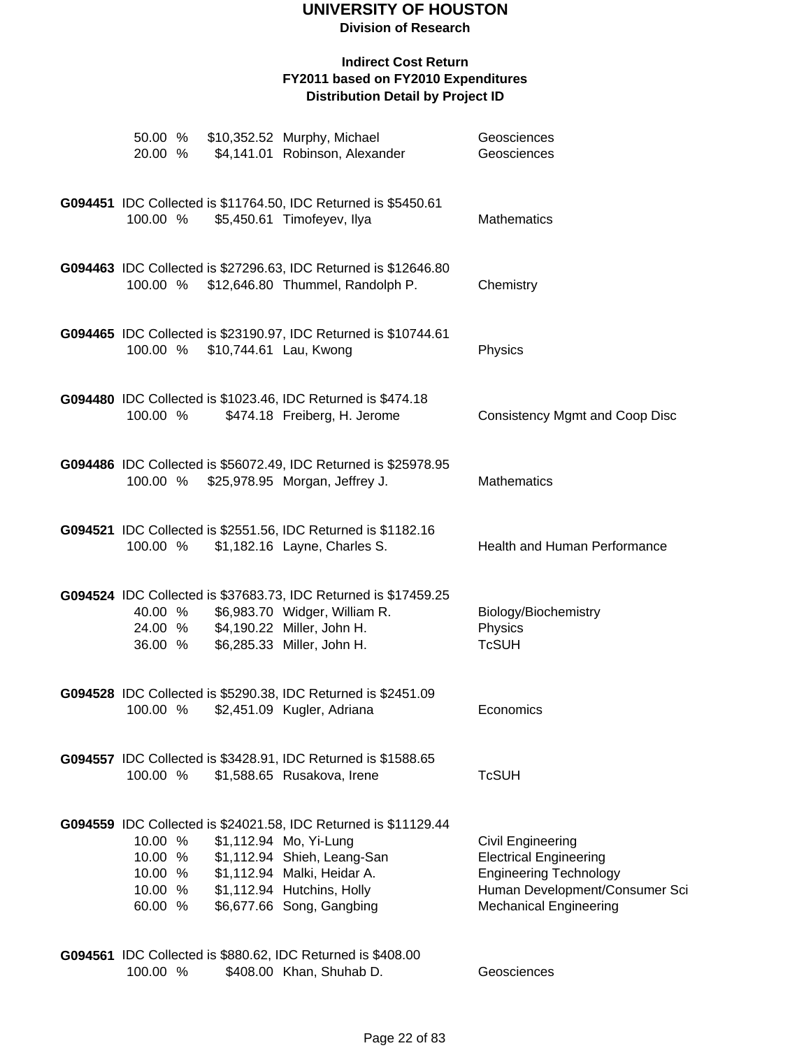# UNIVERSITY OF HOUSTON

**Division of Research**

**Indirect Cost Return**
**FY2011 based on FY2010 Expenditures**
**Distribution Detail by Project ID**

| | | | |
|---|---|---|---|
| 50.00 % | $10,352.52 | Murphy, Michael | Geosciences |
| 20.00 % | $4,141.01 | Robinson, Alexander | Geosciences |

**G094451** IDC Collected is $11764.50, IDC Returned is $5450.61

| | | | |
|---|---|---|---|
| 100.00 % | $5,450.61 | Timofeyev, Ilya | Mathematics |

**G094463** IDC Collected is $27296.63, IDC Returned is $12646.80

| | | | |
|---|---|---|---|
| 100.00 % | $12,646.80 | Thummel, Randolph P. | Chemistry |

**G094465** IDC Collected is $23190.97, IDC Returned is $10744.61

| | | | |
|---|---|---|---|
| 100.00 % | $10,744.61 | Lau, Kwong | Physics |

**G094480** IDC Collected is $1023.46, IDC Returned is $474.18

| | | | |
|---|---|---|---|
| 100.00 % | $474.18 | Freiberg, H. Jerome | Consistency Mgmt and Coop Disc |

**G094486** IDC Collected is $56072.49, IDC Returned is $25978.95

| | | | |
|---|---|---|---|
| 100.00 % | $25,978.95 | Morgan, Jeffrey J. | Mathematics |

**G094521** IDC Collected is $2551.56, IDC Returned is $1182.16

| | | | |
|---|---|---|---|
| 100.00 % | $1,182.16 | Layne, Charles S. | Health and Human Performance |

**G094524** IDC Collected is $37683.73, IDC Returned is $17459.25

| | | | |
|---|---|---|---|
| 40.00 % | $6,983.70 | Widger, William R. | Biology/Biochemistry |
| 24.00 % | $4,190.22 | Miller, John H. | Physics |
| 36.00 % | $6,285.33 | Miller, John H. | TcSUH |

**G094528** IDC Collected is $5290.38, IDC Returned is $2451.09

| | | | |
|---|---|---|---|
| 100.00 % | $2,451.09 | Kugler, Adriana | Economics |

**G094557** IDC Collected is $3428.91, IDC Returned is $1588.65

| | | | |
|---|---|---|---|
| 100.00 % | $1,588.65 | Rusakova, Irene | TcSUH |

**G094559** IDC Collected is $24021.58, IDC Returned is $11129.44

| | | | |
|---|---|---|---|
| 10.00 % | $1,112.94 | Mo, Yi-Lung | Civil Engineering |
| 10.00 % | $1,112.94 | Shieh, Leang-San | Electrical Engineering |
| 10.00 % | $1,112.94 | Malki, Heidar A. | Engineering Technology |
| 10.00 % | $1,112.94 | Hutchins, Holly | Human Development/Consumer Sci |
| 60.00 % | $6,677.66 | Song, Gangbing | Mechanical Engineering |

**G094561** IDC Collected is $880.62, IDC Returned is $408.00

| | | | |
|---|---|---|---|
| 100.00 % | $408.00 | Khan, Shuhab D. | Geosciences |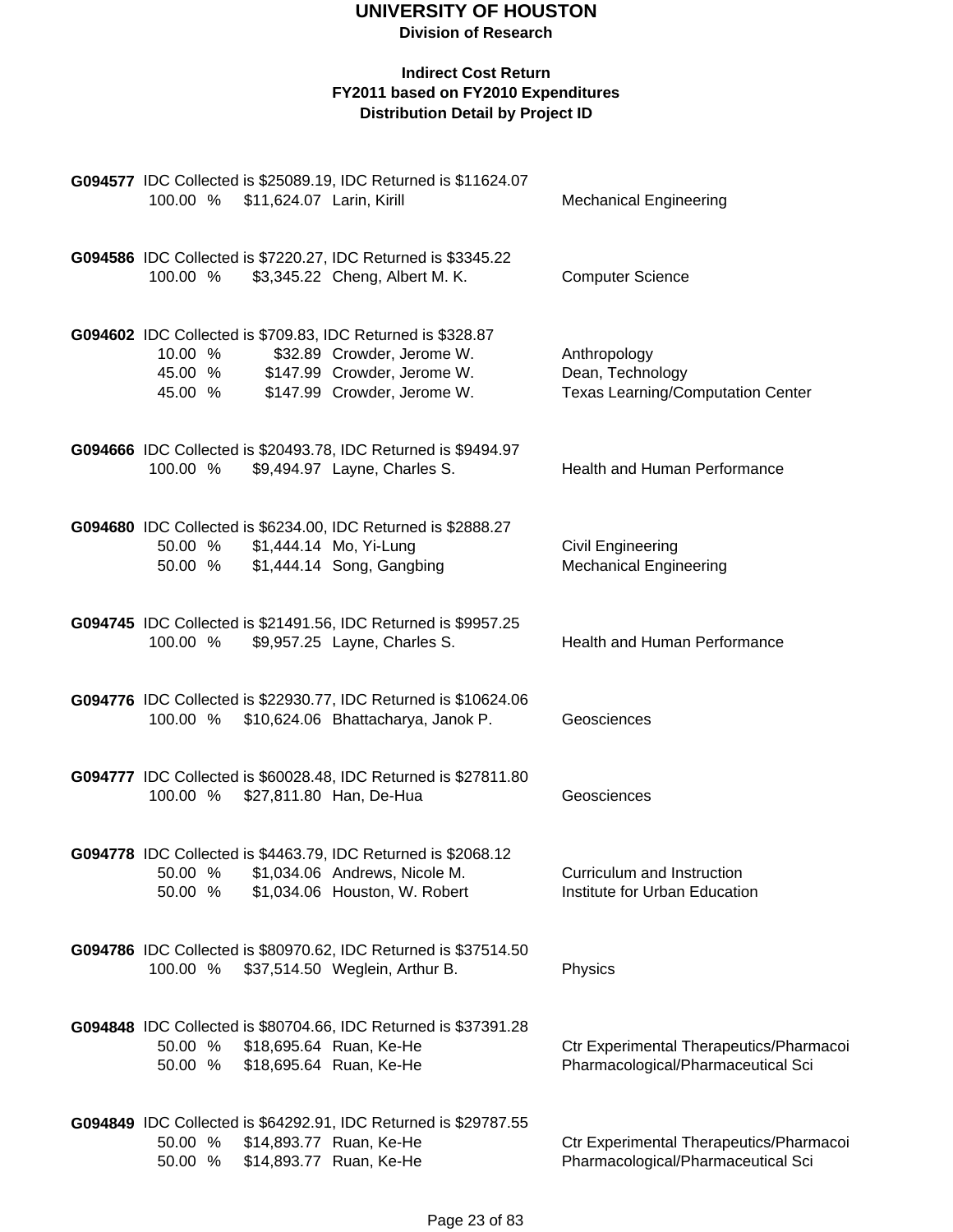# UNIVERSITY OF HOUSTON

**Division of Research**

**Indirect Cost Return**
**FY2011 based on FY2010 Expenditures**
**Distribution Detail by Project ID**

**G094577** IDC Collected is $25089.19, IDC Returned is $11624.07

| | | | |
|---|---|---|---|
| 100.00 % | $11,624.07 | Larin, Kirill | Mechanical Engineering |

**G094586** IDC Collected is $7220.27, IDC Returned is $3345.22

| | | | |
|---|---|---|---|
| 100.00 % | $3,345.22 | Cheng, Albert M. K. | Computer Science |

**G094602** IDC Collected is $709.83, IDC Returned is $328.87

| | | | |
|---|---|---|---|
| 10.00 % | $32.89 | Crowder, Jerome W. | Anthropology |
| 45.00 % | $147.99 | Crowder, Jerome W. | Dean, Technology |
| 45.00 % | $147.99 | Crowder, Jerome W. | Texas Learning/Computation Center |

**G094666** IDC Collected is $20493.78, IDC Returned is $9494.97

| | | | |
|---|---|---|---|
| 100.00 % | $9,494.97 | Layne, Charles S. | Health and Human Performance |

**G094680** IDC Collected is $6234.00, IDC Returned is $2888.27

| | | | |
|---|---|---|---|
| 50.00 % | $1,444.14 | Mo, Yi-Lung | Civil Engineering |
| 50.00 % | $1,444.14 | Song, Gangbing | Mechanical Engineering |

**G094745** IDC Collected is $21491.56, IDC Returned is $9957.25

| | | | |
|---|---|---|---|
| 100.00 % | $9,957.25 | Layne, Charles S. | Health and Human Performance |

**G094776** IDC Collected is $22930.77, IDC Returned is $10624.06

| | | | |
|---|---|---|---|
| 100.00 % | $10,624.06 | Bhattacharya, Janok P. | Geosciences |

**G094777** IDC Collected is $60028.48, IDC Returned is $27811.80

| | | | |
|---|---|---|---|
| 100.00 % | $27,811.80 | Han, De-Hua | Geosciences |

**G094778** IDC Collected is $4463.79, IDC Returned is $2068.12

| | | | |
|---|---|---|---|
| 50.00 % | $1,034.06 | Andrews, Nicole M. | Curriculum and Instruction |
| 50.00 % | $1,034.06 | Houston, W. Robert | Institute for Urban Education |

**G094786** IDC Collected is $80970.62, IDC Returned is $37514.50

| | | | |
|---|---|---|---|
| 100.00 % | $37,514.50 | Weglein, Arthur B. | Physics |

**G094848** IDC Collected is $80704.66, IDC Returned is $37391.28

| | | | |
|---|---|---|---|
| 50.00 % | $18,695.64 | Ruan, Ke-He | Ctr Experimental Therapeutics/Pharmacoi |
| 50.00 % | $18,695.64 | Ruan, Ke-He | Pharmacological/Pharmaceutical Sci |

**G094849** IDC Collected is $64292.91, IDC Returned is $29787.55

| | | | |
|---|---|---|---|
| 50.00 % | $14,893.77 | Ruan, Ke-He | Ctr Experimental Therapeutics/Pharmacoi |
| 50.00 % | $14,893.77 | Ruan, Ke-He | Pharmacological/Pharmaceutical Sci |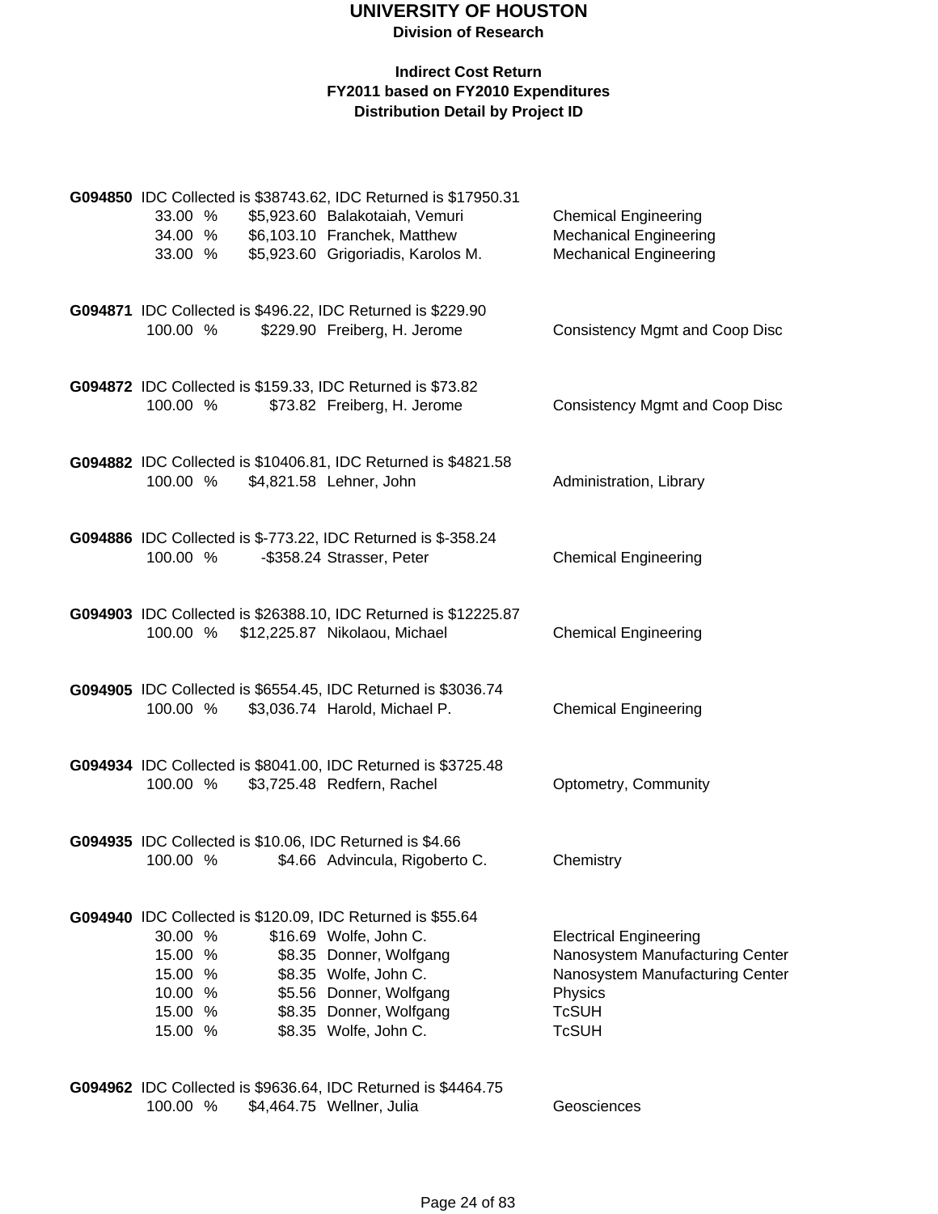# UNIVERSITY OF HOUSTON

**Division of Research**

**Indirect Cost Return**
**FY2011 based on FY2010 Expenditures**
**Distribution Detail by Project ID**

**G094850** IDC Collected is $38743.62, IDC Returned is $17950.31

| Percent | Amount | Name | Department |
|---|---|---|---|
| 33.00 % | $5,923.60 | Balakotaiah, Vemuri | Chemical Engineering |
| 34.00 % | $6,103.10 | Franchek, Matthew | Mechanical Engineering |
| 33.00 % | $5,923.60 | Grigoriadis, Karolos M. | Mechanical Engineering |

**G094871** IDC Collected is $496.22, IDC Returned is $229.90

| Percent | Amount | Name | Department |
|---|---|---|---|
| 100.00 % | $229.90 | Freiberg, H. Jerome | Consistency Mgmt and Coop Disc |

**G094872** IDC Collected is $159.33, IDC Returned is $73.82

| Percent | Amount | Name | Department |
|---|---|---|---|
| 100.00 % | $73.82 | Freiberg, H. Jerome | Consistency Mgmt and Coop Disc |

**G094882** IDC Collected is $10406.81, IDC Returned is $4821.58

| Percent | Amount | Name | Department |
|---|---|---|---|
| 100.00 % | $4,821.58 | Lehner, John | Administration, Library |

**G094886** IDC Collected is $-773.22, IDC Returned is $-358.24

| Percent | Amount | Name | Department |
|---|---|---|---|
| 100.00 % | -$358.24 | Strasser, Peter | Chemical Engineering |

**G094903** IDC Collected is $26388.10, IDC Returned is $12225.87

| Percent | Amount | Name | Department |
|---|---|---|---|
| 100.00 % | $12,225.87 | Nikolaou, Michael | Chemical Engineering |

**G094905** IDC Collected is $6554.45, IDC Returned is $3036.74

| Percent | Amount | Name | Department |
|---|---|---|---|
| 100.00 % | $3,036.74 | Harold, Michael P. | Chemical Engineering |

**G094934** IDC Collected is $8041.00, IDC Returned is $3725.48

| Percent | Amount | Name | Department |
|---|---|---|---|
| 100.00 % | $3,725.48 | Redfern, Rachel | Optometry, Community |

**G094935** IDC Collected is $10.06, IDC Returned is $4.66

| Percent | Amount | Name | Department |
|---|---|---|---|
| 100.00 % | $4.66 | Advincula, Rigoberto C. | Chemistry |

**G094940** IDC Collected is $120.09, IDC Returned is $55.64

| Percent | Amount | Name | Department |
|---|---|---|---|
| 30.00 % | $16.69 | Wolfe, John C. | Electrical Engineering |
| 15.00 % | $8.35 | Donner, Wolfgang | Nanosystem Manufacturing Center |
| 15.00 % | $8.35 | Wolfe, John C. | Nanosystem Manufacturing Center |
| 10.00 % | $5.56 | Donner, Wolfgang | Physics |
| 15.00 % | $8.35 | Donner, Wolfgang | TcSUH |
| 15.00 % | $8.35 | Wolfe, John C. | TcSUH |

**G094962** IDC Collected is $9636.64, IDC Returned is $4464.75

| Percent | Amount | Name | Department |
|---|---|---|---|
| 100.00 % | $4,464.75 | Wellner, Julia | Geosciences |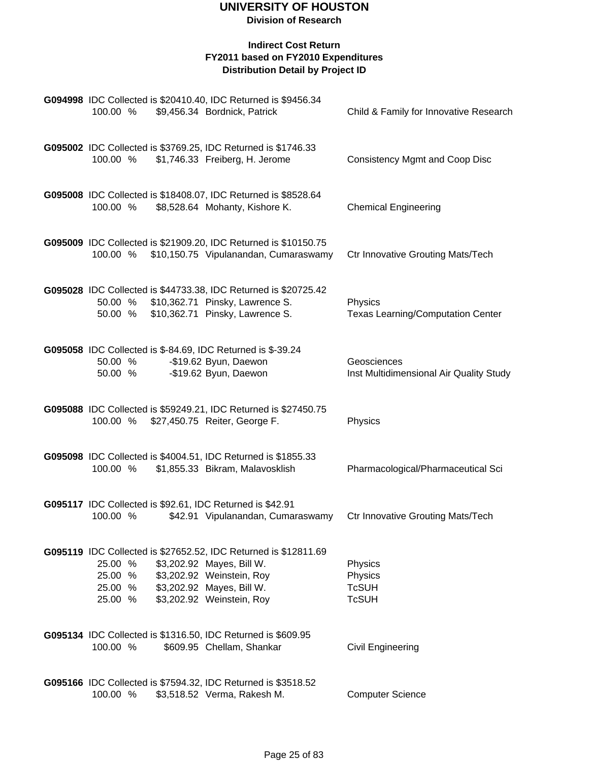# UNIVERSITY OF HOUSTON

**Division of Research**

## Indirect Cost Return
## FY2011 based on FY2010 Expenditures
## Distribution Detail by Project ID

**G094998** IDC Collected is $20410.40, IDC Returned is $9456.34

| | | | |
|---|---|---|---|
| 100.00 % | $9,456.34 | Bordnick, Patrick | Child & Family for Innovative Research |

**G095002** IDC Collected is $3769.25, IDC Returned is $1746.33

| | | | |
|---|---|---|---|
| 100.00 % | $1,746.33 | Freiberg, H. Jerome | Consistency Mgmt and Coop Disc |

**G095008** IDC Collected is $18408.07, IDC Returned is $8528.64

| | | | |
|---|---|---|---|
| 100.00 % | $8,528.64 | Mohanty, Kishore K. | Chemical Engineering |

**G095009** IDC Collected is $21909.20, IDC Returned is $10150.75

| | | | |
|---|---|---|---|
| 100.00 % | $10,150.75 | Vipulanandan, Cumaraswamy | Ctr Innovative Grouting Mats/Tech |

**G095028** IDC Collected is $44733.38, IDC Returned is $20725.42

| | | | |
|---|---|---|---|
| 50.00 % | $10,362.71 | Pinsky, Lawrence S. | Physics |
| 50.00 % | $10,362.71 | Pinsky, Lawrence S. | Texas Learning/Computation Center |

**G095058** IDC Collected is $-84.69, IDC Returned is $-39.24

| | | | |
|---|---|---|---|
| 50.00 % | -$19.62 | Byun, Daewon | Geosciences |
| 50.00 % | -$19.62 | Byun, Daewon | Inst Multidimensional Air Quality Study |

**G095088** IDC Collected is $59249.21, IDC Returned is $27450.75

| | | | |
|---|---|---|---|
| 100.00 % | $27,450.75 | Reiter, George F. | Physics |

**G095098** IDC Collected is $4004.51, IDC Returned is $1855.33

| | | | |
|---|---|---|---|
| 100.00 % | $1,855.33 | Bikram, Malavosklish | Pharmacological/Pharmaceutical Sci |

**G095117** IDC Collected is $92.61, IDC Returned is $42.91

| | | | |
|---|---|---|---|
| 100.00 % | $42.91 | Vipulanandan, Cumaraswamy | Ctr Innovative Grouting Mats/Tech |

**G095119** IDC Collected is $27652.52, IDC Returned is $12811.69

| | | | |
|---|---|---|---|
| 25.00 % | $3,202.92 | Mayes, Bill W. | Physics |
| 25.00 % | $3,202.92 | Weinstein, Roy | Physics |
| 25.00 % | $3,202.92 | Mayes, Bill W. | TcSUH |
| 25.00 % | $3,202.92 | Weinstein, Roy | TcSUH |

**G095134** IDC Collected is $1316.50, IDC Returned is $609.95

| | | | |
|---|---|---|---|
| 100.00 % | $609.95 | Chellam, Shankar | Civil Engineering |

**G095166** IDC Collected is $7594.32, IDC Returned is $3518.52

| | | | |
|---|---|---|---|
| 100.00 % | $3,518.52 | Verma, Rakesh M. | Computer Science |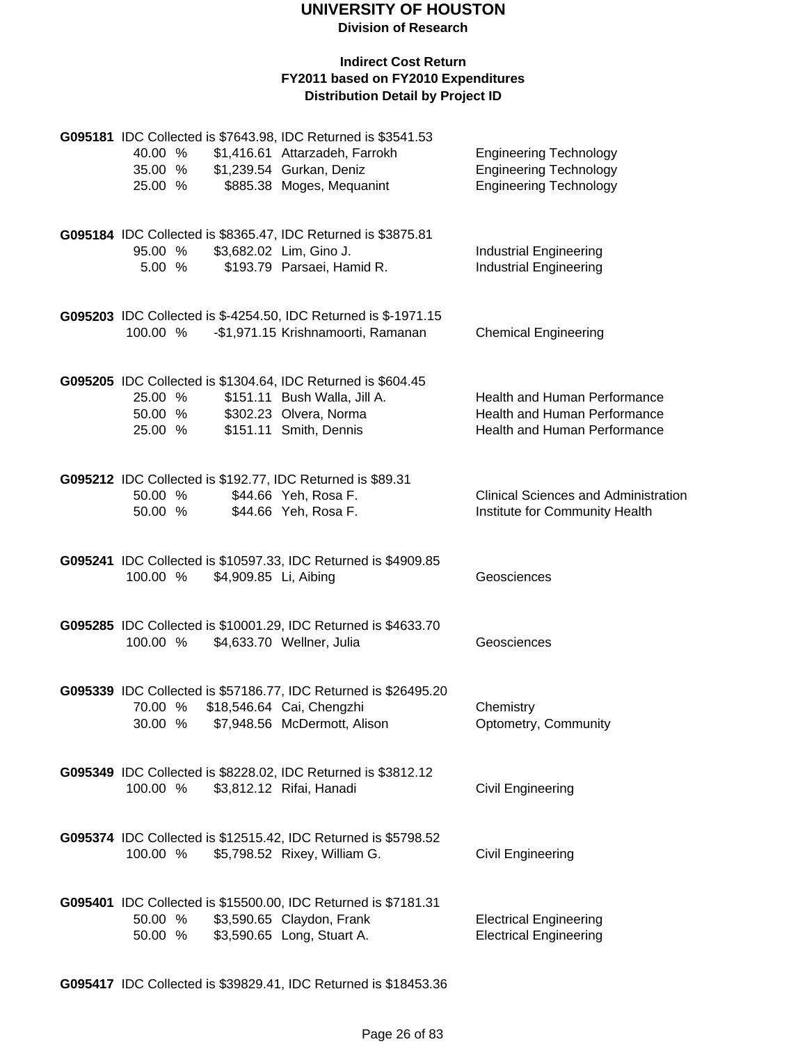# UNIVERSITY OF HOUSTON

**Division of Research**

**Indirect Cost Return**
**FY2011 based on FY2010 Expenditures**
**Distribution Detail by Project ID**

**G095181** IDC Collected is $7643.98, IDC Returned is $3541.53

| | | | |
|---|---|---|---|
| 40.00 % | $1,416.61 | Attarzadeh, Farrokh | Engineering Technology |
| 35.00 % | $1,239.54 | Gurkan, Deniz | Engineering Technology |
| 25.00 % | $885.38 | Moges, Mequanint | Engineering Technology |

**G095184** IDC Collected is $8365.47, IDC Returned is $3875.81

| | | | |
|---|---|---|---|
| 95.00 % | $3,682.02 | Lim, Gino J. | Industrial Engineering |
| 5.00 % | $193.79 | Parsaei, Hamid R. | Industrial Engineering |

**G095203** IDC Collected is $-4254.50, IDC Returned is $-1971.15

| | | | |
|---|---|---|---|
| 100.00 % | -$1,971.15 | Krishnamoorti, Ramanan | Chemical Engineering |

**G095205** IDC Collected is $1304.64, IDC Returned is $604.45

| | | | |
|---|---|---|---|
| 25.00 % | $151.11 | Bush Walla, Jill A. | Health and Human Performance |
| 50.00 % | $302.23 | Olvera, Norma | Health and Human Performance |
| 25.00 % | $151.11 | Smith, Dennis | Health and Human Performance |

**G095212** IDC Collected is $192.77, IDC Returned is $89.31

| | | | |
|---|---|---|---|
| 50.00 % | $44.66 | Yeh, Rosa F. | Clinical Sciences and Administration |
| 50.00 % | $44.66 | Yeh, Rosa F. | Institute for Community Health |

**G095241** IDC Collected is $10597.33, IDC Returned is $4909.85

| | | | |
|---|---|---|---|
| 100.00 % | $4,909.85 | Li, Aibing | Geosciences |

**G095285** IDC Collected is $10001.29, IDC Returned is $4633.70

| | | | |
|---|---|---|---|
| 100.00 % | $4,633.70 | Wellner, Julia | Geosciences |

**G095339** IDC Collected is $57186.77, IDC Returned is $26495.20

| | | | |
|---|---|---|---|
| 70.00 % | $18,546.64 | Cai, Chengzhi | Chemistry |
| 30.00 % | $7,948.56 | McDermott, Alison | Optometry, Community |

**G095349** IDC Collected is $8228.02, IDC Returned is $3812.12

| | | | |
|---|---|---|---|
| 100.00 % | $3,812.12 | Rifai, Hanadi | Civil Engineering |

**G095374** IDC Collected is $12515.42, IDC Returned is $5798.52

| | | | |
|---|---|---|---|
| 100.00 % | $5,798.52 | Rixey, William G. | Civil Engineering |

**G095401** IDC Collected is $15500.00, IDC Returned is $7181.31

| | | | |
|---|---|---|---|
| 50.00 % | $3,590.65 | Claydon, Frank | Electrical Engineering |
| 50.00 % | $3,590.65 | Long, Stuart A. | Electrical Engineering |

**G095417** IDC Collected is $39829.41, IDC Returned is $18453.36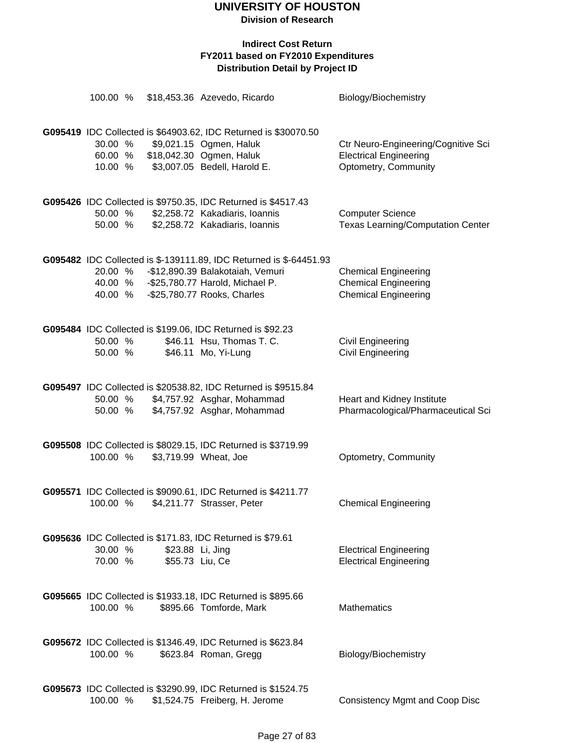# UNIVERSITY OF HOUSTON

**Division of Research**

**Indirect Cost Return**
**FY2011 based on FY2010 Expenditures**
**Distribution Detail by Project ID**

| | | | |
|---|---|---|---|
| 100.00 % | $18,453.36 | Azevedo, Ricardo | Biology/Biochemistry |

**G095419** IDC Collected is $64903.62, IDC Returned is $30070.50

| | | | |
|---|---|---|---|
| 30.00 % | $9,021.15 | Ogmen, Haluk | Ctr Neuro-Engineering/Cognitive Sci |
| 60.00 % | $18,042.30 | Ogmen, Haluk | Electrical Engineering |
| 10.00 % | $3,007.05 | Bedell, Harold E. | Optometry, Community |

**G095426** IDC Collected is $9750.35, IDC Returned is $4517.43

| | | | |
|---|---|---|---|
| 50.00 % | $2,258.72 | Kakadiaris, Ioannis | Computer Science |
| 50.00 % | $2,258.72 | Kakadiaris, Ioannis | Texas Learning/Computation Center |

**G095482** IDC Collected is $-139111.89, IDC Returned is $-64451.93

| | | | |
|---|---|---|---|
| 20.00 % | -$12,890.39 | Balakotaiah, Vemuri | Chemical Engineering |
| 40.00 % | -$25,780.77 | Harold, Michael P. | Chemical Engineering |
| 40.00 % | -$25,780.77 | Rooks, Charles | Chemical Engineering |

**G095484** IDC Collected is $199.06, IDC Returned is $92.23

| | | | |
|---|---|---|---|
| 50.00 % | $46.11 | Hsu, Thomas T. C. | Civil Engineering |
| 50.00 % | $46.11 | Mo, Yi-Lung | Civil Engineering |

**G095497** IDC Collected is $20538.82, IDC Returned is $9515.84

| | | | |
|---|---|---|---|
| 50.00 % | $4,757.92 | Asghar, Mohammad | Heart and Kidney Institute |
| 50.00 % | $4,757.92 | Asghar, Mohammad | Pharmacological/Pharmaceutical Sci |

**G095508** IDC Collected is $8029.15, IDC Returned is $3719.99

| | | | |
|---|---|---|---|
| 100.00 % | $3,719.99 | Wheat, Joe | Optometry, Community |

**G095571** IDC Collected is $9090.61, IDC Returned is $4211.77

| | | | |
|---|---|---|---|
| 100.00 % | $4,211.77 | Strasser, Peter | Chemical Engineering |

**G095636** IDC Collected is $171.83, IDC Returned is $79.61

| | | | |
|---|---|---|---|
| 30.00 % | $23.88 | Li, Jing | Electrical Engineering |
| 70.00 % | $55.73 | Liu, Ce | Electrical Engineering |

**G095665** IDC Collected is $1933.18, IDC Returned is $895.66

| | | | |
|---|---|---|---|
| 100.00 % | $895.66 | Tomforde, Mark | Mathematics |

**G095672** IDC Collected is $1346.49, IDC Returned is $623.84

| | | | |
|---|---|---|---|
| 100.00 % | $623.84 | Roman, Gregg | Biology/Biochemistry |

**G095673** IDC Collected is $3290.99, IDC Returned is $1524.75

| | | | |
|---|---|---|---|
| 100.00 % | $1,524.75 | Freiberg, H. Jerome | Consistency Mgmt and Coop Disc |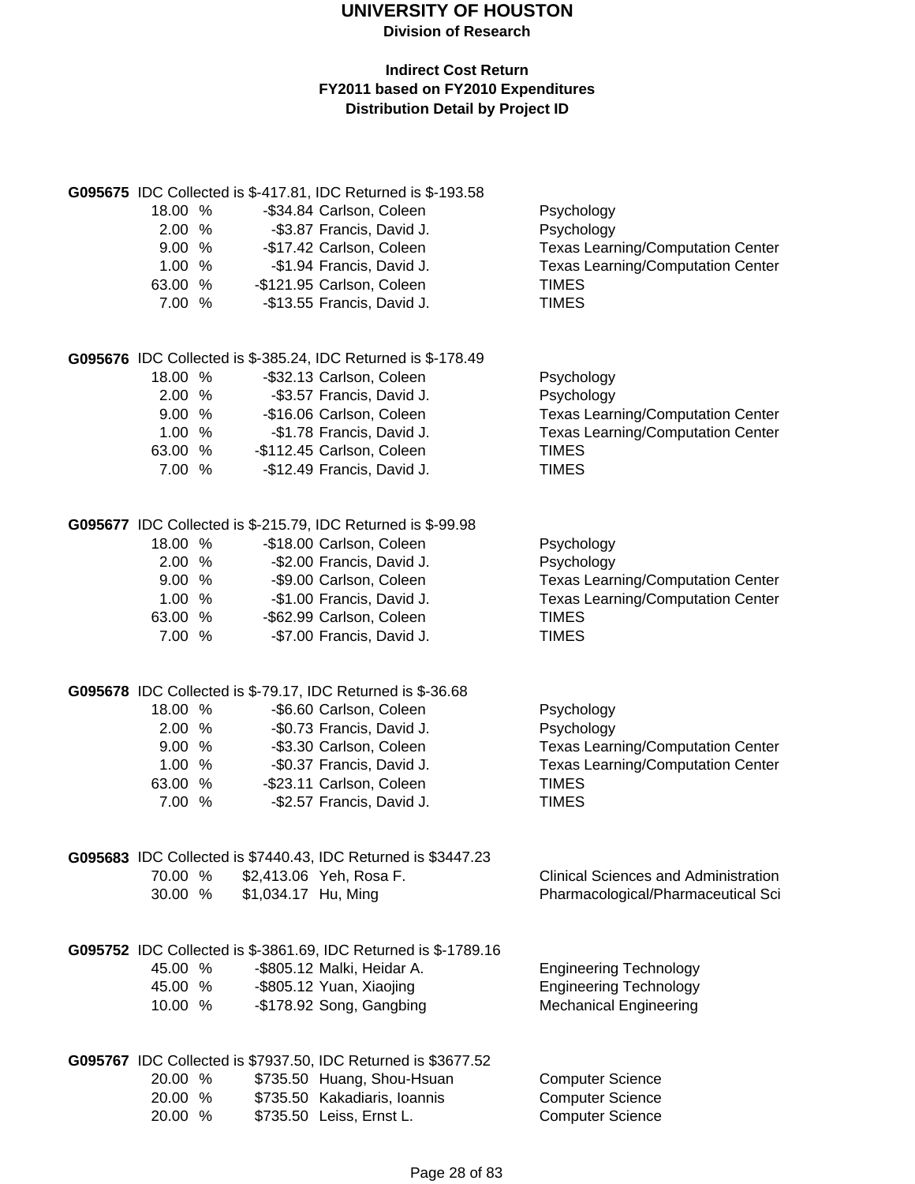# UNIVERSITY OF HOUSTON

**Division of Research**

**Indirect Cost Return**
**FY2011 based on FY2010 Expenditures**
**Distribution Detail by Project ID**

**G095675** IDC Collected is $-417.81, IDC Returned is $-193.58

| % | Amount | Name | Department |
|---|---|---|---|
| 18.00 % | -$34.84 | Carlson, Coleen | Psychology |
| 2.00 % | -$3.87 | Francis, David J. | Psychology |
| 9.00 % | -$17.42 | Carlson, Coleen | Texas Learning/Computation Center |
| 1.00 % | -$1.94 | Francis, David J. | Texas Learning/Computation Center |
| 63.00 % | -$121.95 | Carlson, Coleen | TIMES |
| 7.00 % | -$13.55 | Francis, David J. | TIMES |

**G095676** IDC Collected is $-385.24, IDC Returned is $-178.49

| % | Amount | Name | Department |
|---|---|---|---|
| 18.00 % | -$32.13 | Carlson, Coleen | Psychology |
| 2.00 % | -$3.57 | Francis, David J. | Psychology |
| 9.00 % | -$16.06 | Carlson, Coleen | Texas Learning/Computation Center |
| 1.00 % | -$1.78 | Francis, David J. | Texas Learning/Computation Center |
| 63.00 % | -$112.45 | Carlson, Coleen | TIMES |
| 7.00 % | -$12.49 | Francis, David J. | TIMES |

**G095677** IDC Collected is $-215.79, IDC Returned is $-99.98

| % | Amount | Name | Department |
|---|---|---|---|
| 18.00 % | -$18.00 | Carlson, Coleen | Psychology |
| 2.00 % | -$2.00 | Francis, David J. | Psychology |
| 9.00 % | -$9.00 | Carlson, Coleen | Texas Learning/Computation Center |
| 1.00 % | -$1.00 | Francis, David J. | Texas Learning/Computation Center |
| 63.00 % | -$62.99 | Carlson, Coleen | TIMES |
| 7.00 % | -$7.00 | Francis, David J. | TIMES |

**G095678** IDC Collected is $-79.17, IDC Returned is $-36.68

| % | Amount | Name | Department |
|---|---|---|---|
| 18.00 % | -$6.60 | Carlson, Coleen | Psychology |
| 2.00 % | -$0.73 | Francis, David J. | Psychology |
| 9.00 % | -$3.30 | Carlson, Coleen | Texas Learning/Computation Center |
| 1.00 % | -$0.37 | Francis, David J. | Texas Learning/Computation Center |
| 63.00 % | -$23.11 | Carlson, Coleen | TIMES |
| 7.00 % | -$2.57 | Francis, David J. | TIMES |

**G095683** IDC Collected is $7440.43, IDC Returned is $3447.23

| % | Amount | Name | Department |
|---|---|---|---|
| 70.00 % | $2,413.06 | Yeh, Rosa F. | Clinical Sciences and Administration |
| 30.00 % | $1,034.17 | Hu, Ming | Pharmacological/Pharmaceutical Sci |

**G095752** IDC Collected is $-3861.69, IDC Returned is $-1789.16

| % | Amount | Name | Department |
|---|---|---|---|
| 45.00 % | -$805.12 | Malki, Heidar A. | Engineering Technology |
| 45.00 % | -$805.12 | Yuan, Xiaojing | Engineering Technology |
| 10.00 % | -$178.92 | Song, Gangbing | Mechanical Engineering |

**G095767** IDC Collected is $7937.50, IDC Returned is $3677.52

| % | Amount | Name | Department |
|---|---|---|---|
| 20.00 % | $735.50 | Huang, Shou-Hsuan | Computer Science |
| 20.00 % | $735.50 | Kakadiaris, Ioannis | Computer Science |
| 20.00 % | $735.50 | Leiss, Ernst L. | Computer Science |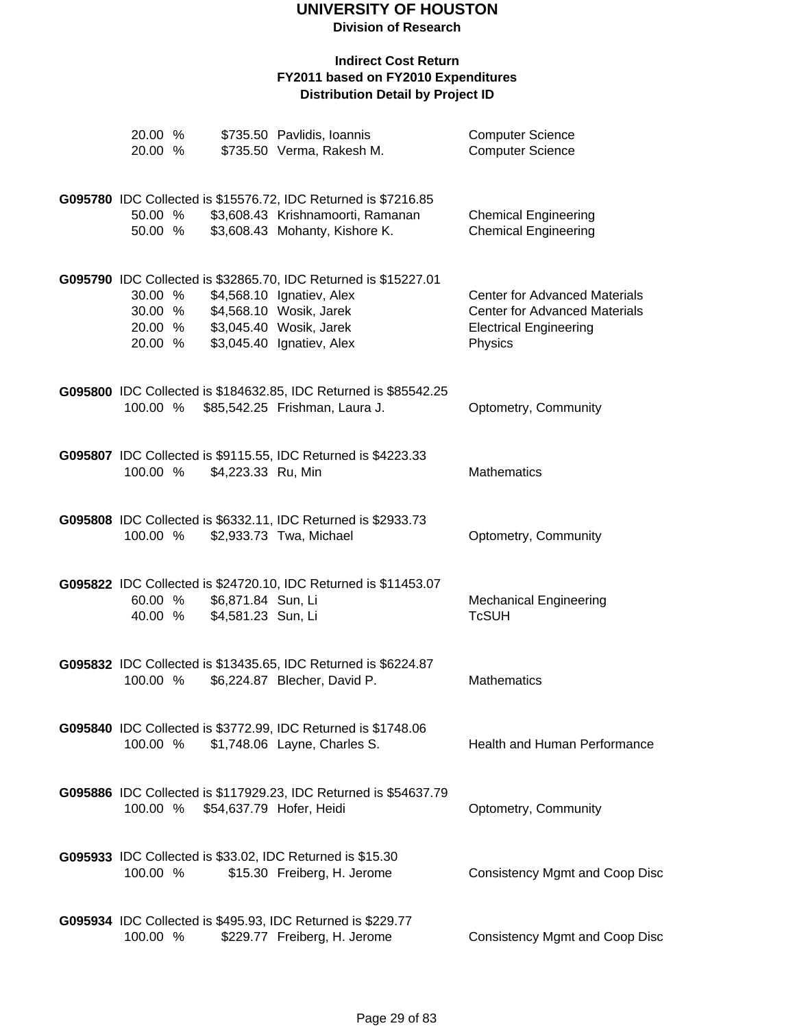# UNIVERSITY OF HOUSTON

**Division of Research**

**Indirect Cost Return**
**FY2011 based on FY2010 Expenditures**
**Distribution Detail by Project ID**

| | | | |
|---|---|---|---|
| 20.00 % | $735.50 | Pavlidis, Ioannis | Computer Science |
| 20.00 % | $735.50 | Verma, Rakesh M. | Computer Science |

**G095780** IDC Collected is $15576.72, IDC Returned is $7216.85

| | | | |
|---|---|---|---|
| 50.00 % | $3,608.43 | Krishnamoorti, Ramanan | Chemical Engineering |
| 50.00 % | $3,608.43 | Mohanty, Kishore K. | Chemical Engineering |

**G095790** IDC Collected is $32865.70, IDC Returned is $15227.01

| | | | |
|---|---|---|---|
| 30.00 % | $4,568.10 | Ignatiev, Alex | Center for Advanced Materials |
| 30.00 % | $4,568.10 | Wosik, Jarek | Center for Advanced Materials |
| 20.00 % | $3,045.40 | Wosik, Jarek | Electrical Engineering |
| 20.00 % | $3,045.40 | Ignatiev, Alex | Physics |

**G095800** IDC Collected is $184632.85, IDC Returned is $85542.25

| | | | |
|---|---|---|---|
| 100.00 % | $85,542.25 | Frishman, Laura J. | Optometry, Community |

**G095807** IDC Collected is $9115.55, IDC Returned is $4223.33

| | | | |
|---|---|---|---|
| 100.00 % | $4,223.33 | Ru, Min | Mathematics |

**G095808** IDC Collected is $6332.11, IDC Returned is $2933.73

| | | | |
|---|---|---|---|
| 100.00 % | $2,933.73 | Twa, Michael | Optometry, Community |

**G095822** IDC Collected is $24720.10, IDC Returned is $11453.07

| | | | |
|---|---|---|---|
| 60.00 % | $6,871.84 | Sun, Li | Mechanical Engineering |
| 40.00 % | $4,581.23 | Sun, Li | TcSUH |

**G095832** IDC Collected is $13435.65, IDC Returned is $6224.87

| | | | |
|---|---|---|---|
| 100.00 % | $6,224.87 | Blecher, David P. | Mathematics |

**G095840** IDC Collected is $3772.99, IDC Returned is $1748.06

| | | | |
|---|---|---|---|
| 100.00 % | $1,748.06 | Layne, Charles S. | Health and Human Performance |

**G095886** IDC Collected is $117929.23, IDC Returned is $54637.79

| | | | |
|---|---|---|---|
| 100.00 % | $54,637.79 | Hofer, Heidi | Optometry, Community |

**G095933** IDC Collected is $33.02, IDC Returned is $15.30

| | | | |
|---|---|---|---|
| 100.00 % | $15.30 | Freiberg, H. Jerome | Consistency Mgmt and Coop Disc |

**G095934** IDC Collected is $495.93, IDC Returned is $229.77

| | | | |
|---|---|---|---|
| 100.00 % | $229.77 | Freiberg, H. Jerome | Consistency Mgmt and Coop Disc |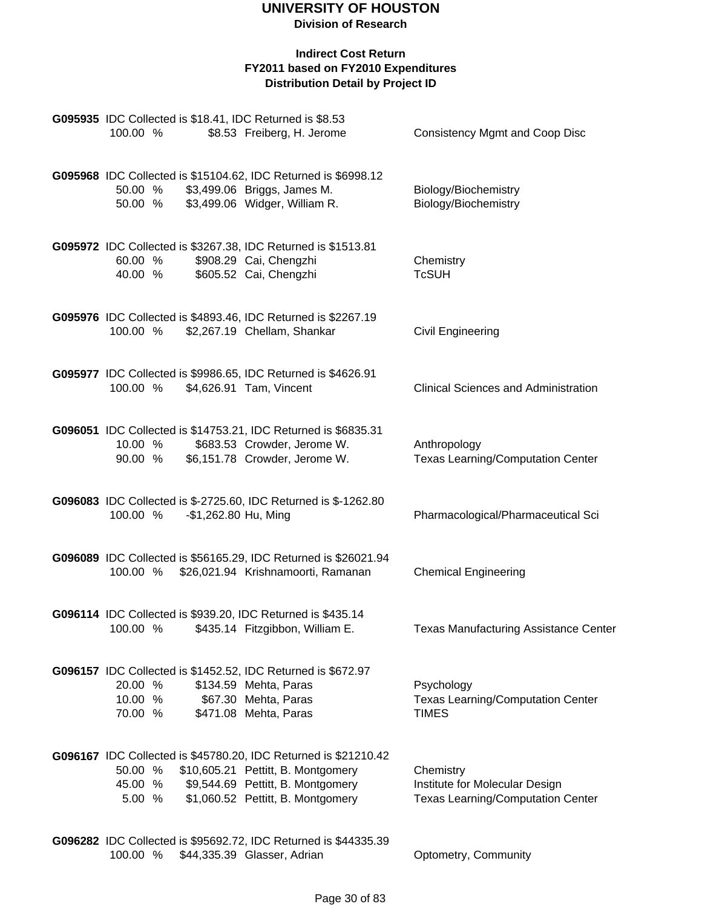# UNIVERSITY OF HOUSTON

**Division of Research**

**Indirect Cost Return**
**FY2011 based on FY2010 Expenditures**
**Distribution Detail by Project ID**

**G095935** IDC Collected is $18.41, IDC Returned is $8.53

| | | | |
|---|---|---|---|
| 100.00 % | $8.53 | Freiberg, H. Jerome | Consistency Mgmt and Coop Disc |

**G095968** IDC Collected is $15104.62, IDC Returned is $6998.12

| | | | |
|---|---|---|---|
| 50.00 % | $3,499.06 | Briggs, James M. | Biology/Biochemistry |
| 50.00 % | $3,499.06 | Widger, William R. | Biology/Biochemistry |

**G095972** IDC Collected is $3267.38, IDC Returned is $1513.81

| | | | |
|---|---|---|---|
| 60.00 % | $908.29 | Cai, Chengzhi | Chemistry |
| 40.00 % | $605.52 | Cai, Chengzhi | TcSUH |

**G095976** IDC Collected is $4893.46, IDC Returned is $2267.19

| | | | |
|---|---|---|---|
| 100.00 % | $2,267.19 | Chellam, Shankar | Civil Engineering |

**G095977** IDC Collected is $9986.65, IDC Returned is $4626.91

| | | | |
|---|---|---|---|
| 100.00 % | $4,626.91 | Tam, Vincent | Clinical Sciences and Administration |

**G096051** IDC Collected is $14753.21, IDC Returned is $6835.31

| | | | |
|---|---|---|---|
| 10.00 % | $683.53 | Crowder, Jerome W. | Anthropology |
| 90.00 % | $6,151.78 | Crowder, Jerome W. | Texas Learning/Computation Center |

**G096083** IDC Collected is $-2725.60, IDC Returned is $-1262.80

| | | | |
|---|---|---|---|
| 100.00 % | -$1,262.80 | Hu, Ming | Pharmacological/Pharmaceutical Sci |

**G096089** IDC Collected is $56165.29, IDC Returned is $26021.94

| | | | |
|---|---|---|---|
| 100.00 % | $26,021.94 | Krishnamoorti, Ramanan | Chemical Engineering |

**G096114** IDC Collected is $939.20, IDC Returned is $435.14

| | | | |
|---|---|---|---|
| 100.00 % | $435.14 | Fitzgibbon, William E. | Texas Manufacturing Assistance Center |

**G096157** IDC Collected is $1452.52, IDC Returned is $672.97

| | | | |
|---|---|---|---|
| 20.00 % | $134.59 | Mehta, Paras | Psychology |
| 10.00 % | $67.30 | Mehta, Paras | Texas Learning/Computation Center |
| 70.00 % | $471.08 | Mehta, Paras | TIMES |

**G096167** IDC Collected is $45780.20, IDC Returned is $21210.42

| | | | |
|---|---|---|---|
| 50.00 % | $10,605.21 | Pettitt, B. Montgomery | Chemistry |
| 45.00 % | $9,544.69 | Pettitt, B. Montgomery | Institute for Molecular Design |
| 5.00 % | $1,060.52 | Pettitt, B. Montgomery | Texas Learning/Computation Center |

**G096282** IDC Collected is $95692.72, IDC Returned is $44335.39

| | | | |
|---|---|---|---|
| 100.00 % | $44,335.39 | Glasser, Adrian | Optometry, Community |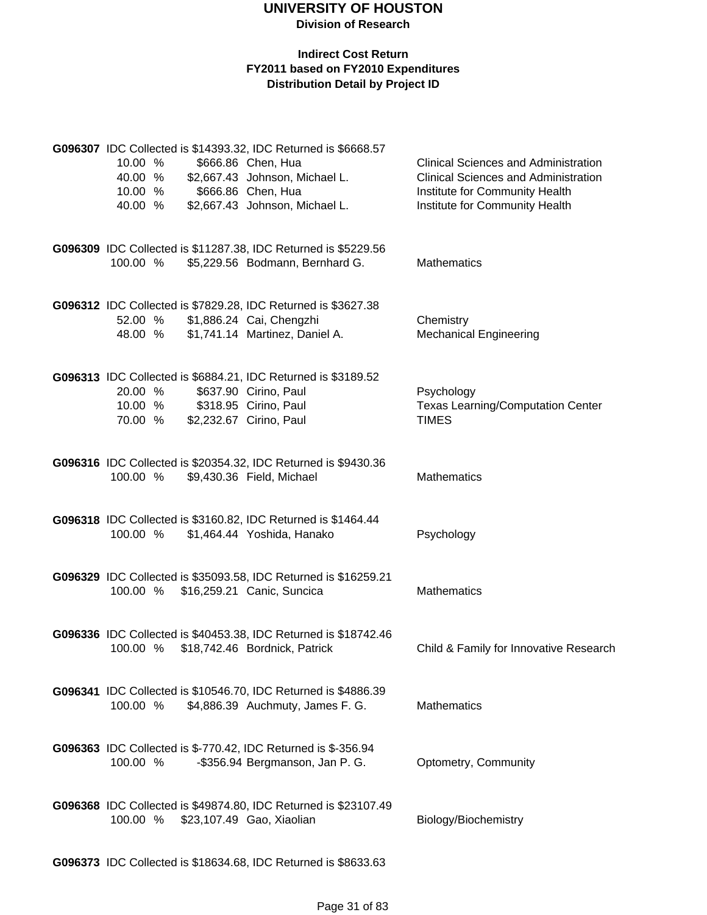# UNIVERSITY OF HOUSTON

**Division of Research**

**Indirect Cost Return**
**FY2011 based on FY2010 Expenditures**
**Distribution Detail by Project ID**

**G096307** IDC Collected is $14393.32, IDC Returned is $6668.57

| | | | |
|---|---|---|---|
| 10.00 % | $666.86 | Chen, Hua | Clinical Sciences and Administration |
| 40.00 % | $2,667.43 | Johnson, Michael L. | Clinical Sciences and Administration |
| 10.00 % | $666.86 | Chen, Hua | Institute for Community Health |
| 40.00 % | $2,667.43 | Johnson, Michael L. | Institute for Community Health |

**G096309** IDC Collected is $11287.38, IDC Returned is $5229.56

| | | | |
|---|---|---|---|
| 100.00 % | $5,229.56 | Bodmann, Bernhard G. | Mathematics |

**G096312** IDC Collected is $7829.28, IDC Returned is $3627.38

| | | | |
|---|---|---|---|
| 52.00 % | $1,886.24 | Cai, Chengzhi | Chemistry |
| 48.00 % | $1,741.14 | Martinez, Daniel A. | Mechanical Engineering |

**G096313** IDC Collected is $6884.21, IDC Returned is $3189.52

| | | | |
|---|---|---|---|
| 20.00 % | $637.90 | Cirino, Paul | Psychology |
| 10.00 % | $318.95 | Cirino, Paul | Texas Learning/Computation Center |
| 70.00 % | $2,232.67 | Cirino, Paul | TIMES |

**G096316** IDC Collected is $20354.32, IDC Returned is $9430.36

| | | | |
|---|---|---|---|
| 100.00 % | $9,430.36 | Field, Michael | Mathematics |

**G096318** IDC Collected is $3160.82, IDC Returned is $1464.44

| | | | |
|---|---|---|---|
| 100.00 % | $1,464.44 | Yoshida, Hanako | Psychology |

**G096329** IDC Collected is $35093.58, IDC Returned is $16259.21

| | | | |
|---|---|---|---|
| 100.00 % | $16,259.21 | Canic, Suncica | Mathematics |

**G096336** IDC Collected is $40453.38, IDC Returned is $18742.46

| | | | |
|---|---|---|---|
| 100.00 % | $18,742.46 | Bordnick, Patrick | Child & Family for Innovative Research |

**G096341** IDC Collected is $10546.70, IDC Returned is $4886.39

| | | | |
|---|---|---|---|
| 100.00 % | $4,886.39 | Auchmuty, James F. G. | Mathematics |

**G096363** IDC Collected is $-770.42, IDC Returned is $-356.94

| | | | |
|---|---|---|---|
| 100.00 % | -$356.94 | Bergmanson, Jan P. G. | Optometry, Community |

**G096368** IDC Collected is $49874.80, IDC Returned is $23107.49

| | | | |
|---|---|---|---|
| 100.00 % | $23,107.49 | Gao, Xiaolian | Biology/Biochemistry |

**G096373** IDC Collected is $18634.68, IDC Returned is $8633.63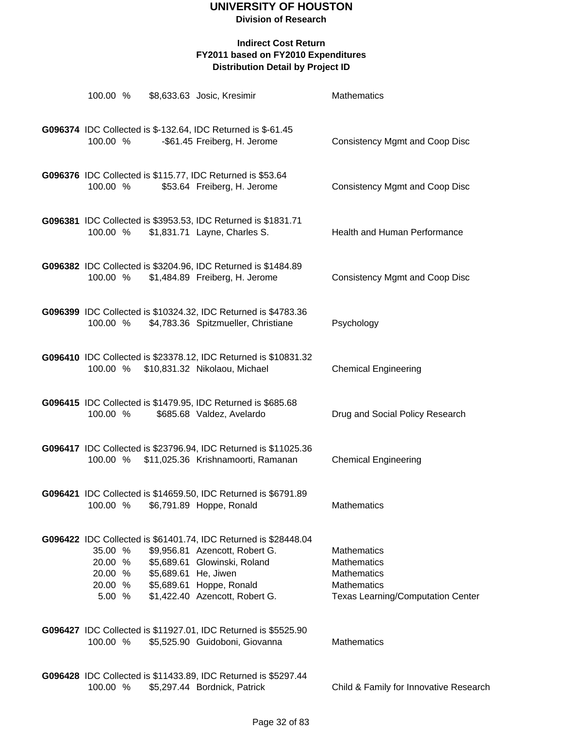# UNIVERSITY OF HOUSTON

**Division of Research**

**Indirect Cost Return**
**FY2011 based on FY2010 Expenditures**
**Distribution Detail by Project ID**

100.00 % $8,633.63 Josic, Kresimir — Mathematics

**G096374** IDC Collected is $-132.64, IDC Returned is $-61.45

100.00 % -$61.45 Freiberg, H. Jerome — Consistency Mgmt and Coop Disc

**G096376** IDC Collected is $115.77, IDC Returned is $53.64

100.00 % $53.64 Freiberg, H. Jerome — Consistency Mgmt and Coop Disc

**G096381** IDC Collected is $3953.53, IDC Returned is $1831.71

100.00 % $1,831.71 Layne, Charles S. — Health and Human Performance

**G096382** IDC Collected is $3204.96, IDC Returned is $1484.89

100.00 % $1,484.89 Freiberg, H. Jerome — Consistency Mgmt and Coop Disc

**G096399** IDC Collected is $10324.32, IDC Returned is $4783.36

100.00 % $4,783.36 Spitzmueller, Christiane — Psychology

**G096410** IDC Collected is $23378.12, IDC Returned is $10831.32

100.00 % $10,831.32 Nikolaou, Michael — Chemical Engineering

**G096415** IDC Collected is $1479.95, IDC Returned is $685.68

100.00 % $685.68 Valdez, Avelardo — Drug and Social Policy Research

**G096417** IDC Collected is $23796.94, IDC Returned is $11025.36

100.00 % $11,025.36 Krishnamoorti, Ramanan — Chemical Engineering

**G096421** IDC Collected is $14659.50, IDC Returned is $6791.89

100.00 % $6,791.89 Hoppe, Ronald — Mathematics

**G096422** IDC Collected is $61401.74, IDC Returned is $28448.04

| Percent | Amount | Name | Department |
|---|---|---|---|
| 35.00 % | $9,956.81 | Azencott, Robert G. | Mathematics |
| 20.00 % | $5,689.61 | Glowinski, Roland | Mathematics |
| 20.00 % | $5,689.61 | He, Jiwen | Mathematics |
| 20.00 % | $5,689.61 | Hoppe, Ronald | Mathematics |
| 5.00 % | $1,422.40 | Azencott, Robert G. | Texas Learning/Computation Center |

**G096427** IDC Collected is $11927.01, IDC Returned is $5525.90

100.00 % $5,525.90 Guidoboni, Giovanna — Mathematics

**G096428** IDC Collected is $11433.89, IDC Returned is $5297.44

100.00 % $5,297.44 Bordnick, Patrick — Child & Family for Innovative Research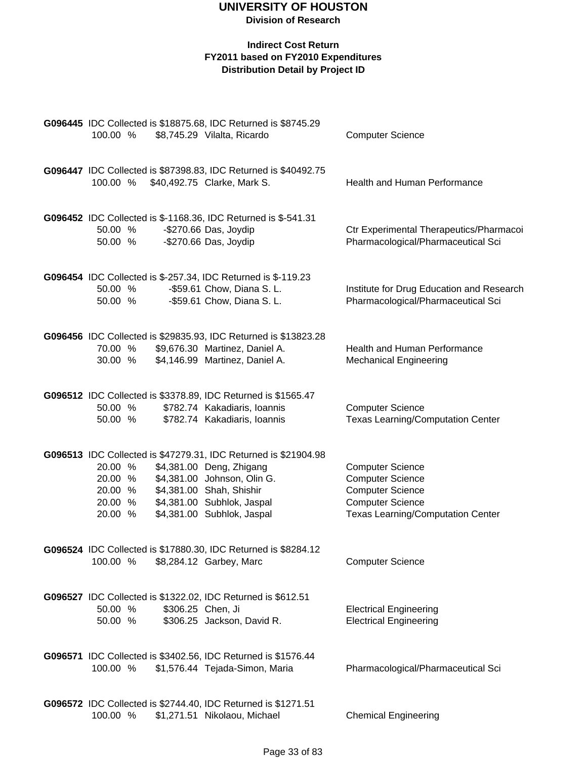# UNIVERSITY OF HOUSTON

**Division of Research**

**Indirect Cost Return**
**FY2011 based on FY2010 Expenditures**
**Distribution Detail by Project ID**

**G096445** IDC Collected is $18875.68, IDC Returned is $8745.29

| 100.00 % | $8,745.29 | Vilalta, Ricardo | Computer Science |
|---|---|---|---|

**G096447** IDC Collected is $87398.83, IDC Returned is $40492.75

| 100.00 % | $40,492.75 | Clarke, Mark S. | Health and Human Performance |
|---|---|---|---|

**G096452** IDC Collected is $-1168.36, IDC Returned is $-541.31

| 50.00 % | -$270.66 | Das, Joydip | Ctr Experimental Therapeutics/Pharmacoi |
|---|---|---|---|
| 50.00 % | -$270.66 | Das, Joydip | Pharmacological/Pharmaceutical Sci |

**G096454** IDC Collected is $-257.34, IDC Returned is $-119.23

| 50.00 % | -$59.61 | Chow, Diana S. L. | Institute for Drug Education and Research |
|---|---|---|---|
| 50.00 % | -$59.61 | Chow, Diana S. L. | Pharmacological/Pharmaceutical Sci |

**G096456** IDC Collected is $29835.93, IDC Returned is $13823.28

| 70.00 % | $9,676.30 | Martinez, Daniel A. | Health and Human Performance |
|---|---|---|---|
| 30.00 % | $4,146.99 | Martinez, Daniel A. | Mechanical Engineering |

**G096512** IDC Collected is $3378.89, IDC Returned is $1565.47

| 50.00 % | $782.74 | Kakadiaris, Ioannis | Computer Science |
|---|---|---|---|
| 50.00 % | $782.74 | Kakadiaris, Ioannis | Texas Learning/Computation Center |

**G096513** IDC Collected is $47279.31, IDC Returned is $21904.98

| 20.00 % | $4,381.00 | Deng, Zhigang | Computer Science |
|---|---|---|---|
| 20.00 % | $4,381.00 | Johnson, Olin G. | Computer Science |
| 20.00 % | $4,381.00 | Shah, Shishir | Computer Science |
| 20.00 % | $4,381.00 | Subhlok, Jaspal | Computer Science |
| 20.00 % | $4,381.00 | Subhlok, Jaspal | Texas Learning/Computation Center |

**G096524** IDC Collected is $17880.30, IDC Returned is $8284.12

| 100.00 % | $8,284.12 | Garbey, Marc | Computer Science |
|---|---|---|---|

**G096527** IDC Collected is $1322.02, IDC Returned is $612.51

| 50.00 % | $306.25 | Chen, Ji | Electrical Engineering |
|---|---|---|---|
| 50.00 % | $306.25 | Jackson, David R. | Electrical Engineering |

**G096571** IDC Collected is $3402.56, IDC Returned is $1576.44

| 100.00 % | $1,576.44 | Tejada-Simon, Maria | Pharmacological/Pharmaceutical Sci |
|---|---|---|---|

**G096572** IDC Collected is $2744.40, IDC Returned is $1271.51

| 100.00 % | $1,271.51 | Nikolaou, Michael | Chemical Engineering |
|---|---|---|---|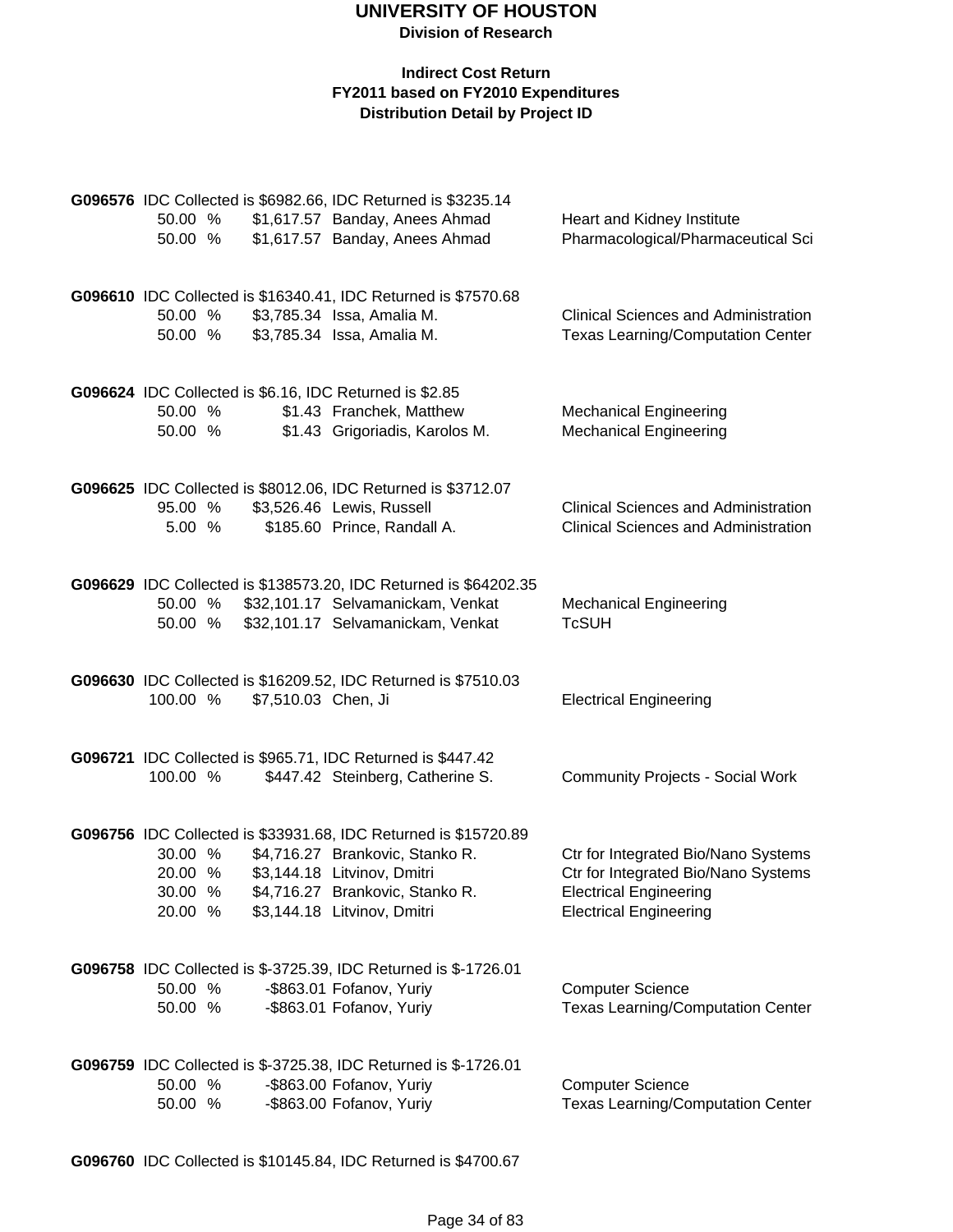# UNIVERSITY OF HOUSTON

**Division of Research**

### Indirect Cost Return
### FY2011 based on FY2010 Expenditures
### Distribution Detail by Project ID

**G096576** IDC Collected is $6982.66, IDC Returned is $3235.14

| Percent | Amount | Name | Department |
|---|---|---|---|
| 50.00 % | $1,617.57 | Banday, Anees Ahmad | Heart and Kidney Institute |
| 50.00 % | $1,617.57 | Banday, Anees Ahmad | Pharmacological/Pharmaceutical Sci |

**G096610** IDC Collected is $16340.41, IDC Returned is $7570.68

| Percent | Amount | Name | Department |
|---|---|---|---|
| 50.00 % | $3,785.34 | Issa, Amalia M. | Clinical Sciences and Administration |
| 50.00 % | $3,785.34 | Issa, Amalia M. | Texas Learning/Computation Center |

**G096624** IDC Collected is $6.16, IDC Returned is $2.85

| Percent | Amount | Name | Department |
|---|---|---|---|
| 50.00 % | $1.43 | Franchek, Matthew | Mechanical Engineering |
| 50.00 % | $1.43 | Grigoriadis, Karolos M. | Mechanical Engineering |

**G096625** IDC Collected is $8012.06, IDC Returned is $3712.07

| Percent | Amount | Name | Department |
|---|---|---|---|
| 95.00 % | $3,526.46 | Lewis, Russell | Clinical Sciences and Administration |
| 5.00 % | $185.60 | Prince, Randall A. | Clinical Sciences and Administration |

**G096629** IDC Collected is $138573.20, IDC Returned is $64202.35

| Percent | Amount | Name | Department |
|---|---|---|---|
| 50.00 % | $32,101.17 | Selvamanickam, Venkat | Mechanical Engineering |
| 50.00 % | $32,101.17 | Selvamanickam, Venkat | TcSUH |

**G096630** IDC Collected is $16209.52, IDC Returned is $7510.03

| Percent | Amount | Name | Department |
|---|---|---|---|
| 100.00 % | $7,510.03 | Chen, Ji | Electrical Engineering |

**G096721** IDC Collected is $965.71, IDC Returned is $447.42

| Percent | Amount | Name | Department |
|---|---|---|---|
| 100.00 % | $447.42 | Steinberg, Catherine S. | Community Projects - Social Work |

**G096756** IDC Collected is $33931.68, IDC Returned is $15720.89

| Percent | Amount | Name | Department |
|---|---|---|---|
| 30.00 % | $4,716.27 | Brankovic, Stanko R. | Ctr for Integrated Bio/Nano Systems |
| 20.00 % | $3,144.18 | Litvinov, Dmitri | Ctr for Integrated Bio/Nano Systems |
| 30.00 % | $4,716.27 | Brankovic, Stanko R. | Electrical Engineering |
| 20.00 % | $3,144.18 | Litvinov, Dmitri | Electrical Engineering |

**G096758** IDC Collected is $-3725.39, IDC Returned is $-1726.01

| Percent | Amount | Name | Department |
|---|---|---|---|
| 50.00 % | -$863.01 | Fofanov, Yuriy | Computer Science |
| 50.00 % | -$863.01 | Fofanov, Yuriy | Texas Learning/Computation Center |

**G096759** IDC Collected is $-3725.38, IDC Returned is $-1726.01

| Percent | Amount | Name | Department |
|---|---|---|---|
| 50.00 % | -$863.00 | Fofanov, Yuriy | Computer Science |
| 50.00 % | -$863.00 | Fofanov, Yuriy | Texas Learning/Computation Center |

**G096760** IDC Collected is $10145.84, IDC Returned is $4700.67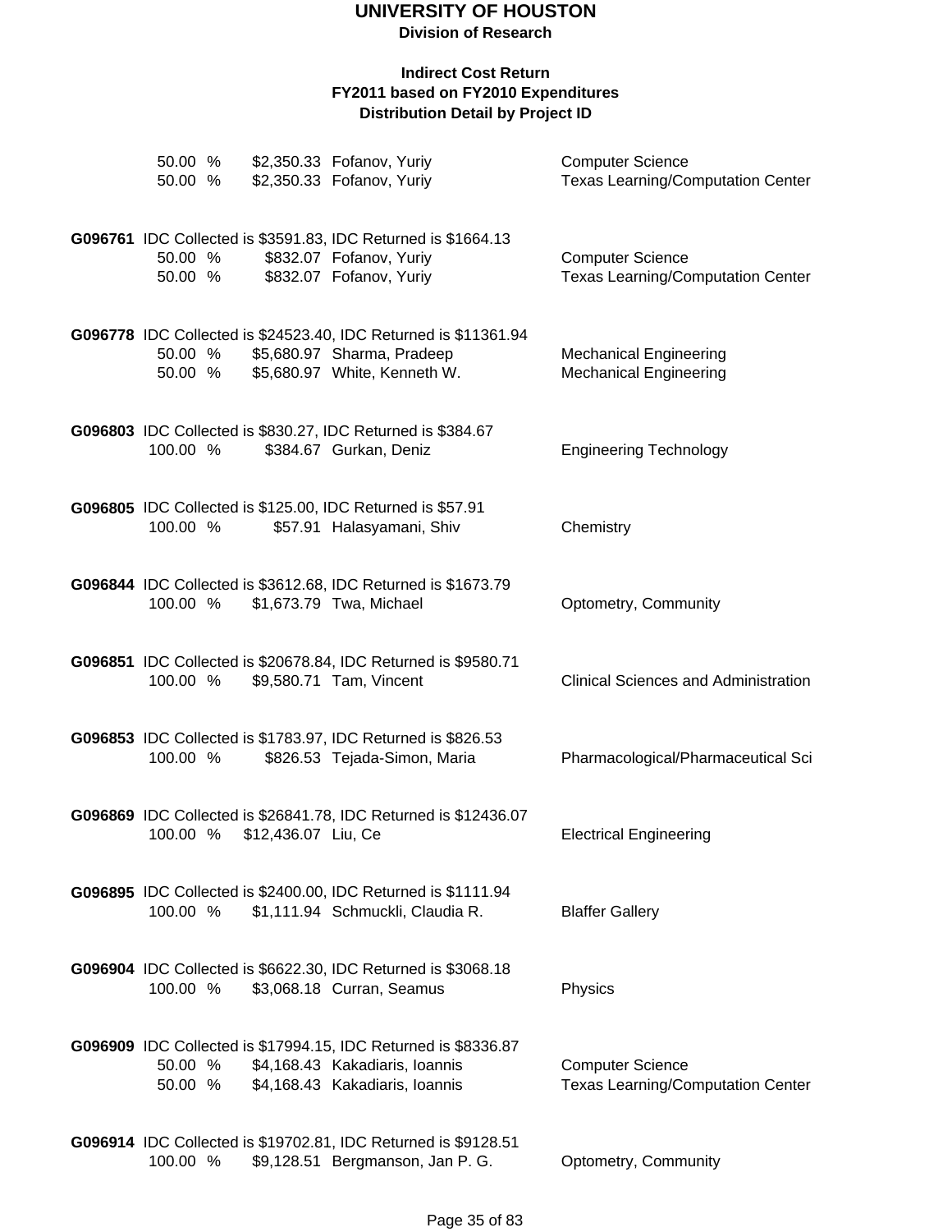# UNIVERSITY OF HOUSTON

**Division of Research**

**Indirect Cost Return**
**FY2011 based on FY2010 Expenditures**
**Distribution Detail by Project ID**

| | | | |
|---|---|---|---|
| 50.00 % | $2,350.33 | Fofanov, Yuriy | Computer Science |
| 50.00 % | $2,350.33 | Fofanov, Yuriy | Texas Learning/Computation Center |

**G096761** IDC Collected is $3591.83, IDC Returned is $1664.13

| | | | |
|---|---|---|---|
| 50.00 % | $832.07 | Fofanov, Yuriy | Computer Science |
| 50.00 % | $832.07 | Fofanov, Yuriy | Texas Learning/Computation Center |

**G096778** IDC Collected is $24523.40, IDC Returned is $11361.94

| | | | |
|---|---|---|---|
| 50.00 % | $5,680.97 | Sharma, Pradeep | Mechanical Engineering |
| 50.00 % | $5,680.97 | White, Kenneth W. | Mechanical Engineering |

**G096803** IDC Collected is $830.27, IDC Returned is $384.67

| | | | |
|---|---|---|---|
| 100.00 % | $384.67 | Gurkan, Deniz | Engineering Technology |

**G096805** IDC Collected is $125.00, IDC Returned is $57.91

| | | | |
|---|---|---|---|
| 100.00 % | $57.91 | Halasyamani, Shiv | Chemistry |

**G096844** IDC Collected is $3612.68, IDC Returned is $1673.79

| | | | |
|---|---|---|---|
| 100.00 % | $1,673.79 | Twa, Michael | Optometry, Community |

**G096851** IDC Collected is $20678.84, IDC Returned is $9580.71

| | | | |
|---|---|---|---|
| 100.00 % | $9,580.71 | Tam, Vincent | Clinical Sciences and Administration |

**G096853** IDC Collected is $1783.97, IDC Returned is $826.53

| | | | |
|---|---|---|---|
| 100.00 % | $826.53 | Tejada-Simon, Maria | Pharmacological/Pharmaceutical Sci |

**G096869** IDC Collected is $26841.78, IDC Returned is $12436.07

| | | | |
|---|---|---|---|
| 100.00 % | $12,436.07 | Liu, Ce | Electrical Engineering |

**G096895** IDC Collected is $2400.00, IDC Returned is $1111.94

| | | | |
|---|---|---|---|
| 100.00 % | $1,111.94 | Schmuckli, Claudia R. | Blaffer Gallery |

**G096904** IDC Collected is $6622.30, IDC Returned is $3068.18

| | | | |
|---|---|---|---|
| 100.00 % | $3,068.18 | Curran, Seamus | Physics |

**G096909** IDC Collected is $17994.15, IDC Returned is $8336.87

| | | | |
|---|---|---|---|
| 50.00 % | $4,168.43 | Kakadiaris, Ioannis | Computer Science |
| 50.00 % | $4,168.43 | Kakadiaris, Ioannis | Texas Learning/Computation Center |

**G096914** IDC Collected is $19702.81, IDC Returned is $9128.51

| | | | |
|---|---|---|---|
| 100.00 % | $9,128.51 | Bergmanson, Jan P. G. | Optometry, Community |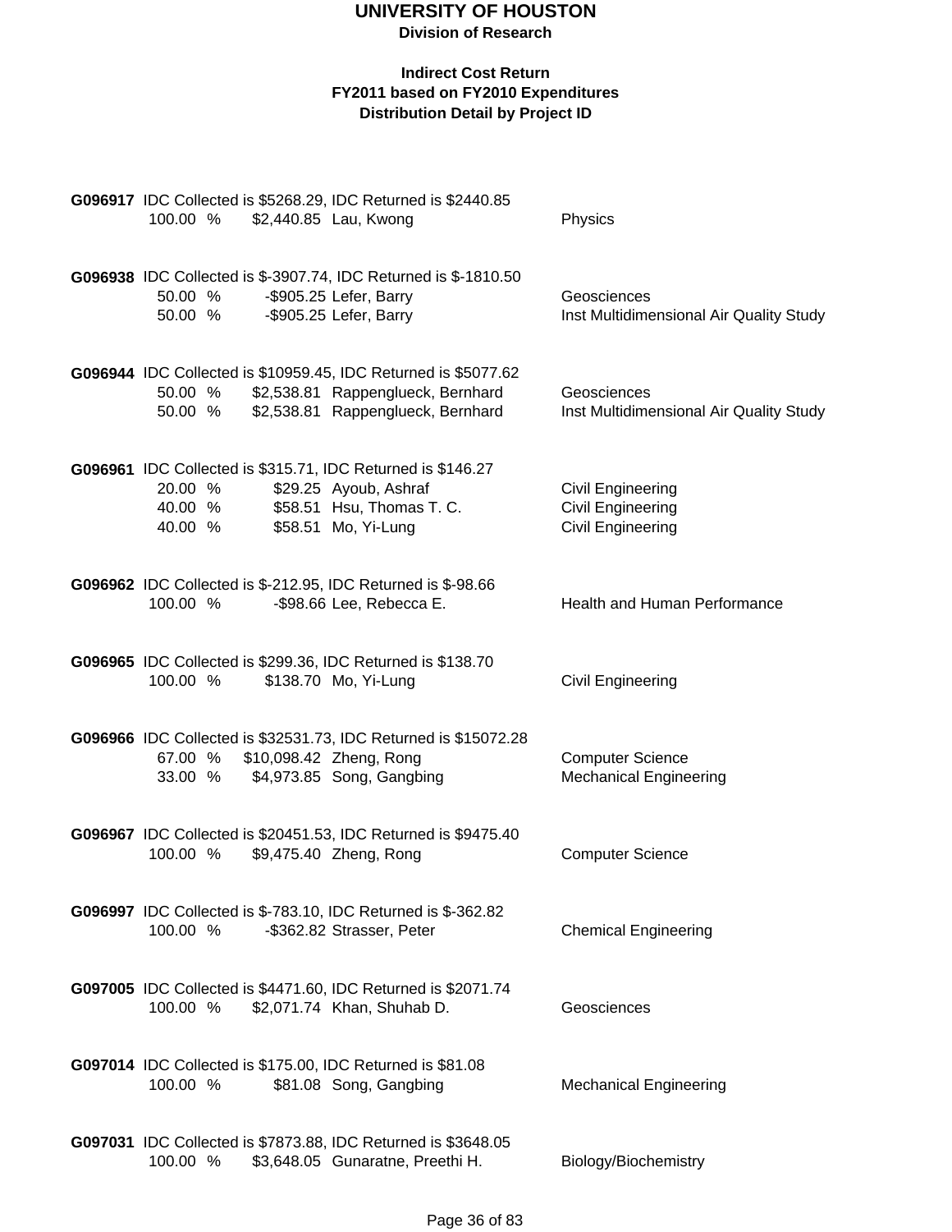# UNIVERSITY OF HOUSTON

**Division of Research**

**Indirect Cost Return**
**FY2011 based on FY2010 Expenditures**
**Distribution Detail by Project ID**

**G096917** IDC Collected is $5268.29, IDC Returned is $2440.85

| | | | |
|---|---|---|---|
| 100.00 % | $2,440.85 | Lau, Kwong | Physics |

**G096938** IDC Collected is $-3907.74, IDC Returned is $-1810.50

| | | | |
|---|---|---|---|
| 50.00 % | -$905.25 | Lefer, Barry | Geosciences |
| 50.00 % | -$905.25 | Lefer, Barry | Inst Multidimensional Air Quality Study |

**G096944** IDC Collected is $10959.45, IDC Returned is $5077.62

| | | | |
|---|---|---|---|
| 50.00 % | $2,538.81 | Rappenglueck, Bernhard | Geosciences |
| 50.00 % | $2,538.81 | Rappenglueck, Bernhard | Inst Multidimensional Air Quality Study |

**G096961** IDC Collected is $315.71, IDC Returned is $146.27

| | | | |
|---|---|---|---|
| 20.00 % | $29.25 | Ayoub, Ashraf | Civil Engineering |
| 40.00 % | $58.51 | Hsu, Thomas T. C. | Civil Engineering |
| 40.00 % | $58.51 | Mo, Yi-Lung | Civil Engineering |

**G096962** IDC Collected is $-212.95, IDC Returned is $-98.66

| | | | |
|---|---|---|---|
| 100.00 % | -$98.66 | Lee, Rebecca E. | Health and Human Performance |

**G096965** IDC Collected is $299.36, IDC Returned is $138.70

| | | | |
|---|---|---|---|
| 100.00 % | $138.70 | Mo, Yi-Lung | Civil Engineering |

**G096966** IDC Collected is $32531.73, IDC Returned is $15072.28

| | | | |
|---|---|---|---|
| 67.00 % | $10,098.42 | Zheng, Rong | Computer Science |
| 33.00 % | $4,973.85 | Song, Gangbing | Mechanical Engineering |

**G096967** IDC Collected is $20451.53, IDC Returned is $9475.40

| | | | |
|---|---|---|---|
| 100.00 % | $9,475.40 | Zheng, Rong | Computer Science |

**G096997** IDC Collected is $-783.10, IDC Returned is $-362.82

| | | | |
|---|---|---|---|
| 100.00 % | -$362.82 | Strasser, Peter | Chemical Engineering |

**G097005** IDC Collected is $4471.60, IDC Returned is $2071.74

| | | | |
|---|---|---|---|
| 100.00 % | $2,071.74 | Khan, Shuhab D. | Geosciences |

**G097014** IDC Collected is $175.00, IDC Returned is $81.08

| | | | |
|---|---|---|---|
| 100.00 % | $81.08 | Song, Gangbing | Mechanical Engineering |

**G097031** IDC Collected is $7873.88, IDC Returned is $3648.05

| | | | |
|---|---|---|---|
| 100.00 % | $3,648.05 | Gunaratne, Preethi H. | Biology/Biochemistry |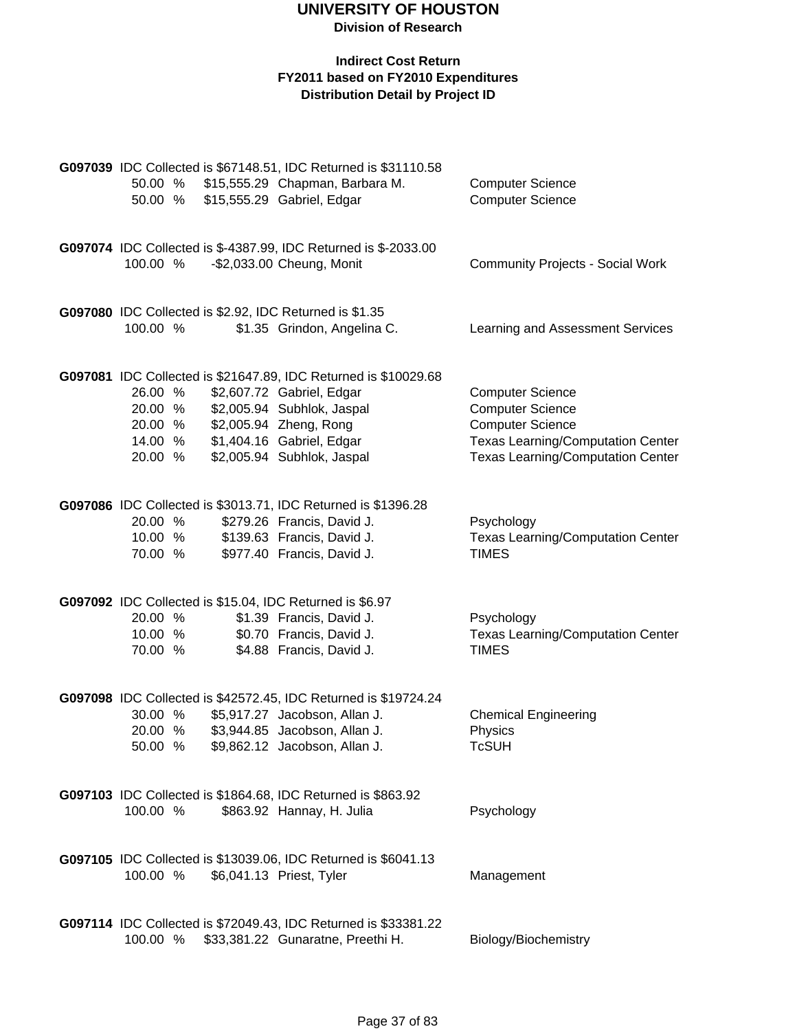# UNIVERSITY OF HOUSTON

**Division of Research**

### Indirect Cost Return
### FY2011 based on FY2010 Expenditures
### Distribution Detail by Project ID

**G097039** IDC Collected is $67148.51, IDC Returned is $31110.58

| % | Amount | Name | Department |
|---|---|---|---|
| 50.00 % | $15,555.29 | Chapman, Barbara M. | Computer Science |
| 50.00 % | $15,555.29 | Gabriel, Edgar | Computer Science |

**G097074** IDC Collected is $-4387.99, IDC Returned is $-2033.00

| % | Amount | Name | Department |
|---|---|---|---|
| 100.00 % | -$2,033.00 | Cheung, Monit | Community Projects - Social Work |

**G097080** IDC Collected is $2.92, IDC Returned is $1.35

| % | Amount | Name | Department |
|---|---|---|---|
| 100.00 % | $1.35 | Grindon, Angelina C. | Learning and Assessment Services |

**G097081** IDC Collected is $21647.89, IDC Returned is $10029.68

| % | Amount | Name | Department |
|---|---|---|---|
| 26.00 % | $2,607.72 | Gabriel, Edgar | Computer Science |
| 20.00 % | $2,005.94 | Subhlok, Jaspal | Computer Science |
| 20.00 % | $2,005.94 | Zheng, Rong | Computer Science |
| 14.00 % | $1,404.16 | Gabriel, Edgar | Texas Learning/Computation Center |
| 20.00 % | $2,005.94 | Subhlok, Jaspal | Texas Learning/Computation Center |

**G097086** IDC Collected is $3013.71, IDC Returned is $1396.28

| % | Amount | Name | Department |
|---|---|---|---|
| 20.00 % | $279.26 | Francis, David J. | Psychology |
| 10.00 % | $139.63 | Francis, David J. | Texas Learning/Computation Center |
| 70.00 % | $977.40 | Francis, David J. | TIMES |

**G097092** IDC Collected is $15.04, IDC Returned is $6.97

| % | Amount | Name | Department |
|---|---|---|---|
| 20.00 % | $1.39 | Francis, David J. | Psychology |
| 10.00 % | $0.70 | Francis, David J. | Texas Learning/Computation Center |
| 70.00 % | $4.88 | Francis, David J. | TIMES |

**G097098** IDC Collected is $42572.45, IDC Returned is $19724.24

| % | Amount | Name | Department |
|---|---|---|---|
| 30.00 % | $5,917.27 | Jacobson, Allan J. | Chemical Engineering |
| 20.00 % | $3,944.85 | Jacobson, Allan J. | Physics |
| 50.00 % | $9,862.12 | Jacobson, Allan J. | TcSUH |

**G097103** IDC Collected is $1864.68, IDC Returned is $863.92

| % | Amount | Name | Department |
|---|---|---|---|
| 100.00 % | $863.92 | Hannay, H. Julia | Psychology |

**G097105** IDC Collected is $13039.06, IDC Returned is $6041.13

| % | Amount | Name | Department |
|---|---|---|---|
| 100.00 % | $6,041.13 | Priest, Tyler | Management |

**G097114** IDC Collected is $72049.43, IDC Returned is $33381.22

| % | Amount | Name | Department |
|---|---|---|---|
| 100.00 % | $33,381.22 | Gunaratne, Preethi H. | Biology/Biochemistry |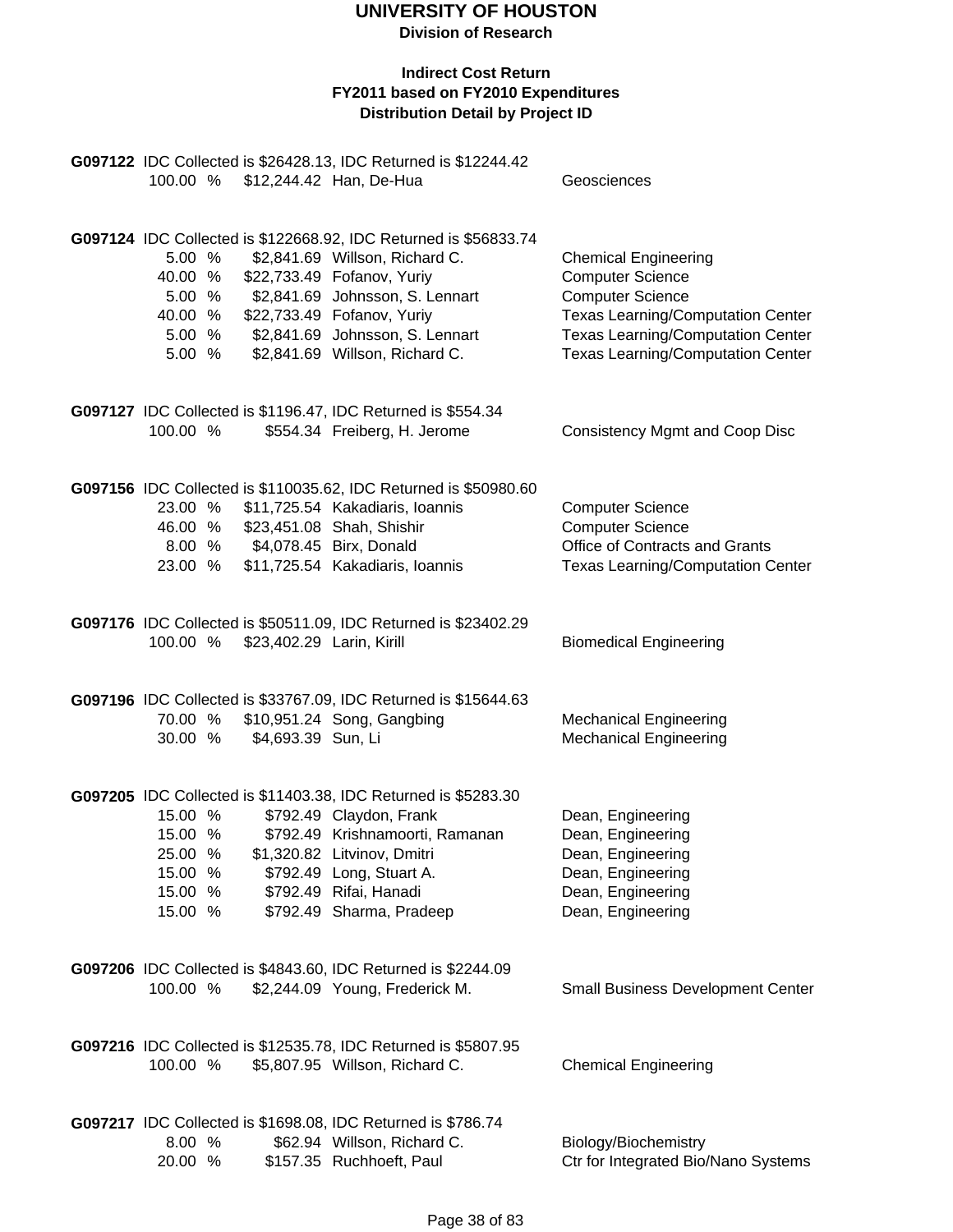# UNIVERSITY OF HOUSTON

**Division of Research**

**Indirect Cost Return**
**FY2011 based on FY2010 Expenditures**
**Distribution Detail by Project ID**

**G097122** IDC Collected is $26428.13, IDC Returned is $12244.42

| Percent | Amount | Name | Department |
|---|---|---|---|
| 100.00 % | $12,244.42 | Han, De-Hua | Geosciences |

**G097124** IDC Collected is $122668.92, IDC Returned is $56833.74

| Percent | Amount | Name | Department |
|---|---|---|---|
| 5.00 % | $2,841.69 | Willson, Richard C. | Chemical Engineering |
| 40.00 % | $22,733.49 | Fofanov, Yuriy | Computer Science |
| 5.00 % | $2,841.69 | Johnsson, S. Lennart | Computer Science |
| 40.00 % | $22,733.49 | Fofanov, Yuriy | Texas Learning/Computation Center |
| 5.00 % | $2,841.69 | Johnsson, S. Lennart | Texas Learning/Computation Center |
| 5.00 % | $2,841.69 | Willson, Richard C. | Texas Learning/Computation Center |

**G097127** IDC Collected is $1196.47, IDC Returned is $554.34

| Percent | Amount | Name | Department |
|---|---|---|---|
| 100.00 % | $554.34 | Freiberg, H. Jerome | Consistency Mgmt and Coop Disc |

**G097156** IDC Collected is $110035.62, IDC Returned is $50980.60

| Percent | Amount | Name | Department |
|---|---|---|---|
| 23.00 % | $11,725.54 | Kakadiaris, Ioannis | Computer Science |
| 46.00 % | $23,451.08 | Shah, Shishir | Computer Science |
| 8.00 % | $4,078.45 | Birx, Donald | Office of Contracts and Grants |
| 23.00 % | $11,725.54 | Kakadiaris, Ioannis | Texas Learning/Computation Center |

**G097176** IDC Collected is $50511.09, IDC Returned is $23402.29

| Percent | Amount | Name | Department |
|---|---|---|---|
| 100.00 % | $23,402.29 | Larin, Kirill | Biomedical Engineering |

**G097196** IDC Collected is $33767.09, IDC Returned is $15644.63

| Percent | Amount | Name | Department |
|---|---|---|---|
| 70.00 % | $10,951.24 | Song, Gangbing | Mechanical Engineering |
| 30.00 % | $4,693.39 | Sun, Li | Mechanical Engineering |

**G097205** IDC Collected is $11403.38, IDC Returned is $5283.30

| Percent | Amount | Name | Department |
|---|---|---|---|
| 15.00 % | $792.49 | Claydon, Frank | Dean, Engineering |
| 15.00 % | $792.49 | Krishnamoorti, Ramanan | Dean, Engineering |
| 25.00 % | $1,320.82 | Litvinov, Dmitri | Dean, Engineering |
| 15.00 % | $792.49 | Long, Stuart A. | Dean, Engineering |
| 15.00 % | $792.49 | Rifai, Hanadi | Dean, Engineering |
| 15.00 % | $792.49 | Sharma, Pradeep | Dean, Engineering |

**G097206** IDC Collected is $4843.60, IDC Returned is $2244.09

| Percent | Amount | Name | Department |
|---|---|---|---|
| 100.00 % | $2,244.09 | Young, Frederick M. | Small Business Development Center |

**G097216** IDC Collected is $12535.78, IDC Returned is $5807.95

| Percent | Amount | Name | Department |
|---|---|---|---|
| 100.00 % | $5,807.95 | Willson, Richard C. | Chemical Engineering |

**G097217** IDC Collected is $1698.08, IDC Returned is $786.74

| Percent | Amount | Name | Department |
|---|---|---|---|
| 8.00 % | $62.94 | Willson, Richard C. | Biology/Biochemistry |
| 20.00 % | $157.35 | Ruchhoeft, Paul | Ctr for Integrated Bio/Nano Systems |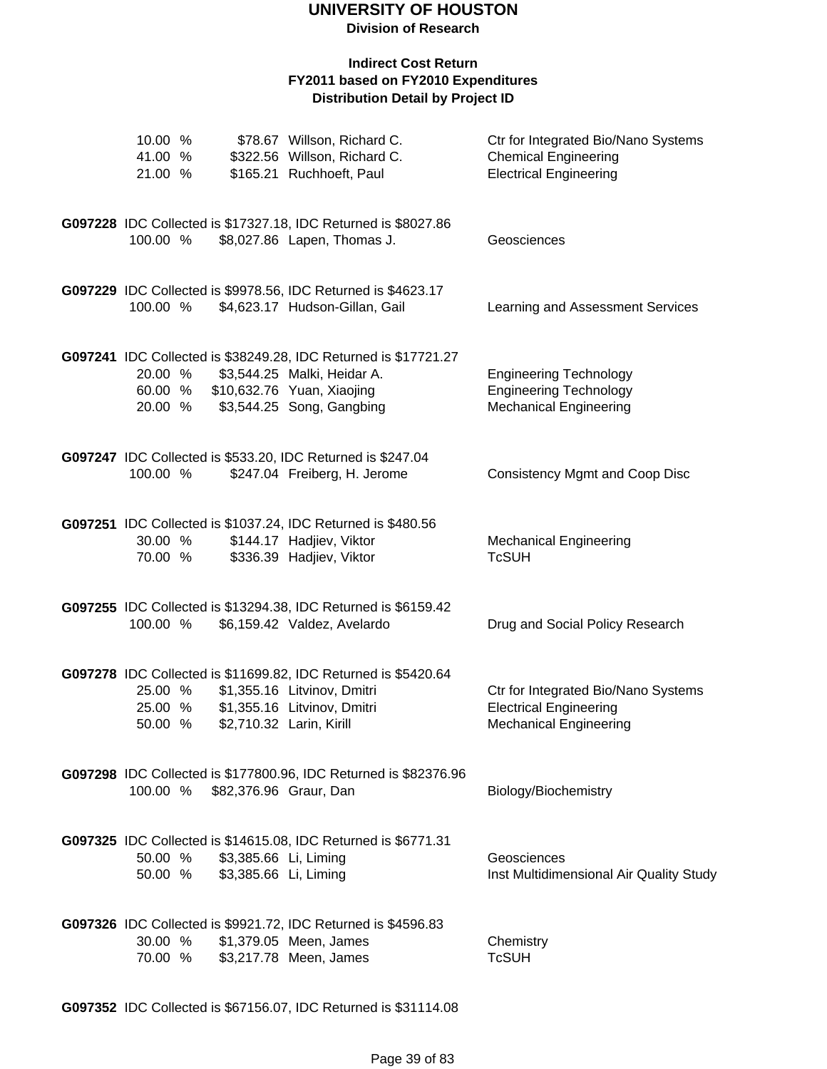# UNIVERSITY OF HOUSTON

**Division of Research**

**Indirect Cost Return**
**FY2011 based on FY2010 Expenditures**
**Distribution Detail by Project ID**

| | | | |
|---|---|---|---|
| 10.00 % | $78.67 | Willson, Richard C. | Ctr for Integrated Bio/Nano Systems |
| 41.00 % | $322.56 | Willson, Richard C. | Chemical Engineering |
| 21.00 % | $165.21 | Ruchhoeft, Paul | Electrical Engineering |

**G097228** IDC Collected is $17327.18, IDC Returned is $8027.86

| | | | |
|---|---|---|---|
| 100.00 % | $8,027.86 | Lapen, Thomas J. | Geosciences |

**G097229** IDC Collected is $9978.56, IDC Returned is $4623.17

| | | | |
|---|---|---|---|
| 100.00 % | $4,623.17 | Hudson-Gillan, Gail | Learning and Assessment Services |

**G097241** IDC Collected is $38249.28, IDC Returned is $17721.27

| | | | |
|---|---|---|---|
| 20.00 % | $3,544.25 | Malki, Heidar A. | Engineering Technology |
| 60.00 % | $10,632.76 | Yuan, Xiaojing | Engineering Technology |
| 20.00 % | $3,544.25 | Song, Gangbing | Mechanical Engineering |

**G097247** IDC Collected is $533.20, IDC Returned is $247.04

| | | | |
|---|---|---|---|
| 100.00 % | $247.04 | Freiberg, H. Jerome | Consistency Mgmt and Coop Disc |

**G097251** IDC Collected is $1037.24, IDC Returned is $480.56

| | | | |
|---|---|---|---|
| 30.00 % | $144.17 | Hadjiev, Viktor | Mechanical Engineering |
| 70.00 % | $336.39 | Hadjiev, Viktor | TcSUH |

**G097255** IDC Collected is $13294.38, IDC Returned is $6159.42

| | | | |
|---|---|---|---|
| 100.00 % | $6,159.42 | Valdez, Avelardo | Drug and Social Policy Research |

**G097278** IDC Collected is $11699.82, IDC Returned is $5420.64

| | | | |
|---|---|---|---|
| 25.00 % | $1,355.16 | Litvinov, Dmitri | Ctr for Integrated Bio/Nano Systems |
| 25.00 % | $1,355.16 | Litvinov, Dmitri | Electrical Engineering |
| 50.00 % | $2,710.32 | Larin, Kirill | Mechanical Engineering |

**G097298** IDC Collected is $177800.96, IDC Returned is $82376.96

| | | | |
|---|---|---|---|
| 100.00 % | $82,376.96 | Graur, Dan | Biology/Biochemistry |

**G097325** IDC Collected is $14615.08, IDC Returned is $6771.31

| | | | |
|---|---|---|---|
| 50.00 % | $3,385.66 | Li, Liming | Geosciences |
| 50.00 % | $3,385.66 | Li, Liming | Inst Multidimensional Air Quality Study |

**G097326** IDC Collected is $9921.72, IDC Returned is $4596.83

| | | | |
|---|---|---|---|
| 30.00 % | $1,379.05 | Meen, James | Chemistry |
| 70.00 % | $3,217.78 | Meen, James | TcSUH |

**G097352** IDC Collected is $67156.07, IDC Returned is $31114.08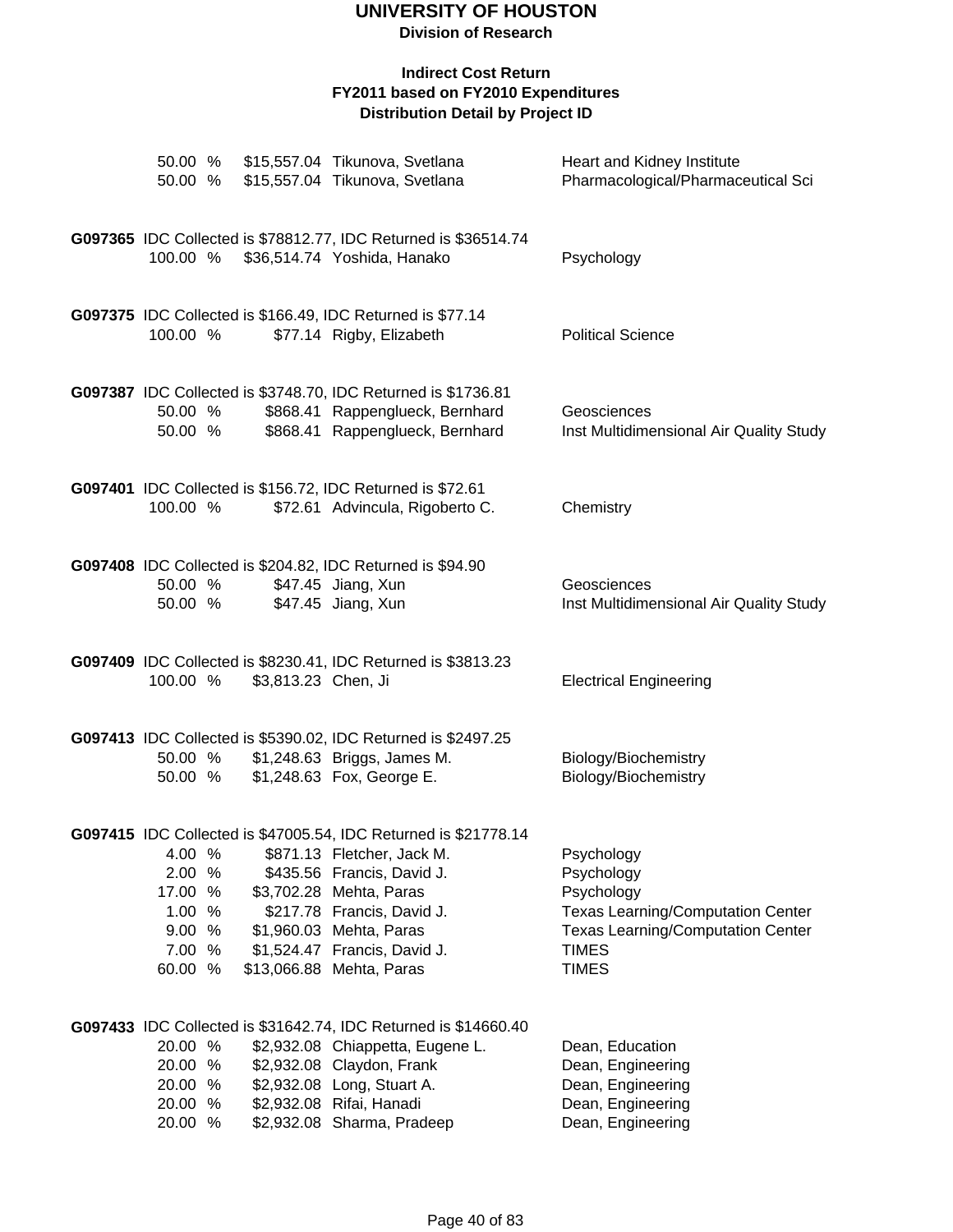# UNIVERSITY OF HOUSTON

**Division of Research**

**Indirect Cost Return**
**FY2011 based on FY2010 Expenditures**
**Distribution Detail by Project ID**

| | | | |
|---|---|---|---|
| 50.00 % | $15,557.04 | Tikunova, Svetlana | Heart and Kidney Institute |
| 50.00 % | $15,557.04 | Tikunova, Svetlana | Pharmacological/Pharmaceutical Sci |

**G097365** IDC Collected is $78812.77, IDC Returned is $36514.74

| | | | |
|---|---|---|---|
| 100.00 % | $36,514.74 | Yoshida, Hanako | Psychology |

**G097375** IDC Collected is $166.49, IDC Returned is $77.14

| | | | |
|---|---|---|---|
| 100.00 % | $77.14 | Rigby, Elizabeth | Political Science |

**G097387** IDC Collected is $3748.70, IDC Returned is $1736.81

| | | | |
|---|---|---|---|
| 50.00 % | $868.41 | Rappenglueck, Bernhard | Geosciences |
| 50.00 % | $868.41 | Rappenglueck, Bernhard | Inst Multidimensional Air Quality Study |

**G097401** IDC Collected is $156.72, IDC Returned is $72.61

| | | | |
|---|---|---|---|
| 100.00 % | $72.61 | Advincula, Rigoberto C. | Chemistry |

**G097408** IDC Collected is $204.82, IDC Returned is $94.90

| | | | |
|---|---|---|---|
| 50.00 % | $47.45 | Jiang, Xun | Geosciences |
| 50.00 % | $47.45 | Jiang, Xun | Inst Multidimensional Air Quality Study |

**G097409** IDC Collected is $8230.41, IDC Returned is $3813.23

| | | | |
|---|---|---|---|
| 100.00 % | $3,813.23 | Chen, Ji | Electrical Engineering |

**G097413** IDC Collected is $5390.02, IDC Returned is $2497.25

| | | | |
|---|---|---|---|
| 50.00 % | $1,248.63 | Briggs, James M. | Biology/Biochemistry |
| 50.00 % | $1,248.63 | Fox, George E. | Biology/Biochemistry |

**G097415** IDC Collected is $47005.54, IDC Returned is $21778.14

| | | | |
|---|---|---|---|
| 4.00 % | $871.13 | Fletcher, Jack M. | Psychology |
| 2.00 % | $435.56 | Francis, David J. | Psychology |
| 17.00 % | $3,702.28 | Mehta, Paras | Psychology |
| 1.00 % | $217.78 | Francis, David J. | Texas Learning/Computation Center |
| 9.00 % | $1,960.03 | Mehta, Paras | Texas Learning/Computation Center |
| 7.00 % | $1,524.47 | Francis, David J. | TIMES |
| 60.00 % | $13,066.88 | Mehta, Paras | TIMES |

**G097433** IDC Collected is $31642.74, IDC Returned is $14660.40

| | | | |
|---|---|---|---|
| 20.00 % | $2,932.08 | Chiappetta, Eugene L. | Dean, Education |
| 20.00 % | $2,932.08 | Claydon, Frank | Dean, Engineering |
| 20.00 % | $2,932.08 | Long, Stuart A. | Dean, Engineering |
| 20.00 % | $2,932.08 | Rifai, Hanadi | Dean, Engineering |
| 20.00 % | $2,932.08 | Sharma, Pradeep | Dean, Engineering |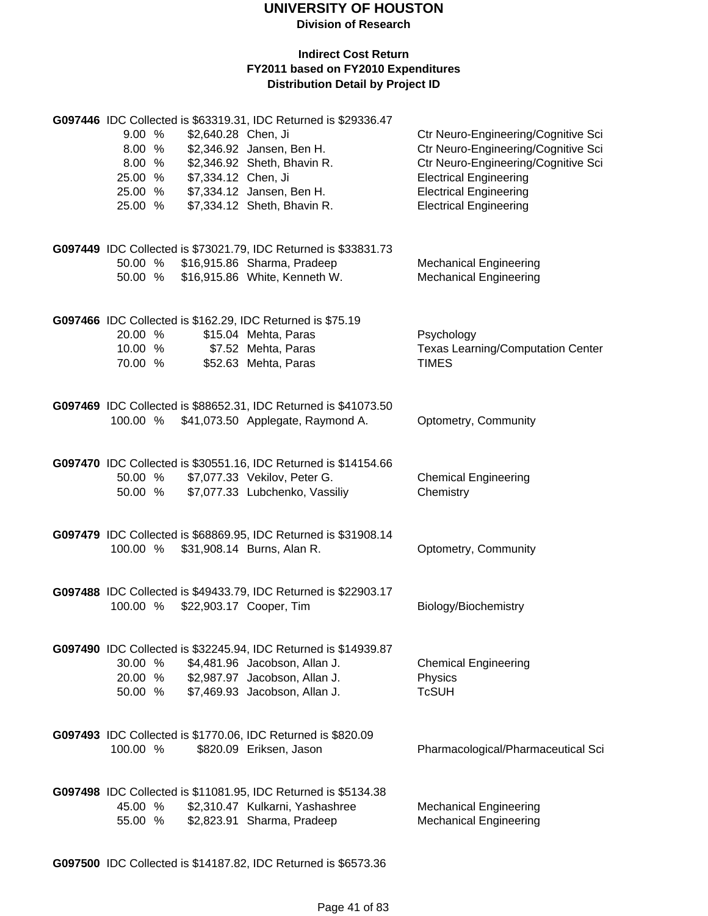# UNIVERSITY OF HOUSTON

**Division of Research**

### Indirect Cost Return
### FY2011 based on FY2010 Expenditures
### Distribution Detail by Project ID

**G097446** IDC Collected is $63319.31, IDC Returned is $29336.47

| % | Amount | Name | Department |
|---|---|---|---|
| 9.00 % | $2,640.28 | Chen, Ji | Ctr Neuro-Engineering/Cognitive Sci |
| 8.00 % | $2,346.92 | Jansen, Ben H. | Ctr Neuro-Engineering/Cognitive Sci |
| 8.00 % | $2,346.92 | Sheth, Bhavin R. | Ctr Neuro-Engineering/Cognitive Sci |
| 25.00 % | $7,334.12 | Chen, Ji | Electrical Engineering |
| 25.00 % | $7,334.12 | Jansen, Ben H. | Electrical Engineering |
| 25.00 % | $7,334.12 | Sheth, Bhavin R. | Electrical Engineering |

**G097449** IDC Collected is $73021.79, IDC Returned is $33831.73

| % | Amount | Name | Department |
|---|---|---|---|
| 50.00 % | $16,915.86 | Sharma, Pradeep | Mechanical Engineering |
| 50.00 % | $16,915.86 | White, Kenneth W. | Mechanical Engineering |

**G097466** IDC Collected is $162.29, IDC Returned is $75.19

| % | Amount | Name | Department |
|---|---|---|---|
| 20.00 % | $15.04 | Mehta, Paras | Psychology |
| 10.00 % | $7.52 | Mehta, Paras | Texas Learning/Computation Center |
| 70.00 % | $52.63 | Mehta, Paras | TIMES |

**G097469** IDC Collected is $88652.31, IDC Returned is $41073.50

| % | Amount | Name | Department |
|---|---|---|---|
| 100.00 % | $41,073.50 | Applegate, Raymond A. | Optometry, Community |

**G097470** IDC Collected is $30551.16, IDC Returned is $14154.66

| % | Amount | Name | Department |
|---|---|---|---|
| 50.00 % | $7,077.33 | Vekilov, Peter G. | Chemical Engineering |
| 50.00 % | $7,077.33 | Lubchenko, Vassiliy | Chemistry |

**G097479** IDC Collected is $68869.95, IDC Returned is $31908.14

| % | Amount | Name | Department |
|---|---|---|---|
| 100.00 % | $31,908.14 | Burns, Alan R. | Optometry, Community |

**G097488** IDC Collected is $49433.79, IDC Returned is $22903.17

| % | Amount | Name | Department |
|---|---|---|---|
| 100.00 % | $22,903.17 | Cooper, Tim | Biology/Biochemistry |

**G097490** IDC Collected is $32245.94, IDC Returned is $14939.87

| % | Amount | Name | Department |
|---|---|---|---|
| 30.00 % | $4,481.96 | Jacobson, Allan J. | Chemical Engineering |
| 20.00 % | $2,987.97 | Jacobson, Allan J. | Physics |
| 50.00 % | $7,469.93 | Jacobson, Allan J. | TcSUH |

**G097493** IDC Collected is $1770.06, IDC Returned is $820.09

| % | Amount | Name | Department |
|---|---|---|---|
| 100.00 % | $820.09 | Eriksen, Jason | Pharmacological/Pharmaceutical Sci |

**G097498** IDC Collected is $11081.95, IDC Returned is $5134.38

| % | Amount | Name | Department |
|---|---|---|---|
| 45.00 % | $2,310.47 | Kulkarni, Yashashree | Mechanical Engineering |
| 55.00 % | $2,823.91 | Sharma, Pradeep | Mechanical Engineering |

**G097500** IDC Collected is $14187.82, IDC Returned is $6573.36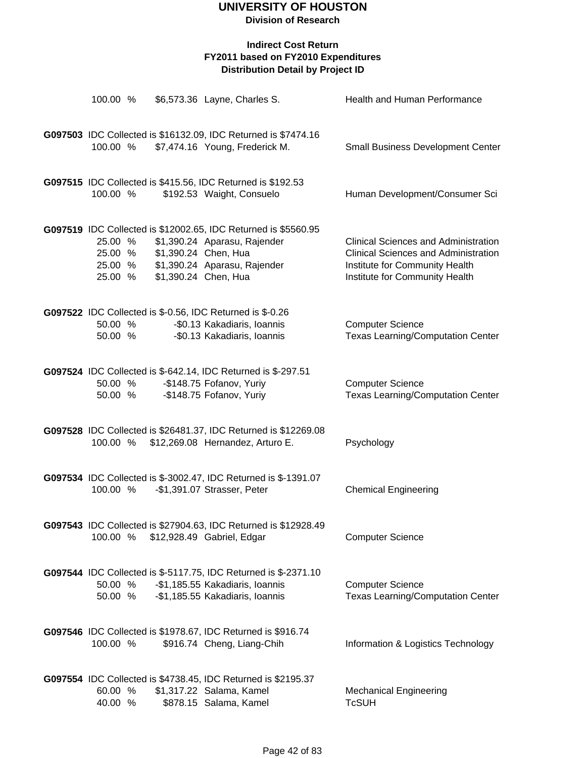# UNIVERSITY OF HOUSTON

**Division of Research**

### Indirect Cost Return
### FY2011 based on FY2010 Expenditures
### Distribution Detail by Project ID

100.00 % $6,573.36 Layne, Charles S. Health and Human Performance

**G097503** IDC Collected is $16132.09, IDC Returned is $7474.16

| | | | |
|---|---|---|---|
| 100.00 % | $7,474.16 | Young, Frederick M. | Small Business Development Center |

**G097515** IDC Collected is $415.56, IDC Returned is $192.53

| | | | |
|---|---|---|---|
| 100.00 % | $192.53 | Waight, Consuelo | Human Development/Consumer Sci |

**G097519** IDC Collected is $12002.65, IDC Returned is $5560.95

| | | | |
|---|---|---|---|
| 25.00 % | $1,390.24 | Aparasu, Rajender | Clinical Sciences and Administration |
| 25.00 % | $1,390.24 | Chen, Hua | Clinical Sciences and Administration |
| 25.00 % | $1,390.24 | Aparasu, Rajender | Institute for Community Health |
| 25.00 % | $1,390.24 | Chen, Hua | Institute for Community Health |

**G097522** IDC Collected is $-0.56, IDC Returned is $-0.26

| | | | |
|---|---|---|---|
| 50.00 % | -$0.13 | Kakadiaris, Ioannis | Computer Science |
| 50.00 % | -$0.13 | Kakadiaris, Ioannis | Texas Learning/Computation Center |

**G097524** IDC Collected is $-642.14, IDC Returned is $-297.51

| | | | |
|---|---|---|---|
| 50.00 % | -$148.75 | Fofanov, Yuriy | Computer Science |
| 50.00 % | -$148.75 | Fofanov, Yuriy | Texas Learning/Computation Center |

**G097528** IDC Collected is $26481.37, IDC Returned is $12269.08

| | | | |
|---|---|---|---|
| 100.00 % | $12,269.08 | Hernandez, Arturo E. | Psychology |

**G097534** IDC Collected is $-3002.47, IDC Returned is $-1391.07

| | | | |
|---|---|---|---|
| 100.00 % | -$1,391.07 | Strasser, Peter | Chemical Engineering |

**G097543** IDC Collected is $27904.63, IDC Returned is $12928.49

| | | | |
|---|---|---|---|
| 100.00 % | $12,928.49 | Gabriel, Edgar | Computer Science |

**G097544** IDC Collected is $-5117.75, IDC Returned is $-2371.10

| | | | |
|---|---|---|---|
| 50.00 % | -$1,185.55 | Kakadiaris, Ioannis | Computer Science |
| 50.00 % | -$1,185.55 | Kakadiaris, Ioannis | Texas Learning/Computation Center |

**G097546** IDC Collected is $1978.67, IDC Returned is $916.74

| | | | |
|---|---|---|---|
| 100.00 % | $916.74 | Cheng, Liang-Chih | Information & Logistics Technology |

**G097554** IDC Collected is $4738.45, IDC Returned is $2195.37

| | | | |
|---|---|---|---|
| 60.00 % | $1,317.22 | Salama, Kamel | Mechanical Engineering |
| 40.00 % | $878.15 | Salama, Kamel | TcSUH |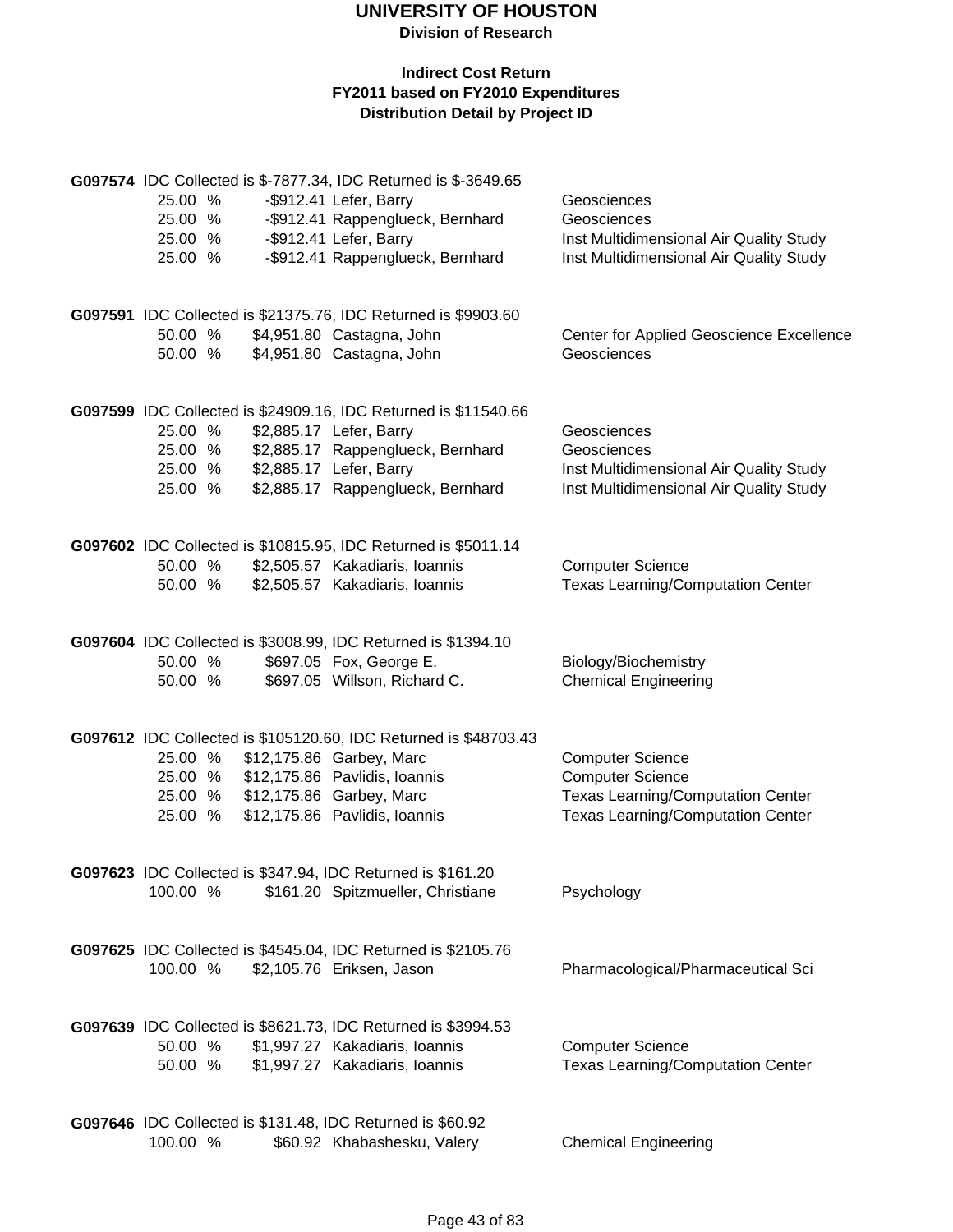# UNIVERSITY OF HOUSTON

**Division of Research**

**Indirect Cost Return**
**FY2011 based on FY2010 Expenditures**
**Distribution Detail by Project ID**

**G097574** IDC Collected is $-7877.34, IDC Returned is $-3649.65

| | | | |
|---|---|---|---|
| 25.00 % | -$912.41 | Lefer, Barry | Geosciences |
| 25.00 % | -$912.41 | Rappenglueck, Bernhard | Geosciences |
| 25.00 % | -$912.41 | Lefer, Barry | Inst Multidimensional Air Quality Study |
| 25.00 % | -$912.41 | Rappenglueck, Bernhard | Inst Multidimensional Air Quality Study |

**G097591** IDC Collected is $21375.76, IDC Returned is $9903.60

| | | | |
|---|---|---|---|
| 50.00 % | $4,951.80 | Castagna, John | Center for Applied Geoscience Excellence |
| 50.00 % | $4,951.80 | Castagna, John | Geosciences |

**G097599** IDC Collected is $24909.16, IDC Returned is $11540.66

| | | | |
|---|---|---|---|
| 25.00 % | $2,885.17 | Lefer, Barry | Geosciences |
| 25.00 % | $2,885.17 | Rappenglueck, Bernhard | Geosciences |
| 25.00 % | $2,885.17 | Lefer, Barry | Inst Multidimensional Air Quality Study |
| 25.00 % | $2,885.17 | Rappenglueck, Bernhard | Inst Multidimensional Air Quality Study |

**G097602** IDC Collected is $10815.95, IDC Returned is $5011.14

| | | | |
|---|---|---|---|
| 50.00 % | $2,505.57 | Kakadiaris, Ioannis | Computer Science |
| 50.00 % | $2,505.57 | Kakadiaris, Ioannis | Texas Learning/Computation Center |

**G097604** IDC Collected is $3008.99, IDC Returned is $1394.10

| | | | |
|---|---|---|---|
| 50.00 % | $697.05 | Fox, George E. | Biology/Biochemistry |
| 50.00 % | $697.05 | Willson, Richard C. | Chemical Engineering |

**G097612** IDC Collected is $105120.60, IDC Returned is $48703.43

| | | | |
|---|---|---|---|
| 25.00 % | $12,175.86 | Garbey, Marc | Computer Science |
| 25.00 % | $12,175.86 | Pavlidis, Ioannis | Computer Science |
| 25.00 % | $12,175.86 | Garbey, Marc | Texas Learning/Computation Center |
| 25.00 % | $12,175.86 | Pavlidis, Ioannis | Texas Learning/Computation Center |

**G097623** IDC Collected is $347.94, IDC Returned is $161.20

| | | | |
|---|---|---|---|
| 100.00 % | $161.20 | Spitzmueller, Christiane | Psychology |

**G097625** IDC Collected is $4545.04, IDC Returned is $2105.76

| | | | |
|---|---|---|---|
| 100.00 % | $2,105.76 | Eriksen, Jason | Pharmacological/Pharmaceutical Sci |

**G097639** IDC Collected is $8621.73, IDC Returned is $3994.53

| | | | |
|---|---|---|---|
| 50.00 % | $1,997.27 | Kakadiaris, Ioannis | Computer Science |
| 50.00 % | $1,997.27 | Kakadiaris, Ioannis | Texas Learning/Computation Center |

**G097646** IDC Collected is $131.48, IDC Returned is $60.92

| | | | |
|---|---|---|---|
| 100.00 % | $60.92 | Khabashesku, Valery | Chemical Engineering |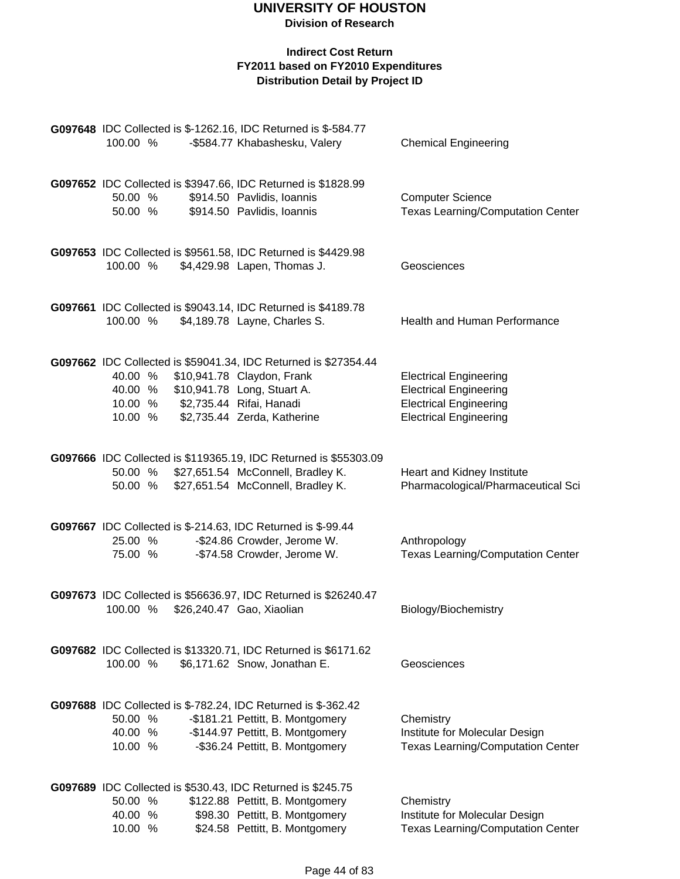# UNIVERSITY OF HOUSTON

**Division of Research**

**Indirect Cost Return**
**FY2011 based on FY2010 Expenditures**
**Distribution Detail by Project ID**

**G097648** IDC Collected is $-1262.16, IDC Returned is $-584.77

| % | Amount | Name | Department |
|---|---|---|---|
| 100.00 % | -$584.77 | Khabashesku, Valery | Chemical Engineering |

**G097652** IDC Collected is $3947.66, IDC Returned is $1828.99

| % | Amount | Name | Department |
|---|---|---|---|
| 50.00 % | $914.50 | Pavlidis, Ioannis | Computer Science |
| 50.00 % | $914.50 | Pavlidis, Ioannis | Texas Learning/Computation Center |

**G097653** IDC Collected is $9561.58, IDC Returned is $4429.98

| % | Amount | Name | Department |
|---|---|---|---|
| 100.00 % | $4,429.98 | Lapen, Thomas J. | Geosciences |

**G097661** IDC Collected is $9043.14, IDC Returned is $4189.78

| % | Amount | Name | Department |
|---|---|---|---|
| 100.00 % | $4,189.78 | Layne, Charles S. | Health and Human Performance |

**G097662** IDC Collected is $59041.34, IDC Returned is $27354.44

| % | Amount | Name | Department |
|---|---|---|---|
| 40.00 % | $10,941.78 | Claydon, Frank | Electrical Engineering |
| 40.00 % | $10,941.78 | Long, Stuart A. | Electrical Engineering |
| 10.00 % | $2,735.44 | Rifai, Hanadi | Electrical Engineering |
| 10.00 % | $2,735.44 | Zerda, Katherine | Electrical Engineering |

**G097666** IDC Collected is $119365.19, IDC Returned is $55303.09

| % | Amount | Name | Department |
|---|---|---|---|
| 50.00 % | $27,651.54 | McConnell, Bradley K. | Heart and Kidney Institute |
| 50.00 % | $27,651.54 | McConnell, Bradley K. | Pharmacological/Pharmaceutical Sci |

**G097667** IDC Collected is $-214.63, IDC Returned is $-99.44

| % | Amount | Name | Department |
|---|---|---|---|
| 25.00 % | -$24.86 | Crowder, Jerome W. | Anthropology |
| 75.00 % | -$74.58 | Crowder, Jerome W. | Texas Learning/Computation Center |

**G097673** IDC Collected is $56636.97, IDC Returned is $26240.47

| % | Amount | Name | Department |
|---|---|---|---|
| 100.00 % | $26,240.47 | Gao, Xiaolian | Biology/Biochemistry |

**G097682** IDC Collected is $13320.71, IDC Returned is $6171.62

| % | Amount | Name | Department |
|---|---|---|---|
| 100.00 % | $6,171.62 | Snow, Jonathan E. | Geosciences |

**G097688** IDC Collected is $-782.24, IDC Returned is $-362.42

| % | Amount | Name | Department |
|---|---|---|---|
| 50.00 % | -$181.21 | Pettitt, B. Montgomery | Chemistry |
| 40.00 % | -$144.97 | Pettitt, B. Montgomery | Institute for Molecular Design |
| 10.00 % | -$36.24 | Pettitt, B. Montgomery | Texas Learning/Computation Center |

**G097689** IDC Collected is $530.43, IDC Returned is $245.75

| % | Amount | Name | Department |
|---|---|---|---|
| 50.00 % | $122.88 | Pettitt, B. Montgomery | Chemistry |
| 40.00 % | $98.30 | Pettitt, B. Montgomery | Institute for Molecular Design |
| 10.00 % | $24.58 | Pettitt, B. Montgomery | Texas Learning/Computation Center |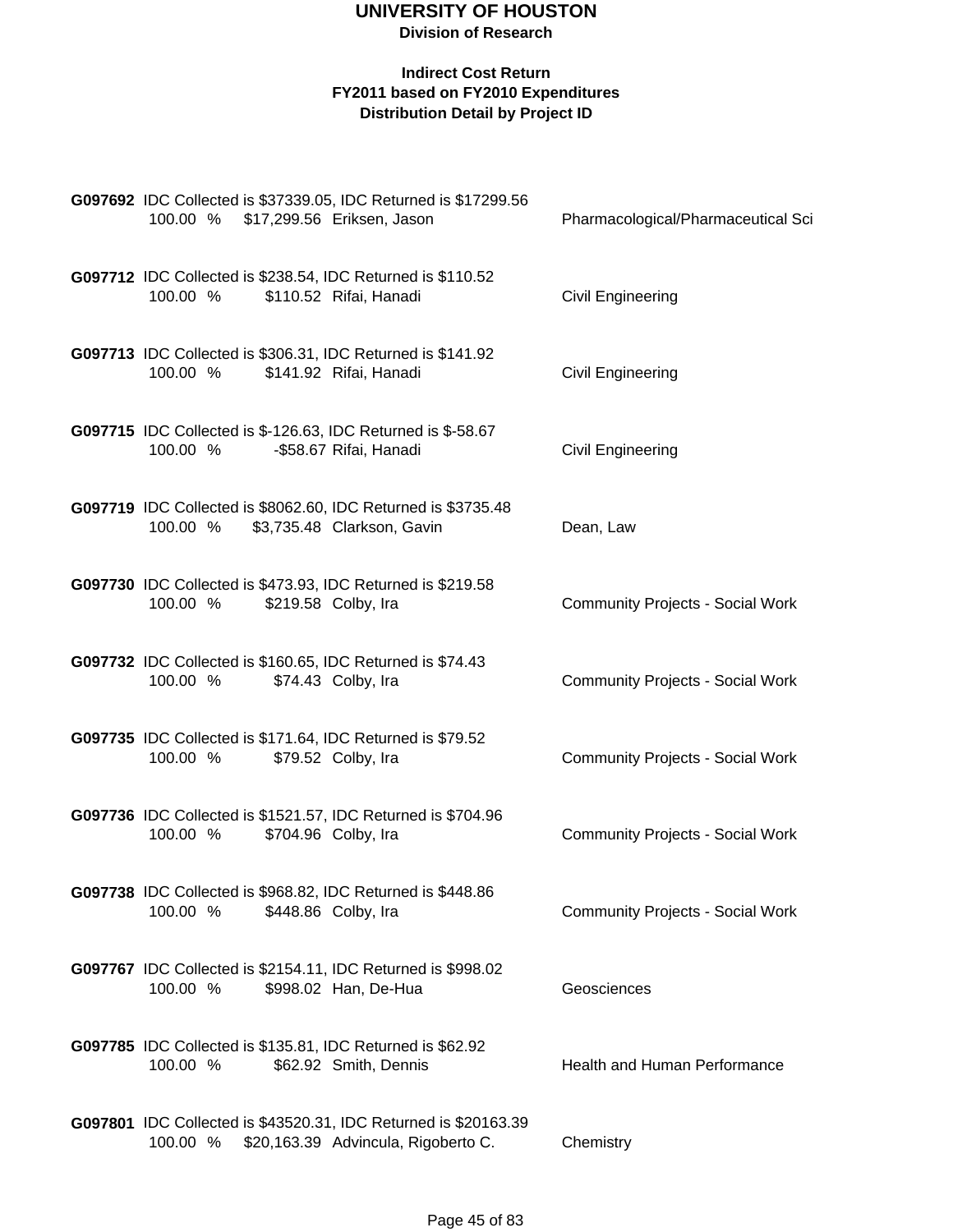# UNIVERSITY OF HOUSTON

**Division of Research**

**Indirect Cost Return**
**FY2011 based on FY2010 Expenditures**
**Distribution Detail by Project ID**

**G097692** IDC Collected is $37339.05, IDC Returned is $17299.56
100.00 % $17,299.56 Eriksen, Jason — Pharmacological/Pharmaceutical Sci

**G097712** IDC Collected is $238.54, IDC Returned is $110.52
100.00 % $110.52 Rifai, Hanadi — Civil Engineering

**G097713** IDC Collected is $306.31, IDC Returned is $141.92
100.00 % $141.92 Rifai, Hanadi — Civil Engineering

**G097715** IDC Collected is $-126.63, IDC Returned is $-58.67
100.00 % -$58.67 Rifai, Hanadi — Civil Engineering

**G097719** IDC Collected is $8062.60, IDC Returned is $3735.48
100.00 % $3,735.48 Clarkson, Gavin — Dean, Law

**G097730** IDC Collected is $473.93, IDC Returned is $219.58
100.00 % $219.58 Colby, Ira — Community Projects - Social Work

**G097732** IDC Collected is $160.65, IDC Returned is $74.43
100.00 % $74.43 Colby, Ira — Community Projects - Social Work

**G097735** IDC Collected is $171.64, IDC Returned is $79.52
100.00 % $79.52 Colby, Ira — Community Projects - Social Work

**G097736** IDC Collected is $1521.57, IDC Returned is $704.96
100.00 % $704.96 Colby, Ira — Community Projects - Social Work

**G097738** IDC Collected is $968.82, IDC Returned is $448.86
100.00 % $448.86 Colby, Ira — Community Projects - Social Work

**G097767** IDC Collected is $2154.11, IDC Returned is $998.02
100.00 % $998.02 Han, De-Hua — Geosciences

**G097785** IDC Collected is $135.81, IDC Returned is $62.92
100.00 % $62.92 Smith, Dennis — Health and Human Performance

**G097801** IDC Collected is $43520.31, IDC Returned is $20163.39
100.00 % $20,163.39 Advincula, Rigoberto C. — Chemistry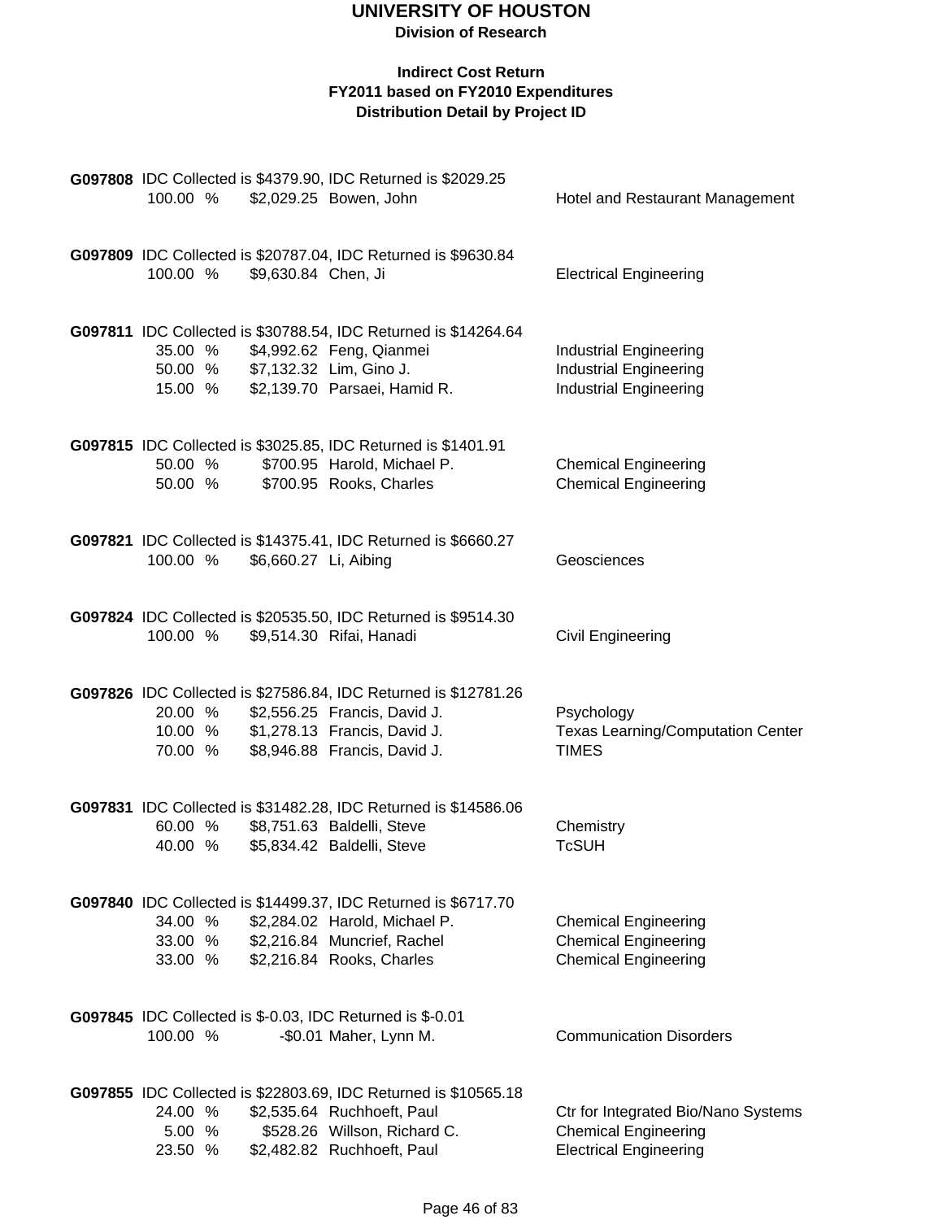# UNIVERSITY OF HOUSTON

**Division of Research**

**Indirect Cost Return**
**FY2011 based on FY2010 Expenditures**
**Distribution Detail by Project ID**

**G097808** IDC Collected is $4379.90, IDC Returned is $2029.25

| % | Amount | Name | Department |
|---|---|---|---|
| 100.00 % | $2,029.25 | Bowen, John | Hotel and Restaurant Management |

**G097809** IDC Collected is $20787.04, IDC Returned is $9630.84

| % | Amount | Name | Department |
|---|---|---|---|
| 100.00 % | $9,630.84 | Chen, Ji | Electrical Engineering |

**G097811** IDC Collected is $30788.54, IDC Returned is $14264.64

| % | Amount | Name | Department |
|---|---|---|---|
| 35.00 % | $4,992.62 | Feng, Qianmei | Industrial Engineering |
| 50.00 % | $7,132.32 | Lim, Gino J. | Industrial Engineering |
| 15.00 % | $2,139.70 | Parsaei, Hamid R. | Industrial Engineering |

**G097815** IDC Collected is $3025.85, IDC Returned is $1401.91

| % | Amount | Name | Department |
|---|---|---|---|
| 50.00 % | $700.95 | Harold, Michael P. | Chemical Engineering |
| 50.00 % | $700.95 | Rooks, Charles | Chemical Engineering |

**G097821** IDC Collected is $14375.41, IDC Returned is $6660.27

| % | Amount | Name | Department |
|---|---|---|---|
| 100.00 % | $6,660.27 | Li, Aibing | Geosciences |

**G097824** IDC Collected is $20535.50, IDC Returned is $9514.30

| % | Amount | Name | Department |
|---|---|---|---|
| 100.00 % | $9,514.30 | Rifai, Hanadi | Civil Engineering |

**G097826** IDC Collected is $27586.84, IDC Returned is $12781.26

| % | Amount | Name | Department |
|---|---|---|---|
| 20.00 % | $2,556.25 | Francis, David J. | Psychology |
| 10.00 % | $1,278.13 | Francis, David J. | Texas Learning/Computation Center |
| 70.00 % | $8,946.88 | Francis, David J. | TIMES |

**G097831** IDC Collected is $31482.28, IDC Returned is $14586.06

| % | Amount | Name | Department |
|---|---|---|---|
| 60.00 % | $8,751.63 | Baldelli, Steve | Chemistry |
| 40.00 % | $5,834.42 | Baldelli, Steve | TcSUH |

**G097840** IDC Collected is $14499.37, IDC Returned is $6717.70

| % | Amount | Name | Department |
|---|---|---|---|
| 34.00 % | $2,284.02 | Harold, Michael P. | Chemical Engineering |
| 33.00 % | $2,216.84 | Muncrief, Rachel | Chemical Engineering |
| 33.00 % | $2,216.84 | Rooks, Charles | Chemical Engineering |

**G097845** IDC Collected is $-0.03, IDC Returned is $-0.01

| % | Amount | Name | Department |
|---|---|---|---|
| 100.00 % | -$0.01 | Maher, Lynn M. | Communication Disorders |

**G097855** IDC Collected is $22803.69, IDC Returned is $10565.18

| % | Amount | Name | Department |
|---|---|---|---|
| 24.00 % | $2,535.64 | Ruchhoeft, Paul | Ctr for Integrated Bio/Nano Systems |
| 5.00 % | $528.26 | Willson, Richard C. | Chemical Engineering |
| 23.50 % | $2,482.82 | Ruchhoeft, Paul | Electrical Engineering |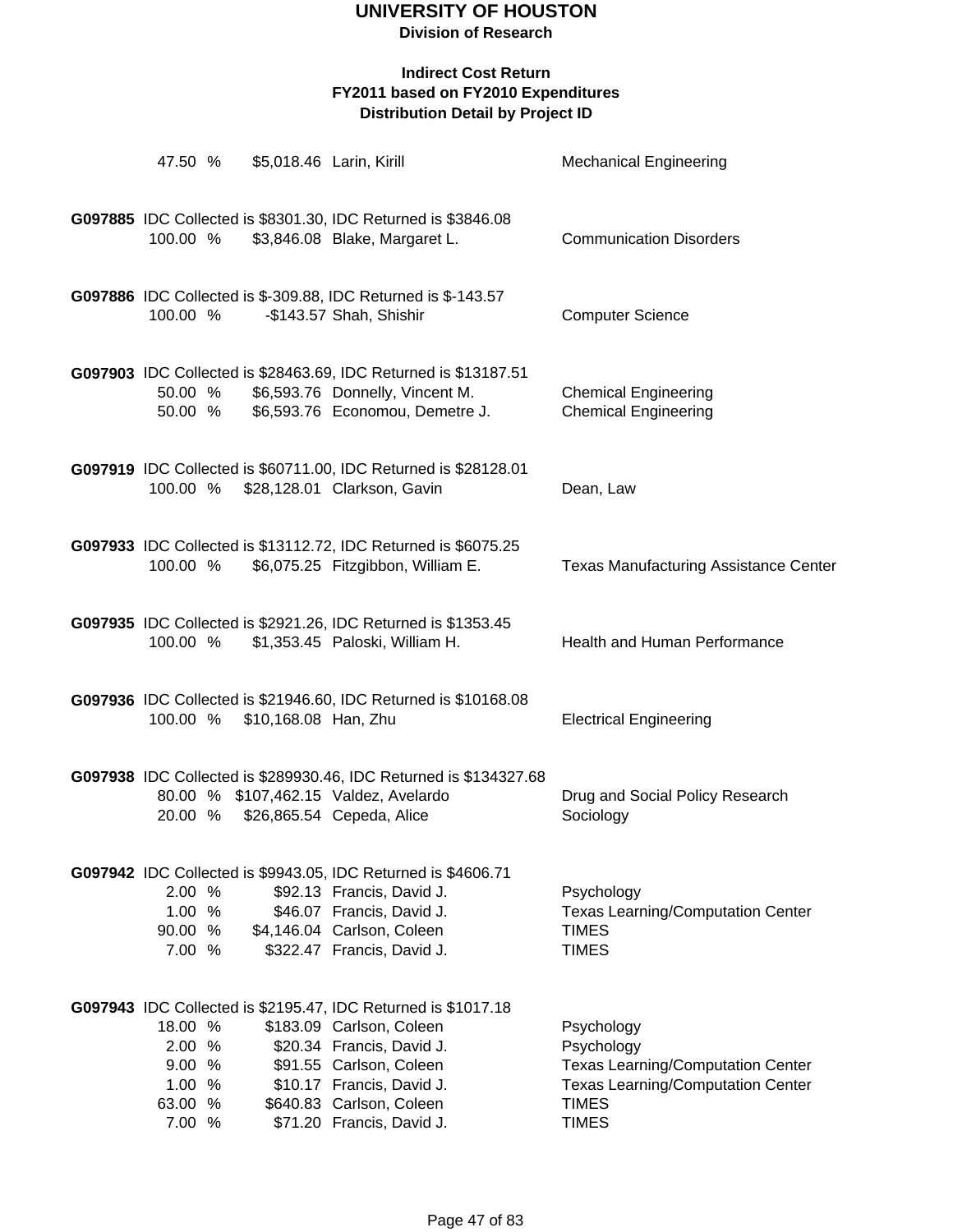# UNIVERSITY OF HOUSTON

**Division of Research**

**Indirect Cost Return**
**FY2011 based on FY2010 Expenditures**
**Distribution Detail by Project ID**

| | | | |
|---|---|---|---|
| 47.50 % | $5,018.46 | Larin, Kirill | Mechanical Engineering |

**G097885** IDC Collected is $8301.30, IDC Returned is $3846.08

| | | | |
|---|---|---|---|
| 100.00 % | $3,846.08 | Blake, Margaret L. | Communication Disorders |

**G097886** IDC Collected is $-309.88, IDC Returned is $-143.57

| | | | |
|---|---|---|---|
| 100.00 % | -$143.57 | Shah, Shishir | Computer Science |

**G097903** IDC Collected is $28463.69, IDC Returned is $13187.51

| | | | |
|---|---|---|---|
| 50.00 % | $6,593.76 | Donnelly, Vincent M. | Chemical Engineering |
| 50.00 % | $6,593.76 | Economou, Demetre J. | Chemical Engineering |

**G097919** IDC Collected is $60711.00, IDC Returned is $28128.01

| | | | |
|---|---|---|---|
| 100.00 % | $28,128.01 | Clarkson, Gavin | Dean, Law |

**G097933** IDC Collected is $13112.72, IDC Returned is $6075.25

| | | | |
|---|---|---|---|
| 100.00 % | $6,075.25 | Fitzgibbon, William E. | Texas Manufacturing Assistance Center |

**G097935** IDC Collected is $2921.26, IDC Returned is $1353.45

| | | | |
|---|---|---|---|
| 100.00 % | $1,353.45 | Paloski, William H. | Health and Human Performance |

**G097936** IDC Collected is $21946.60, IDC Returned is $10168.08

| | | | |
|---|---|---|---|
| 100.00 % | $10,168.08 | Han, Zhu | Electrical Engineering |

**G097938** IDC Collected is $289930.46, IDC Returned is $134327.68

| | | | |
|---|---|---|---|
| 80.00 % | $107,462.15 | Valdez, Avelardo | Drug and Social Policy Research |
| 20.00 % | $26,865.54 | Cepeda, Alice | Sociology |

**G097942** IDC Collected is $9943.05, IDC Returned is $4606.71

| | | | |
|---|---|---|---|
| 2.00 % | $92.13 | Francis, David J. | Psychology |
| 1.00 % | $46.07 | Francis, David J. | Texas Learning/Computation Center |
| 90.00 % | $4,146.04 | Carlson, Coleen | TIMES |
| 7.00 % | $322.47 | Francis, David J. | TIMES |

**G097943** IDC Collected is $2195.47, IDC Returned is $1017.18

| | | | |
|---|---|---|---|
| 18.00 % | $183.09 | Carlson, Coleen | Psychology |
| 2.00 % | $20.34 | Francis, David J. | Psychology |
| 9.00 % | $91.55 | Carlson, Coleen | Texas Learning/Computation Center |
| 1.00 % | $10.17 | Francis, David J. | Texas Learning/Computation Center |
| 63.00 % | $640.83 | Carlson, Coleen | TIMES |
| 7.00 % | $71.20 | Francis, David J. | TIMES |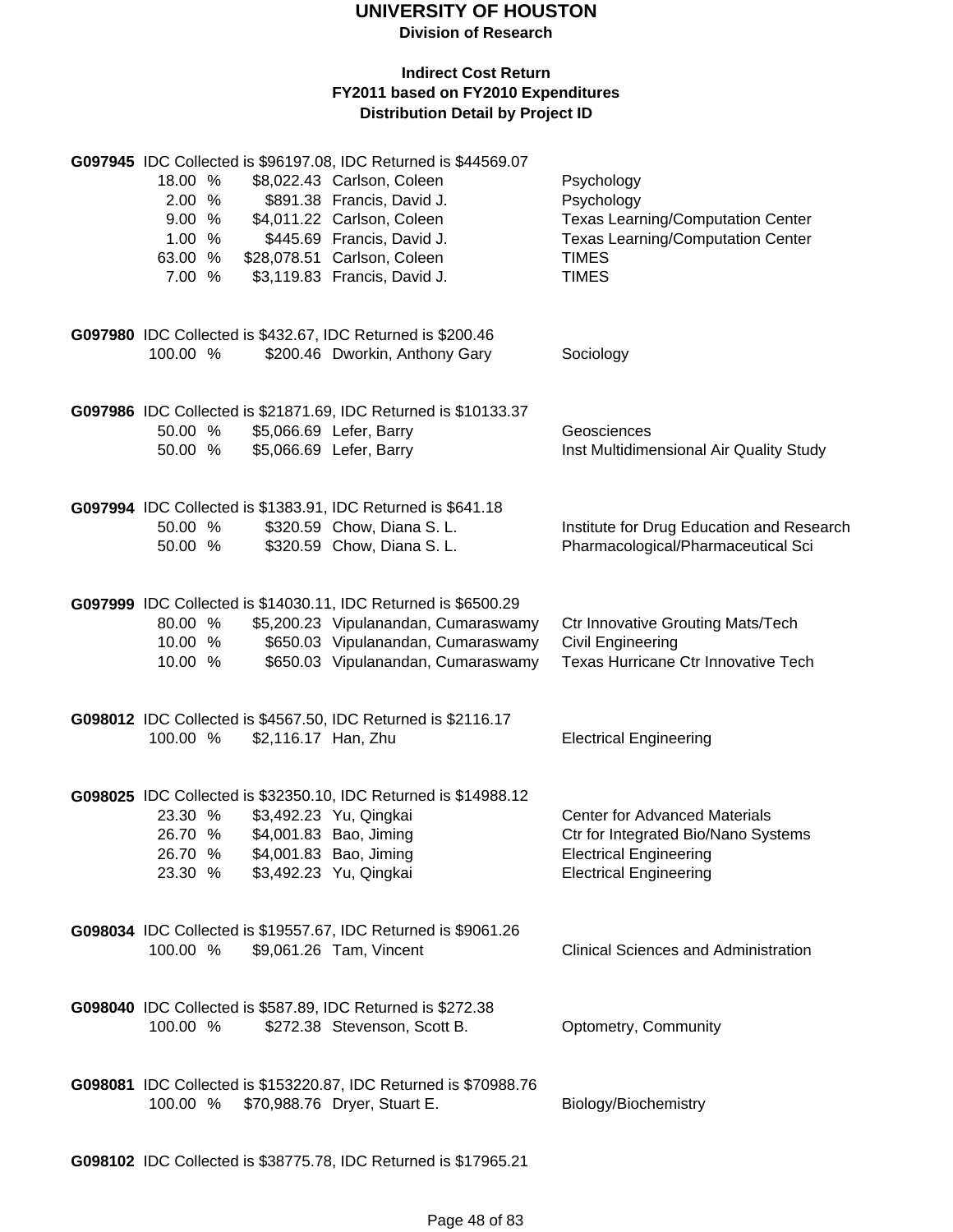# UNIVERSITY OF HOUSTON

**Division of Research**

**Indirect Cost Return**
**FY2011 based on FY2010 Expenditures**
**Distribution Detail by Project ID**

**G097945** IDC Collected is $96197.08, IDC Returned is $44569.07

| % | Amount | Name | Department |
|---|---|---|---|
| 18.00 % | $8,022.43 | Carlson, Coleen | Psychology |
| 2.00 % | $891.38 | Francis, David J. | Psychology |
| 9.00 % | $4,011.22 | Carlson, Coleen | Texas Learning/Computation Center |
| 1.00 % | $445.69 | Francis, David J. | Texas Learning/Computation Center |
| 63.00 % | $28,078.51 | Carlson, Coleen | TIMES |
| 7.00 % | $3,119.83 | Francis, David J. | TIMES |

**G097980** IDC Collected is $432.67, IDC Returned is $200.46

| % | Amount | Name | Department |
|---|---|---|---|
| 100.00 % | $200.46 | Dworkin, Anthony Gary | Sociology |

**G097986** IDC Collected is $21871.69, IDC Returned is $10133.37

| % | Amount | Name | Department |
|---|---|---|---|
| 50.00 % | $5,066.69 | Lefer, Barry | Geosciences |
| 50.00 % | $5,066.69 | Lefer, Barry | Inst Multidimensional Air Quality Study |

**G097994** IDC Collected is $1383.91, IDC Returned is $641.18

| % | Amount | Name | Department |
|---|---|---|---|
| 50.00 % | $320.59 | Chow, Diana S. L. | Institute for Drug Education and Research |
| 50.00 % | $320.59 | Chow, Diana S. L. | Pharmacological/Pharmaceutical Sci |

**G097999** IDC Collected is $14030.11, IDC Returned is $6500.29

| % | Amount | Name | Department |
|---|---|---|---|
| 80.00 % | $5,200.23 | Vipulanandan, Cumaraswamy | Ctr Innovative Grouting Mats/Tech |
| 10.00 % | $650.03 | Vipulanandan, Cumaraswamy | Civil Engineering |
| 10.00 % | $650.03 | Vipulanandan, Cumaraswamy | Texas Hurricane Ctr Innovative Tech |

**G098012** IDC Collected is $4567.50, IDC Returned is $2116.17

| % | Amount | Name | Department |
|---|---|---|---|
| 100.00 % | $2,116.17 | Han, Zhu | Electrical Engineering |

**G098025** IDC Collected is $32350.10, IDC Returned is $14988.12

| % | Amount | Name | Department |
|---|---|---|---|
| 23.30 % | $3,492.23 | Yu, Qingkai | Center for Advanced Materials |
| 26.70 % | $4,001.83 | Bao, Jiming | Ctr for Integrated Bio/Nano Systems |
| 26.70 % | $4,001.83 | Bao, Jiming | Electrical Engineering |
| 23.30 % | $3,492.23 | Yu, Qingkai | Electrical Engineering |

**G098034** IDC Collected is $19557.67, IDC Returned is $9061.26

| % | Amount | Name | Department |
|---|---|---|---|
| 100.00 % | $9,061.26 | Tam, Vincent | Clinical Sciences and Administration |

**G098040** IDC Collected is $587.89, IDC Returned is $272.38

| % | Amount | Name | Department |
|---|---|---|---|
| 100.00 % | $272.38 | Stevenson, Scott B. | Optometry, Community |

**G098081** IDC Collected is $153220.87, IDC Returned is $70988.76

| % | Amount | Name | Department |
|---|---|---|---|
| 100.00 % | $70,988.76 | Dryer, Stuart E. | Biology/Biochemistry |

**G098102** IDC Collected is $38775.78, IDC Returned is $17965.21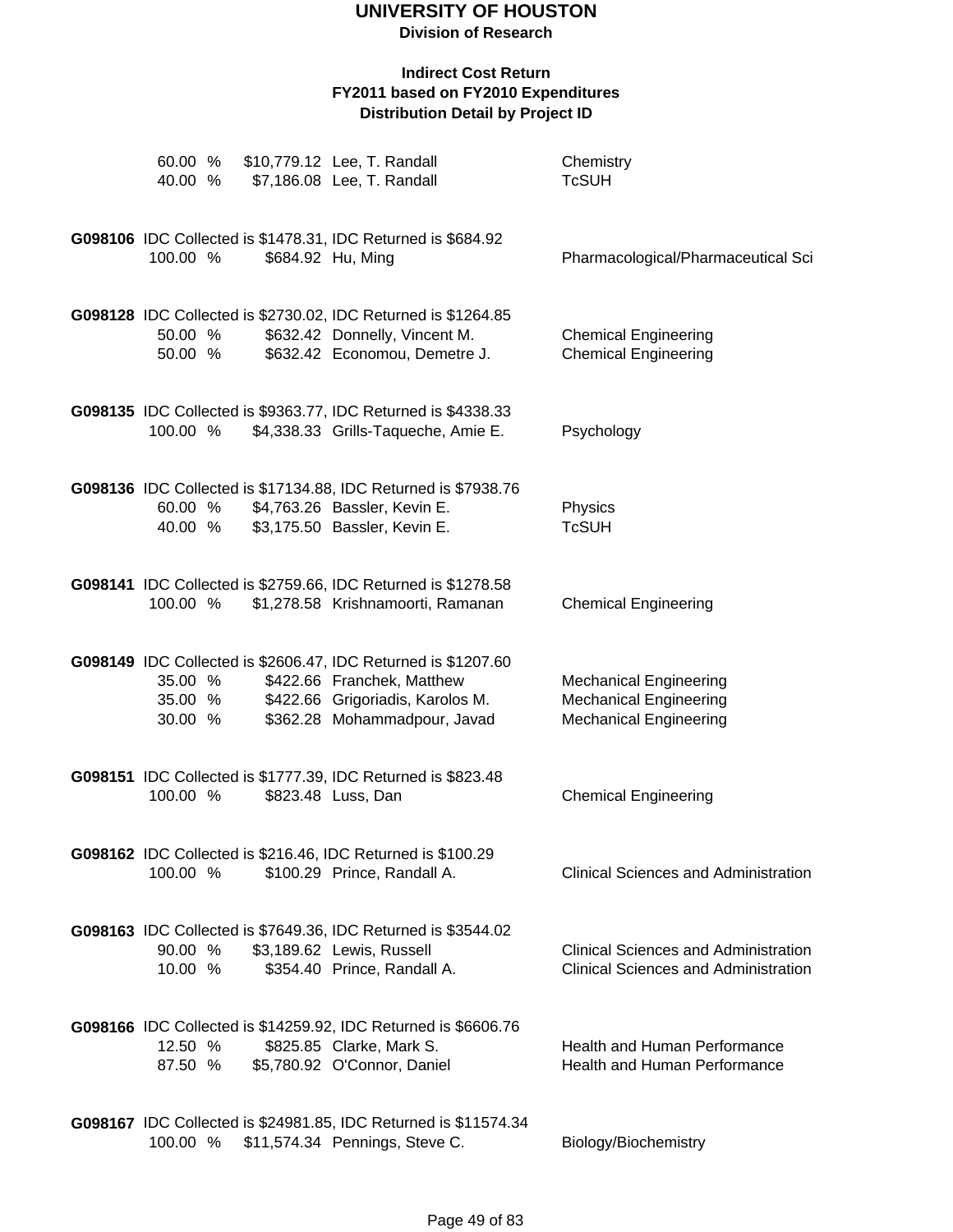# UNIVERSITY OF HOUSTON

**Division of Research**

**Indirect Cost Return**
**FY2011 based on FY2010 Expenditures**
**Distribution Detail by Project ID**

| | | | |
|---|---|---|---|
| 60.00 % | $10,779.12 | Lee, T. Randall | Chemistry |
| 40.00 % | $7,186.08 | Lee, T. Randall | TcSUH |

**G098106** IDC Collected is $1478.31, IDC Returned is $684.92

| | | | |
|---|---|---|---|
| 100.00 % | $684.92 | Hu, Ming | Pharmacological/Pharmaceutical Sci |

**G098128** IDC Collected is $2730.02, IDC Returned is $1264.85

| | | | |
|---|---|---|---|
| 50.00 % | $632.42 | Donnelly, Vincent M. | Chemical Engineering |
| 50.00 % | $632.42 | Economou, Demetre J. | Chemical Engineering |

**G098135** IDC Collected is $9363.77, IDC Returned is $4338.33

| | | | |
|---|---|---|---|
| 100.00 % | $4,338.33 | Grills-Taqueche, Amie E. | Psychology |

**G098136** IDC Collected is $17134.88, IDC Returned is $7938.76

| | | | |
|---|---|---|---|
| 60.00 % | $4,763.26 | Bassler, Kevin E. | Physics |
| 40.00 % | $3,175.50 | Bassler, Kevin E. | TcSUH |

**G098141** IDC Collected is $2759.66, IDC Returned is $1278.58

| | | | |
|---|---|---|---|
| 100.00 % | $1,278.58 | Krishnamoorti, Ramanan | Chemical Engineering |

**G098149** IDC Collected is $2606.47, IDC Returned is $1207.60

| | | | |
|---|---|---|---|
| 35.00 % | $422.66 | Franchek, Matthew | Mechanical Engineering |
| 35.00 % | $422.66 | Grigoriadis, Karolos M. | Mechanical Engineering |
| 30.00 % | $362.28 | Mohammadpour, Javad | Mechanical Engineering |

**G098151** IDC Collected is $1777.39, IDC Returned is $823.48

| | | | |
|---|---|---|---|
| 100.00 % | $823.48 | Luss, Dan | Chemical Engineering |

**G098162** IDC Collected is $216.46, IDC Returned is $100.29

| | | | |
|---|---|---|---|
| 100.00 % | $100.29 | Prince, Randall A. | Clinical Sciences and Administration |

**G098163** IDC Collected is $7649.36, IDC Returned is $3544.02

| | | | |
|---|---|---|---|
| 90.00 % | $3,189.62 | Lewis, Russell | Clinical Sciences and Administration |
| 10.00 % | $354.40 | Prince, Randall A. | Clinical Sciences and Administration |

**G098166** IDC Collected is $14259.92, IDC Returned is $6606.76

| | | | |
|---|---|---|---|
| 12.50 % | $825.85 | Clarke, Mark S. | Health and Human Performance |
| 87.50 % | $5,780.92 | O'Connor, Daniel | Health and Human Performance |

**G098167** IDC Collected is $24981.85, IDC Returned is $11574.34

| | | | |
|---|---|---|---|
| 100.00 % | $11,574.34 | Pennings, Steve C. | Biology/Biochemistry |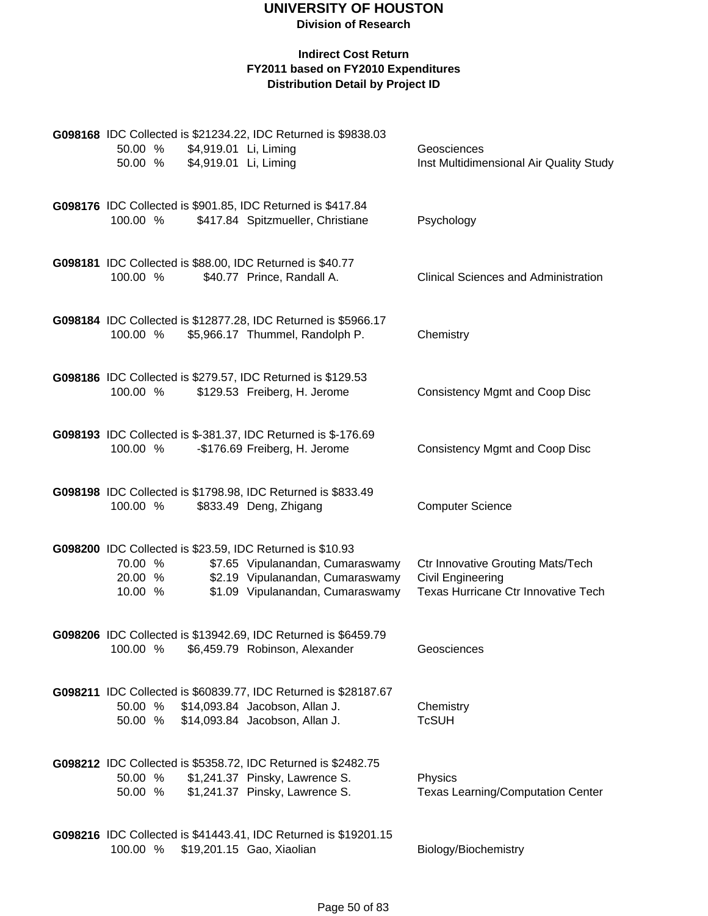# UNIVERSITY OF HOUSTON

**Division of Research**

**Indirect Cost Return**
**FY2011 based on FY2010 Expenditures**
**Distribution Detail by Project ID**

**G098168** IDC Collected is $21234.22, IDC Returned is $9838.03

| Percent | Amount | Name | Department |
|---|---|---|---|
| 50.00 % | $4,919.01 | Li, Liming | Geosciences |
| 50.00 % | $4,919.01 | Li, Liming | Inst Multidimensional Air Quality Study |

**G098176** IDC Collected is $901.85, IDC Returned is $417.84

| Percent | Amount | Name | Department |
|---|---|---|---|
| 100.00 % | $417.84 | Spitzmueller, Christiane | Psychology |

**G098181** IDC Collected is $88.00, IDC Returned is $40.77

| Percent | Amount | Name | Department |
|---|---|---|---|
| 100.00 % | $40.77 | Prince, Randall A. | Clinical Sciences and Administration |

**G098184** IDC Collected is $12877.28, IDC Returned is $5966.17

| Percent | Amount | Name | Department |
|---|---|---|---|
| 100.00 % | $5,966.17 | Thummel, Randolph P. | Chemistry |

**G098186** IDC Collected is $279.57, IDC Returned is $129.53

| Percent | Amount | Name | Department |
|---|---|---|---|
| 100.00 % | $129.53 | Freiberg, H. Jerome | Consistency Mgmt and Coop Disc |

**G098193** IDC Collected is $-381.37, IDC Returned is $-176.69

| Percent | Amount | Name | Department |
|---|---|---|---|
| 100.00 % | -$176.69 | Freiberg, H. Jerome | Consistency Mgmt and Coop Disc |

**G098198** IDC Collected is $1798.98, IDC Returned is $833.49

| Percent | Amount | Name | Department |
|---|---|---|---|
| 100.00 % | $833.49 | Deng, Zhigang | Computer Science |

**G098200** IDC Collected is $23.59, IDC Returned is $10.93

| Percent | Amount | Name | Department |
|---|---|---|---|
| 70.00 % | $7.65 | Vipulanandan, Cumaraswamy | Ctr Innovative Grouting Mats/Tech |
| 20.00 % | $2.19 | Vipulanandan, Cumaraswamy | Civil Engineering |
| 10.00 % | $1.09 | Vipulanandan, Cumaraswamy | Texas Hurricane Ctr Innovative Tech |

**G098206** IDC Collected is $13942.69, IDC Returned is $6459.79

| Percent | Amount | Name | Department |
|---|---|---|---|
| 100.00 % | $6,459.79 | Robinson, Alexander | Geosciences |

**G098211** IDC Collected is $60839.77, IDC Returned is $28187.67

| Percent | Amount | Name | Department |
|---|---|---|---|
| 50.00 % | $14,093.84 | Jacobson, Allan J. | Chemistry |
| 50.00 % | $14,093.84 | Jacobson, Allan J. | TcSUH |

**G098212** IDC Collected is $5358.72, IDC Returned is $2482.75

| Percent | Amount | Name | Department |
|---|---|---|---|
| 50.00 % | $1,241.37 | Pinsky, Lawrence S. | Physics |
| 50.00 % | $1,241.37 | Pinsky, Lawrence S. | Texas Learning/Computation Center |

**G098216** IDC Collected is $41443.41, IDC Returned is $19201.15

| Percent | Amount | Name | Department |
|---|---|---|---|
| 100.00 % | $19,201.15 | Gao, Xiaolian | Biology/Biochemistry |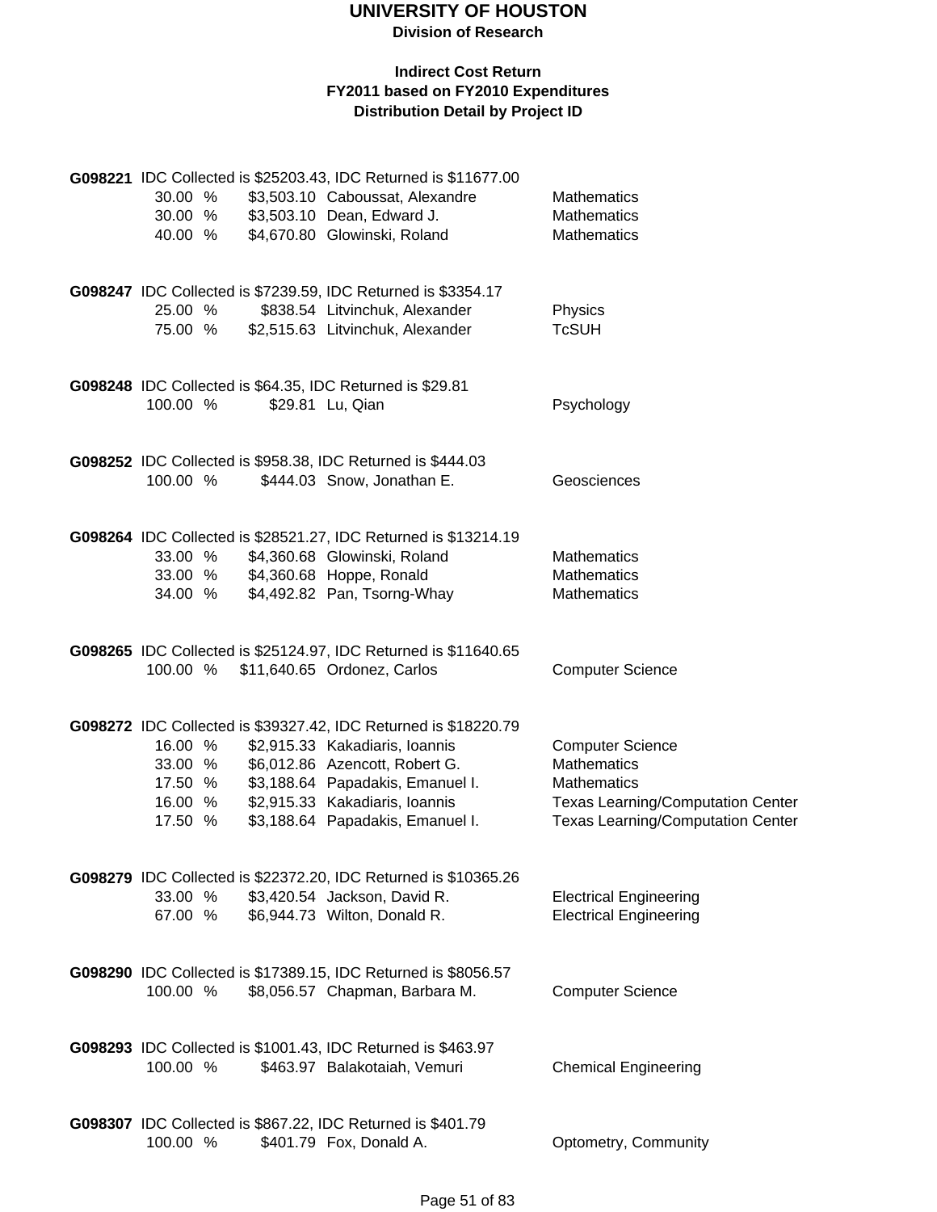# UNIVERSITY OF HOUSTON

**Division of Research**

**Indirect Cost Return**
**FY2011 based on FY2010 Expenditures**
**Distribution Detail by Project ID**

**G098221** IDC Collected is $25203.43, IDC Returned is $11677.00

| % | Amount | Name | Department |
|---|---|---|---|
| 30.00 % | $3,503.10 | Caboussat, Alexandre | Mathematics |
| 30.00 % | $3,503.10 | Dean, Edward J. | Mathematics |
| 40.00 % | $4,670.80 | Glowinski, Roland | Mathematics |

**G098247** IDC Collected is $7239.59, IDC Returned is $3354.17

| % | Amount | Name | Department |
|---|---|---|---|
| 25.00 % | $838.54 | Litvinchuk, Alexander | Physics |
| 75.00 % | $2,515.63 | Litvinchuk, Alexander | TcSUH |

**G098248** IDC Collected is $64.35, IDC Returned is $29.81

| % | Amount | Name | Department |
|---|---|---|---|
| 100.00 % | $29.81 | Lu, Qian | Psychology |

**G098252** IDC Collected is $958.38, IDC Returned is $444.03

| % | Amount | Name | Department |
|---|---|---|---|
| 100.00 % | $444.03 | Snow, Jonathan E. | Geosciences |

**G098264** IDC Collected is $28521.27, IDC Returned is $13214.19

| % | Amount | Name | Department |
|---|---|---|---|
| 33.00 % | $4,360.68 | Glowinski, Roland | Mathematics |
| 33.00 % | $4,360.68 | Hoppe, Ronald | Mathematics |
| 34.00 % | $4,492.82 | Pan, Tsorng-Whay | Mathematics |

**G098265** IDC Collected is $25124.97, IDC Returned is $11640.65

| % | Amount | Name | Department |
|---|---|---|---|
| 100.00 % | $11,640.65 | Ordonez, Carlos | Computer Science |

**G098272** IDC Collected is $39327.42, IDC Returned is $18220.79

| % | Amount | Name | Department |
|---|---|---|---|
| 16.00 % | $2,915.33 | Kakadiaris, Ioannis | Computer Science |
| 33.00 % | $6,012.86 | Azencott, Robert G. | Mathematics |
| 17.50 % | $3,188.64 | Papadakis, Emanuel I. | Mathematics |
| 16.00 % | $2,915.33 | Kakadiaris, Ioannis | Texas Learning/Computation Center |
| 17.50 % | $3,188.64 | Papadakis, Emanuel I. | Texas Learning/Computation Center |

**G098279** IDC Collected is $22372.20, IDC Returned is $10365.26

| % | Amount | Name | Department |
|---|---|---|---|
| 33.00 % | $3,420.54 | Jackson, David R. | Electrical Engineering |
| 67.00 % | $6,944.73 | Wilton, Donald R. | Electrical Engineering |

**G098290** IDC Collected is $17389.15, IDC Returned is $8056.57

| % | Amount | Name | Department |
|---|---|---|---|
| 100.00 % | $8,056.57 | Chapman, Barbara M. | Computer Science |

**G098293** IDC Collected is $1001.43, IDC Returned is $463.97

| % | Amount | Name | Department |
|---|---|---|---|
| 100.00 % | $463.97 | Balakotaiah, Vemuri | Chemical Engineering |

**G098307** IDC Collected is $867.22, IDC Returned is $401.79

| % | Amount | Name | Department |
|---|---|---|---|
| 100.00 % | $401.79 | Fox, Donald A. | Optometry, Community |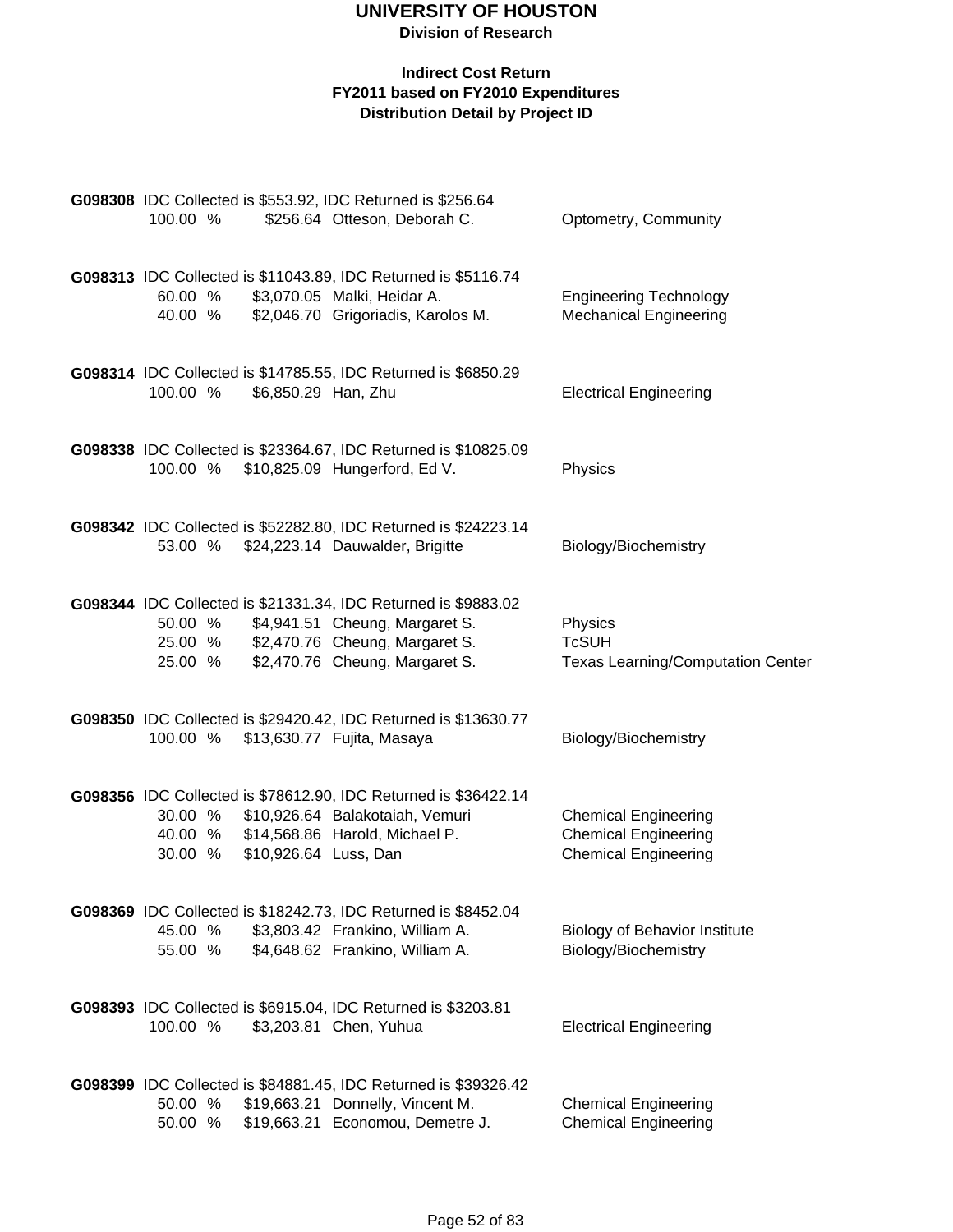**UNIVERSITY OF HOUSTON**
**Division of Research**

**Indirect Cost Return**
**FY2011 based on FY2010 Expenditures**
**Distribution Detail by Project ID**

**G098308** IDC Collected is $553.92, IDC Returned is $256.64

| 100.00 % | $256.64 | Otteson, Deborah C. | Optometry, Community |
|---|---|---|---|

**G098313** IDC Collected is $11043.89, IDC Returned is $5116.74

| 60.00 % | $3,070.05 | Malki, Heidar A. | Engineering Technology |
|---|---|---|---|
| 40.00 % | $2,046.70 | Grigoriadis, Karolos M. | Mechanical Engineering |

**G098314** IDC Collected is $14785.55, IDC Returned is $6850.29

| 100.00 % | $6,850.29 | Han, Zhu | Electrical Engineering |
|---|---|---|---|

**G098338** IDC Collected is $23364.67, IDC Returned is $10825.09

| 100.00 % | $10,825.09 | Hungerford, Ed V. | Physics |
|---|---|---|---|

**G098342** IDC Collected is $52282.80, IDC Returned is $24223.14

| 53.00 % | $24,223.14 | Dauwalder, Brigitte | Biology/Biochemistry |
|---|---|---|---|

**G098344** IDC Collected is $21331.34, IDC Returned is $9883.02

| 50.00 % | $4,941.51 | Cheung, Margaret S. | Physics |
|---|---|---|---|
| 25.00 % | $2,470.76 | Cheung, Margaret S. | TcSUH |
| 25.00 % | $2,470.76 | Cheung, Margaret S. | Texas Learning/Computation Center |

**G098350** IDC Collected is $29420.42, IDC Returned is $13630.77

| 100.00 % | $13,630.77 | Fujita, Masaya | Biology/Biochemistry |
|---|---|---|---|

**G098356** IDC Collected is $78612.90, IDC Returned is $36422.14

| 30.00 % | $10,926.64 | Balakotaiah, Vemuri | Chemical Engineering |
|---|---|---|---|
| 40.00 % | $14,568.86 | Harold, Michael P. | Chemical Engineering |
| 30.00 % | $10,926.64 | Luss, Dan | Chemical Engineering |

**G098369** IDC Collected is $18242.73, IDC Returned is $8452.04

| 45.00 % | $3,803.42 | Frankino, William A. | Biology of Behavior Institute |
|---|---|---|---|
| 55.00 % | $4,648.62 | Frankino, William A. | Biology/Biochemistry |

**G098393** IDC Collected is $6915.04, IDC Returned is $3203.81

| 100.00 % | $3,203.81 | Chen, Yuhua | Electrical Engineering |
|---|---|---|---|

**G098399** IDC Collected is $84881.45, IDC Returned is $39326.42

| 50.00 % | $19,663.21 | Donnelly, Vincent M. | Chemical Engineering |
|---|---|---|---|
| 50.00 % | $19,663.21 | Economou, Demetre J. | Chemical Engineering |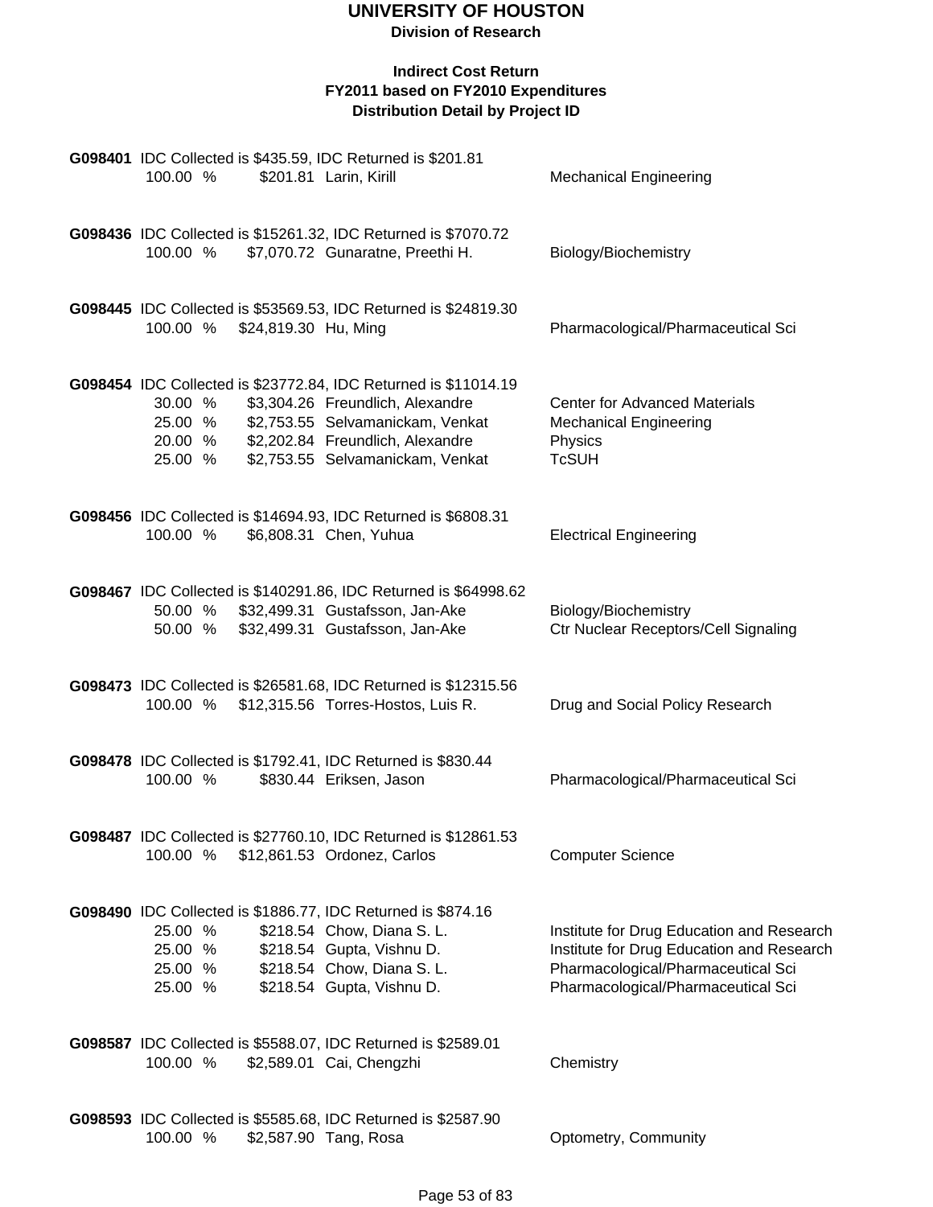# UNIVERSITY OF HOUSTON

**Division of Research**

**Indirect Cost Return**
**FY2011 based on FY2010 Expenditures**
**Distribution Detail by Project ID**

**G098401** IDC Collected is $435.59, IDC Returned is $201.81

| | | | |
|---|---|---|---|
| 100.00 % | $201.81 | Larin, Kirill | Mechanical Engineering |

**G098436** IDC Collected is $15261.32, IDC Returned is $7070.72

| | | | |
|---|---|---|---|
| 100.00 % | $7,070.72 | Gunaratne, Preethi H. | Biology/Biochemistry |

**G098445** IDC Collected is $53569.53, IDC Returned is $24819.30

| | | | |
|---|---|---|---|
| 100.00 % | $24,819.30 | Hu, Ming | Pharmacological/Pharmaceutical Sci |

**G098454** IDC Collected is $23772.84, IDC Returned is $11014.19

| | | | |
|---|---|---|---|
| 30.00 % | $3,304.26 | Freundlich, Alexandre | Center for Advanced Materials |
| 25.00 % | $2,753.55 | Selvamanickam, Venkat | Mechanical Engineering |
| 20.00 % | $2,202.84 | Freundlich, Alexandre | Physics |
| 25.00 % | $2,753.55 | Selvamanickam, Venkat | TcSUH |

**G098456** IDC Collected is $14694.93, IDC Returned is $6808.31

| | | | |
|---|---|---|---|
| 100.00 % | $6,808.31 | Chen, Yuhua | Electrical Engineering |

**G098467** IDC Collected is $140291.86, IDC Returned is $64998.62

| | | | |
|---|---|---|---|
| 50.00 % | $32,499.31 | Gustafsson, Jan-Ake | Biology/Biochemistry |
| 50.00 % | $32,499.31 | Gustafsson, Jan-Ake | Ctr Nuclear Receptors/Cell Signaling |

**G098473** IDC Collected is $26581.68, IDC Returned is $12315.56

| | | | |
|---|---|---|---|
| 100.00 % | $12,315.56 | Torres-Hostos, Luis R. | Drug and Social Policy Research |

**G098478** IDC Collected is $1792.41, IDC Returned is $830.44

| | | | |
|---|---|---|---|
| 100.00 % | $830.44 | Eriksen, Jason | Pharmacological/Pharmaceutical Sci |

**G098487** IDC Collected is $27760.10, IDC Returned is $12861.53

| | | | |
|---|---|---|---|
| 100.00 % | $12,861.53 | Ordonez, Carlos | Computer Science |

**G098490** IDC Collected is $1886.77, IDC Returned is $874.16

| | | | |
|---|---|---|---|
| 25.00 % | $218.54 | Chow, Diana S. L. | Institute for Drug Education and Research |
| 25.00 % | $218.54 | Gupta, Vishnu D. | Institute for Drug Education and Research |
| 25.00 % | $218.54 | Chow, Diana S. L. | Pharmacological/Pharmaceutical Sci |
| 25.00 % | $218.54 | Gupta, Vishnu D. | Pharmacological/Pharmaceutical Sci |

**G098587** IDC Collected is $5588.07, IDC Returned is $2589.01

| | | | |
|---|---|---|---|
| 100.00 % | $2,589.01 | Cai, Chengzhi | Chemistry |

**G098593** IDC Collected is $5585.68, IDC Returned is $2587.90

| | | | |
|---|---|---|---|
| 100.00 % | $2,587.90 | Tang, Rosa | Optometry, Community |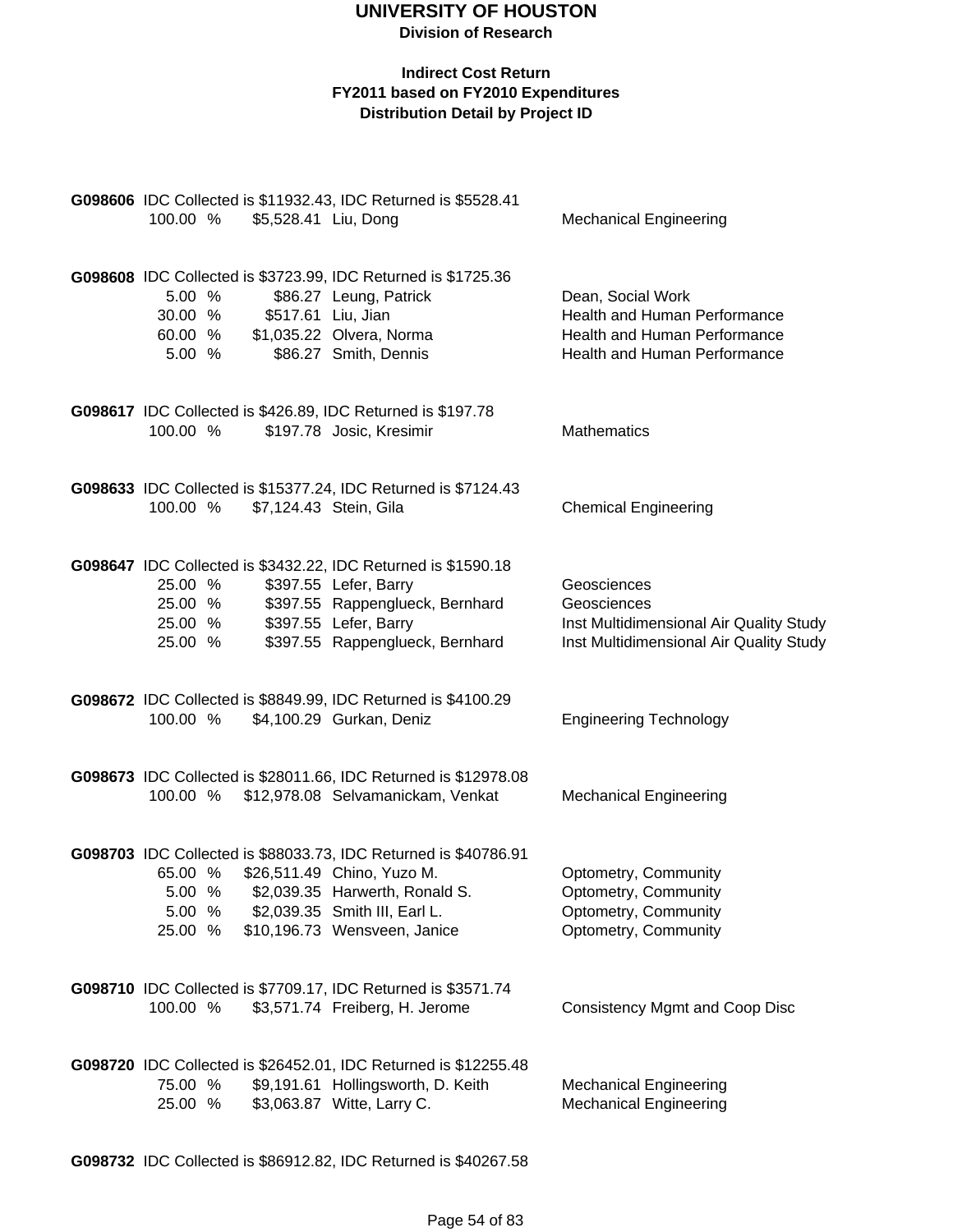# UNIVERSITY OF HOUSTON

**Division of Research**

**Indirect Cost Return**
**FY2011 based on FY2010 Expenditures**
**Distribution Detail by Project ID**

**G098606** IDC Collected is $11932.43, IDC Returned is $5528.41

| | | | |
|---|---|---|---|
| 100.00 % | $5,528.41 | Liu, Dong | Mechanical Engineering |

**G098608** IDC Collected is $3723.99, IDC Returned is $1725.36

| | | | |
|---|---|---|---|
| 5.00 % | $86.27 | Leung, Patrick | Dean, Social Work |
| 30.00 % | $517.61 | Liu, Jian | Health and Human Performance |
| 60.00 % | $1,035.22 | Olvera, Norma | Health and Human Performance |
| 5.00 % | $86.27 | Smith, Dennis | Health and Human Performance |

**G098617** IDC Collected is $426.89, IDC Returned is $197.78

| | | | |
|---|---|---|---|
| 100.00 % | $197.78 | Josic, Kresimir | Mathematics |

**G098633** IDC Collected is $15377.24, IDC Returned is $7124.43

| | | | |
|---|---|---|---|
| 100.00 % | $7,124.43 | Stein, Gila | Chemical Engineering |

**G098647** IDC Collected is $3432.22, IDC Returned is $1590.18

| | | | |
|---|---|---|---|
| 25.00 % | $397.55 | Lefer, Barry | Geosciences |
| 25.00 % | $397.55 | Rappenglueck, Bernhard | Geosciences |
| 25.00 % | $397.55 | Lefer, Barry | Inst Multidimensional Air Quality Study |
| 25.00 % | $397.55 | Rappenglueck, Bernhard | Inst Multidimensional Air Quality Study |

**G098672** IDC Collected is $8849.99, IDC Returned is $4100.29

| | | | |
|---|---|---|---|
| 100.00 % | $4,100.29 | Gurkan, Deniz | Engineering Technology |

**G098673** IDC Collected is $28011.66, IDC Returned is $12978.08

| | | | |
|---|---|---|---|
| 100.00 % | $12,978.08 | Selvamanickam, Venkat | Mechanical Engineering |

**G098703** IDC Collected is $88033.73, IDC Returned is $40786.91

| | | | |
|---|---|---|---|
| 65.00 % | $26,511.49 | Chino, Yuzo M. | Optometry, Community |
| 5.00 % | $2,039.35 | Harwerth, Ronald S. | Optometry, Community |
| 5.00 % | $2,039.35 | Smith III, Earl L. | Optometry, Community |
| 25.00 % | $10,196.73 | Wensveen, Janice | Optometry, Community |

**G098710** IDC Collected is $7709.17, IDC Returned is $3571.74

| | | | |
|---|---|---|---|
| 100.00 % | $3,571.74 | Freiberg, H. Jerome | Consistency Mgmt and Coop Disc |

**G098720** IDC Collected is $26452.01, IDC Returned is $12255.48

| | | | |
|---|---|---|---|
| 75.00 % | $9,191.61 | Hollingsworth, D. Keith | Mechanical Engineering |
| 25.00 % | $3,063.87 | Witte, Larry C. | Mechanical Engineering |

**G098732** IDC Collected is $86912.82, IDC Returned is $40267.58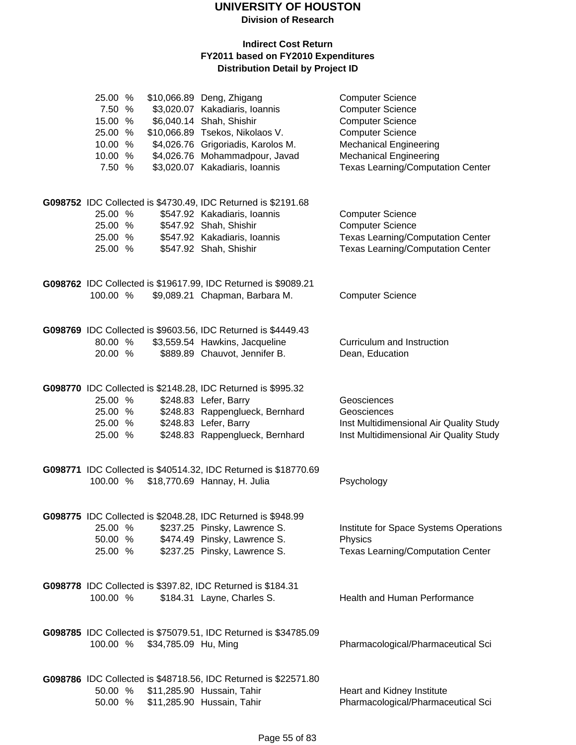# UNIVERSITY OF HOUSTON

**Division of Research**

**Indirect Cost Return**
**FY2011 based on FY2010 Expenditures**
**Distribution Detail by Project ID**

| | | | |
|---|---|---|---|
| 25.00 % | $10,066.89 | Deng, Zhigang | Computer Science |
| 7.50 % | $3,020.07 | Kakadiaris, Ioannis | Computer Science |
| 15.00 % | $6,040.14 | Shah, Shishir | Computer Science |
| 25.00 % | $10,066.89 | Tsekos, Nikolaos V. | Computer Science |
| 10.00 % | $4,026.76 | Grigoriadis, Karolos M. | Mechanical Engineering |
| 10.00 % | $4,026.76 | Mohammadpour, Javad | Mechanical Engineering |
| 7.50 % | $3,020.07 | Kakadiaris, Ioannis | Texas Learning/Computation Center |

**G098752** IDC Collected is $4730.49, IDC Returned is $2191.68

| | | | |
|---|---|---|---|
| 25.00 % | $547.92 | Kakadiaris, Ioannis | Computer Science |
| 25.00 % | $547.92 | Shah, Shishir | Computer Science |
| 25.00 % | $547.92 | Kakadiaris, Ioannis | Texas Learning/Computation Center |
| 25.00 % | $547.92 | Shah, Shishir | Texas Learning/Computation Center |

**G098762** IDC Collected is $19617.99, IDC Returned is $9089.21

| | | | |
|---|---|---|---|
| 100.00 % | $9,089.21 | Chapman, Barbara M. | Computer Science |

**G098769** IDC Collected is $9603.56, IDC Returned is $4449.43

| | | | |
|---|---|---|---|
| 80.00 % | $3,559.54 | Hawkins, Jacqueline | Curriculum and Instruction |
| 20.00 % | $889.89 | Chauvot, Jennifer B. | Dean, Education |

**G098770** IDC Collected is $2148.28, IDC Returned is $995.32

| | | | |
|---|---|---|---|
| 25.00 % | $248.83 | Lefer, Barry | Geosciences |
| 25.00 % | $248.83 | Rappenglueck, Bernhard | Geosciences |
| 25.00 % | $248.83 | Lefer, Barry | Inst Multidimensional Air Quality Study |
| 25.00 % | $248.83 | Rappenglueck, Bernhard | Inst Multidimensional Air Quality Study |

**G098771** IDC Collected is $40514.32, IDC Returned is $18770.69

| | | | |
|---|---|---|---|
| 100.00 % | $18,770.69 | Hannay, H. Julia | Psychology |

**G098775** IDC Collected is $2048.28, IDC Returned is $948.99

| | | | |
|---|---|---|---|
| 25.00 % | $237.25 | Pinsky, Lawrence S. | Institute for Space Systems Operations |
| 50.00 % | $474.49 | Pinsky, Lawrence S. | Physics |
| 25.00 % | $237.25 | Pinsky, Lawrence S. | Texas Learning/Computation Center |

**G098778** IDC Collected is $397.82, IDC Returned is $184.31

| | | | |
|---|---|---|---|
| 100.00 % | $184.31 | Layne, Charles S. | Health and Human Performance |

**G098785** IDC Collected is $75079.51, IDC Returned is $34785.09

| | | | |
|---|---|---|---|
| 100.00 % | $34,785.09 | Hu, Ming | Pharmacological/Pharmaceutical Sci |

**G098786** IDC Collected is $48718.56, IDC Returned is $22571.80

| | | | |
|---|---|---|---|
| 50.00 % | $11,285.90 | Hussain, Tahir | Heart and Kidney Institute |
| 50.00 % | $11,285.90 | Hussain, Tahir | Pharmacological/Pharmaceutical Sci |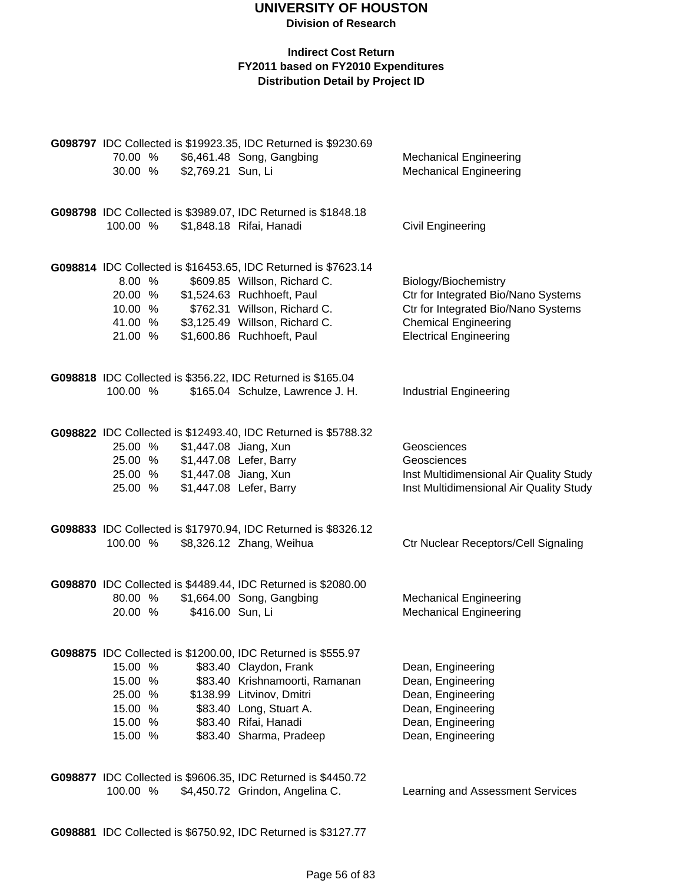# UNIVERSITY OF HOUSTON

**Division of Research**

**Indirect Cost Return**
**FY2011 based on FY2010 Expenditures**
**Distribution Detail by Project ID**

**G098797** IDC Collected is $19923.35, IDC Returned is $9230.69

| % | Amount | Name | Department |
|---|---|---|---|
| 70.00 % | $6,461.48 | Song, Gangbing | Mechanical Engineering |
| 30.00 % | $2,769.21 | Sun, Li | Mechanical Engineering |

**G098798** IDC Collected is $3989.07, IDC Returned is $1848.18

| % | Amount | Name | Department |
|---|---|---|---|
| 100.00 % | $1,848.18 | Rifai, Hanadi | Civil Engineering |

**G098814** IDC Collected is $16453.65, IDC Returned is $7623.14

| % | Amount | Name | Department |
|---|---|---|---|
| 8.00 % | $609.85 | Willson, Richard C. | Biology/Biochemistry |
| 20.00 % | $1,524.63 | Ruchhoeft, Paul | Ctr for Integrated Bio/Nano Systems |
| 10.00 % | $762.31 | Willson, Richard C. | Ctr for Integrated Bio/Nano Systems |
| 41.00 % | $3,125.49 | Willson, Richard C. | Chemical Engineering |
| 21.00 % | $1,600.86 | Ruchhoeft, Paul | Electrical Engineering |

**G098818** IDC Collected is $356.22, IDC Returned is $165.04

| % | Amount | Name | Department |
|---|---|---|---|
| 100.00 % | $165.04 | Schulze, Lawrence J. H. | Industrial Engineering |

**G098822** IDC Collected is $12493.40, IDC Returned is $5788.32

| % | Amount | Name | Department |
|---|---|---|---|
| 25.00 % | $1,447.08 | Jiang, Xun | Geosciences |
| 25.00 % | $1,447.08 | Lefer, Barry | Geosciences |
| 25.00 % | $1,447.08 | Jiang, Xun | Inst Multidimensional Air Quality Study |
| 25.00 % | $1,447.08 | Lefer, Barry | Inst Multidimensional Air Quality Study |

**G098833** IDC Collected is $17970.94, IDC Returned is $8326.12

| % | Amount | Name | Department |
|---|---|---|---|
| 100.00 % | $8,326.12 | Zhang, Weihua | Ctr Nuclear Receptors/Cell Signaling |

**G098870** IDC Collected is $4489.44, IDC Returned is $2080.00

| % | Amount | Name | Department |
|---|---|---|---|
| 80.00 % | $1,664.00 | Song, Gangbing | Mechanical Engineering |
| 20.00 % | $416.00 | Sun, Li | Mechanical Engineering |

**G098875** IDC Collected is $1200.00, IDC Returned is $555.97

| % | Amount | Name | Department |
|---|---|---|---|
| 15.00 % | $83.40 | Claydon, Frank | Dean, Engineering |
| 15.00 % | $83.40 | Krishnamoorti, Ramanan | Dean, Engineering |
| 25.00 % | $138.99 | Litvinov, Dmitri | Dean, Engineering |
| 15.00 % | $83.40 | Long, Stuart A. | Dean, Engineering |
| 15.00 % | $83.40 | Rifai, Hanadi | Dean, Engineering |
| 15.00 % | $83.40 | Sharma, Pradeep | Dean, Engineering |

**G098877** IDC Collected is $9606.35, IDC Returned is $4450.72

| % | Amount | Name | Department |
|---|---|---|---|
| 100.00 % | $4,450.72 | Grindon, Angelina C. | Learning and Assessment Services |

**G098881** IDC Collected is $6750.92, IDC Returned is $3127.77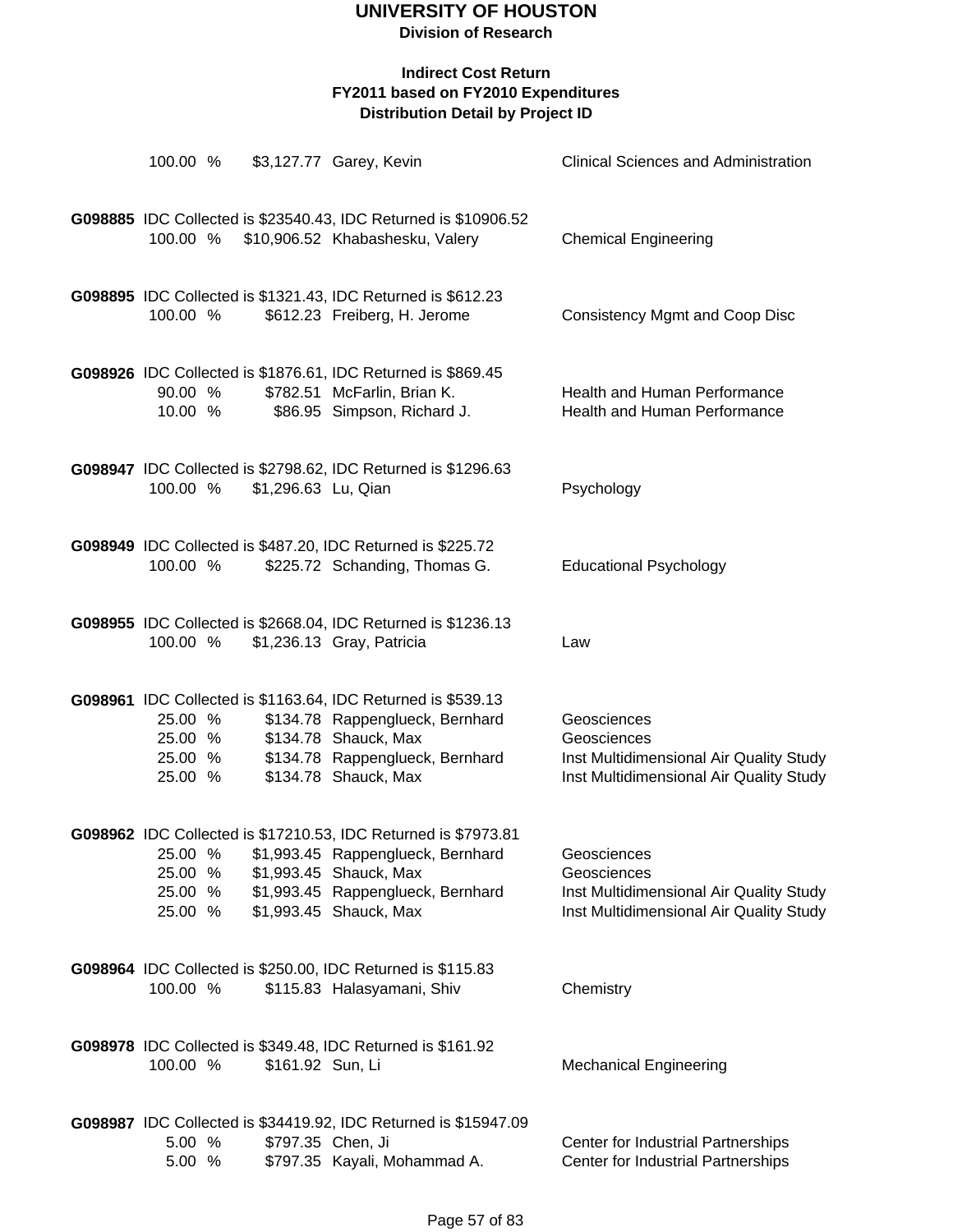# UNIVERSITY OF HOUSTON

**Division of Research**

**Indirect Cost Return**
**FY2011 based on FY2010 Expenditures**
**Distribution Detail by Project ID**

| | | | |
|---|---|---|---|
| 100.00 % | $3,127.77 | Garey, Kevin | Clinical Sciences and Administration |

**G098885** IDC Collected is $23540.43, IDC Returned is $10906.52

| | | | |
|---|---|---|---|
| 100.00 % | $10,906.52 | Khabashesku, Valery | Chemical Engineering |

**G098895** IDC Collected is $1321.43, IDC Returned is $612.23

| | | | |
|---|---|---|---|
| 100.00 % | $612.23 | Freiberg, H. Jerome | Consistency Mgmt and Coop Disc |

**G098926** IDC Collected is $1876.61, IDC Returned is $869.45

| | | | |
|---|---|---|---|
| 90.00 % | $782.51 | McFarlin, Brian K. | Health and Human Performance |
| 10.00 % | $86.95 | Simpson, Richard J. | Health and Human Performance |

**G098947** IDC Collected is $2798.62, IDC Returned is $1296.63

| | | | |
|---|---|---|---|
| 100.00 % | $1,296.63 | Lu, Qian | Psychology |

**G098949** IDC Collected is $487.20, IDC Returned is $225.72

| | | | |
|---|---|---|---|
| 100.00 % | $225.72 | Schanding, Thomas G. | Educational Psychology |

**G098955** IDC Collected is $2668.04, IDC Returned is $1236.13

| | | | |
|---|---|---|---|
| 100.00 % | $1,236.13 | Gray, Patricia | Law |

**G098961** IDC Collected is $1163.64, IDC Returned is $539.13

| | | | |
|---|---|---|---|
| 25.00 % | $134.78 | Rappenglueck, Bernhard | Geosciences |
| 25.00 % | $134.78 | Shauck, Max | Geosciences |
| 25.00 % | $134.78 | Rappenglueck, Bernhard | Inst Multidimensional Air Quality Study |
| 25.00 % | $134.78 | Shauck, Max | Inst Multidimensional Air Quality Study |

**G098962** IDC Collected is $17210.53, IDC Returned is $7973.81

| | | | |
|---|---|---|---|
| 25.00 % | $1,993.45 | Rappenglueck, Bernhard | Geosciences |
| 25.00 % | $1,993.45 | Shauck, Max | Geosciences |
| 25.00 % | $1,993.45 | Rappenglueck, Bernhard | Inst Multidimensional Air Quality Study |
| 25.00 % | $1,993.45 | Shauck, Max | Inst Multidimensional Air Quality Study |

**G098964** IDC Collected is $250.00, IDC Returned is $115.83

| | | | |
|---|---|---|---|
| 100.00 % | $115.83 | Halasyamani, Shiv | Chemistry |

**G098978** IDC Collected is $349.48, IDC Returned is $161.92

| | | | |
|---|---|---|---|
| 100.00 % | $161.92 | Sun, Li | Mechanical Engineering |

**G098987** IDC Collected is $34419.92, IDC Returned is $15947.09

| | | | |
|---|---|---|---|
| 5.00 % | $797.35 | Chen, Ji | Center for Industrial Partnerships |
| 5.00 % | $797.35 | Kayali, Mohammad A. | Center for Industrial Partnerships |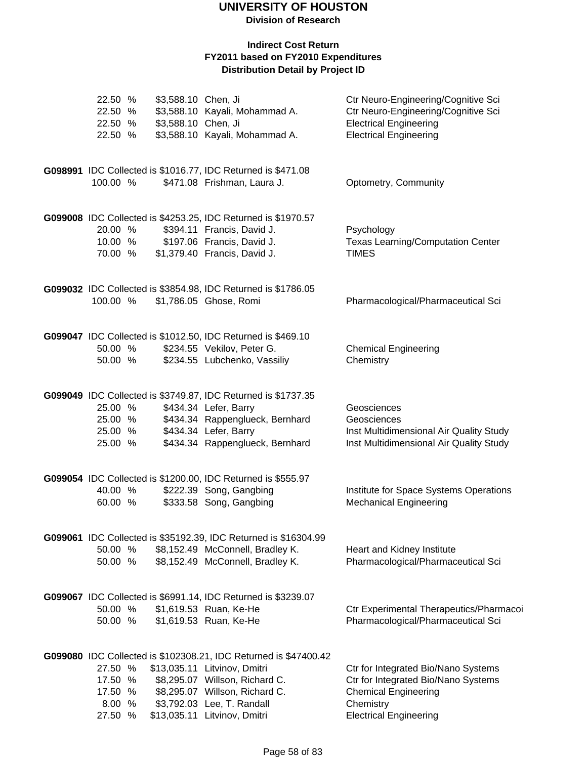# UNIVERSITY OF HOUSTON

**Division of Research**

**Indirect Cost Return**
**FY2011 based on FY2010 Expenditures**
**Distribution Detail by Project ID**

| | | | |
|---|---|---|---|
| 22.50 % | $3,588.10 | Chen, Ji | Ctr Neuro-Engineering/Cognitive Sci |
| 22.50 % | $3,588.10 | Kayali, Mohammad A. | Ctr Neuro-Engineering/Cognitive Sci |
| 22.50 % | $3,588.10 | Chen, Ji | Electrical Engineering |
| 22.50 % | $3,588.10 | Kayali, Mohammad A. | Electrical Engineering |

**G098991** IDC Collected is $1016.77, IDC Returned is $471.08

| | | | |
|---|---|---|---|
| 100.00 % | $471.08 | Frishman, Laura J. | Optometry, Community |

**G099008** IDC Collected is $4253.25, IDC Returned is $1970.57

| | | | |
|---|---|---|---|
| 20.00 % | $394.11 | Francis, David J. | Psychology |
| 10.00 % | $197.06 | Francis, David J. | Texas Learning/Computation Center |
| 70.00 % | $1,379.40 | Francis, David J. | TIMES |

**G099032** IDC Collected is $3854.98, IDC Returned is $1786.05

| | | | |
|---|---|---|---|
| 100.00 % | $1,786.05 | Ghose, Romi | Pharmacological/Pharmaceutical Sci |

**G099047** IDC Collected is $1012.50, IDC Returned is $469.10

| | | | |
|---|---|---|---|
| 50.00 % | $234.55 | Vekilov, Peter G. | Chemical Engineering |
| 50.00 % | $234.55 | Lubchenko, Vassiliy | Chemistry |

**G099049** IDC Collected is $3749.87, IDC Returned is $1737.35

| | | | |
|---|---|---|---|
| 25.00 % | $434.34 | Lefer, Barry | Geosciences |
| 25.00 % | $434.34 | Rappenglueck, Bernhard | Geosciences |
| 25.00 % | $434.34 | Lefer, Barry | Inst Multidimensional Air Quality Study |
| 25.00 % | $434.34 | Rappenglueck, Bernhard | Inst Multidimensional Air Quality Study |

**G099054** IDC Collected is $1200.00, IDC Returned is $555.97

| | | | |
|---|---|---|---|
| 40.00 % | $222.39 | Song, Gangbing | Institute for Space Systems Operations |
| 60.00 % | $333.58 | Song, Gangbing | Mechanical Engineering |

**G099061** IDC Collected is $35192.39, IDC Returned is $16304.99

| | | | |
|---|---|---|---|
| 50.00 % | $8,152.49 | McConnell, Bradley K. | Heart and Kidney Institute |
| 50.00 % | $8,152.49 | McConnell, Bradley K. | Pharmacological/Pharmaceutical Sci |

**G099067** IDC Collected is $6991.14, IDC Returned is $3239.07

| | | | |
|---|---|---|---|
| 50.00 % | $1,619.53 | Ruan, Ke-He | Ctr Experimental Therapeutics/Pharmacoi |
| 50.00 % | $1,619.53 | Ruan, Ke-He | Pharmacological/Pharmaceutical Sci |

**G099080** IDC Collected is $102308.21, IDC Returned is $47400.42

| | | | |
|---|---|---|---|
| 27.50 % | $13,035.11 | Litvinov, Dmitri | Ctr for Integrated Bio/Nano Systems |
| 17.50 % | $8,295.07 | Willson, Richard C. | Ctr for Integrated Bio/Nano Systems |
| 17.50 % | $8,295.07 | Willson, Richard C. | Chemical Engineering |
| 8.00 % | $3,792.03 | Lee, T. Randall | Chemistry |
| 27.50 % | $13,035.11 | Litvinov, Dmitri | Electrical Engineering |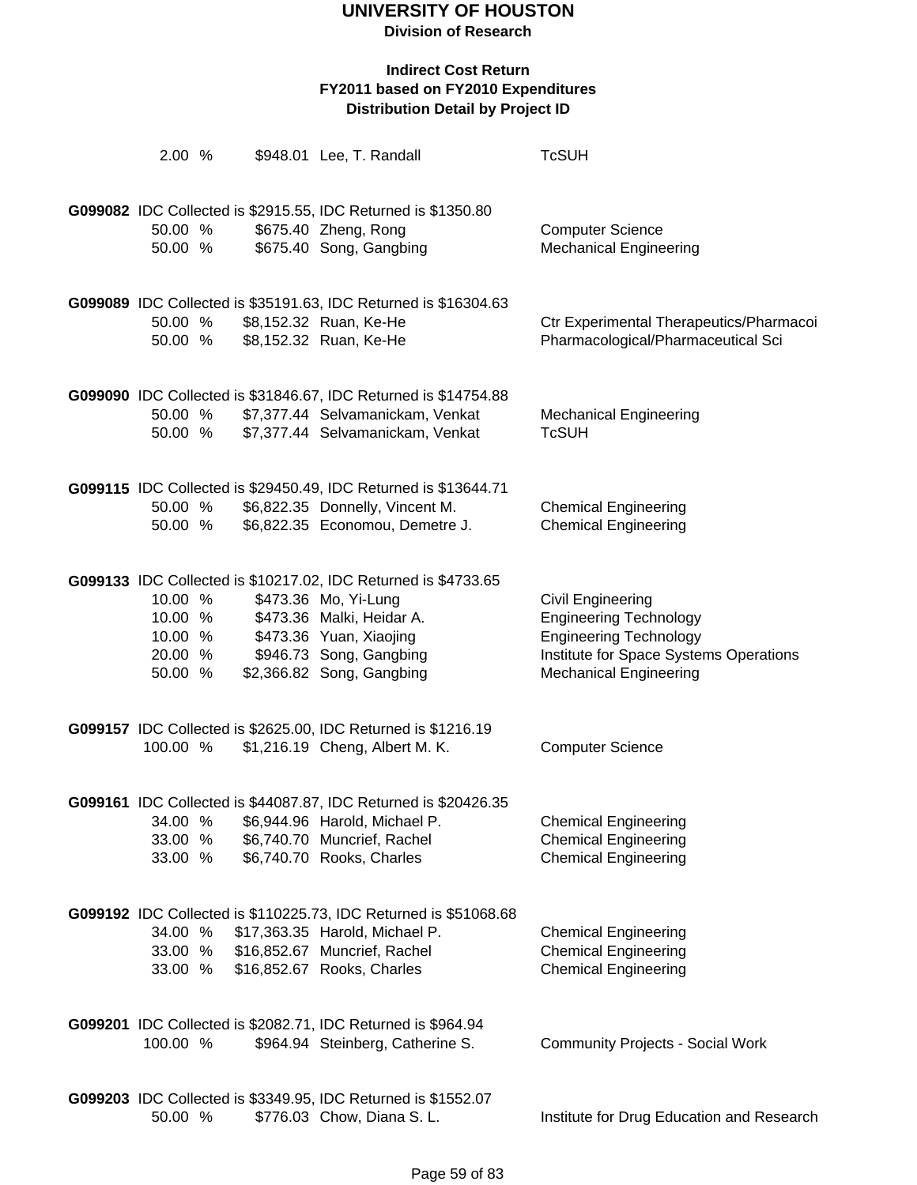# UNIVERSITY OF HOUSTON

**Division of Research**

**Indirect Cost Return**
**FY2011 based on FY2010 Expenditures**
**Distribution Detail by Project ID**

| | | | |
|---|---|---|---|
| 2.00 % | $948.01 | Lee, T. Randall | TcSUH |

**G099082** IDC Collected is $2915.55, IDC Returned is $1350.80

| | | | |
|---|---|---|---|
| 50.00 % | $675.40 | Zheng, Rong | Computer Science |
| 50.00 % | $675.40 | Song, Gangbing | Mechanical Engineering |

**G099089** IDC Collected is $35191.63, IDC Returned is $16304.63

| | | | |
|---|---|---|---|
| 50.00 % | $8,152.32 | Ruan, Ke-He | Ctr Experimental Therapeutics/Pharmacoi |
| 50.00 % | $8,152.32 | Ruan, Ke-He | Pharmacological/Pharmaceutical Sci |

**G099090** IDC Collected is $31846.67, IDC Returned is $14754.88

| | | | |
|---|---|---|---|
| 50.00 % | $7,377.44 | Selvamanickam, Venkat | Mechanical Engineering |
| 50.00 % | $7,377.44 | Selvamanickam, Venkat | TcSUH |

**G099115** IDC Collected is $29450.49, IDC Returned is $13644.71

| | | | |
|---|---|---|---|
| 50.00 % | $6,822.35 | Donnelly, Vincent M. | Chemical Engineering |
| 50.00 % | $6,822.35 | Economou, Demetre J. | Chemical Engineering |

**G099133** IDC Collected is $10217.02, IDC Returned is $4733.65

| | | | |
|---|---|---|---|
| 10.00 % | $473.36 | Mo, Yi-Lung | Civil Engineering |
| 10.00 % | $473.36 | Malki, Heidar A. | Engineering Technology |
| 10.00 % | $473.36 | Yuan, Xiaojing | Engineering Technology |
| 20.00 % | $946.73 | Song, Gangbing | Institute for Space Systems Operations |
| 50.00 % | $2,366.82 | Song, Gangbing | Mechanical Engineering |

**G099157** IDC Collected is $2625.00, IDC Returned is $1216.19

| | | | |
|---|---|---|---|
| 100.00 % | $1,216.19 | Cheng, Albert M. K. | Computer Science |

**G099161** IDC Collected is $44087.87, IDC Returned is $20426.35

| | | | |
|---|---|---|---|
| 34.00 % | $6,944.96 | Harold, Michael P. | Chemical Engineering |
| 33.00 % | $6,740.70 | Muncrief, Rachel | Chemical Engineering |
| 33.00 % | $6,740.70 | Rooks, Charles | Chemical Engineering |

**G099192** IDC Collected is $110225.73, IDC Returned is $51068.68

| | | | |
|---|---|---|---|
| 34.00 % | $17,363.35 | Harold, Michael P. | Chemical Engineering |
| 33.00 % | $16,852.67 | Muncrief, Rachel | Chemical Engineering |
| 33.00 % | $16,852.67 | Rooks, Charles | Chemical Engineering |

**G099201** IDC Collected is $2082.71, IDC Returned is $964.94

| | | | |
|---|---|---|---|
| 100.00 % | $964.94 | Steinberg, Catherine S. | Community Projects - Social Work |

**G099203** IDC Collected is $3349.95, IDC Returned is $1552.07

| | | | |
|---|---|---|---|
| 50.00 % | $776.03 | Chow, Diana S. L. | Institute for Drug Education and Research |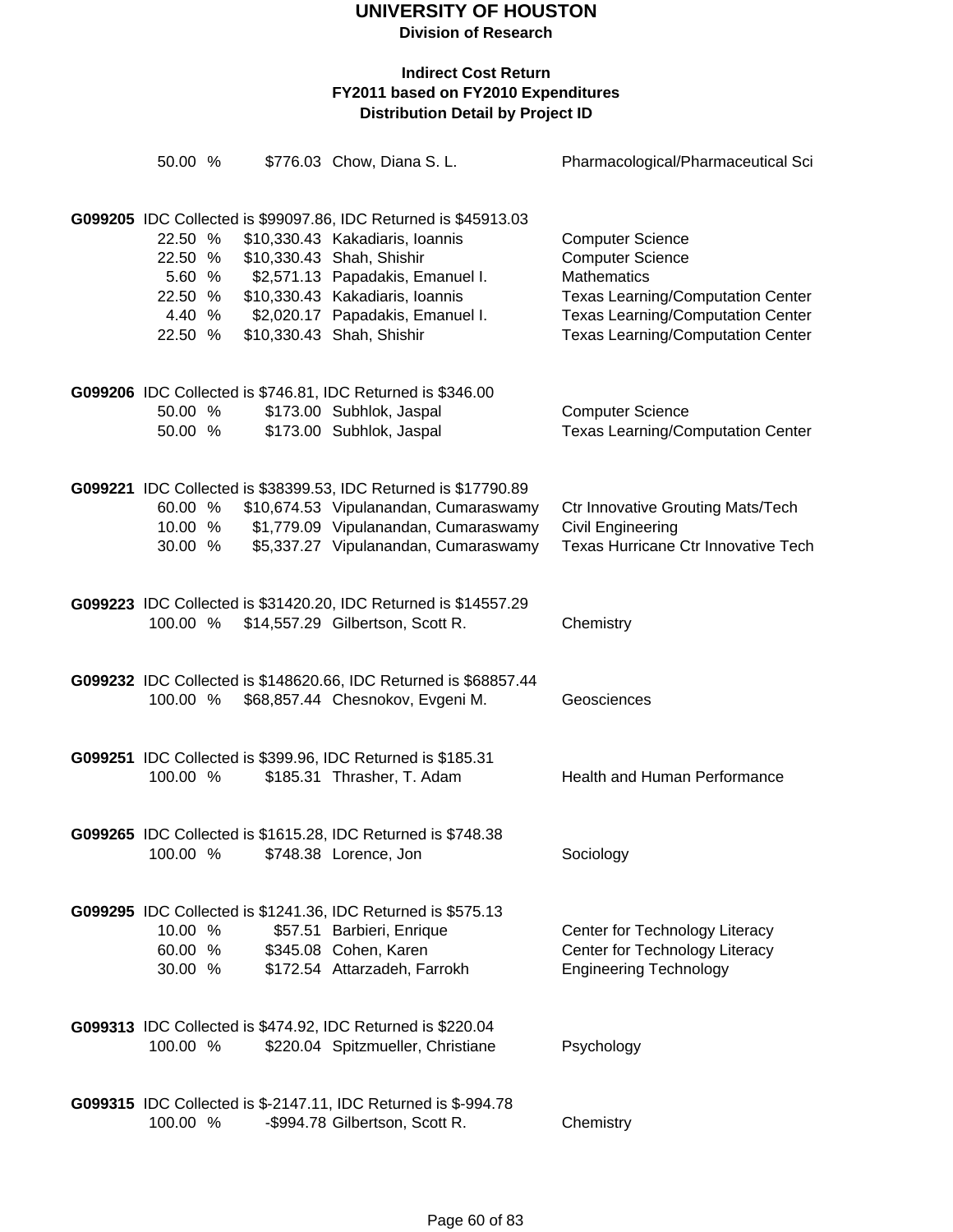# UNIVERSITY OF HOUSTON

**Division of Research**

**Indirect Cost Return**
**FY2011 based on FY2010 Expenditures**
**Distribution Detail by Project ID**

| | % | Amount | Name | Department |
|---|---|---|---|---|
| | 50.00 % | $776.03 | Chow, Diana S. L. | Pharmacological/Pharmaceutical Sci |
| **G099205** IDC Collected is $99097.86, IDC Returned is $45913.03 | | | | |
| | 22.50 % | $10,330.43 | Kakadiaris, Ioannis | Computer Science |
| | 22.50 % | $10,330.43 | Shah, Shishir | Computer Science |
| | 5.60 % | $2,571.13 | Papadakis, Emanuel I. | Mathematics |
| | 22.50 % | $10,330.43 | Kakadiaris, Ioannis | Texas Learning/Computation Center |
| | 4.40 % | $2,020.17 | Papadakis, Emanuel I. | Texas Learning/Computation Center |
| | 22.50 % | $10,330.43 | Shah, Shishir | Texas Learning/Computation Center |
| **G099206** IDC Collected is $746.81, IDC Returned is $346.00 | | | | |
| | 50.00 % | $173.00 | Subhlok, Jaspal | Computer Science |
| | 50.00 % | $173.00 | Subhlok, Jaspal | Texas Learning/Computation Center |
| **G099221** IDC Collected is $38399.53, IDC Returned is $17790.89 | | | | |
| | 60.00 % | $10,674.53 | Vipulanandan, Cumaraswamy | Ctr Innovative Grouting Mats/Tech |
| | 10.00 % | $1,779.09 | Vipulanandan, Cumaraswamy | Civil Engineering |
| | 30.00 % | $5,337.27 | Vipulanandan, Cumaraswamy | Texas Hurricane Ctr Innovative Tech |
| **G099223** IDC Collected is $31420.20, IDC Returned is $14557.29 | | | | |
| | 100.00 % | $14,557.29 | Gilbertson, Scott R. | Chemistry |
| **G099232** IDC Collected is $148620.66, IDC Returned is $68857.44 | | | | |
| | 100.00 % | $68,857.44 | Chesnokov, Evgeni M. | Geosciences |
| **G099251** IDC Collected is $399.96, IDC Returned is $185.31 | | | | |
| | 100.00 % | $185.31 | Thrasher, T. Adam | Health and Human Performance |
| **G099265** IDC Collected is $1615.28, IDC Returned is $748.38 | | | | |
| | 100.00 % | $748.38 | Lorence, Jon | Sociology |
| **G099295** IDC Collected is $1241.36, IDC Returned is $575.13 | | | | |
| | 10.00 % | $57.51 | Barbieri, Enrique | Center for Technology Literacy |
| | 60.00 % | $345.08 | Cohen, Karen | Center for Technology Literacy |
| | 30.00 % | $172.54 | Attarzadeh, Farrokh | Engineering Technology |
| **G099313** IDC Collected is $474.92, IDC Returned is $220.04 | | | | |
| | 100.00 % | $220.04 | Spitzmueller, Christiane | Psychology |
| **G099315** IDC Collected is $-2147.11, IDC Returned is $-994.78 | | | | |
| | 100.00 % | -$994.78 | Gilbertson, Scott R. | Chemistry |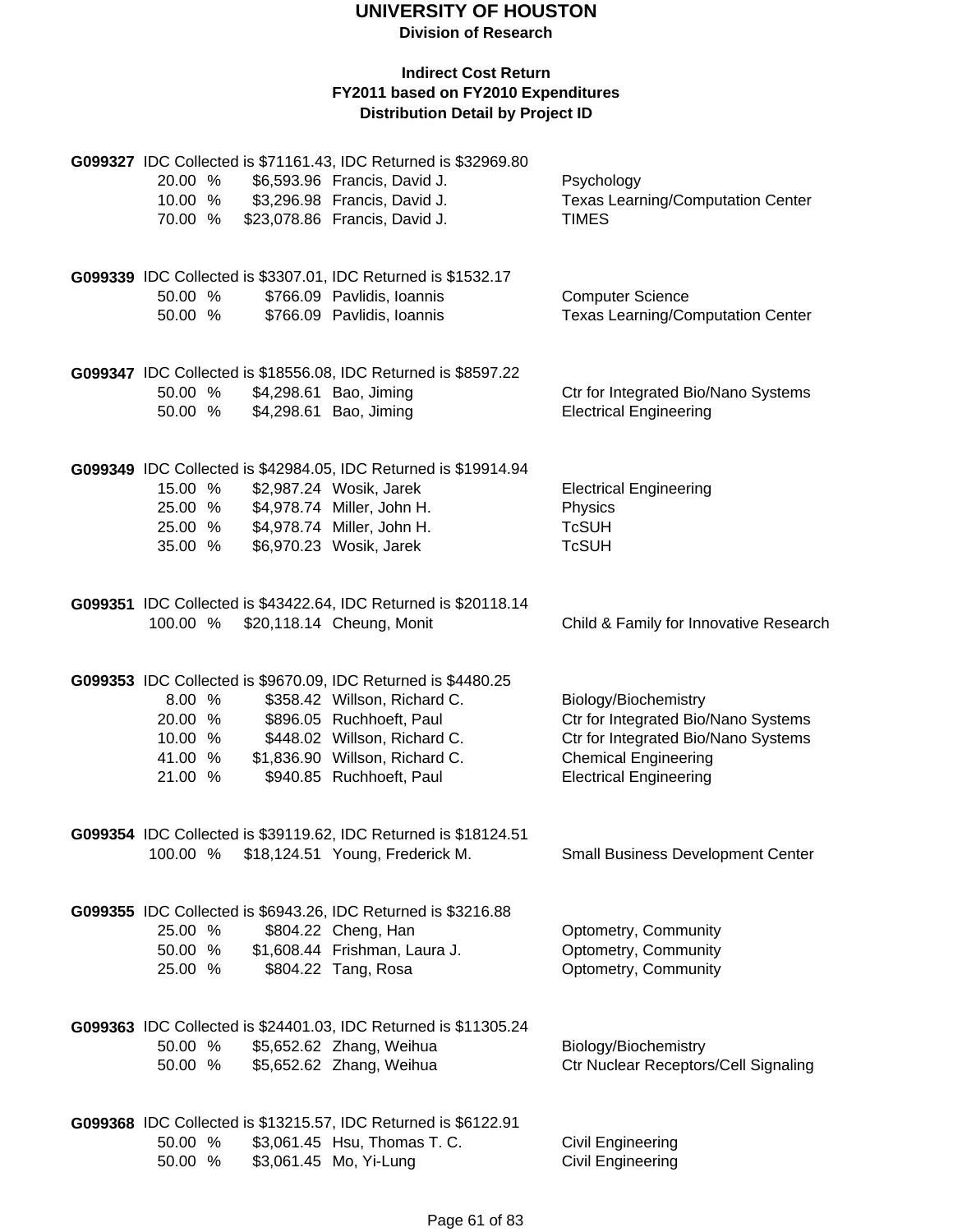# UNIVERSITY OF HOUSTON

**Division of Research**

## Indirect Cost Return
## FY2011 based on FY2010 Expenditures
## Distribution Detail by Project ID

**G099327** IDC Collected is $71161.43, IDC Returned is $32969.80

| % | Amount | Name | Department |
|---|---|---|---|
| 20.00 % | $6,593.96 | Francis, David J. | Psychology |
| 10.00 % | $3,296.98 | Francis, David J. | Texas Learning/Computation Center |
| 70.00 % | $23,078.86 | Francis, David J. | TIMES |

**G099339** IDC Collected is $3307.01, IDC Returned is $1532.17

| % | Amount | Name | Department |
|---|---|---|---|
| 50.00 % | $766.09 | Pavlidis, Ioannis | Computer Science |
| 50.00 % | $766.09 | Pavlidis, Ioannis | Texas Learning/Computation Center |

**G099347** IDC Collected is $18556.08, IDC Returned is $8597.22

| % | Amount | Name | Department |
|---|---|---|---|
| 50.00 % | $4,298.61 | Bao, Jiming | Ctr for Integrated Bio/Nano Systems |
| 50.00 % | $4,298.61 | Bao, Jiming | Electrical Engineering |

**G099349** IDC Collected is $42984.05, IDC Returned is $19914.94

| % | Amount | Name | Department |
|---|---|---|---|
| 15.00 % | $2,987.24 | Wosik, Jarek | Electrical Engineering |
| 25.00 % | $4,978.74 | Miller, John H. | Physics |
| 25.00 % | $4,978.74 | Miller, John H. | TcSUH |
| 35.00 % | $6,970.23 | Wosik, Jarek | TcSUH |

**G099351** IDC Collected is $43422.64, IDC Returned is $20118.14

| % | Amount | Name | Department |
|---|---|---|---|
| 100.00 % | $20,118.14 | Cheung, Monit | Child & Family for Innovative Research |

**G099353** IDC Collected is $9670.09, IDC Returned is $4480.25

| % | Amount | Name | Department |
|---|---|---|---|
| 8.00 % | $358.42 | Willson, Richard C. | Biology/Biochemistry |
| 20.00 % | $896.05 | Ruchhoeft, Paul | Ctr for Integrated Bio/Nano Systems |
| 10.00 % | $448.02 | Willson, Richard C. | Ctr for Integrated Bio/Nano Systems |
| 41.00 % | $1,836.90 | Willson, Richard C. | Chemical Engineering |
| 21.00 % | $940.85 | Ruchhoeft, Paul | Electrical Engineering |

**G099354** IDC Collected is $39119.62, IDC Returned is $18124.51

| % | Amount | Name | Department |
|---|---|---|---|
| 100.00 % | $18,124.51 | Young, Frederick M. | Small Business Development Center |

**G099355** IDC Collected is $6943.26, IDC Returned is $3216.88

| % | Amount | Name | Department |
|---|---|---|---|
| 25.00 % | $804.22 | Cheng, Han | Optometry, Community |
| 50.00 % | $1,608.44 | Frishman, Laura J. | Optometry, Community |
| 25.00 % | $804.22 | Tang, Rosa | Optometry, Community |

**G099363** IDC Collected is $24401.03, IDC Returned is $11305.24

| % | Amount | Name | Department |
|---|---|---|---|
| 50.00 % | $5,652.62 | Zhang, Weihua | Biology/Biochemistry |
| 50.00 % | $5,652.62 | Zhang, Weihua | Ctr Nuclear Receptors/Cell Signaling |

**G099368** IDC Collected is $13215.57, IDC Returned is $6122.91

| % | Amount | Name | Department |
|---|---|---|---|
| 50.00 % | $3,061.45 | Hsu, Thomas T. C. | Civil Engineering |
| 50.00 % | $3,061.45 | Mo, Yi-Lung | Civil Engineering |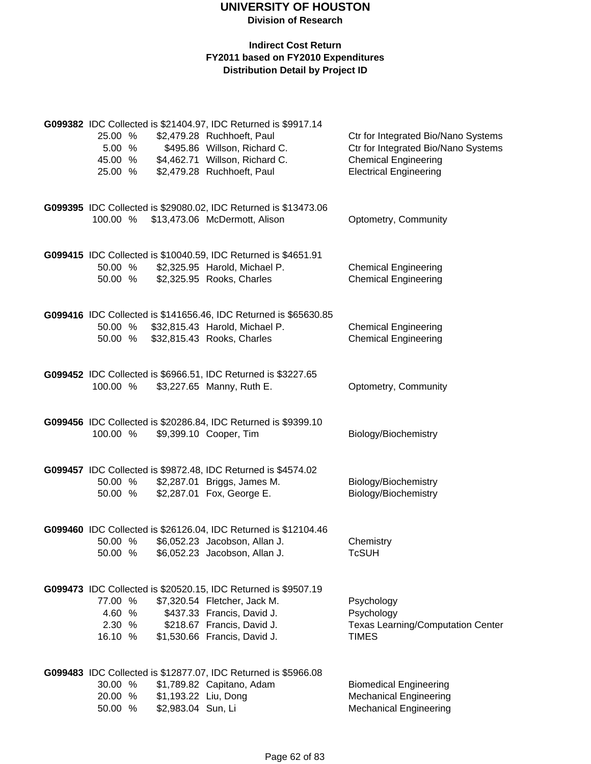# UNIVERSITY OF HOUSTON
**Division of Research**

### Indirect Cost Return
### FY2011 based on FY2010 Expenditures
### Distribution Detail by Project ID

**G099382** IDC Collected is $21404.97, IDC Returned is $9917.14

| % | Amount | Name | Department |
|---|---|---|---|
| 25.00 % | $2,479.28 | Ruchhoeft, Paul | Ctr for Integrated Bio/Nano Systems |
| 5.00 % | $495.86 | Willson, Richard C. | Ctr for Integrated Bio/Nano Systems |
| 45.00 % | $4,462.71 | Willson, Richard C. | Chemical Engineering |
| 25.00 % | $2,479.28 | Ruchhoeft, Paul | Electrical Engineering |

**G099395** IDC Collected is $29080.02, IDC Returned is $13473.06

| % | Amount | Name | Department |
|---|---|---|---|
| 100.00 % | $13,473.06 | McDermott, Alison | Optometry, Community |

**G099415** IDC Collected is $10040.59, IDC Returned is $4651.91

| % | Amount | Name | Department |
|---|---|---|---|
| 50.00 % | $2,325.95 | Harold, Michael P. | Chemical Engineering |
| 50.00 % | $2,325.95 | Rooks, Charles | Chemical Engineering |

**G099416** IDC Collected is $141656.46, IDC Returned is $65630.85

| % | Amount | Name | Department |
|---|---|---|---|
| 50.00 % | $32,815.43 | Harold, Michael P. | Chemical Engineering |
| 50.00 % | $32,815.43 | Rooks, Charles | Chemical Engineering |

**G099452** IDC Collected is $6966.51, IDC Returned is $3227.65

| % | Amount | Name | Department |
|---|---|---|---|
| 100.00 % | $3,227.65 | Manny, Ruth E. | Optometry, Community |

**G099456** IDC Collected is $20286.84, IDC Returned is $9399.10

| % | Amount | Name | Department |
|---|---|---|---|
| 100.00 % | $9,399.10 | Cooper, Tim | Biology/Biochemistry |

**G099457** IDC Collected is $9872.48, IDC Returned is $4574.02

| % | Amount | Name | Department |
|---|---|---|---|
| 50.00 % | $2,287.01 | Briggs, James M. | Biology/Biochemistry |
| 50.00 % | $2,287.01 | Fox, George E. | Biology/Biochemistry |

**G099460** IDC Collected is $26126.04, IDC Returned is $12104.46

| % | Amount | Name | Department |
|---|---|---|---|
| 50.00 % | $6,052.23 | Jacobson, Allan J. | Chemistry |
| 50.00 % | $6,052.23 | Jacobson, Allan J. | TcSUH |

**G099473** IDC Collected is $20520.15, IDC Returned is $9507.19

| % | Amount | Name | Department |
|---|---|---|---|
| 77.00 % | $7,320.54 | Fletcher, Jack M. | Psychology |
| 4.60 % | $437.33 | Francis, David J. | Psychology |
| 2.30 % | $218.67 | Francis, David J. | Texas Learning/Computation Center |
| 16.10 % | $1,530.66 | Francis, David J. | TIMES |

**G099483** IDC Collected is $12877.07, IDC Returned is $5966.08

| % | Amount | Name | Department |
|---|---|---|---|
| 30.00 % | $1,789.82 | Capitano, Adam | Biomedical Engineering |
| 20.00 % | $1,193.22 | Liu, Dong | Mechanical Engineering |
| 50.00 % | $2,983.04 | Sun, Li | Mechanical Engineering |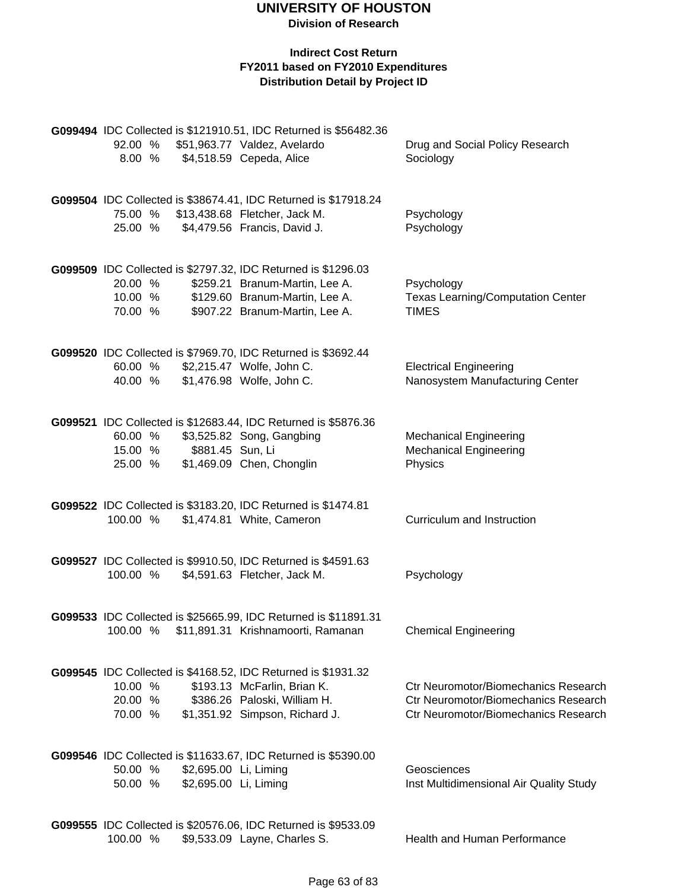# UNIVERSITY OF HOUSTON

**Division of Research**

**Indirect Cost Return**
**FY2011 based on FY2010 Expenditures**
**Distribution Detail by Project ID**

**G099494** IDC Collected is $121910.51, IDC Returned is $56482.36

| | | | |
|---|---|---|---|
| 92.00 % | $51,963.77 | Valdez, Avelardo | Drug and Social Policy Research |
| 8.00 % | $4,518.59 | Cepeda, Alice | Sociology |

**G099504** IDC Collected is $38674.41, IDC Returned is $17918.24

| | | | |
|---|---|---|---|
| 75.00 % | $13,438.68 | Fletcher, Jack M. | Psychology |
| 25.00 % | $4,479.56 | Francis, David J. | Psychology |

**G099509** IDC Collected is $2797.32, IDC Returned is $1296.03

| | | | |
|---|---|---|---|
| 20.00 % | $259.21 | Branum-Martin, Lee A. | Psychology |
| 10.00 % | $129.60 | Branum-Martin, Lee A. | Texas Learning/Computation Center |
| 70.00 % | $907.22 | Branum-Martin, Lee A. | TIMES |

**G099520** IDC Collected is $7969.70, IDC Returned is $3692.44

| | | | |
|---|---|---|---|
| 60.00 % | $2,215.47 | Wolfe, John C. | Electrical Engineering |
| 40.00 % | $1,476.98 | Wolfe, John C. | Nanosystem Manufacturing Center |

**G099521** IDC Collected is $12683.44, IDC Returned is $5876.36

| | | | |
|---|---|---|---|
| 60.00 % | $3,525.82 | Song, Gangbing | Mechanical Engineering |
| 15.00 % | $881.45 | Sun, Li | Mechanical Engineering |
| 25.00 % | $1,469.09 | Chen, Chonglin | Physics |

**G099522** IDC Collected is $3183.20, IDC Returned is $1474.81

| | | | |
|---|---|---|---|
| 100.00 % | $1,474.81 | White, Cameron | Curriculum and Instruction |

**G099527** IDC Collected is $9910.50, IDC Returned is $4591.63

| | | | |
|---|---|---|---|
| 100.00 % | $4,591.63 | Fletcher, Jack M. | Psychology |

**G099533** IDC Collected is $25665.99, IDC Returned is $11891.31

| | | | |
|---|---|---|---|
| 100.00 % | $11,891.31 | Krishnamoorti, Ramanan | Chemical Engineering |

**G099545** IDC Collected is $4168.52, IDC Returned is $1931.32

| | | | |
|---|---|---|---|
| 10.00 % | $193.13 | McFarlin, Brian K. | Ctr Neuromotor/Biomechanics Research |
| 20.00 % | $386.26 | Paloski, William H. | Ctr Neuromotor/Biomechanics Research |
| 70.00 % | $1,351.92 | Simpson, Richard J. | Ctr Neuromotor/Biomechanics Research |

**G099546** IDC Collected is $11633.67, IDC Returned is $5390.00

| | | | |
|---|---|---|---|
| 50.00 % | $2,695.00 | Li, Liming | Geosciences |
| 50.00 % | $2,695.00 | Li, Liming | Inst Multidimensional Air Quality Study |

**G099555** IDC Collected is $20576.06, IDC Returned is $9533.09

| | | | |
|---|---|---|---|
| 100.00 % | $9,533.09 | Layne, Charles S. | Health and Human Performance |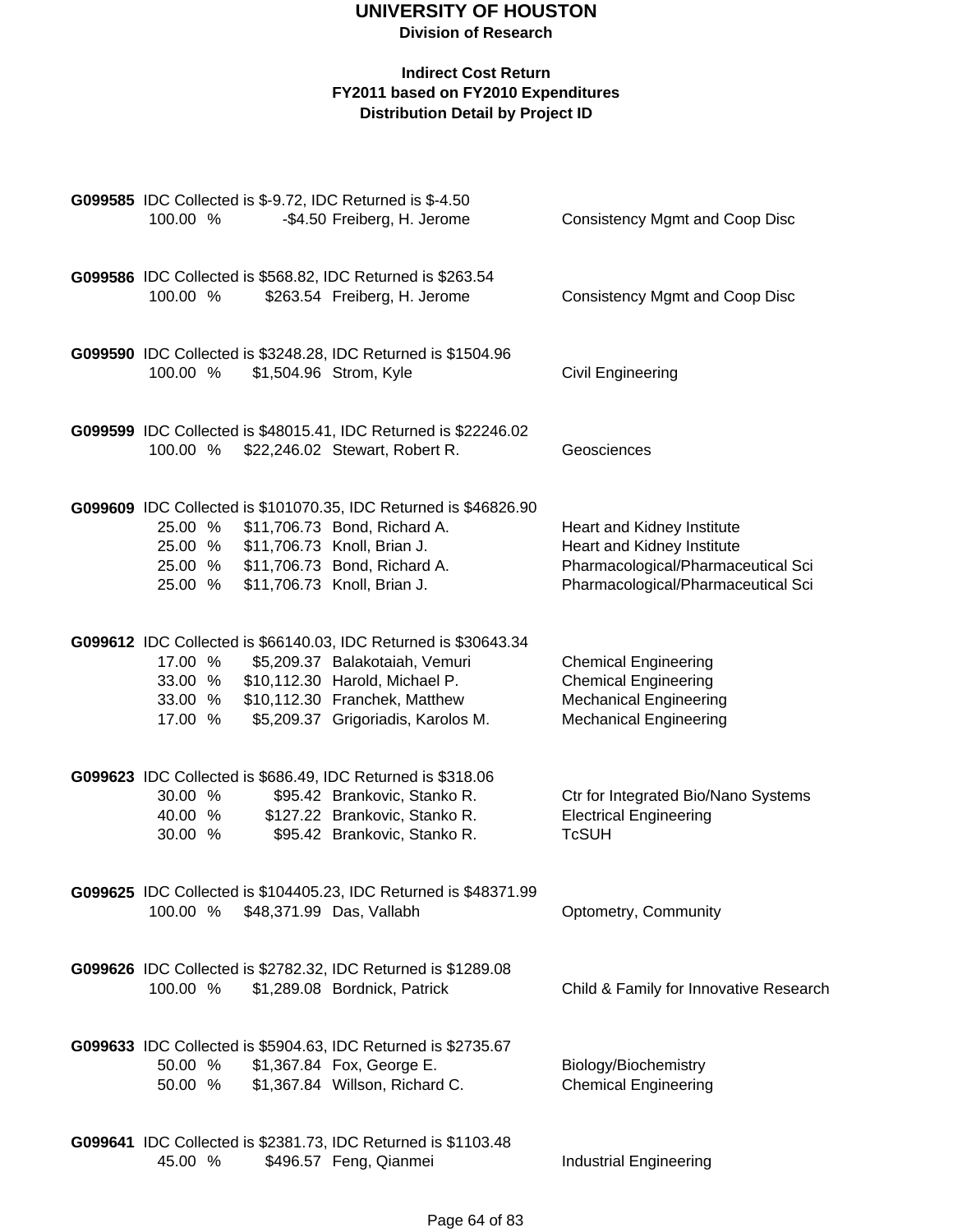**G099585** IDC Collected is $-9.72, IDC Returned is $-4.50

| | | | |
|---|---|---|---|
| 100.00 % | -$4.50 | Freiberg, H. Jerome | Consistency Mgmt and Coop Disc |

**G099586** IDC Collected is $568.82, IDC Returned is $263.54

| | | | |
|---|---|---|---|
| 100.00 % | $263.54 | Freiberg, H. Jerome | Consistency Mgmt and Coop Disc |

**G099590** IDC Collected is $3248.28, IDC Returned is $1504.96

| | | | |
|---|---|---|---|
| 100.00 % | $1,504.96 | Strom, Kyle | Civil Engineering |

**G099599** IDC Collected is $48015.41, IDC Returned is $22246.02

| | | | |
|---|---|---|---|
| 100.00 % | $22,246.02 | Stewart, Robert R. | Geosciences |

**G099609** IDC Collected is $101070.35, IDC Returned is $46826.90

| | | | |
|---|---|---|---|
| 25.00 % | $11,706.73 | Bond, Richard A. | Heart and Kidney Institute |
| 25.00 % | $11,706.73 | Knoll, Brian J. | Heart and Kidney Institute |
| 25.00 % | $11,706.73 | Bond, Richard A. | Pharmacological/Pharmaceutical Sci |
| 25.00 % | $11,706.73 | Knoll, Brian J. | Pharmacological/Pharmaceutical Sci |

**G099612** IDC Collected is $66140.03, IDC Returned is $30643.34

| | | | |
|---|---|---|---|
| 17.00 % | $5,209.37 | Balakotaiah, Vemuri | Chemical Engineering |
| 33.00 % | $10,112.30 | Harold, Michael P. | Chemical Engineering |
| 33.00 % | $10,112.30 | Franchek, Matthew | Mechanical Engineering |
| 17.00 % | $5,209.37 | Grigoriadis, Karolos M. | Mechanical Engineering |

**G099623** IDC Collected is $686.49, IDC Returned is $318.06

| | | | |
|---|---|---|---|
| 30.00 % | $95.42 | Brankovic, Stanko R. | Ctr for Integrated Bio/Nano Systems |
| 40.00 % | $127.22 | Brankovic, Stanko R. | Electrical Engineering |
| 30.00 % | $95.42 | Brankovic, Stanko R. | TcSUH |

**G099625** IDC Collected is $104405.23, IDC Returned is $48371.99

| | | | |
|---|---|---|---|
| 100.00 % | $48,371.99 | Das, Vallabh | Optometry, Community |

**G099626** IDC Collected is $2782.32, IDC Returned is $1289.08

| | | | |
|---|---|---|---|
| 100.00 % | $1,289.08 | Bordnick, Patrick | Child & Family for Innovative Research |

**G099633** IDC Collected is $5904.63, IDC Returned is $2735.67

| | | | |
|---|---|---|---|
| 50.00 % | $1,367.84 | Fox, George E. | Biology/Biochemistry |
| 50.00 % | $1,367.84 | Willson, Richard C. | Chemical Engineering |

**G099641** IDC Collected is $2381.73, IDC Returned is $1103.48

| | | | |
|---|---|---|---|
| 45.00 % | $496.57 | Feng, Qianmei | Industrial Engineering |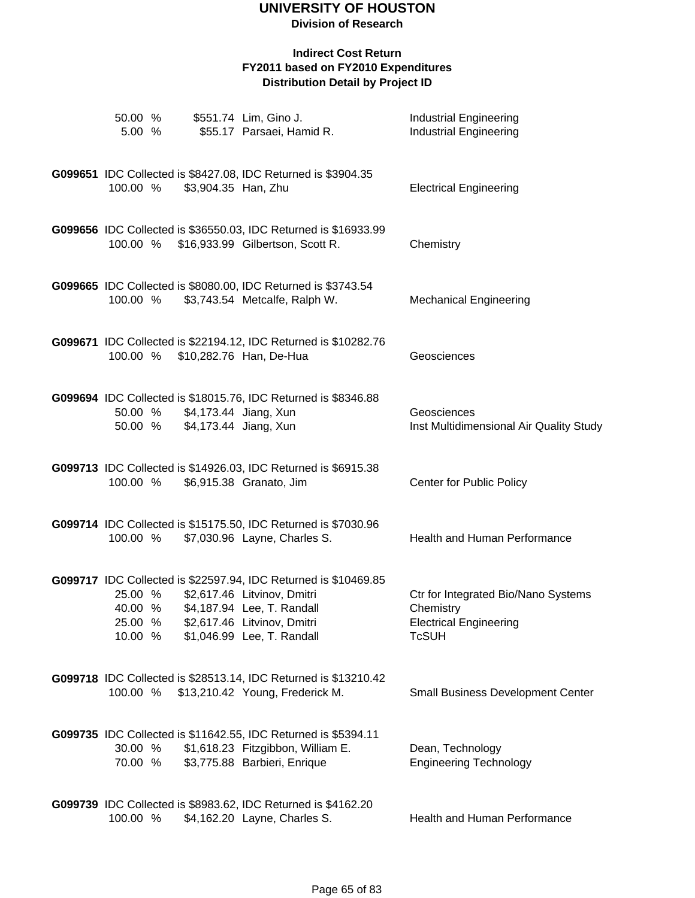# UNIVERSITY OF HOUSTON

**Division of Research**

**Indirect Cost Return**
**FY2011 based on FY2010 Expenditures**
**Distribution Detail by Project ID**

| | | | |
|---|---|---|---|
| 50.00 % | $551.74 | Lim, Gino J. | Industrial Engineering |
| 5.00 % | $55.17 | Parsaei, Hamid R. | Industrial Engineering |

**G099651** IDC Collected is $8427.08, IDC Returned is $3904.35

| | | | |
|---|---|---|---|
| 100.00 % | $3,904.35 | Han, Zhu | Electrical Engineering |

**G099656** IDC Collected is $36550.03, IDC Returned is $16933.99

| | | | |
|---|---|---|---|
| 100.00 % | $16,933.99 | Gilbertson, Scott R. | Chemistry |

**G099665** IDC Collected is $8080.00, IDC Returned is $3743.54

| | | | |
|---|---|---|---|
| 100.00 % | $3,743.54 | Metcalfe, Ralph W. | Mechanical Engineering |

**G099671** IDC Collected is $22194.12, IDC Returned is $10282.76

| | | | |
|---|---|---|---|
| 100.00 % | $10,282.76 | Han, De-Hua | Geosciences |

**G099694** IDC Collected is $18015.76, IDC Returned is $8346.88

| | | | |
|---|---|---|---|
| 50.00 % | $4,173.44 | Jiang, Xun | Geosciences |
| 50.00 % | $4,173.44 | Jiang, Xun | Inst Multidimensional Air Quality Study |

**G099713** IDC Collected is $14926.03, IDC Returned is $6915.38

| | | | |
|---|---|---|---|
| 100.00 % | $6,915.38 | Granato, Jim | Center for Public Policy |

**G099714** IDC Collected is $15175.50, IDC Returned is $7030.96

| | | | |
|---|---|---|---|
| 100.00 % | $7,030.96 | Layne, Charles S. | Health and Human Performance |

**G099717** IDC Collected is $22597.94, IDC Returned is $10469.85

| | | | |
|---|---|---|---|
| 25.00 % | $2,617.46 | Litvinov, Dmitri | Ctr for Integrated Bio/Nano Systems |
| 40.00 % | $4,187.94 | Lee, T. Randall | Chemistry |
| 25.00 % | $2,617.46 | Litvinov, Dmitri | Electrical Engineering |
| 10.00 % | $1,046.99 | Lee, T. Randall | TcSUH |

**G099718** IDC Collected is $28513.14, IDC Returned is $13210.42

| | | | |
|---|---|---|---|
| 100.00 % | $13,210.42 | Young, Frederick M. | Small Business Development Center |

**G099735** IDC Collected is $11642.55, IDC Returned is $5394.11

| | | | |
|---|---|---|---|
| 30.00 % | $1,618.23 | Fitzgibbon, William E. | Dean, Technology |
| 70.00 % | $3,775.88 | Barbieri, Enrique | Engineering Technology |

**G099739** IDC Collected is $8983.62, IDC Returned is $4162.20

| | | | |
|---|---|---|---|
| 100.00 % | $4,162.20 | Layne, Charles S. | Health and Human Performance |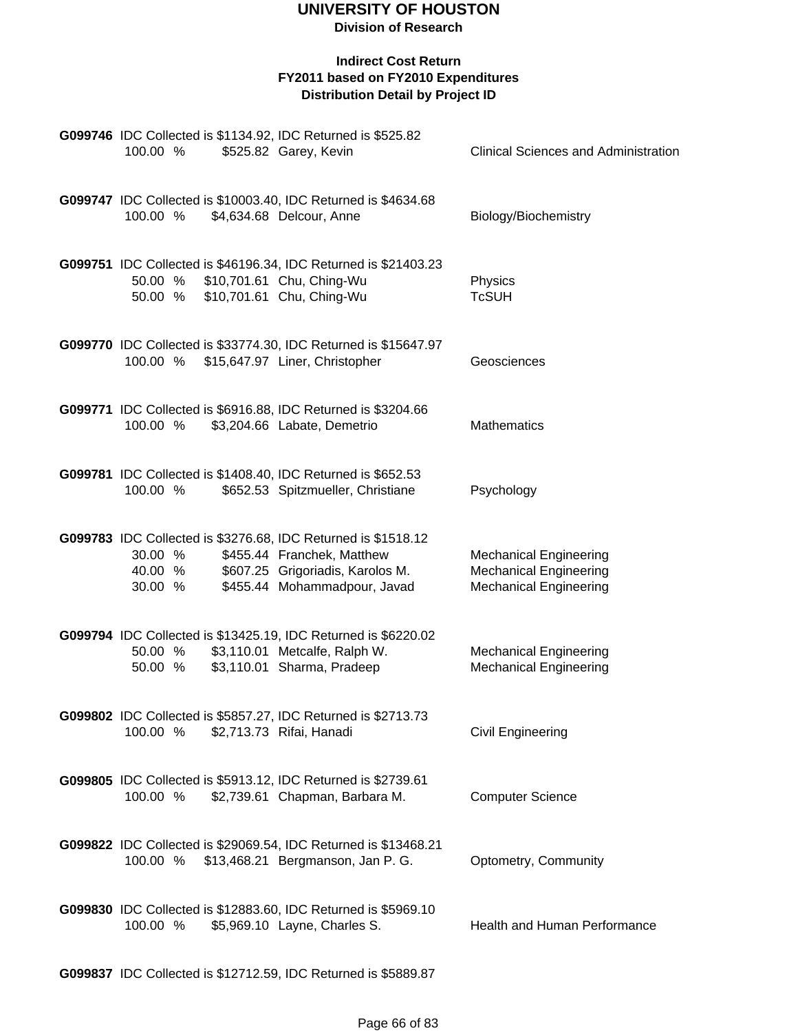# UNIVERSITY OF HOUSTON

**Division of Research**

**Indirect Cost Return**
**FY2011 based on FY2010 Expenditures**
**Distribution Detail by Project ID**

**G099746** IDC Collected is $1134.92, IDC Returned is $525.82

| | | | |
|---|---|---|---|
| 100.00 % | $525.82 | Garey, Kevin | Clinical Sciences and Administration |

**G099747** IDC Collected is $10003.40, IDC Returned is $4634.68

| | | | |
|---|---|---|---|
| 100.00 % | $4,634.68 | Delcour, Anne | Biology/Biochemistry |

**G099751** IDC Collected is $46196.34, IDC Returned is $21403.23

| | | | |
|---|---|---|---|
| 50.00 % | $10,701.61 | Chu, Ching-Wu | Physics |
| 50.00 % | $10,701.61 | Chu, Ching-Wu | TcSUH |

**G099770** IDC Collected is $33774.30, IDC Returned is $15647.97

| | | | |
|---|---|---|---|
| 100.00 % | $15,647.97 | Liner, Christopher | Geosciences |

**G099771** IDC Collected is $6916.88, IDC Returned is $3204.66

| | | | |
|---|---|---|---|
| 100.00 % | $3,204.66 | Labate, Demetrio | Mathematics |

**G099781** IDC Collected is $1408.40, IDC Returned is $652.53

| | | | |
|---|---|---|---|
| 100.00 % | $652.53 | Spitzmueller, Christiane | Psychology |

**G099783** IDC Collected is $3276.68, IDC Returned is $1518.12

| | | | |
|---|---|---|---|
| 30.00 % | $455.44 | Franchek, Matthew | Mechanical Engineering |
| 40.00 % | $607.25 | Grigoriadis, Karolos M. | Mechanical Engineering |
| 30.00 % | $455.44 | Mohammadpour, Javad | Mechanical Engineering |

**G099794** IDC Collected is $13425.19, IDC Returned is $6220.02

| | | | |
|---|---|---|---|
| 50.00 % | $3,110.01 | Metcalfe, Ralph W. | Mechanical Engineering |
| 50.00 % | $3,110.01 | Sharma, Pradeep | Mechanical Engineering |

**G099802** IDC Collected is $5857.27, IDC Returned is $2713.73

| | | | |
|---|---|---|---|
| 100.00 % | $2,713.73 | Rifai, Hanadi | Civil Engineering |

**G099805** IDC Collected is $5913.12, IDC Returned is $2739.61

| | | | |
|---|---|---|---|
| 100.00 % | $2,739.61 | Chapman, Barbara M. | Computer Science |

**G099822** IDC Collected is $29069.54, IDC Returned is $13468.21

| | | | |
|---|---|---|---|
| 100.00 % | $13,468.21 | Bergmanson, Jan P. G. | Optometry, Community |

**G099830** IDC Collected is $12883.60, IDC Returned is $5969.10

| | | | |
|---|---|---|---|
| 100.00 % | $5,969.10 | Layne, Charles S. | Health and Human Performance |

**G099837** IDC Collected is $12712.59, IDC Returned is $5889.87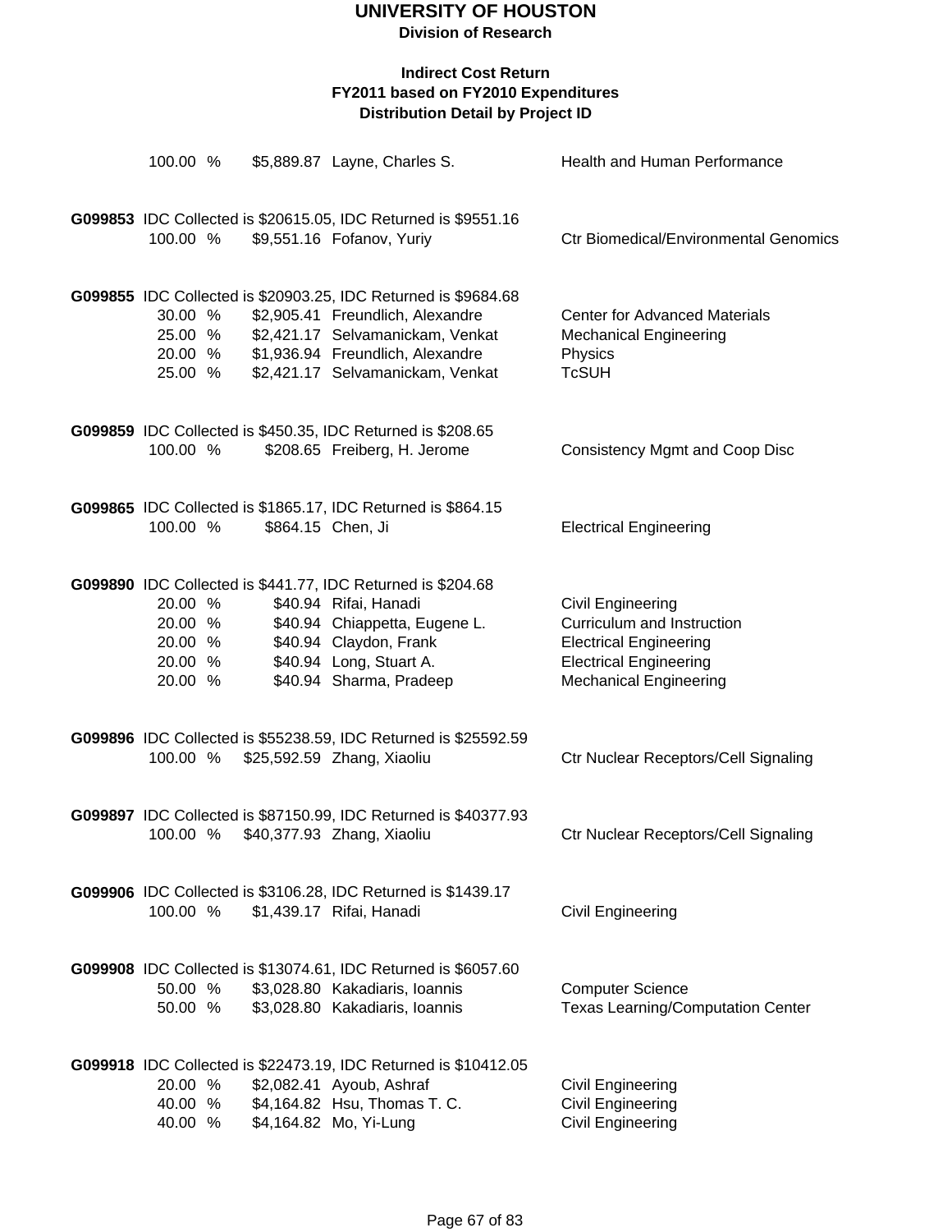# UNIVERSITY OF HOUSTON

**Division of Research**

**Indirect Cost Return**
**FY2011 based on FY2010 Expenditures**
**Distribution Detail by Project ID**

| | | | |
|---|---|---|---|
| 100.00 % | $5,889.87 | Layne, Charles S. | Health and Human Performance |

**G099853** IDC Collected is $20615.05, IDC Returned is $9551.16

| | | | |
|---|---|---|---|
| 100.00 % | $9,551.16 | Fofanov, Yuriy | Ctr Biomedical/Environmental Genomics |

**G099855** IDC Collected is $20903.25, IDC Returned is $9684.68

| | | | |
|---|---|---|---|
| 30.00 % | $2,905.41 | Freundlich, Alexandre | Center for Advanced Materials |
| 25.00 % | $2,421.17 | Selvamanickam, Venkat | Mechanical Engineering |
| 20.00 % | $1,936.94 | Freundlich, Alexandre | Physics |
| 25.00 % | $2,421.17 | Selvamanickam, Venkat | TcSUH |

**G099859** IDC Collected is $450.35, IDC Returned is $208.65

| | | | |
|---|---|---|---|
| 100.00 % | $208.65 | Freiberg, H. Jerome | Consistency Mgmt and Coop Disc |

**G099865** IDC Collected is $1865.17, IDC Returned is $864.15

| | | | |
|---|---|---|---|
| 100.00 % | $864.15 | Chen, Ji | Electrical Engineering |

**G099890** IDC Collected is $441.77, IDC Returned is $204.68

| | | | |
|---|---|---|---|
| 20.00 % | $40.94 | Rifai, Hanadi | Civil Engineering |
| 20.00 % | $40.94 | Chiappetta, Eugene L. | Curriculum and Instruction |
| 20.00 % | $40.94 | Claydon, Frank | Electrical Engineering |
| 20.00 % | $40.94 | Long, Stuart A. | Electrical Engineering |
| 20.00 % | $40.94 | Sharma, Pradeep | Mechanical Engineering |

**G099896** IDC Collected is $55238.59, IDC Returned is $25592.59

| | | | |
|---|---|---|---|
| 100.00 % | $25,592.59 | Zhang, Xiaoliu | Ctr Nuclear Receptors/Cell Signaling |

**G099897** IDC Collected is $87150.99, IDC Returned is $40377.93

| | | | |
|---|---|---|---|
| 100.00 % | $40,377.93 | Zhang, Xiaoliu | Ctr Nuclear Receptors/Cell Signaling |

**G099906** IDC Collected is $3106.28, IDC Returned is $1439.17

| | | | |
|---|---|---|---|
| 100.00 % | $1,439.17 | Rifai, Hanadi | Civil Engineering |

**G099908** IDC Collected is $13074.61, IDC Returned is $6057.60

| | | | |
|---|---|---|---|
| 50.00 % | $3,028.80 | Kakadiaris, Ioannis | Computer Science |
| 50.00 % | $3,028.80 | Kakadiaris, Ioannis | Texas Learning/Computation Center |

**G099918** IDC Collected is $22473.19, IDC Returned is $10412.05

| | | | |
|---|---|---|---|
| 20.00 % | $2,082.41 | Ayoub, Ashraf | Civil Engineering |
| 40.00 % | $4,164.82 | Hsu, Thomas T. C. | Civil Engineering |
| 40.00 % | $4,164.82 | Mo, Yi-Lung | Civil Engineering |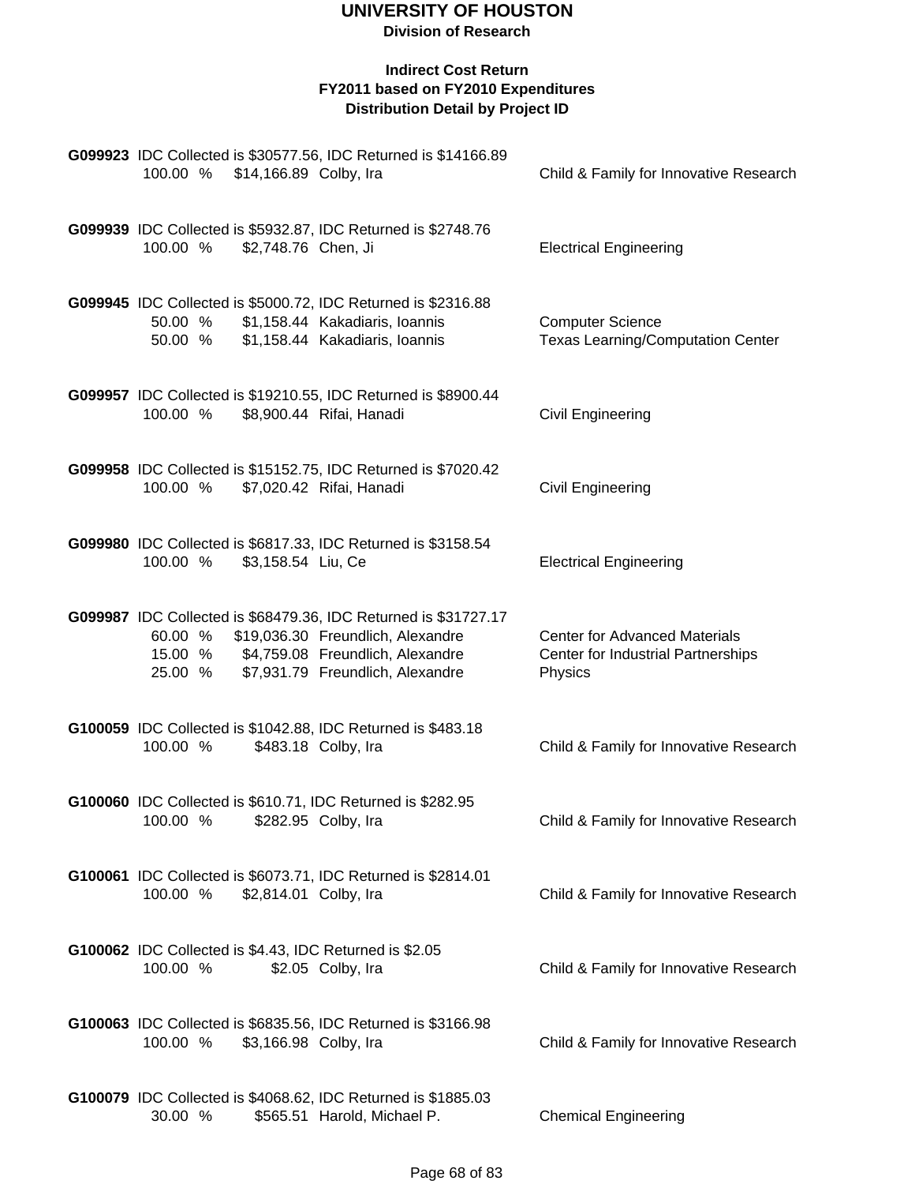# UNIVERSITY OF HOUSTON

**Division of Research**

**Indirect Cost Return**
**FY2011 based on FY2010 Expenditures**
**Distribution Detail by Project ID**

**G099923** IDC Collected is $30577.56, IDC Returned is $14166.89

| % | Amount | Name | Department |
|---|---|---|---|
| 100.00 % | $14,166.89 | Colby, Ira | Child & Family for Innovative Research |

**G099939** IDC Collected is $5932.87, IDC Returned is $2748.76

| % | Amount | Name | Department |
|---|---|---|---|
| 100.00 % | $2,748.76 | Chen, Ji | Electrical Engineering |

**G099945** IDC Collected is $5000.72, IDC Returned is $2316.88

| % | Amount | Name | Department |
|---|---|---|---|
| 50.00 % | $1,158.44 | Kakadiaris, Ioannis | Computer Science |
| 50.00 % | $1,158.44 | Kakadiaris, Ioannis | Texas Learning/Computation Center |

**G099957** IDC Collected is $19210.55, IDC Returned is $8900.44

| % | Amount | Name | Department |
|---|---|---|---|
| 100.00 % | $8,900.44 | Rifai, Hanadi | Civil Engineering |

**G099958** IDC Collected is $15152.75, IDC Returned is $7020.42

| % | Amount | Name | Department |
|---|---|---|---|
| 100.00 % | $7,020.42 | Rifai, Hanadi | Civil Engineering |

**G099980** IDC Collected is $6817.33, IDC Returned is $3158.54

| % | Amount | Name | Department |
|---|---|---|---|
| 100.00 % | $3,158.54 | Liu, Ce | Electrical Engineering |

**G099987** IDC Collected is $68479.36, IDC Returned is $31727.17

| % | Amount | Name | Department |
|---|---|---|---|
| 60.00 % | $19,036.30 | Freundlich, Alexandre | Center for Advanced Materials |
| 15.00 % | $4,759.08 | Freundlich, Alexandre | Center for Industrial Partnerships |
| 25.00 % | $7,931.79 | Freundlich, Alexandre | Physics |

**G100059** IDC Collected is $1042.88, IDC Returned is $483.18

| % | Amount | Name | Department |
|---|---|---|---|
| 100.00 % | $483.18 | Colby, Ira | Child & Family for Innovative Research |

**G100060** IDC Collected is $610.71, IDC Returned is $282.95

| % | Amount | Name | Department |
|---|---|---|---|
| 100.00 % | $282.95 | Colby, Ira | Child & Family for Innovative Research |

**G100061** IDC Collected is $6073.71, IDC Returned is $2814.01

| % | Amount | Name | Department |
|---|---|---|---|
| 100.00 % | $2,814.01 | Colby, Ira | Child & Family for Innovative Research |

**G100062** IDC Collected is $4.43, IDC Returned is $2.05

| % | Amount | Name | Department |
|---|---|---|---|
| 100.00 % | $2.05 | Colby, Ira | Child & Family for Innovative Research |

**G100063** IDC Collected is $6835.56, IDC Returned is $3166.98

| % | Amount | Name | Department |
|---|---|---|---|
| 100.00 % | $3,166.98 | Colby, Ira | Child & Family for Innovative Research |

**G100079** IDC Collected is $4068.62, IDC Returned is $1885.03

| % | Amount | Name | Department |
|---|---|---|---|
| 30.00 % | $565.51 | Harold, Michael P. | Chemical Engineering |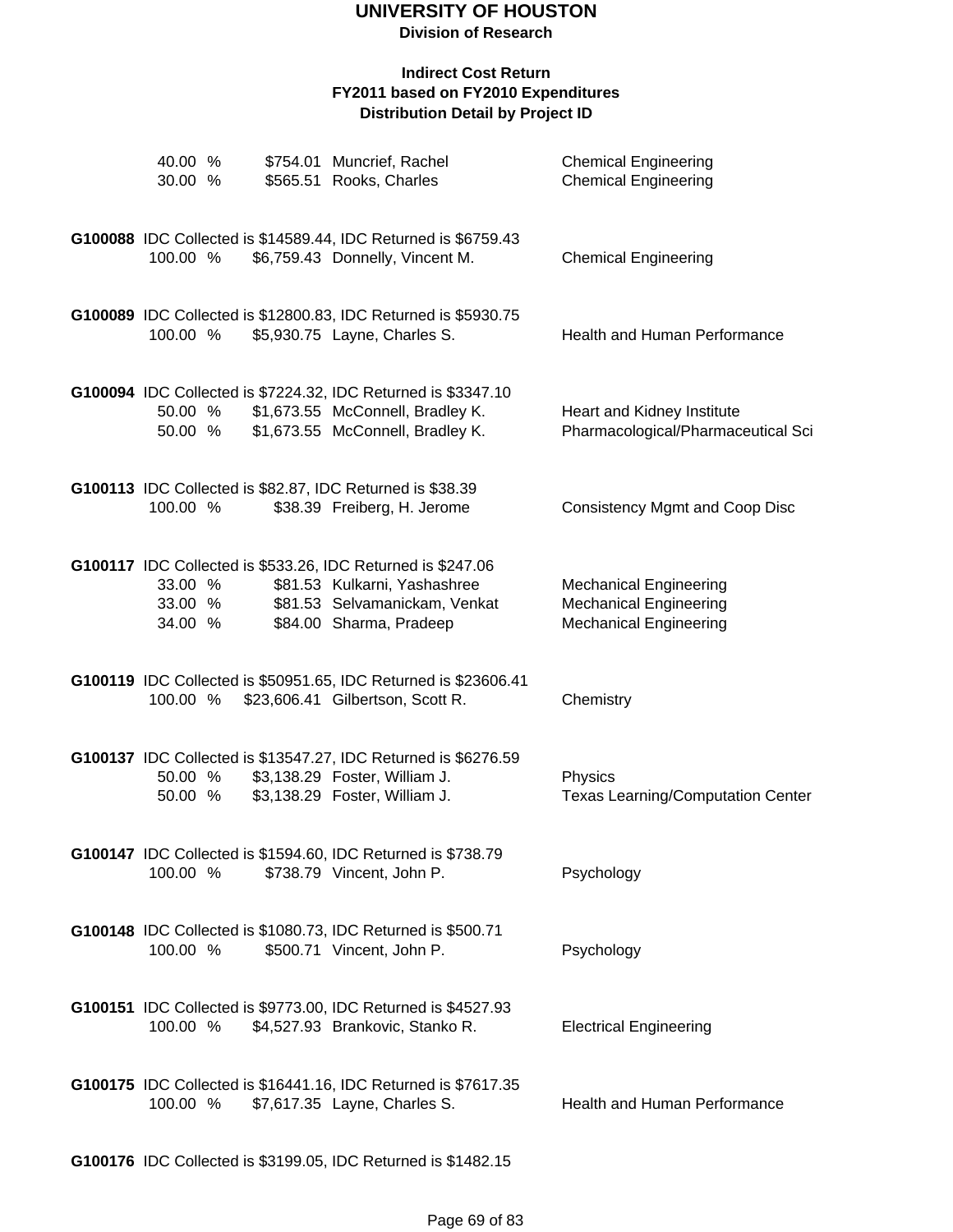# UNIVERSITY OF HOUSTON

**Division of Research**

**Indirect Cost Return**
**FY2011 based on FY2010 Expenditures**
**Distribution Detail by Project ID**

| | | | |
|---|---|---|---|
| 40.00 % | $754.01 | Muncrief, Rachel | Chemical Engineering |
| 30.00 % | $565.51 | Rooks, Charles | Chemical Engineering |

**G100088** IDC Collected is $14589.44, IDC Returned is $6759.43

| | | | |
|---|---|---|---|
| 100.00 % | $6,759.43 | Donnelly, Vincent M. | Chemical Engineering |

**G100089** IDC Collected is $12800.83, IDC Returned is $5930.75

| | | | |
|---|---|---|---|
| 100.00 % | $5,930.75 | Layne, Charles S. | Health and Human Performance |

**G100094** IDC Collected is $7224.32, IDC Returned is $3347.10

| | | | |
|---|---|---|---|
| 50.00 % | $1,673.55 | McConnell, Bradley K. | Heart and Kidney Institute |
| 50.00 % | $1,673.55 | McConnell, Bradley K. | Pharmacological/Pharmaceutical Sci |

**G100113** IDC Collected is $82.87, IDC Returned is $38.39

| | | | |
|---|---|---|---|
| 100.00 % | $38.39 | Freiberg, H. Jerome | Consistency Mgmt and Coop Disc |

**G100117** IDC Collected is $533.26, IDC Returned is $247.06

| | | | |
|---|---|---|---|
| 33.00 % | $81.53 | Kulkarni, Yashashree | Mechanical Engineering |
| 33.00 % | $81.53 | Selvamanickam, Venkat | Mechanical Engineering |
| 34.00 % | $84.00 | Sharma, Pradeep | Mechanical Engineering |

**G100119** IDC Collected is $50951.65, IDC Returned is $23606.41

| | | | |
|---|---|---|---|
| 100.00 % | $23,606.41 | Gilbertson, Scott R. | Chemistry |

**G100137** IDC Collected is $13547.27, IDC Returned is $6276.59

| | | | |
|---|---|---|---|
| 50.00 % | $3,138.29 | Foster, William J. | Physics |
| 50.00 % | $3,138.29 | Foster, William J. | Texas Learning/Computation Center |

**G100147** IDC Collected is $1594.60, IDC Returned is $738.79

| | | | |
|---|---|---|---|
| 100.00 % | $738.79 | Vincent, John P. | Psychology |

**G100148** IDC Collected is $1080.73, IDC Returned is $500.71

| | | | |
|---|---|---|---|
| 100.00 % | $500.71 | Vincent, John P. | Psychology |

**G100151** IDC Collected is $9773.00, IDC Returned is $4527.93

| | | | |
|---|---|---|---|
| 100.00 % | $4,527.93 | Brankovic, Stanko R. | Electrical Engineering |

**G100175** IDC Collected is $16441.16, IDC Returned is $7617.35

| | | | |
|---|---|---|---|
| 100.00 % | $7,617.35 | Layne, Charles S. | Health and Human Performance |

**G100176** IDC Collected is $3199.05, IDC Returned is $1482.15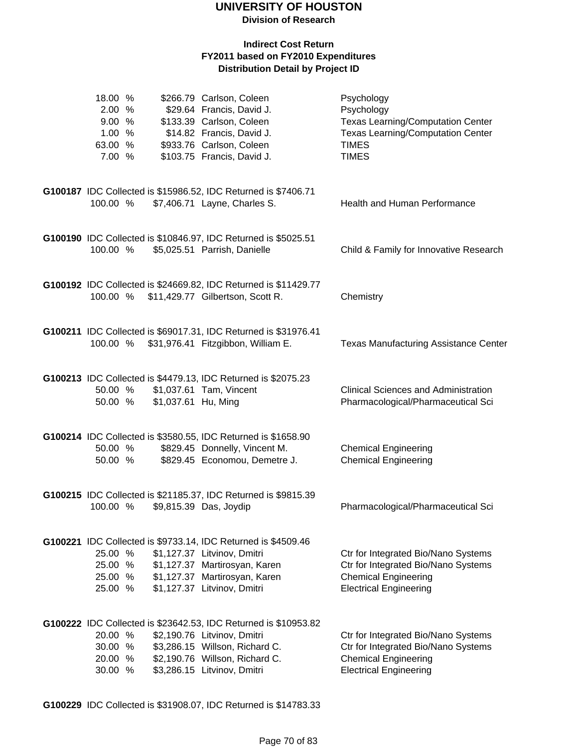# UNIVERSITY OF HOUSTON

**Division of Research**

**Indirect Cost Return**
**FY2011 based on FY2010 Expenditures**
**Distribution Detail by Project ID**

| | | | |
|---|---|---|---|
| 18.00 % | $266.79 | Carlson, Coleen | Psychology |
| 2.00 % | $29.64 | Francis, David J. | Psychology |
| 9.00 % | $133.39 | Carlson, Coleen | Texas Learning/Computation Center |
| 1.00 % | $14.82 | Francis, David J. | Texas Learning/Computation Center |
| 63.00 % | $933.76 | Carlson, Coleen | TIMES |
| 7.00 % | $103.75 | Francis, David J. | TIMES |

**G100187** IDC Collected is $15986.52, IDC Returned is $7406.71

| | | | |
|---|---|---|---|
| 100.00 % | $7,406.71 | Layne, Charles S. | Health and Human Performance |

**G100190** IDC Collected is $10846.97, IDC Returned is $5025.51

| | | | |
|---|---|---|---|
| 100.00 % | $5,025.51 | Parrish, Danielle | Child & Family for Innovative Research |

**G100192** IDC Collected is $24669.82, IDC Returned is $11429.77

| | | | |
|---|---|---|---|
| 100.00 % | $11,429.77 | Gilbertson, Scott R. | Chemistry |

**G100211** IDC Collected is $69017.31, IDC Returned is $31976.41

| | | | |
|---|---|---|---|
| 100.00 % | $31,976.41 | Fitzgibbon, William E. | Texas Manufacturing Assistance Center |

**G100213** IDC Collected is $4479.13, IDC Returned is $2075.23

| | | | |
|---|---|---|---|
| 50.00 % | $1,037.61 | Tam, Vincent | Clinical Sciences and Administration |
| 50.00 % | $1,037.61 | Hu, Ming | Pharmacological/Pharmaceutical Sci |

**G100214** IDC Collected is $3580.55, IDC Returned is $1658.90

| | | | |
|---|---|---|---|
| 50.00 % | $829.45 | Donnelly, Vincent M. | Chemical Engineering |
| 50.00 % | $829.45 | Economou, Demetre J. | Chemical Engineering |

**G100215** IDC Collected is $21185.37, IDC Returned is $9815.39

| | | | |
|---|---|---|---|
| 100.00 % | $9,815.39 | Das, Joydip | Pharmacological/Pharmaceutical Sci |

**G100221** IDC Collected is $9733.14, IDC Returned is $4509.46

| | | | |
|---|---|---|---|
| 25.00 % | $1,127.37 | Litvinov, Dmitri | Ctr for Integrated Bio/Nano Systems |
| 25.00 % | $1,127.37 | Martirosyan, Karen | Ctr for Integrated Bio/Nano Systems |
| 25.00 % | $1,127.37 | Martirosyan, Karen | Chemical Engineering |
| 25.00 % | $1,127.37 | Litvinov, Dmitri | Electrical Engineering |

**G100222** IDC Collected is $23642.53, IDC Returned is $10953.82

| | | | |
|---|---|---|---|
| 20.00 % | $2,190.76 | Litvinov, Dmitri | Ctr for Integrated Bio/Nano Systems |
| 30.00 % | $3,286.15 | Willson, Richard C. | Ctr for Integrated Bio/Nano Systems |
| 20.00 % | $2,190.76 | Willson, Richard C. | Chemical Engineering |
| 30.00 % | $3,286.15 | Litvinov, Dmitri | Electrical Engineering |

**G100229** IDC Collected is $31908.07, IDC Returned is $14783.33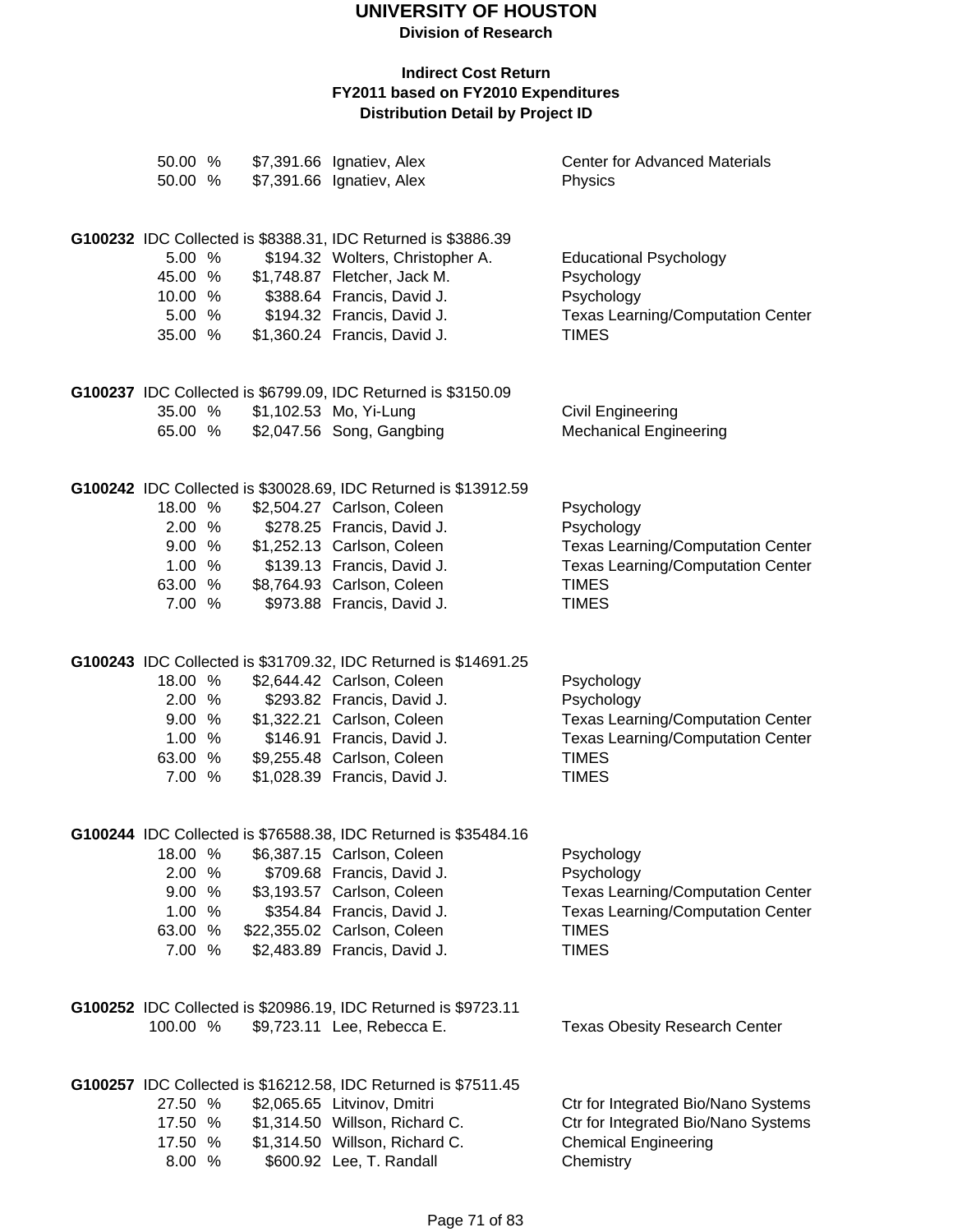# UNIVERSITY OF HOUSTON

**Division of Research**

### Indirect Cost Return
### FY2011 based on FY2010 Expenditures
### Distribution Detail by Project ID

| | | | |
|---|---|---|---|
| 50.00 % | $7,391.66 | Ignatiev, Alex | Center for Advanced Materials |
| 50.00 % | $7,391.66 | Ignatiev, Alex | Physics |

**G100232** IDC Collected is $8388.31, IDC Returned is $3886.39

| | | | |
|---|---|---|---|
| 5.00 % | $194.32 | Wolters, Christopher A. | Educational Psychology |
| 45.00 % | $1,748.87 | Fletcher, Jack M. | Psychology |
| 10.00 % | $388.64 | Francis, David J. | Psychology |
| 5.00 % | $194.32 | Francis, David J. | Texas Learning/Computation Center |
| 35.00 % | $1,360.24 | Francis, David J. | TIMES |

**G100237** IDC Collected is $6799.09, IDC Returned is $3150.09

| | | | |
|---|---|---|---|
| 35.00 % | $1,102.53 | Mo, Yi-Lung | Civil Engineering |
| 65.00 % | $2,047.56 | Song, Gangbing | Mechanical Engineering |

**G100242** IDC Collected is $30028.69, IDC Returned is $13912.59

| | | | |
|---|---|---|---|
| 18.00 % | $2,504.27 | Carlson, Coleen | Psychology |
| 2.00 % | $278.25 | Francis, David J. | Psychology |
| 9.00 % | $1,252.13 | Carlson, Coleen | Texas Learning/Computation Center |
| 1.00 % | $139.13 | Francis, David J. | Texas Learning/Computation Center |
| 63.00 % | $8,764.93 | Carlson, Coleen | TIMES |
| 7.00 % | $973.88 | Francis, David J. | TIMES |

**G100243** IDC Collected is $31709.32, IDC Returned is $14691.25

| | | | |
|---|---|---|---|
| 18.00 % | $2,644.42 | Carlson, Coleen | Psychology |
| 2.00 % | $293.82 | Francis, David J. | Psychology |
| 9.00 % | $1,322.21 | Carlson, Coleen | Texas Learning/Computation Center |
| 1.00 % | $146.91 | Francis, David J. | Texas Learning/Computation Center |
| 63.00 % | $9,255.48 | Carlson, Coleen | TIMES |
| 7.00 % | $1,028.39 | Francis, David J. | TIMES |

**G100244** IDC Collected is $76588.38, IDC Returned is $35484.16

| | | | |
|---|---|---|---|
| 18.00 % | $6,387.15 | Carlson, Coleen | Psychology |
| 2.00 % | $709.68 | Francis, David J. | Psychology |
| 9.00 % | $3,193.57 | Carlson, Coleen | Texas Learning/Computation Center |
| 1.00 % | $354.84 | Francis, David J. | Texas Learning/Computation Center |
| 63.00 % | $22,355.02 | Carlson, Coleen | TIMES |
| 7.00 % | $2,483.89 | Francis, David J. | TIMES |

**G100252** IDC Collected is $20986.19, IDC Returned is $9723.11

| | | | |
|---|---|---|---|
| 100.00 % | $9,723.11 | Lee, Rebecca E. | Texas Obesity Research Center |

**G100257** IDC Collected is $16212.58, IDC Returned is $7511.45

| | | | |
|---|---|---|---|
| 27.50 % | $2,065.65 | Litvinov, Dmitri | Ctr for Integrated Bio/Nano Systems |
| 17.50 % | $1,314.50 | Willson, Richard C. | Ctr for Integrated Bio/Nano Systems |
| 17.50 % | $1,314.50 | Willson, Richard C. | Chemical Engineering |
| 8.00 % | $600.92 | Lee, T. Randall | Chemistry |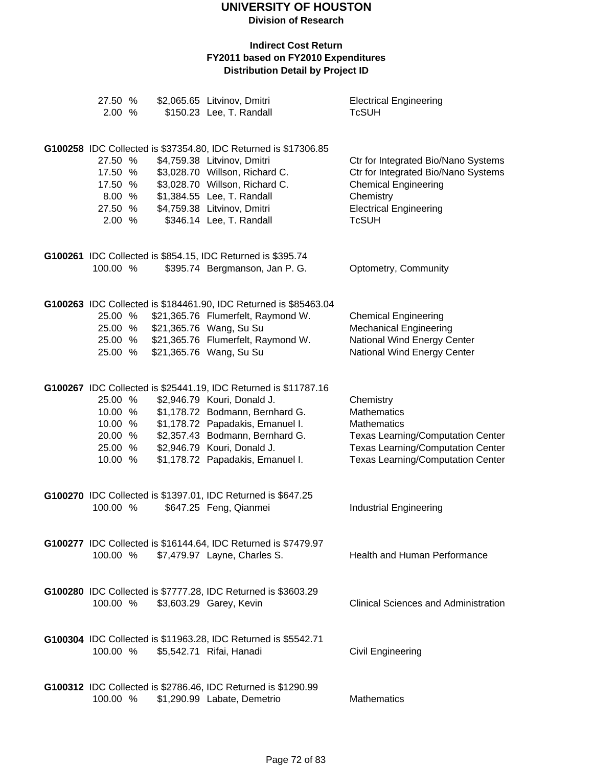# UNIVERSITY OF HOUSTON

**Division of Research**

**Indirect Cost Return**
**FY2011 based on FY2010 Expenditures**
**Distribution Detail by Project ID**

| | | | |
|---|---|---|---|
| 27.50 % | $2,065.65 | Litvinov, Dmitri | Electrical Engineering |
| 2.00 % | $150.23 | Lee, T. Randall | TcSUH |

**G100258** IDC Collected is $37354.80, IDC Returned is $17306.85

| | | | |
|---|---|---|---|
| 27.50 % | $4,759.38 | Litvinov, Dmitri | Ctr for Integrated Bio/Nano Systems |
| 17.50 % | $3,028.70 | Willson, Richard C. | Ctr for Integrated Bio/Nano Systems |
| 17.50 % | $3,028.70 | Willson, Richard C. | Chemical Engineering |
| 8.00 % | $1,384.55 | Lee, T. Randall | Chemistry |
| 27.50 % | $4,759.38 | Litvinov, Dmitri | Electrical Engineering |
| 2.00 % | $346.14 | Lee, T. Randall | TcSUH |

**G100261** IDC Collected is $854.15, IDC Returned is $395.74

| | | | |
|---|---|---|---|
| 100.00 % | $395.74 | Bergmanson, Jan P. G. | Optometry, Community |

**G100263** IDC Collected is $184461.90, IDC Returned is $85463.04

| | | | |
|---|---|---|---|
| 25.00 % | $21,365.76 | Flumerfelt, Raymond W. | Chemical Engineering |
| 25.00 % | $21,365.76 | Wang, Su Su | Mechanical Engineering |
| 25.00 % | $21,365.76 | Flumerfelt, Raymond W. | National Wind Energy Center |
| 25.00 % | $21,365.76 | Wang, Su Su | National Wind Energy Center |

**G100267** IDC Collected is $25441.19, IDC Returned is $11787.16

| | | | |
|---|---|---|---|
| 25.00 % | $2,946.79 | Kouri, Donald J. | Chemistry |
| 10.00 % | $1,178.72 | Bodmann, Bernhard G. | Mathematics |
| 10.00 % | $1,178.72 | Papadakis, Emanuel I. | Mathematics |
| 20.00 % | $2,357.43 | Bodmann, Bernhard G. | Texas Learning/Computation Center |
| 25.00 % | $2,946.79 | Kouri, Donald J. | Texas Learning/Computation Center |
| 10.00 % | $1,178.72 | Papadakis, Emanuel I. | Texas Learning/Computation Center |

**G100270** IDC Collected is $1397.01, IDC Returned is $647.25

| | | | |
|---|---|---|---|
| 100.00 % | $647.25 | Feng, Qianmei | Industrial Engineering |

**G100277** IDC Collected is $16144.64, IDC Returned is $7479.97

| | | | |
|---|---|---|---|
| 100.00 % | $7,479.97 | Layne, Charles S. | Health and Human Performance |

**G100280** IDC Collected is $7777.28, IDC Returned is $3603.29

| | | | |
|---|---|---|---|
| 100.00 % | $3,603.29 | Garey, Kevin | Clinical Sciences and Administration |

**G100304** IDC Collected is $11963.28, IDC Returned is $5542.71

| | | | |
|---|---|---|---|
| 100.00 % | $5,542.71 | Rifai, Hanadi | Civil Engineering |

**G100312** IDC Collected is $2786.46, IDC Returned is $1290.99

| | | | |
|---|---|---|---|
| 100.00 % | $1,290.99 | Labate, Demetrio | Mathematics |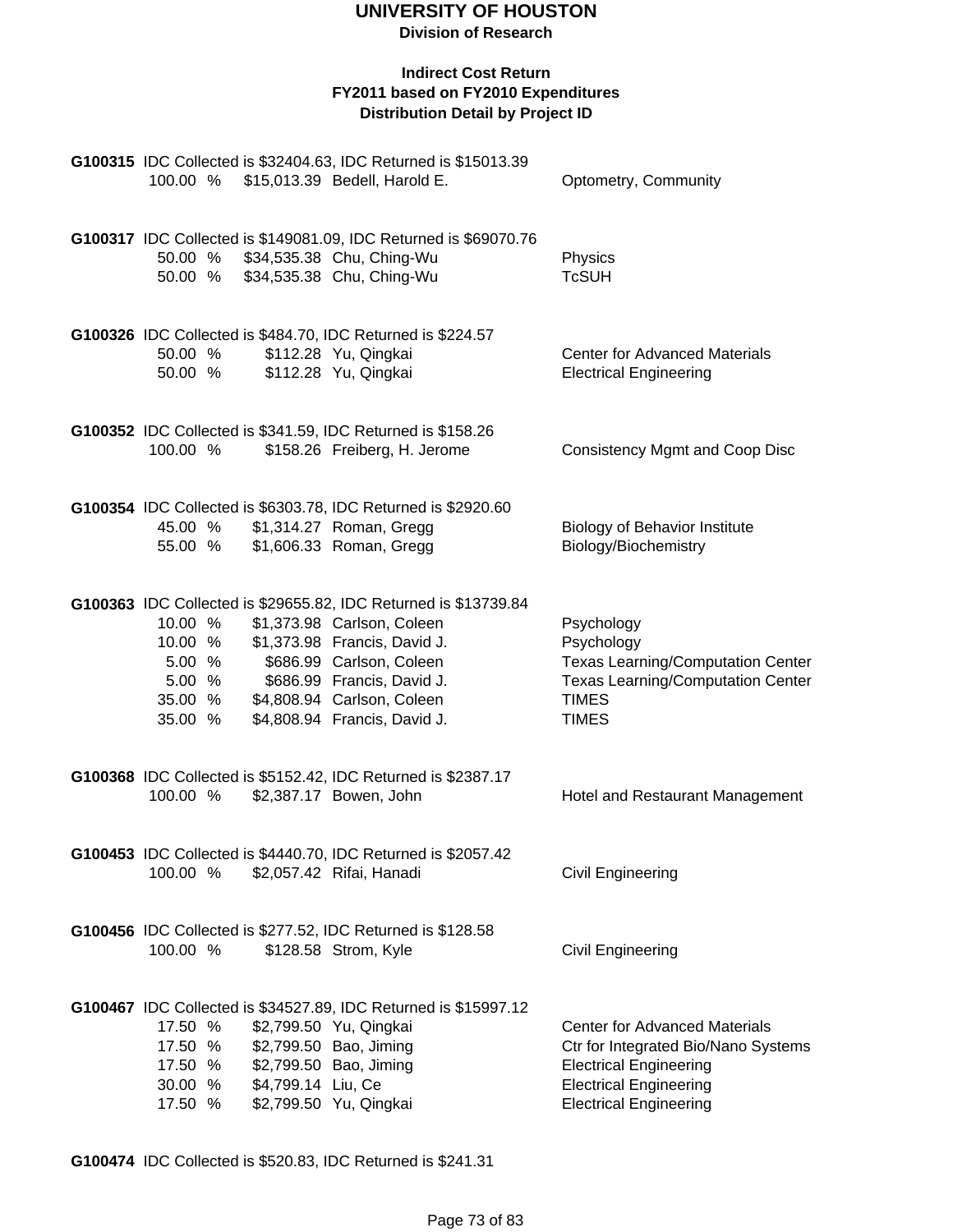# UNIVERSITY OF HOUSTON

**Division of Research**

**Indirect Cost Return**
**FY2011 based on FY2010 Expenditures**
**Distribution Detail by Project ID**

**G100315** IDC Collected is $32404.63, IDC Returned is $15013.39

| | | | |
|---|---|---|---|
| 100.00 % | $15,013.39 | Bedell, Harold E. | Optometry, Community |

**G100317** IDC Collected is $149081.09, IDC Returned is $69070.76

| | | | |
|---|---|---|---|
| 50.00 % | $34,535.38 | Chu, Ching-Wu | Physics |
| 50.00 % | $34,535.38 | Chu, Ching-Wu | TcSUH |

**G100326** IDC Collected is $484.70, IDC Returned is $224.57

| | | | |
|---|---|---|---|
| 50.00 % | $112.28 | Yu, Qingkai | Center for Advanced Materials |
| 50.00 % | $112.28 | Yu, Qingkai | Electrical Engineering |

**G100352** IDC Collected is $341.59, IDC Returned is $158.26

| | | | |
|---|---|---|---|
| 100.00 % | $158.26 | Freiberg, H. Jerome | Consistency Mgmt and Coop Disc |

**G100354** IDC Collected is $6303.78, IDC Returned is $2920.60

| | | | |
|---|---|---|---|
| 45.00 % | $1,314.27 | Roman, Gregg | Biology of Behavior Institute |
| 55.00 % | $1,606.33 | Roman, Gregg | Biology/Biochemistry |

**G100363** IDC Collected is $29655.82, IDC Returned is $13739.84

| | | | |
|---|---|---|---|
| 10.00 % | $1,373.98 | Carlson, Coleen | Psychology |
| 10.00 % | $1,373.98 | Francis, David J. | Psychology |
| 5.00 % | $686.99 | Carlson, Coleen | Texas Learning/Computation Center |
| 5.00 % | $686.99 | Francis, David J. | Texas Learning/Computation Center |
| 35.00 % | $4,808.94 | Carlson, Coleen | TIMES |
| 35.00 % | $4,808.94 | Francis, David J. | TIMES |

**G100368** IDC Collected is $5152.42, IDC Returned is $2387.17

| | | | |
|---|---|---|---|
| 100.00 % | $2,387.17 | Bowen, John | Hotel and Restaurant Management |

**G100453** IDC Collected is $4440.70, IDC Returned is $2057.42

| | | | |
|---|---|---|---|
| 100.00 % | $2,057.42 | Rifai, Hanadi | Civil Engineering |

**G100456** IDC Collected is $277.52, IDC Returned is $128.58

| | | | |
|---|---|---|---|
| 100.00 % | $128.58 | Strom, Kyle | Civil Engineering |

**G100467** IDC Collected is $34527.89, IDC Returned is $15997.12

| | | | |
|---|---|---|---|
| 17.50 % | $2,799.50 | Yu, Qingkai | Center for Advanced Materials |
| 17.50 % | $2,799.50 | Bao, Jiming | Ctr for Integrated Bio/Nano Systems |
| 17.50 % | $2,799.50 | Bao, Jiming | Electrical Engineering |
| 30.00 % | $4,799.14 | Liu, Ce | Electrical Engineering |
| 17.50 % | $2,799.50 | Yu, Qingkai | Electrical Engineering |

**G100474** IDC Collected is $520.83, IDC Returned is $241.31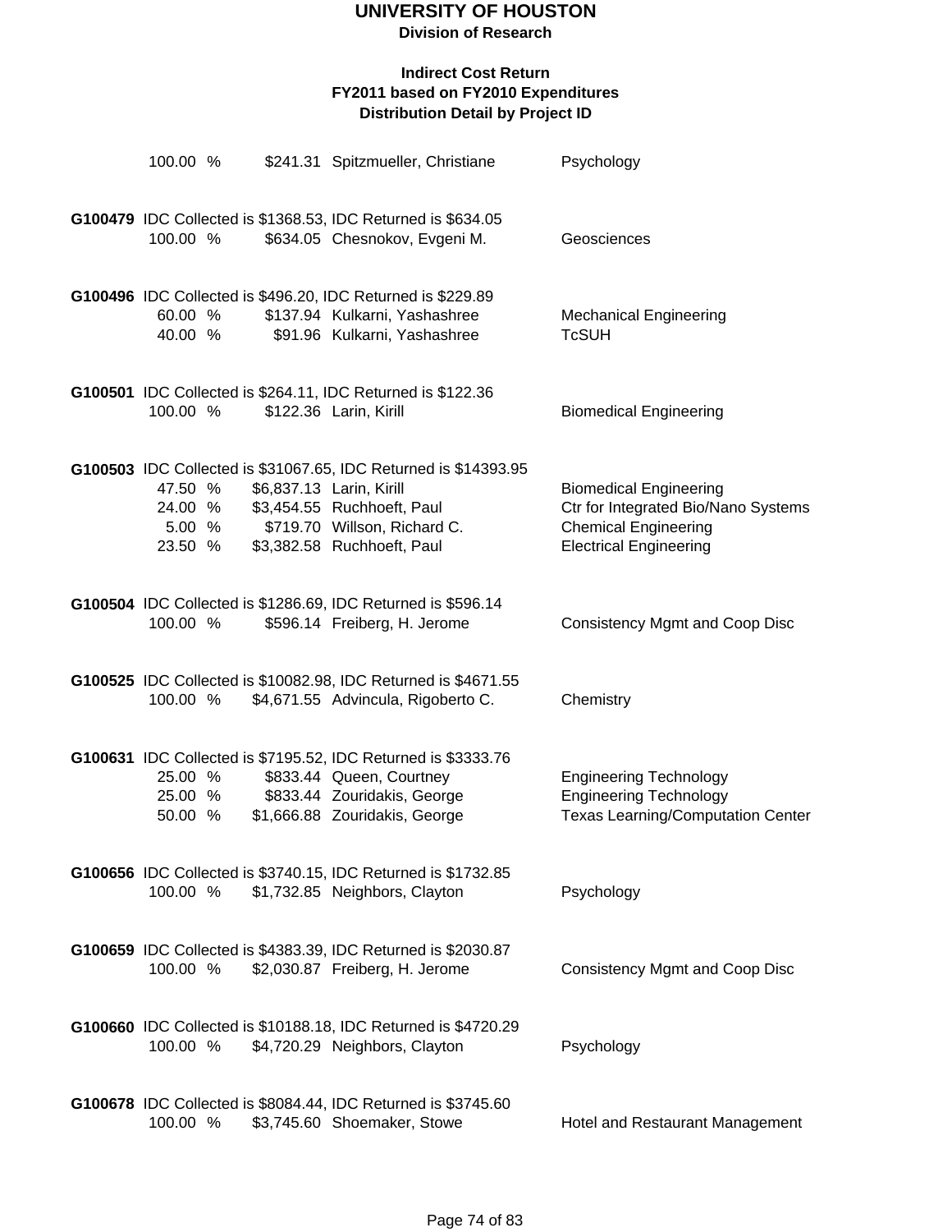**UNIVERSITY OF HOUSTON**
**Division of Research**

**Indirect Cost Return**
**FY2011 based on FY2010 Expenditures**
**Distribution Detail by Project ID**

100.00 % $241.31 Spitzmueller, Christiane Psychology

**G100479** IDC Collected is $1368.53, IDC Returned is $634.05
100.00 % $634.05 Chesnokov, Evgeni M. Geosciences

**G100496** IDC Collected is $496.20, IDC Returned is $229.89
60.00 % $137.94 Kulkarni, Yashashree Mechanical Engineering
40.00 % $91.96 Kulkarni, Yashashree TcSUH

**G100501** IDC Collected is $264.11, IDC Returned is $122.36
100.00 % $122.36 Larin, Kirill Biomedical Engineering

**G100503** IDC Collected is $31067.65, IDC Returned is $14393.95
47.50 % $6,837.13 Larin, Kirill Biomedical Engineering
24.00 % $3,454.55 Ruchhoeft, Paul Ctr for Integrated Bio/Nano Systems
5.00 % $719.70 Willson, Richard C. Chemical Engineering
23.50 % $3,382.58 Ruchhoeft, Paul Electrical Engineering

**G100504** IDC Collected is $1286.69, IDC Returned is $596.14
100.00 % $596.14 Freiberg, H. Jerome Consistency Mgmt and Coop Disc

**G100525** IDC Collected is $10082.98, IDC Returned is $4671.55
100.00 % $4,671.55 Advincula, Rigoberto C. Chemistry

**G100631** IDC Collected is $7195.52, IDC Returned is $3333.76
25.00 % $833.44 Queen, Courtney Engineering Technology
25.00 % $833.44 Zouridakis, George Engineering Technology
50.00 % $1,666.88 Zouridakis, George Texas Learning/Computation Center

**G100656** IDC Collected is $3740.15, IDC Returned is $1732.85
100.00 % $1,732.85 Neighbors, Clayton Psychology

**G100659** IDC Collected is $4383.39, IDC Returned is $2030.87
100.00 % $2,030.87 Freiberg, H. Jerome Consistency Mgmt and Coop Disc

**G100660** IDC Collected is $10188.18, IDC Returned is $4720.29
100.00 % $4,720.29 Neighbors, Clayton Psychology

**G100678** IDC Collected is $8084.44, IDC Returned is $3745.60
100.00 % $3,745.60 Shoemaker, Stowe Hotel and Restaurant Management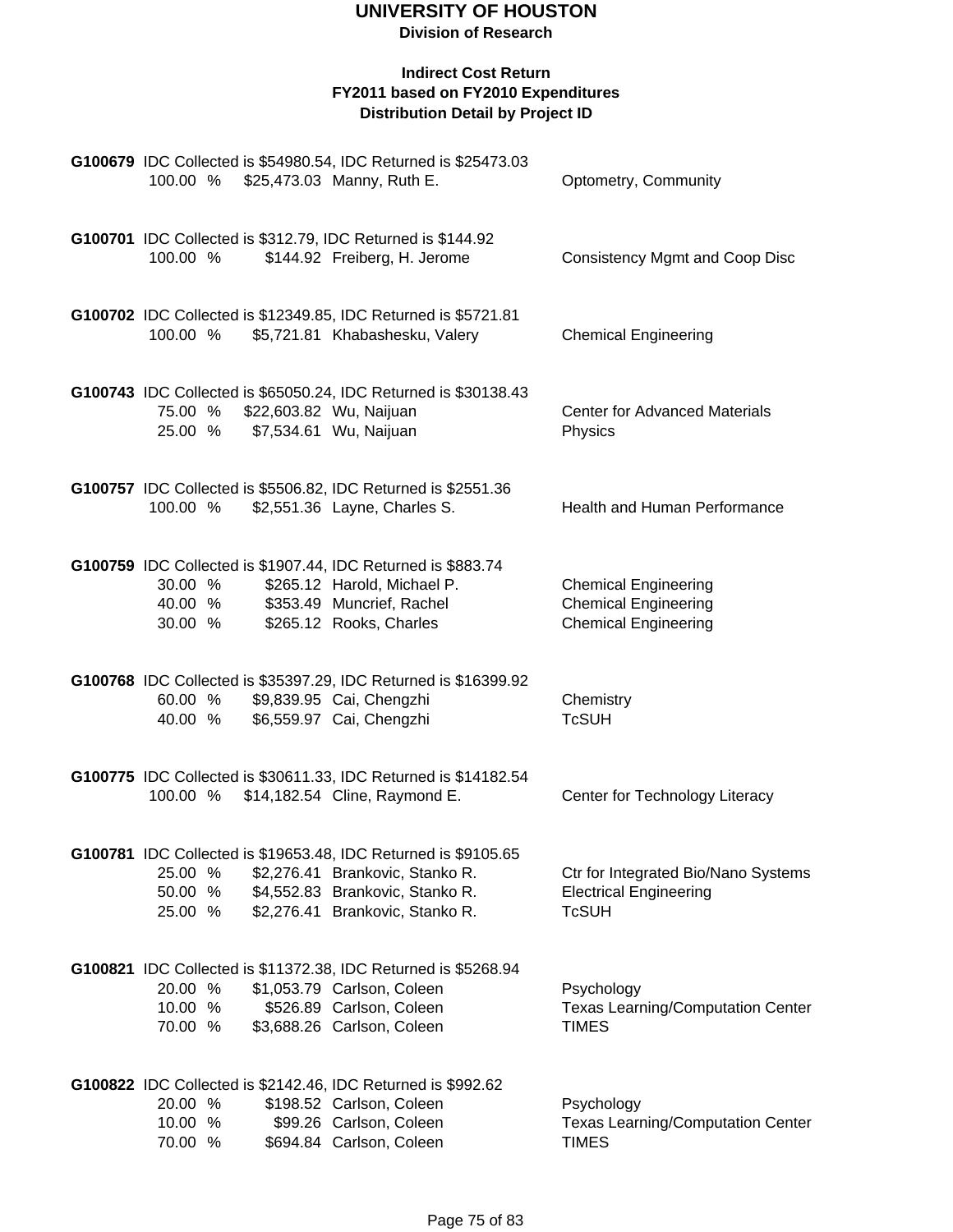# UNIVERSITY OF HOUSTON

**Division of Research**

**Indirect Cost Return**
**FY2011 based on FY2010 Expenditures**
**Distribution Detail by Project ID**

**G100679** IDC Collected is $54980.54, IDC Returned is $25473.03

| 100.00 % | $25,473.03 | Manny, Ruth E. | Optometry, Community |
|---|---|---|---|

**G100701** IDC Collected is $312.79, IDC Returned is $144.92

| 100.00 % | $144.92 | Freiberg, H. Jerome | Consistency Mgmt and Coop Disc |
|---|---|---|---|

**G100702** IDC Collected is $12349.85, IDC Returned is $5721.81

| 100.00 % | $5,721.81 | Khabashesku, Valery | Chemical Engineering |
|---|---|---|---|

**G100743** IDC Collected is $65050.24, IDC Returned is $30138.43

| 75.00 % | $22,603.82 | Wu, Naijuan | Center for Advanced Materials |
|---|---|---|---|
| 25.00 % | $7,534.61 | Wu, Naijuan | Physics |

**G100757** IDC Collected is $5506.82, IDC Returned is $2551.36

| 100.00 % | $2,551.36 | Layne, Charles S. | Health and Human Performance |
|---|---|---|---|

**G100759** IDC Collected is $1907.44, IDC Returned is $883.74

| 30.00 % | $265.12 | Harold, Michael P. | Chemical Engineering |
|---|---|---|---|
| 40.00 % | $353.49 | Muncrief, Rachel | Chemical Engineering |
| 30.00 % | $265.12 | Rooks, Charles | Chemical Engineering |

**G100768** IDC Collected is $35397.29, IDC Returned is $16399.92

| 60.00 % | $9,839.95 | Cai, Chengzhi | Chemistry |
|---|---|---|---|
| 40.00 % | $6,559.97 | Cai, Chengzhi | TcSUH |

**G100775** IDC Collected is $30611.33, IDC Returned is $14182.54

| 100.00 % | $14,182.54 | Cline, Raymond E. | Center for Technology Literacy |
|---|---|---|---|

**G100781** IDC Collected is $19653.48, IDC Returned is $9105.65

| 25.00 % | $2,276.41 | Brankovic, Stanko R. | Ctr for Integrated Bio/Nano Systems |
|---|---|---|---|
| 50.00 % | $4,552.83 | Brankovic, Stanko R. | Electrical Engineering |
| 25.00 % | $2,276.41 | Brankovic, Stanko R. | TcSUH |

**G100821** IDC Collected is $11372.38, IDC Returned is $5268.94

| 20.00 % | $1,053.79 | Carlson, Coleen | Psychology |
|---|---|---|---|
| 10.00 % | $526.89 | Carlson, Coleen | Texas Learning/Computation Center |
| 70.00 % | $3,688.26 | Carlson, Coleen | TIMES |

**G100822** IDC Collected is $2142.46, IDC Returned is $992.62

| 20.00 % | $198.52 | Carlson, Coleen | Psychology |
|---|---|---|---|
| 10.00 % | $99.26 | Carlson, Coleen | Texas Learning/Computation Center |
| 70.00 % | $694.84 | Carlson, Coleen | TIMES |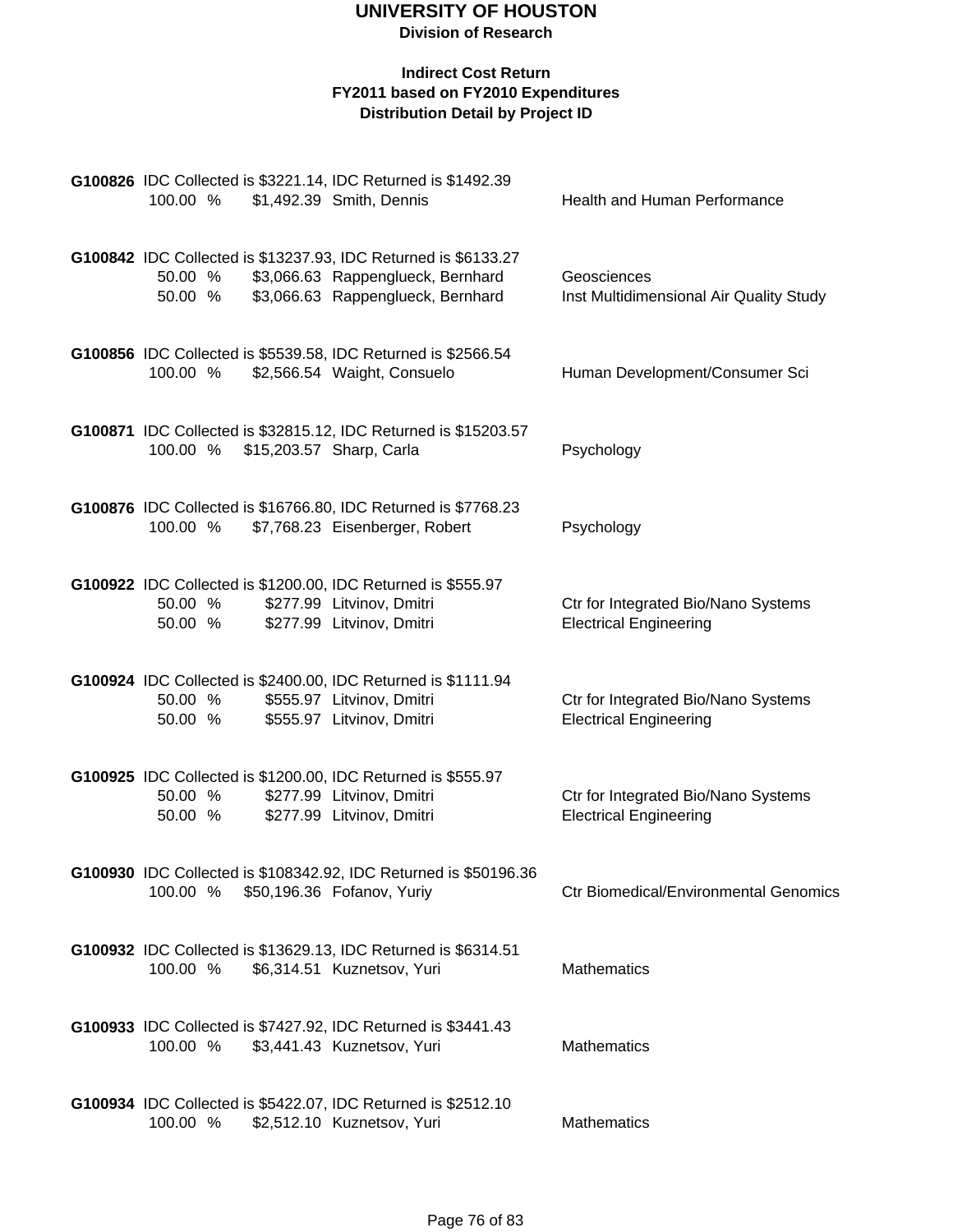# UNIVERSITY OF HOUSTON

**Division of Research**

**Indirect Cost Return**
**FY2011 based on FY2010 Expenditures**
**Distribution Detail by Project ID**

**G100826** IDC Collected is $3221.14, IDC Returned is $1492.39

| | | | |
|---|---|---|---|
| 100.00 % | $1,492.39 | Smith, Dennis | Health and Human Performance |

**G100842** IDC Collected is $13237.93, IDC Returned is $6133.27

| | | | |
|---|---|---|---|
| 50.00 % | $3,066.63 | Rappenglueck, Bernhard | Geosciences |
| 50.00 % | $3,066.63 | Rappenglueck, Bernhard | Inst Multidimensional Air Quality Study |

**G100856** IDC Collected is $5539.58, IDC Returned is $2566.54

| | | | |
|---|---|---|---|
| 100.00 % | $2,566.54 | Waight, Consuelo | Human Development/Consumer Sci |

**G100871** IDC Collected is $32815.12, IDC Returned is $15203.57

| | | | |
|---|---|---|---|
| 100.00 % | $15,203.57 | Sharp, Carla | Psychology |

**G100876** IDC Collected is $16766.80, IDC Returned is $7768.23

| | | | |
|---|---|---|---|
| 100.00 % | $7,768.23 | Eisenberger, Robert | Psychology |

**G100922** IDC Collected is $1200.00, IDC Returned is $555.97

| | | | |
|---|---|---|---|
| 50.00 % | $277.99 | Litvinov, Dmitri | Ctr for Integrated Bio/Nano Systems |
| 50.00 % | $277.99 | Litvinov, Dmitri | Electrical Engineering |

**G100924** IDC Collected is $2400.00, IDC Returned is $1111.94

| | | | |
|---|---|---|---|
| 50.00 % | $555.97 | Litvinov, Dmitri | Ctr for Integrated Bio/Nano Systems |
| 50.00 % | $555.97 | Litvinov, Dmitri | Electrical Engineering |

**G100925** IDC Collected is $1200.00, IDC Returned is $555.97

| | | | |
|---|---|---|---|
| 50.00 % | $277.99 | Litvinov, Dmitri | Ctr for Integrated Bio/Nano Systems |
| 50.00 % | $277.99 | Litvinov, Dmitri | Electrical Engineering |

**G100930** IDC Collected is $108342.92, IDC Returned is $50196.36

| | | | |
|---|---|---|---|
| 100.00 % | $50,196.36 | Fofanov, Yuriy | Ctr Biomedical/Environmental Genomics |

**G100932** IDC Collected is $13629.13, IDC Returned is $6314.51

| | | | |
|---|---|---|---|
| 100.00 % | $6,314.51 | Kuznetsov, Yuri | Mathematics |

**G100933** IDC Collected is $7427.92, IDC Returned is $3441.43

| | | | |
|---|---|---|---|
| 100.00 % | $3,441.43 | Kuznetsov, Yuri | Mathematics |

**G100934** IDC Collected is $5422.07, IDC Returned is $2512.10

| | | | |
|---|---|---|---|
| 100.00 % | $2,512.10 | Kuznetsov, Yuri | Mathematics |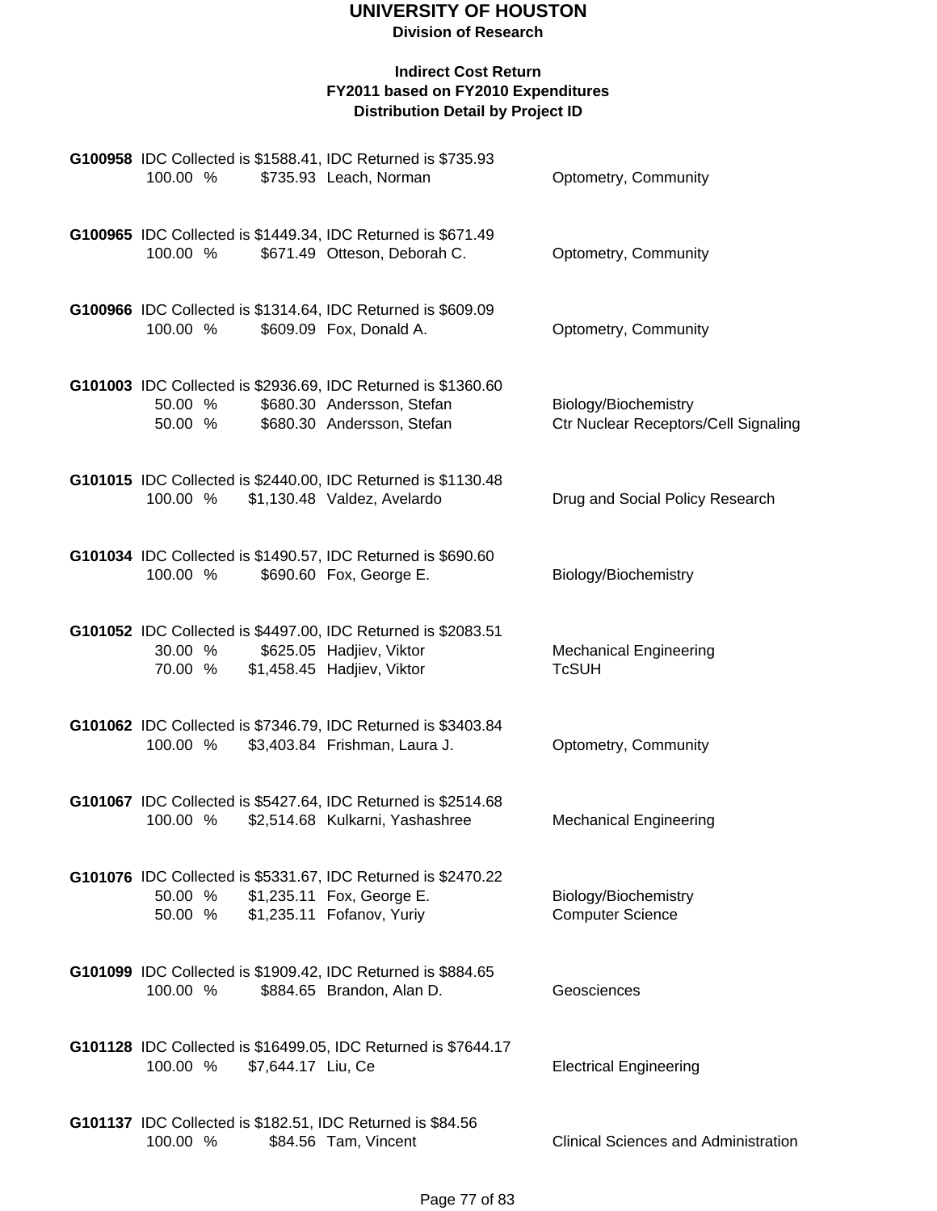# UNIVERSITY OF HOUSTON

**Division of Research**

**Indirect Cost Return**
**FY2011 based on FY2010 Expenditures**
**Distribution Detail by Project ID**

**G100958** IDC Collected is $1588.41, IDC Returned is $735.93

| | | | |
|---|---|---|---|
| 100.00 % | $735.93 | Leach, Norman | Optometry, Community |

**G100965** IDC Collected is $1449.34, IDC Returned is $671.49

| | | | |
|---|---|---|---|
| 100.00 % | $671.49 | Otteson, Deborah C. | Optometry, Community |

**G100966** IDC Collected is $1314.64, IDC Returned is $609.09

| | | | |
|---|---|---|---|
| 100.00 % | $609.09 | Fox, Donald A. | Optometry, Community |

**G101003** IDC Collected is $2936.69, IDC Returned is $1360.60

| | | | |
|---|---|---|---|
| 50.00 % | $680.30 | Andersson, Stefan | Biology/Biochemistry |
| 50.00 % | $680.30 | Andersson, Stefan | Ctr Nuclear Receptors/Cell Signaling |

**G101015** IDC Collected is $2440.00, IDC Returned is $1130.48

| | | | |
|---|---|---|---|
| 100.00 % | $1,130.48 | Valdez, Avelardo | Drug and Social Policy Research |

**G101034** IDC Collected is $1490.57, IDC Returned is $690.60

| | | | |
|---|---|---|---|
| 100.00 % | $690.60 | Fox, George E. | Biology/Biochemistry |

**G101052** IDC Collected is $4497.00, IDC Returned is $2083.51

| | | | |
|---|---|---|---|
| 30.00 % | $625.05 | Hadjiev, Viktor | Mechanical Engineering |
| 70.00 % | $1,458.45 | Hadjiev, Viktor | TcSUH |

**G101062** IDC Collected is $7346.79, IDC Returned is $3403.84

| | | | |
|---|---|---|---|
| 100.00 % | $3,403.84 | Frishman, Laura J. | Optometry, Community |

**G101067** IDC Collected is $5427.64, IDC Returned is $2514.68

| | | | |
|---|---|---|---|
| 100.00 % | $2,514.68 | Kulkarni, Yashashree | Mechanical Engineering |

**G101076** IDC Collected is $5331.67, IDC Returned is $2470.22

| | | | |
|---|---|---|---|
| 50.00 % | $1,235.11 | Fox, George E. | Biology/Biochemistry |
| 50.00 % | $1,235.11 | Fofanov, Yuriy | Computer Science |

**G101099** IDC Collected is $1909.42, IDC Returned is $884.65

| | | | |
|---|---|---|---|
| 100.00 % | $884.65 | Brandon, Alan D. | Geosciences |

**G101128** IDC Collected is $16499.05, IDC Returned is $7644.17

| | | | |
|---|---|---|---|
| 100.00 % | $7,644.17 | Liu, Ce | Electrical Engineering |

**G101137** IDC Collected is $182.51, IDC Returned is $84.56

| | | | |
|---|---|---|---|
| 100.00 % | $84.56 | Tam, Vincent | Clinical Sciences and Administration |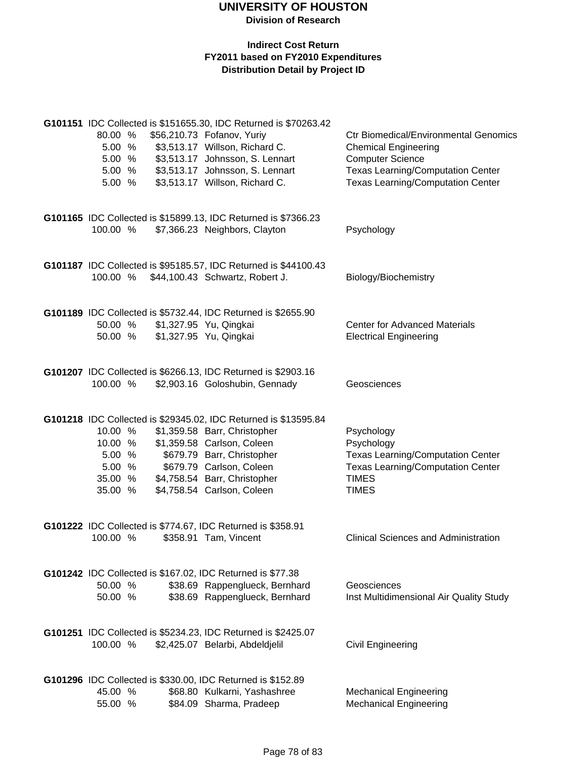# UNIVERSITY OF HOUSTON

**Division of Research**

**Indirect Cost Return**
**FY2011 based on FY2010 Expenditures**
**Distribution Detail by Project ID**

**G101151** IDC Collected is $151655.30, IDC Returned is $70263.42

| % | Amount | Name | Department |
|---|---|---|---|
| 80.00 % | $56,210.73 | Fofanov, Yuriy | Ctr Biomedical/Environmental Genomics |
| 5.00 % | $3,513.17 | Willson, Richard C. | Chemical Engineering |
| 5.00 % | $3,513.17 | Johnsson, S. Lennart | Computer Science |
| 5.00 % | $3,513.17 | Johnsson, S. Lennart | Texas Learning/Computation Center |
| 5.00 % | $3,513.17 | Willson, Richard C. | Texas Learning/Computation Center |

**G101165** IDC Collected is $15899.13, IDC Returned is $7366.23

| % | Amount | Name | Department |
|---|---|---|---|
| 100.00 % | $7,366.23 | Neighbors, Clayton | Psychology |

**G101187** IDC Collected is $95185.57, IDC Returned is $44100.43

| % | Amount | Name | Department |
|---|---|---|---|
| 100.00 % | $44,100.43 | Schwartz, Robert J. | Biology/Biochemistry |

**G101189** IDC Collected is $5732.44, IDC Returned is $2655.90

| % | Amount | Name | Department |
|---|---|---|---|
| 50.00 % | $1,327.95 | Yu, Qingkai | Center for Advanced Materials |
| 50.00 % | $1,327.95 | Yu, Qingkai | Electrical Engineering |

**G101207** IDC Collected is $6266.13, IDC Returned is $2903.16

| % | Amount | Name | Department |
|---|---|---|---|
| 100.00 % | $2,903.16 | Goloshubin, Gennady | Geosciences |

**G101218** IDC Collected is $29345.02, IDC Returned is $13595.84

| % | Amount | Name | Department |
|---|---|---|---|
| 10.00 % | $1,359.58 | Barr, Christopher | Psychology |
| 10.00 % | $1,359.58 | Carlson, Coleen | Psychology |
| 5.00 % | $679.79 | Barr, Christopher | Texas Learning/Computation Center |
| 5.00 % | $679.79 | Carlson, Coleen | Texas Learning/Computation Center |
| 35.00 % | $4,758.54 | Barr, Christopher | TIMES |
| 35.00 % | $4,758.54 | Carlson, Coleen | TIMES |

**G101222** IDC Collected is $774.67, IDC Returned is $358.91

| % | Amount | Name | Department |
|---|---|---|---|
| 100.00 % | $358.91 | Tam, Vincent | Clinical Sciences and Administration |

**G101242** IDC Collected is $167.02, IDC Returned is $77.38

| % | Amount | Name | Department |
|---|---|---|---|
| 50.00 % | $38.69 | Rappenglueck, Bernhard | Geosciences |
| 50.00 % | $38.69 | Rappenglueck, Bernhard | Inst Multidimensional Air Quality Study |

**G101251** IDC Collected is $5234.23, IDC Returned is $2425.07

| % | Amount | Name | Department |
|---|---|---|---|
| 100.00 % | $2,425.07 | Belarbi, Abdeldjelil | Civil Engineering |

**G101296** IDC Collected is $330.00, IDC Returned is $152.89

| % | Amount | Name | Department |
|---|---|---|---|
| 45.00 % | $68.80 | Kulkarni, Yashashree | Mechanical Engineering |
| 55.00 % | $84.09 | Sharma, Pradeep | Mechanical Engineering |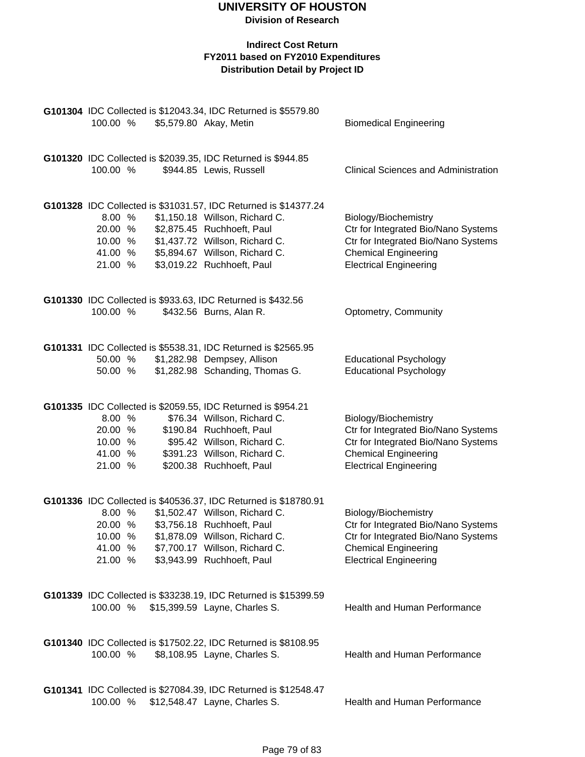# UNIVERSITY OF HOUSTON

**Division of Research**

**Indirect Cost Return**
**FY2011 based on FY2010 Expenditures**
**Distribution Detail by Project ID**

**G101304** IDC Collected is $12043.34, IDC Returned is $5579.80

| % | Amount | Name | Department |
|---|---|---|---|
| 100.00 % | $5,579.80 | Akay, Metin | Biomedical Engineering |

**G101320** IDC Collected is $2039.35, IDC Returned is $944.85

| % | Amount | Name | Department |
|---|---|---|---|
| 100.00 % | $944.85 | Lewis, Russell | Clinical Sciences and Administration |

**G101328** IDC Collected is $31031.57, IDC Returned is $14377.24

| % | Amount | Name | Department |
|---|---|---|---|
| 8.00 % | $1,150.18 | Willson, Richard C. | Biology/Biochemistry |
| 20.00 % | $2,875.45 | Ruchhoeft, Paul | Ctr for Integrated Bio/Nano Systems |
| 10.00 % | $1,437.72 | Willson, Richard C. | Ctr for Integrated Bio/Nano Systems |
| 41.00 % | $5,894.67 | Willson, Richard C. | Chemical Engineering |
| 21.00 % | $3,019.22 | Ruchhoeft, Paul | Electrical Engineering |

**G101330** IDC Collected is $933.63, IDC Returned is $432.56

| % | Amount | Name | Department |
|---|---|---|---|
| 100.00 % | $432.56 | Burns, Alan R. | Optometry, Community |

**G101331** IDC Collected is $5538.31, IDC Returned is $2565.95

| % | Amount | Name | Department |
|---|---|---|---|
| 50.00 % | $1,282.98 | Dempsey, Allison | Educational Psychology |
| 50.00 % | $1,282.98 | Schanding, Thomas G. | Educational Psychology |

**G101335** IDC Collected is $2059.55, IDC Returned is $954.21

| % | Amount | Name | Department |
|---|---|---|---|
| 8.00 % | $76.34 | Willson, Richard C. | Biology/Biochemistry |
| 20.00 % | $190.84 | Ruchhoeft, Paul | Ctr for Integrated Bio/Nano Systems |
| 10.00 % | $95.42 | Willson, Richard C. | Ctr for Integrated Bio/Nano Systems |
| 41.00 % | $391.23 | Willson, Richard C. | Chemical Engineering |
| 21.00 % | $200.38 | Ruchhoeft, Paul | Electrical Engineering |

**G101336** IDC Collected is $40536.37, IDC Returned is $18780.91

| % | Amount | Name | Department |
|---|---|---|---|
| 8.00 % | $1,502.47 | Willson, Richard C. | Biology/Biochemistry |
| 20.00 % | $3,756.18 | Ruchhoeft, Paul | Ctr for Integrated Bio/Nano Systems |
| 10.00 % | $1,878.09 | Willson, Richard C. | Ctr for Integrated Bio/Nano Systems |
| 41.00 % | $7,700.17 | Willson, Richard C. | Chemical Engineering |
| 21.00 % | $3,943.99 | Ruchhoeft, Paul | Electrical Engineering |

**G101339** IDC Collected is $33238.19, IDC Returned is $15399.59

| % | Amount | Name | Department |
|---|---|---|---|
| 100.00 % | $15,399.59 | Layne, Charles S. | Health and Human Performance |

**G101340** IDC Collected is $17502.22, IDC Returned is $8108.95

| % | Amount | Name | Department |
|---|---|---|---|
| 100.00 % | $8,108.95 | Layne, Charles S. | Health and Human Performance |

**G101341** IDC Collected is $27084.39, IDC Returned is $12548.47

| % | Amount | Name | Department |
|---|---|---|---|
| 100.00 % | $12,548.47 | Layne, Charles S. | Health and Human Performance |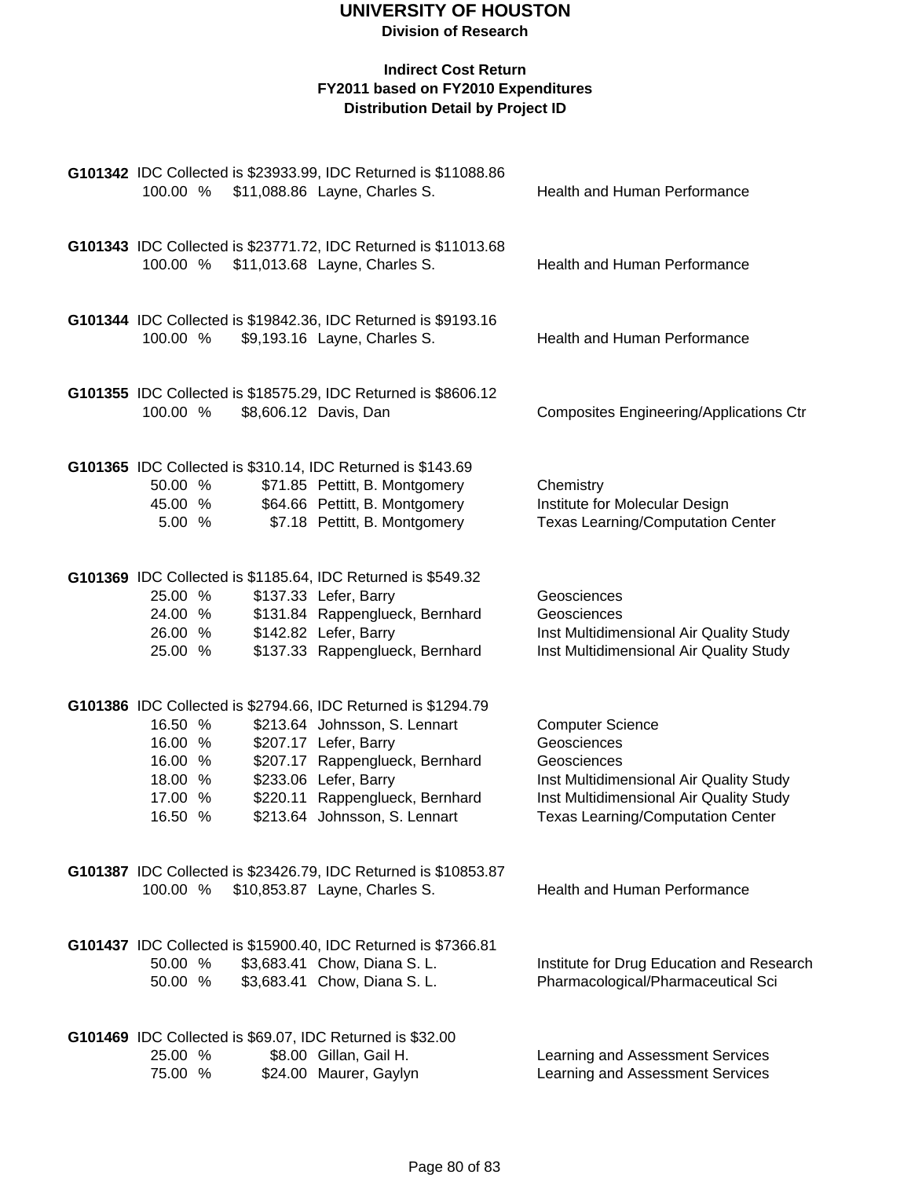# UNIVERSITY OF HOUSTON

**Division of Research**

**Indirect Cost Return**
**FY2011 based on FY2010 Expenditures**
**Distribution Detail by Project ID**

**G101342** IDC Collected is $23933.99, IDC Returned is $11088.86

| % | Amount | Name | Department |
|---|---|---|---|
| 100.00 % | $11,088.86 | Layne, Charles S. | Health and Human Performance |

**G101343** IDC Collected is $23771.72, IDC Returned is $11013.68

| % | Amount | Name | Department |
|---|---|---|---|
| 100.00 % | $11,013.68 | Layne, Charles S. | Health and Human Performance |

**G101344** IDC Collected is $19842.36, IDC Returned is $9193.16

| % | Amount | Name | Department |
|---|---|---|---|
| 100.00 % | $9,193.16 | Layne, Charles S. | Health and Human Performance |

**G101355** IDC Collected is $18575.29, IDC Returned is $8606.12

| % | Amount | Name | Department |
|---|---|---|---|
| 100.00 % | $8,606.12 | Davis, Dan | Composites Engineering/Applications Ctr |

**G101365** IDC Collected is $310.14, IDC Returned is $143.69

| % | Amount | Name | Department |
|---|---|---|---|
| 50.00 % | $71.85 | Pettitt, B. Montgomery | Chemistry |
| 45.00 % | $64.66 | Pettitt, B. Montgomery | Institute for Molecular Design |
| 5.00 % | $7.18 | Pettitt, B. Montgomery | Texas Learning/Computation Center |

**G101369** IDC Collected is $1185.64, IDC Returned is $549.32

| % | Amount | Name | Department |
|---|---|---|---|
| 25.00 % | $137.33 | Lefer, Barry | Geosciences |
| 24.00 % | $131.84 | Rappenglueck, Bernhard | Geosciences |
| 26.00 % | $142.82 | Lefer, Barry | Inst Multidimensional Air Quality Study |
| 25.00 % | $137.33 | Rappenglueck, Bernhard | Inst Multidimensional Air Quality Study |

**G101386** IDC Collected is $2794.66, IDC Returned is $1294.79

| % | Amount | Name | Department |
|---|---|---|---|
| 16.50 % | $213.64 | Johnsson, S. Lennart | Computer Science |
| 16.00 % | $207.17 | Lefer, Barry | Geosciences |
| 16.00 % | $207.17 | Rappenglueck, Bernhard | Geosciences |
| 18.00 % | $233.06 | Lefer, Barry | Inst Multidimensional Air Quality Study |
| 17.00 % | $220.11 | Rappenglueck, Bernhard | Inst Multidimensional Air Quality Study |
| 16.50 % | $213.64 | Johnsson, S. Lennart | Texas Learning/Computation Center |

**G101387** IDC Collected is $23426.79, IDC Returned is $10853.87

| % | Amount | Name | Department |
|---|---|---|---|
| 100.00 % | $10,853.87 | Layne, Charles S. | Health and Human Performance |

**G101437** IDC Collected is $15900.40, IDC Returned is $7366.81

| % | Amount | Name | Department |
|---|---|---|---|
| 50.00 % | $3,683.41 | Chow, Diana S. L. | Institute for Drug Education and Research |
| 50.00 % | $3,683.41 | Chow, Diana S. L. | Pharmacological/Pharmaceutical Sci |

**G101469** IDC Collected is $69.07, IDC Returned is $32.00

| % | Amount | Name | Department |
|---|---|---|---|
| 25.00 % | $8.00 | Gillan, Gail H. | Learning and Assessment Services |
| 75.00 % | $24.00 | Maurer, Gaylyn | Learning and Assessment Services |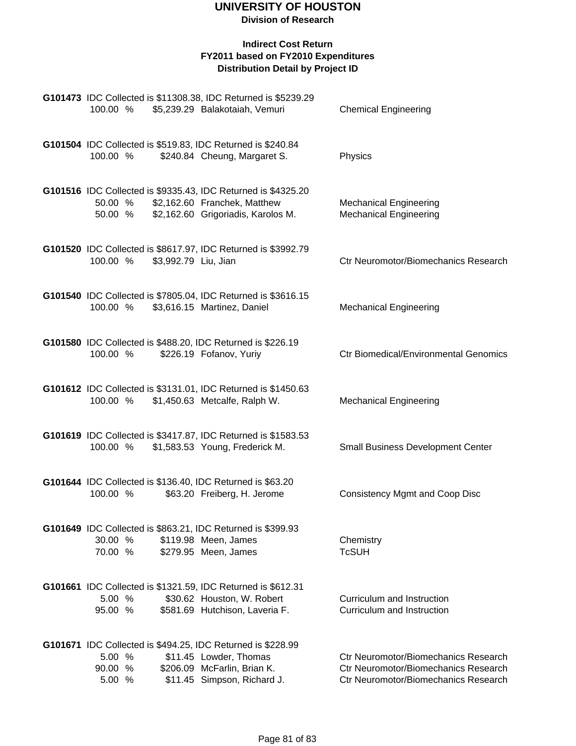# UNIVERSITY OF HOUSTON

**Division of Research**

**Indirect Cost Return**
**FY2011 based on FY2010 Expenditures**
**Distribution Detail by Project ID**

**G101473** IDC Collected is $11308.38, IDC Returned is $5239.29

| | | | |
|---|---|---|---|
| 100.00 % | $5,239.29 | Balakotaiah, Vemuri | Chemical Engineering |

**G101504** IDC Collected is $519.83, IDC Returned is $240.84

| | | | |
|---|---|---|---|
| 100.00 % | $240.84 | Cheung, Margaret S. | Physics |

**G101516** IDC Collected is $9335.43, IDC Returned is $4325.20

| | | | |
|---|---|---|---|
| 50.00 % | $2,162.60 | Franchek, Matthew | Mechanical Engineering |
| 50.00 % | $2,162.60 | Grigoriadis, Karolos M. | Mechanical Engineering |

**G101520** IDC Collected is $8617.97, IDC Returned is $3992.79

| | | | |
|---|---|---|---|
| 100.00 % | $3,992.79 | Liu, Jian | Ctr Neuromotor/Biomechanics Research |

**G101540** IDC Collected is $7805.04, IDC Returned is $3616.15

| | | | |
|---|---|---|---|
| 100.00 % | $3,616.15 | Martinez, Daniel | Mechanical Engineering |

**G101580** IDC Collected is $488.20, IDC Returned is $226.19

| | | | |
|---|---|---|---|
| 100.00 % | $226.19 | Fofanov, Yuriy | Ctr Biomedical/Environmental Genomics |

**G101612** IDC Collected is $3131.01, IDC Returned is $1450.63

| | | | |
|---|---|---|---|
| 100.00 % | $1,450.63 | Metcalfe, Ralph W. | Mechanical Engineering |

**G101619** IDC Collected is $3417.87, IDC Returned is $1583.53

| | | | |
|---|---|---|---|
| 100.00 % | $1,583.53 | Young, Frederick M. | Small Business Development Center |

**G101644** IDC Collected is $136.40, IDC Returned is $63.20

| | | | |
|---|---|---|---|
| 100.00 % | $63.20 | Freiberg, H. Jerome | Consistency Mgmt and Coop Disc |

**G101649** IDC Collected is $863.21, IDC Returned is $399.93

| | | | |
|---|---|---|---|
| 30.00 % | $119.98 | Meen, James | Chemistry |
| 70.00 % | $279.95 | Meen, James | TcSUH |

**G101661** IDC Collected is $1321.59, IDC Returned is $612.31

| | | | |
|---|---|---|---|
| 5.00 % | $30.62 | Houston, W. Robert | Curriculum and Instruction |
| 95.00 % | $581.69 | Hutchison, Laveria F. | Curriculum and Instruction |

**G101671** IDC Collected is $494.25, IDC Returned is $228.99

| | | | |
|---|---|---|---|
| 5.00 % | $11.45 | Lowder, Thomas | Ctr Neuromotor/Biomechanics Research |
| 90.00 % | $206.09 | McFarlin, Brian K. | Ctr Neuromotor/Biomechanics Research |
| 5.00 % | $11.45 | Simpson, Richard J. | Ctr Neuromotor/Biomechanics Research |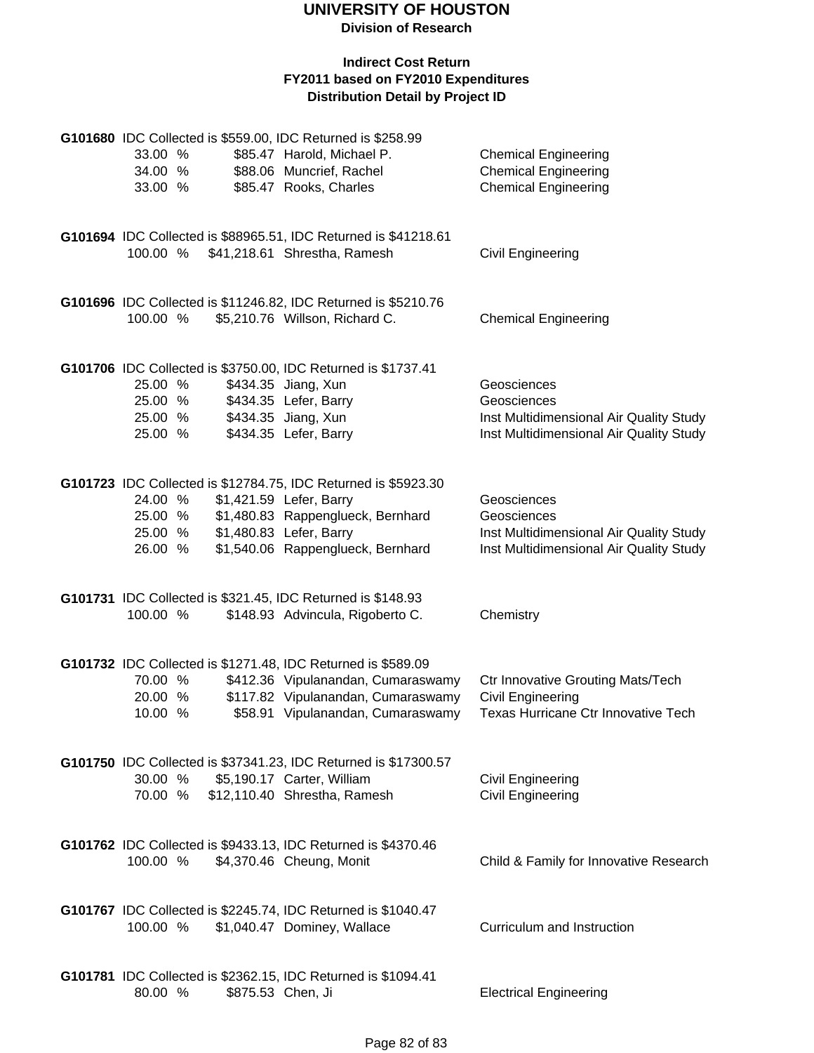# UNIVERSITY OF HOUSTON

**Division of Research**

**Indirect Cost Return**
**FY2011 based on FY2010 Expenditures**
**Distribution Detail by Project ID**

**G101680** IDC Collected is $559.00, IDC Returned is $258.99

| | | | |
|---|---|---|---|
| 33.00 % | $85.47 | Harold, Michael P. | Chemical Engineering |
| 34.00 % | $88.06 | Muncrief, Rachel | Chemical Engineering |
| 33.00 % | $85.47 | Rooks, Charles | Chemical Engineering |

**G101694** IDC Collected is $88965.51, IDC Returned is $41218.61

| | | | |
|---|---|---|---|
| 100.00 % | $41,218.61 | Shrestha, Ramesh | Civil Engineering |

**G101696** IDC Collected is $11246.82, IDC Returned is $5210.76

| | | | |
|---|---|---|---|
| 100.00 % | $5,210.76 | Willson, Richard C. | Chemical Engineering |

**G101706** IDC Collected is $3750.00, IDC Returned is $1737.41

| | | | |
|---|---|---|---|
| 25.00 % | $434.35 | Jiang, Xun | Geosciences |
| 25.00 % | $434.35 | Lefer, Barry | Geosciences |
| 25.00 % | $434.35 | Jiang, Xun | Inst Multidimensional Air Quality Study |
| 25.00 % | $434.35 | Lefer, Barry | Inst Multidimensional Air Quality Study |

**G101723** IDC Collected is $12784.75, IDC Returned is $5923.30

| | | | |
|---|---|---|---|
| 24.00 % | $1,421.59 | Lefer, Barry | Geosciences |
| 25.00 % | $1,480.83 | Rappenglueck, Bernhard | Geosciences |
| 25.00 % | $1,480.83 | Lefer, Barry | Inst Multidimensional Air Quality Study |
| 26.00 % | $1,540.06 | Rappenglueck, Bernhard | Inst Multidimensional Air Quality Study |

**G101731** IDC Collected is $321.45, IDC Returned is $148.93

| | | | |
|---|---|---|---|
| 100.00 % | $148.93 | Advincula, Rigoberto C. | Chemistry |

**G101732** IDC Collected is $1271.48, IDC Returned is $589.09

| | | | |
|---|---|---|---|
| 70.00 % | $412.36 | Vipulanandan, Cumaraswamy | Ctr Innovative Grouting Mats/Tech |
| 20.00 % | $117.82 | Vipulanandan, Cumaraswamy | Civil Engineering |
| 10.00 % | $58.91 | Vipulanandan, Cumaraswamy | Texas Hurricane Ctr Innovative Tech |

**G101750** IDC Collected is $37341.23, IDC Returned is $17300.57

| | | | |
|---|---|---|---|
| 30.00 % | $5,190.17 | Carter, William | Civil Engineering |
| 70.00 % | $12,110.40 | Shrestha, Ramesh | Civil Engineering |

**G101762** IDC Collected is $9433.13, IDC Returned is $4370.46

| | | | |
|---|---|---|---|
| 100.00 % | $4,370.46 | Cheung, Monit | Child & Family for Innovative Research |

**G101767** IDC Collected is $2245.74, IDC Returned is $1040.47

| | | | |
|---|---|---|---|
| 100.00 % | $1,040.47 | Dominey, Wallace | Curriculum and Instruction |

**G101781** IDC Collected is $2362.15, IDC Returned is $1094.41

| | | | |
|---|---|---|---|
| 80.00 % | $875.53 | Chen, Ji | Electrical Engineering |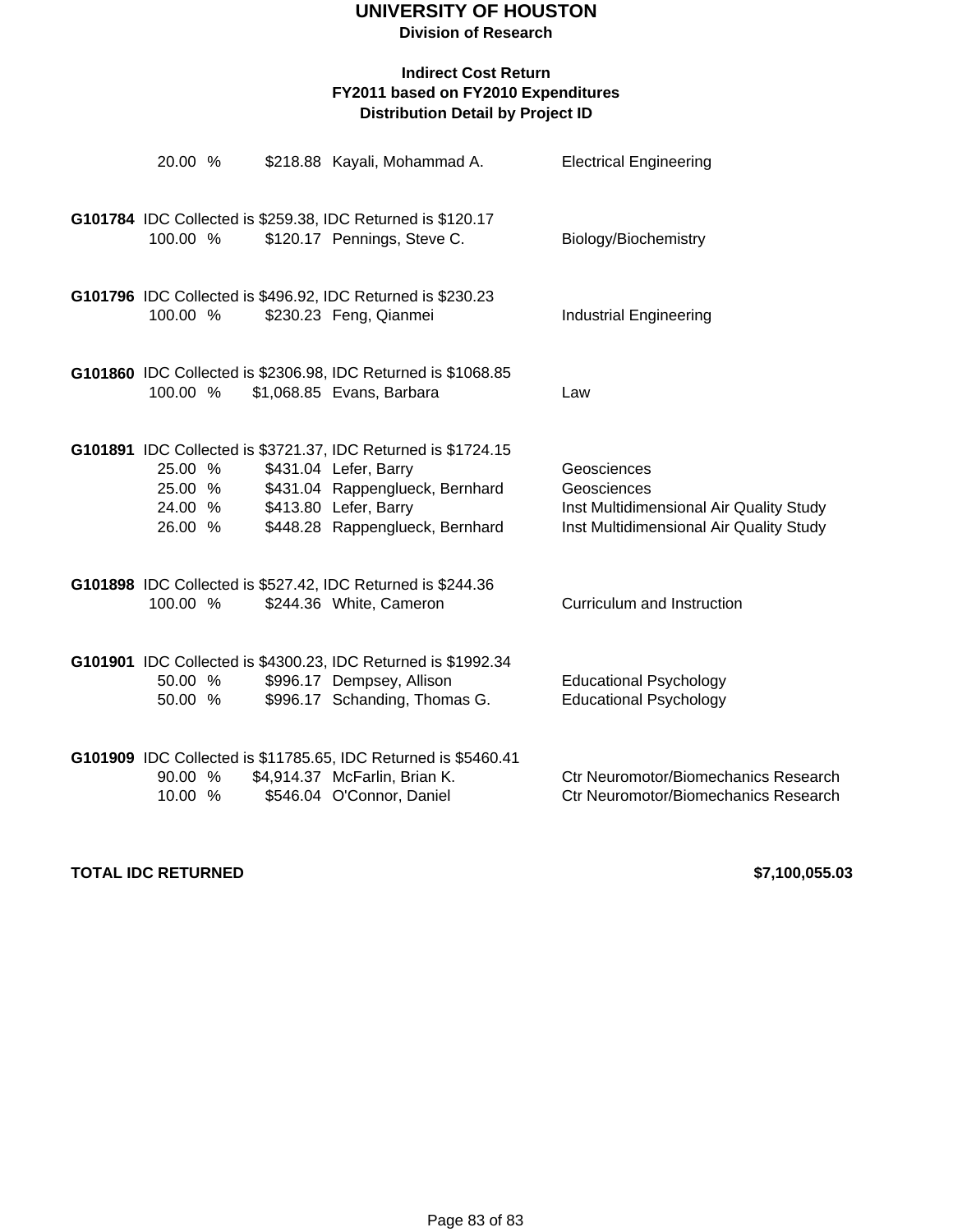# UNIVERSITY OF HOUSTON

**Division of Research**

**Indirect Cost Return**
**FY2011 based on FY2010 Expenditures**
**Distribution Detail by Project ID**

| | | | |
|---|---|---|---|
| 20.00 % | $218.88 | Kayali, Mohammad A. | Electrical Engineering |

**G101784** IDC Collected is $259.38, IDC Returned is $120.17

| | | | |
|---|---|---|---|
| 100.00 % | $120.17 | Pennings, Steve C. | Biology/Biochemistry |

**G101796** IDC Collected is $496.92, IDC Returned is $230.23

| | | | |
|---|---|---|---|
| 100.00 % | $230.23 | Feng, Qianmei | Industrial Engineering |

**G101860** IDC Collected is $2306.98, IDC Returned is $1068.85

| | | | |
|---|---|---|---|
| 100.00 % | $1,068.85 | Evans, Barbara | Law |

**G101891** IDC Collected is $3721.37, IDC Returned is $1724.15

| | | | |
|---|---|---|---|
| 25.00 % | $431.04 | Lefer, Barry | Geosciences |
| 25.00 % | $431.04 | Rappenglueck, Bernhard | Geosciences |
| 24.00 % | $413.80 | Lefer, Barry | Inst Multidimensional Air Quality Study |
| 26.00 % | $448.28 | Rappenglueck, Bernhard | Inst Multidimensional Air Quality Study |

**G101898** IDC Collected is $527.42, IDC Returned is $244.36

| | | | |
|---|---|---|---|
| 100.00 % | $244.36 | White, Cameron | Curriculum and Instruction |

**G101901** IDC Collected is $4300.23, IDC Returned is $1992.34

| | | | |
|---|---|---|---|
| 50.00 % | $996.17 | Dempsey, Allison | Educational Psychology |
| 50.00 % | $996.17 | Schanding, Thomas G. | Educational Psychology |

**G101909** IDC Collected is $11785.65, IDC Returned is $5460.41

| | | | |
|---|---|---|---|
| 90.00 % | $4,914.37 | McFarlin, Brian K. | Ctr Neuromotor/Biomechanics Research |
| 10.00 % | $546.04 | O'Connor, Daniel | Ctr Neuromotor/Biomechanics Research |

**TOTAL IDC RETURNED** **$7,100,055.03**